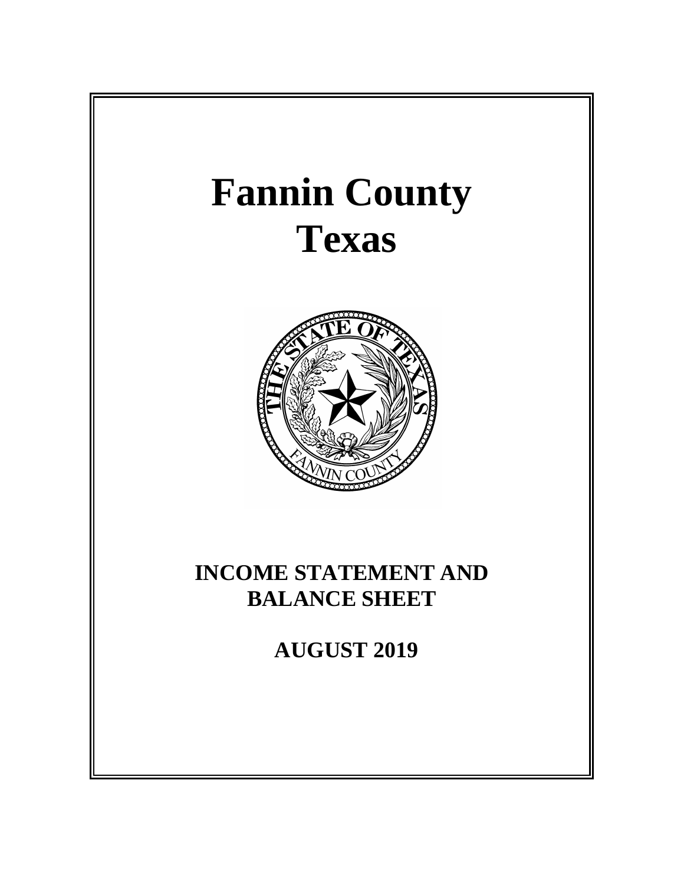# Fannin County
# Texas

## INCOME STATEMENT AND BALANCE SHEET

## AUGUST 2019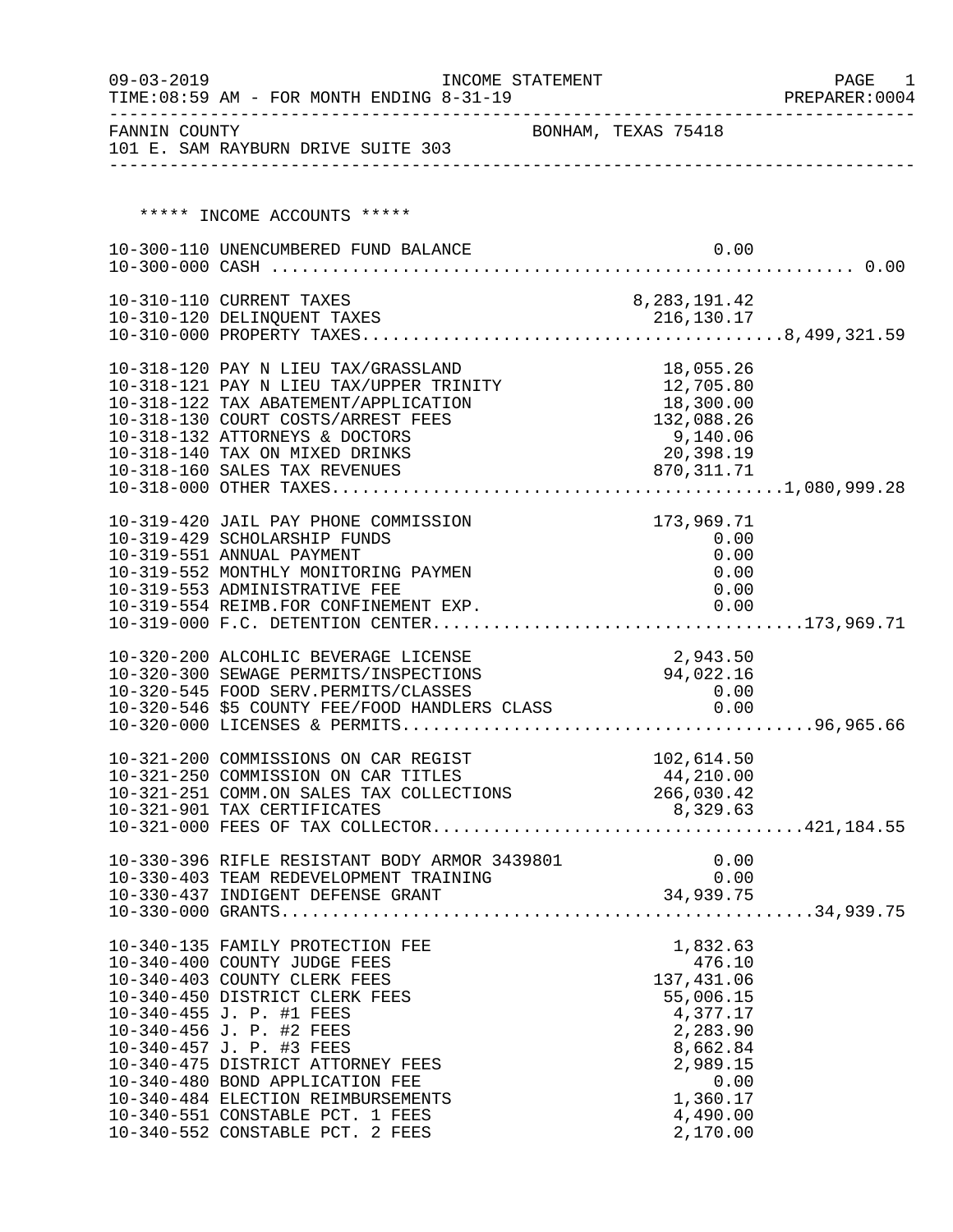09-03-2019 INCOME STATEMENT PAGE 1
TIME:08:59 AM - FOR MONTH ENDING 8-31-19 PREPARER:0004

FANNIN COUNTY BONHAM, TEXAS 75418
101 E. SAM RAYBURN DRIVE SUITE 303

***** INCOME ACCOUNTS *****

| Account | Description | Amount | Total |
|---|---|---|---|
| 10-300-110 | UNENCUMBERED FUND BALANCE | 0.00 | |
| 10-300-000 | CASH | | 0.00 |
| 10-310-110 | CURRENT TAXES | 8,283,191.42 | |
| 10-310-120 | DELINQUENT TAXES | 216,130.17 | |
| 10-310-000 | PROPERTY TAXES | | 8,499,321.59 |
| 10-318-120 | PAY N LIEU TAX/GRASSLAND | 18,055.26 | |
| 10-318-121 | PAY N LIEU TAX/UPPER TRINITY | 12,705.80 | |
| 10-318-122 | TAX ABATEMENT/APPLICATION | 18,300.00 | |
| 10-318-130 | COURT COSTS/ARREST FEES | 132,088.26 | |
| 10-318-132 | ATTORNEYS & DOCTORS | 9,140.06 | |
| 10-318-140 | TAX ON MIXED DRINKS | 20,398.19 | |
| 10-318-160 | SALES TAX REVENUES | 870,311.71 | |
| 10-318-000 | OTHER TAXES | | 1,080,999.28 |
| 10-319-420 | JAIL PAY PHONE COMMISSION | 173,969.71 | |
| 10-319-429 | SCHOLARSHIP FUNDS | 0.00 | |
| 10-319-551 | ANNUAL PAYMENT | 0.00 | |
| 10-319-552 | MONTHLY MONITORING PAYMEN | 0.00 | |
| 10-319-553 | ADMINISTRATIVE FEE | 0.00 | |
| 10-319-554 | REIMB.FOR CONFINEMENT EXP. | 0.00 | |
| 10-319-000 | F.C. DETENTION CENTER | | 173,969.71 |
| 10-320-200 | ALCOHLIC BEVERAGE LICENSE | 2,943.50 | |
| 10-320-300 | SEWAGE PERMITS/INSPECTIONS | 94,022.16 | |
| 10-320-545 | FOOD SERV.PERMITS/CLASSES | 0.00 | |
| 10-320-546 | $5 COUNTY FEE/FOOD HANDLERS CLASS | 0.00 | |
| 10-320-000 | LICENSES & PERMITS | | 96,965.66 |
| 10-321-200 | COMMISSIONS ON CAR REGIST | 102,614.50 | |
| 10-321-250 | COMMISSION ON CAR TITLES | 44,210.00 | |
| 10-321-251 | COMM.ON SALES TAX COLLECTIONS | 266,030.42 | |
| 10-321-901 | TAX CERTIFICATES | 8,329.63 | |
| 10-321-000 | FEES OF TAX COLLECTOR | | 421,184.55 |
| 10-330-396 | RIFLE RESISTANT BODY ARMOR 3439801 | 0.00 | |
| 10-330-403 | TEAM REDEVELOPMENT TRAINING | 0.00 | |
| 10-330-437 | INDIGENT DEFENSE GRANT | 34,939.75 | |
| 10-330-000 | GRANTS | | 34,939.75 |
| 10-340-135 | FAMILY PROTECTION FEE | 1,832.63 | |
| 10-340-400 | COUNTY JUDGE FEES | 476.10 | |
| 10-340-403 | COUNTY CLERK FEES | 137,431.06 | |
| 10-340-450 | DISTRICT CLERK FEES | 55,006.15 | |
| 10-340-455 | J. P. #1 FEES | 4,377.17 | |
| 10-340-456 | J. P. #2 FEES | 2,283.90 | |
| 10-340-457 | J. P. #3 FEES | 8,662.84 | |
| 10-340-475 | DISTRICT ATTORNEY FEES | 2,989.15 | |
| 10-340-480 | BOND APPLICATION FEE | 0.00 | |
| 10-340-484 | ELECTION REIMBURSEMENTS | 1,360.17 | |
| 10-340-551 | CONSTABLE PCT. 1 FEES | 4,490.00 | |
| 10-340-552 | CONSTABLE PCT. 2 FEES | 2,170.00 | |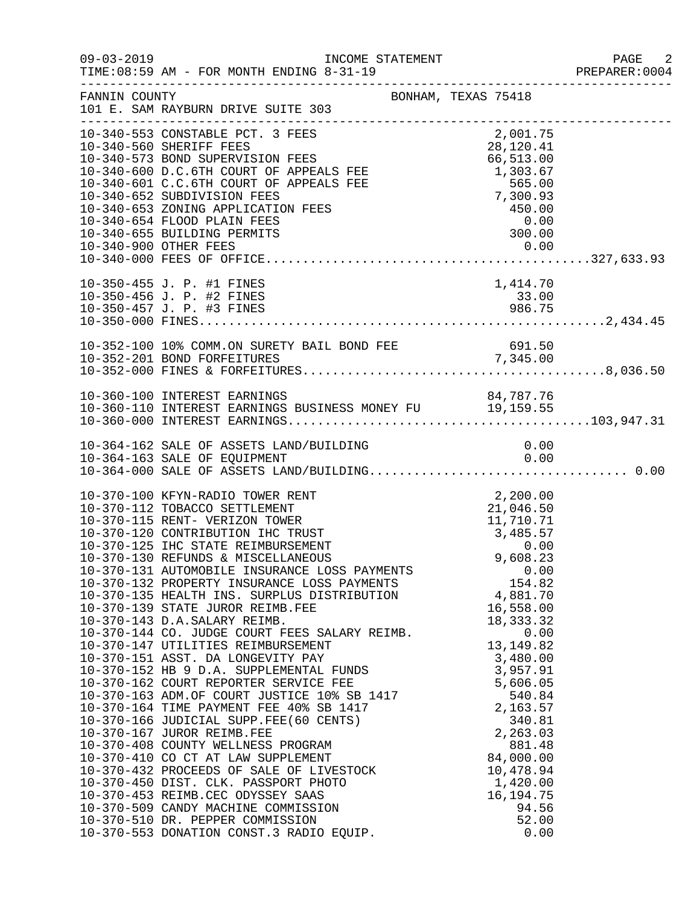FANNIN COUNTY BONHAM, TEXAS 75418
101 E. SAM RAYBURN DRIVE SUITE 303

| Account | Description | Amount | Total |
|---|---|---|---|
| 10-340-553 | CONSTABLE PCT. 3 FEES | 2,001.75 | |
| 10-340-560 | SHERIFF FEES | 28,120.41 | |
| 10-340-573 | BOND SUPERVISION FEES | 66,513.00 | |
| 10-340-600 | D.C.6TH COURT OF APPEALS FEE | 1,303.67 | |
| 10-340-601 | C.C.6TH COURT OF APPEALS FEE | 565.00 | |
| 10-340-652 | SUBDIVISION FEES | 7,300.93 | |
| 10-340-653 | ZONING APPLICATION FEES | 450.00 | |
| 10-340-654 | FLOOD PLAIN FEES | 0.00 | |
| 10-340-655 | BUILDING PERMITS | 300.00 | |
| 10-340-900 | OTHER FEES | 0.00 | |
| 10-340-000 | FEES OF OFFICE | | 327,633.93 |
| 10-350-455 | J. P. #1 FINES | 1,414.70 | |
| 10-350-456 | J. P. #2 FINES | 33.00 | |
| 10-350-457 | J. P. #3 FINES | 986.75 | |
| 10-350-000 | FINES | | 2,434.45 |
| 10-352-100 | 10% COMM.ON SURETY BAIL BOND FEE | 691.50 | |
| 10-352-201 | BOND FORFEITURES | 7,345.00 | |
| 10-352-000 | FINES & FORFEITURES | | 8,036.50 |
| 10-360-100 | INTEREST EARNINGS | 84,787.76 | |
| 10-360-110 | INTEREST EARNINGS BUSINESS MONEY FU | 19,159.55 | |
| 10-360-000 | INTEREST EARNINGS | | 103,947.31 |
| 10-364-162 | SALE OF ASSETS LAND/BUILDING | 0.00 | |
| 10-364-163 | SALE OF EQUIPMENT | 0.00 | |
| 10-364-000 | SALE OF ASSETS LAND/BUILDING | | 0.00 |
| 10-370-100 | KFYN-RADIO TOWER RENT | 2,200.00 | |
| 10-370-112 | TOBACCO SETTLEMENT | 21,046.50 | |
| 10-370-115 | RENT- VERIZON TOWER | 11,710.71 | |
| 10-370-120 | CONTRIBUTION IHC TRUST | 3,485.57 | |
| 10-370-125 | IHC STATE REIMBURSEMENT | 0.00 | |
| 10-370-130 | REFUNDS & MISCELLANEOUS | 9,608.23 | |
| 10-370-131 | AUTOMOBILE INSURANCE LOSS PAYMENTS | 0.00 | |
| 10-370-132 | PROPERTY INSURANCE LOSS PAYMENTS | 154.82 | |
| 10-370-135 | HEALTH INS. SURPLUS DISTRIBUTION | 4,881.70 | |
| 10-370-139 | STATE JUROR REIMB.FEE | 16,558.00 | |
| 10-370-143 | D.A.SALARY REIMB. | 18,333.32 | |
| 10-370-144 | CO. JUDGE COURT FEES SALARY REIMB. | 0.00 | |
| 10-370-147 | UTILITIES REIMBURSEMENT | 13,149.82 | |
| 10-370-151 | ASST. DA LONGEVITY PAY | 3,480.00 | |
| 10-370-152 | HB 9 D.A. SUPPLEMENTAL FUNDS | 3,957.91 | |
| 10-370-162 | COURT REPORTER SERVICE FEE | 5,606.05 | |
| 10-370-163 | ADM.OF COURT JUSTICE 10% SB 1417 | 540.84 | |
| 10-370-164 | TIME PAYMENT FEE 40% SB 1417 | 2,163.57 | |
| 10-370-166 | JUDICIAL SUPP.FEE(60 CENTS) | 340.81 | |
| 10-370-167 | JUROR REIMB.FEE | 2,263.03 | |
| 10-370-408 | COUNTY WELLNESS PROGRAM | 881.48 | |
| 10-370-410 | CO CT AT LAW SUPPLEMENT | 84,000.00 | |
| 10-370-432 | PROCEEDS OF SALE OF LIVESTOCK | 10,478.94 | |
| 10-370-450 | DIST. CLK. PASSPORT PHOTO | 1,420.00 | |
| 10-370-453 | REIMB.CEC ODYSSEY SAAS | 16,194.75 | |
| 10-370-509 | CANDY MACHINE COMMISSION | 94.56 | |
| 10-370-510 | DR. PEPPER COMMISSION | 52.00 | |
| 10-370-553 | DONATION CONST.3 RADIO EQUIP. | 0.00 | |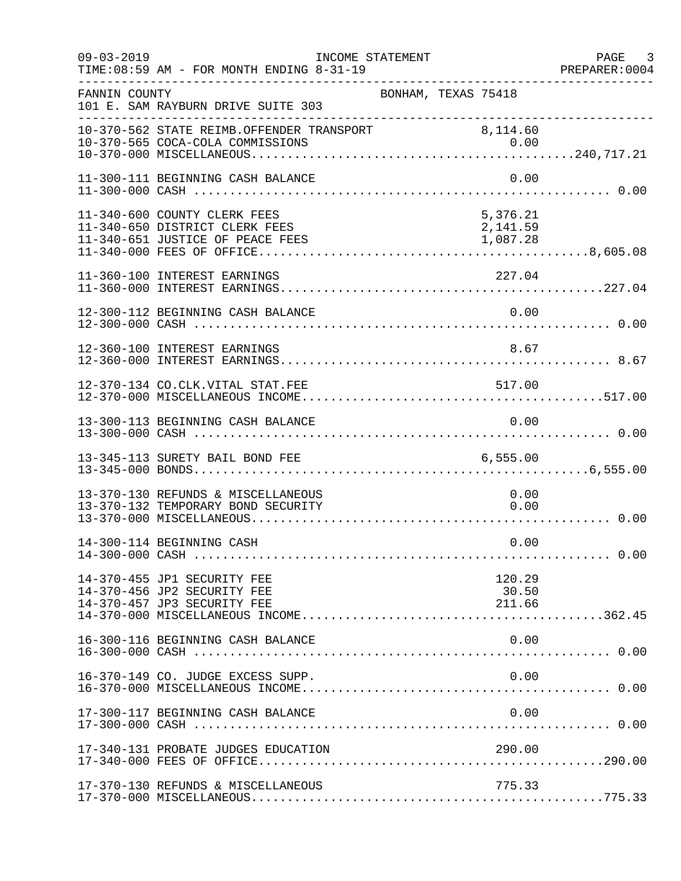FANNIN COUNTY — BONHAM, TEXAS 75418
101 E. SAM RAYBURN DRIVE SUITE 303

INCOME STATEMENT — FOR MONTH ENDING 8-31-19

| Account | Description | Amount | Total |
|---|---|---|---|
| 10-370-562 | STATE REIMB.OFFENDER TRANSPORT | 8,114.60 | |
| 10-370-565 | COCA-COLA COMMISSIONS | 0.00 | |
| 10-370-000 | MISCELLANEOUS | | 240,717.21 |
| 11-300-111 | BEGINNING CASH BALANCE | 0.00 | |
| 11-300-000 | CASH | | 0.00 |
| 11-340-600 | COUNTY CLERK FEES | 5,376.21 | |
| 11-340-650 | DISTRICT CLERK FEES | 2,141.59 | |
| 11-340-651 | JUSTICE OF PEACE FEES | 1,087.28 | |
| 11-340-000 | FEES OF OFFICE | | 8,605.08 |
| 11-360-100 | INTEREST EARNINGS | 227.04 | |
| 11-360-000 | INTEREST EARNINGS | | 227.04 |
| 12-300-112 | BEGINNING CASH BALANCE | 0.00 | |
| 12-300-000 | CASH | | 0.00 |
| 12-360-100 | INTEREST EARNINGS | 8.67 | |
| 12-360-000 | INTEREST EARNINGS | | 8.67 |
| 12-370-134 | CO.CLK.VITAL STAT.FEE | 517.00 | |
| 12-370-000 | MISCELLANEOUS INCOME | | 517.00 |
| 13-300-113 | BEGINNING CASH BALANCE | 0.00 | |
| 13-300-000 | CASH | | 0.00 |
| 13-345-113 | SURETY BAIL BOND FEE | 6,555.00 | |
| 13-345-000 | BONDS | | 6,555.00 |
| 13-370-130 | REFUNDS & MISCELLANEOUS | 0.00 | |
| 13-370-132 | TEMPORARY BOND SECURITY | 0.00 | |
| 13-370-000 | MISCELLANEOUS | | 0.00 |
| 14-300-114 | BEGINNING CASH | 0.00 | |
| 14-300-000 | CASH | | 0.00 |
| 14-370-455 | JP1 SECURITY FEE | 120.29 | |
| 14-370-456 | JP2 SECURITY FEE | 30.50 | |
| 14-370-457 | JP3 SECURITY FEE | 211.66 | |
| 14-370-000 | MISCELLANEOUS INCOME | | 362.45 |
| 16-300-116 | BEGINNING CASH BALANCE | 0.00 | |
| 16-300-000 | CASH | | 0.00 |
| 16-370-149 | CO. JUDGE EXCESS SUPP. | 0.00 | |
| 16-370-000 | MISCELLANEOUS INCOME | | 0.00 |
| 17-300-117 | BEGINNING CASH BALANCE | 0.00 | |
| 17-300-000 | CASH | | 0.00 |
| 17-340-131 | PROBATE JUDGES EDUCATION | 290.00 | |
| 17-340-000 | FEES OF OFFICE | | 290.00 |
| 17-370-130 | REFUNDS & MISCELLANEOUS | 775.33 | |
| 17-370-000 | MISCELLANEOUS | | 775.33 |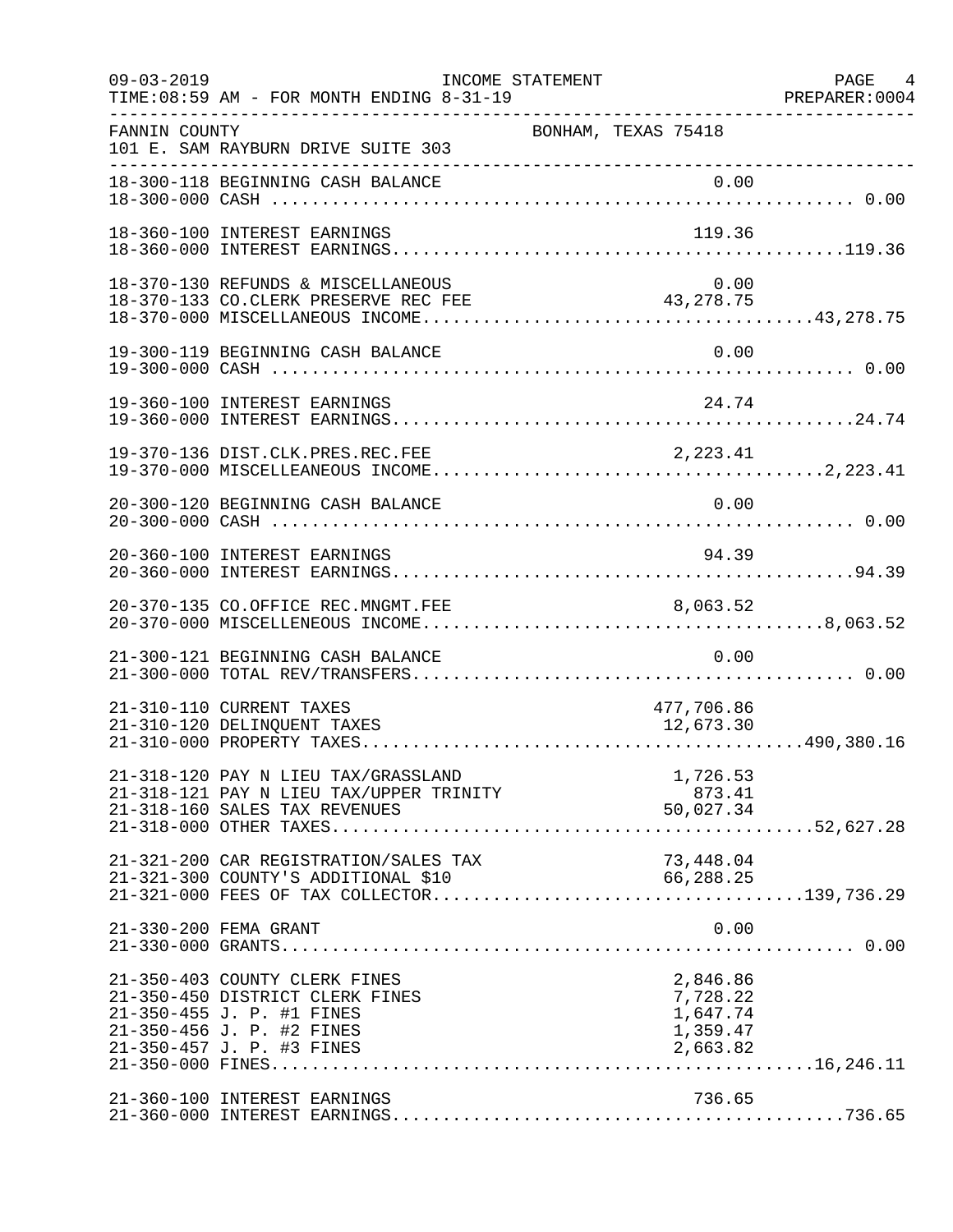FANNIN COUNTY — BONHAM, TEXAS 75418
101 E. SAM RAYBURN DRIVE SUITE 303

INCOME STATEMENT
TIME:08:59 AM - FOR MONTH ENDING 8-31-19

| Account | Description | Amount | Total |
|---|---|---|---|
| 18-300-118 | BEGINNING CASH BALANCE | 0.00 | |
| 18-300-000 | CASH | | 0.00 |
| 18-360-100 | INTEREST EARNINGS | 119.36 | |
| 18-360-000 | INTEREST EARNINGS | | 119.36 |
| 18-370-130 | REFUNDS & MISCELLANEOUS | 0.00 | |
| 18-370-133 | CO.CLERK PRESERVE REC FEE | 43,278.75 | |
| 18-370-000 | MISCELLANEOUS INCOME | | 43,278.75 |
| 19-300-119 | BEGINNING CASH BALANCE | 0.00 | |
| 19-300-000 | CASH | | 0.00 |
| 19-360-100 | INTEREST EARNINGS | 24.74 | |
| 19-360-000 | INTEREST EARNINGS | | 24.74 |
| 19-370-136 | DIST.CLK.PRES.REC.FEE | 2,223.41 | |
| 19-370-000 | MISCELLEANEOUS INCOME | | 2,223.41 |
| 20-300-120 | BEGINNING CASH BALANCE | 0.00 | |
| 20-300-000 | CASH | | 0.00 |
| 20-360-100 | INTEREST EARNINGS | 94.39 | |
| 20-360-000 | INTEREST EARNINGS | | 94.39 |
| 20-370-135 | CO.OFFICE REC.MNGMT.FEE | 8,063.52 | |
| 20-370-000 | MISCELLENEOUS INCOME | | 8,063.52 |
| 21-300-121 | BEGINNING CASH BALANCE | 0.00 | |
| 21-300-000 | TOTAL REV/TRANSFERS | | 0.00 |
| 21-310-110 | CURRENT TAXES | 477,706.86 | |
| 21-310-120 | DELINQUENT TAXES | 12,673.30 | |
| 21-310-000 | PROPERTY TAXES | | 490,380.16 |
| 21-318-120 | PAY N LIEU TAX/GRASSLAND | 1,726.53 | |
| 21-318-121 | PAY N LIEU TAX/UPPER TRINITY | 873.41 | |
| 21-318-160 | SALES TAX REVENUES | 50,027.34 | |
| 21-318-000 | OTHER TAXES | | 52,627.28 |
| 21-321-200 | CAR REGISTRATION/SALES TAX | 73,448.04 | |
| 21-321-300 | COUNTY'S ADDITIONAL $10 | 66,288.25 | |
| 21-321-000 | FEES OF TAX COLLECTOR | | 139,736.29 |
| 21-330-200 | FEMA GRANT | 0.00 | |
| 21-330-000 | GRANTS | | 0.00 |
| 21-350-403 | COUNTY CLERK FINES | 2,846.86 | |
| 21-350-450 | DISTRICT CLERK FINES | 7,728.22 | |
| 21-350-455 | J. P. #1 FINES | 1,647.74 | |
| 21-350-456 | J. P. #2 FINES | 1,359.47 | |
| 21-350-457 | J. P. #3 FINES | 2,663.82 | |
| 21-350-000 | FINES | | 16,246.11 |
| 21-360-100 | INTEREST EARNINGS | 736.65 | |
| 21-360-000 | INTEREST EARNINGS | | 736.65 |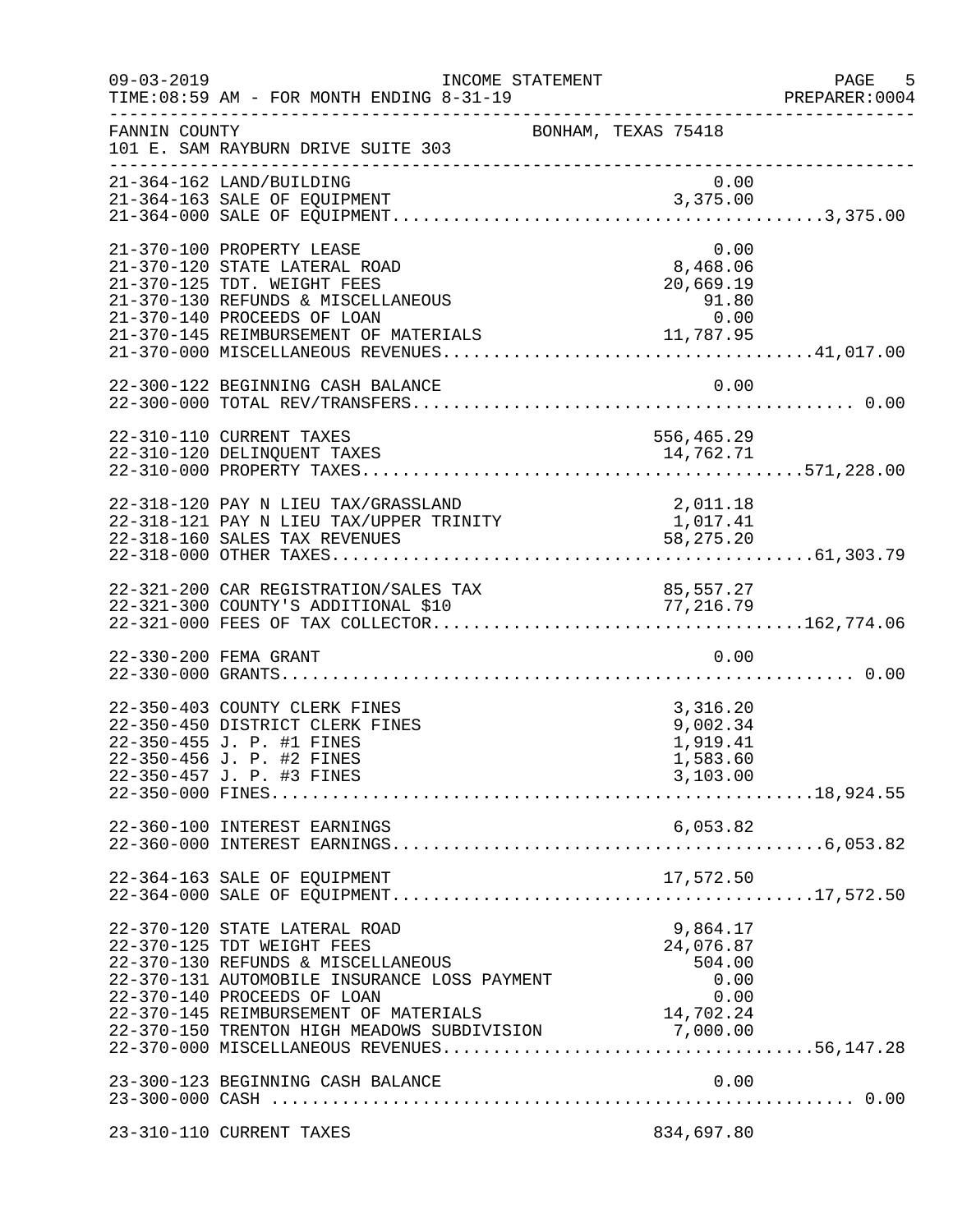FANNIN COUNTY — BONHAM, TEXAS 75418
101 E. SAM RAYBURN DRIVE SUITE 303

| Account | Description | Amount | Total |
|---|---|---|---|
| 21-364-162 | LAND/BUILDING | 0.00 | |
| 21-364-163 | SALE OF EQUIPMENT | 3,375.00 | |
| 21-364-000 | SALE OF EQUIPMENT | | 3,375.00 |
| 21-370-100 | PROPERTY LEASE | 0.00 | |
| 21-370-120 | STATE LATERAL ROAD | 8,468.06 | |
| 21-370-125 | TDT. WEIGHT FEES | 20,669.19 | |
| 21-370-130 | REFUNDS & MISCELLANEOUS | 91.80 | |
| 21-370-140 | PROCEEDS OF LOAN | 0.00 | |
| 21-370-145 | REIMBURSEMENT OF MATERIALS | 11,787.95 | |
| 21-370-000 | MISCELLANEOUS REVENUES | | 41,017.00 |
| 22-300-122 | BEGINNING CASH BALANCE | 0.00 | |
| 22-300-000 | TOTAL REV/TRANSFERS | | 0.00 |
| 22-310-110 | CURRENT TAXES | 556,465.29 | |
| 22-310-120 | DELINQUENT TAXES | 14,762.71 | |
| 22-310-000 | PROPERTY TAXES | | 571,228.00 |
| 22-318-120 | PAY N LIEU TAX/GRASSLAND | 2,011.18 | |
| 22-318-121 | PAY N LIEU TAX/UPPER TRINITY | 1,017.41 | |
| 22-318-160 | SALES TAX REVENUES | 58,275.20 | |
| 22-318-000 | OTHER TAXES | | 61,303.79 |
| 22-321-200 | CAR REGISTRATION/SALES TAX | 85,557.27 | |
| 22-321-300 | COUNTY'S ADDITIONAL $10 | 77,216.79 | |
| 22-321-000 | FEES OF TAX COLLECTOR | | 162,774.06 |
| 22-330-200 | FEMA GRANT | 0.00 | |
| 22-330-000 | GRANTS | | 0.00 |
| 22-350-403 | COUNTY CLERK FINES | 3,316.20 | |
| 22-350-450 | DISTRICT CLERK FINES | 9,002.34 | |
| 22-350-455 | J. P. #1 FINES | 1,919.41 | |
| 22-350-456 | J. P. #2 FINES | 1,583.60 | |
| 22-350-457 | J. P. #3 FINES | 3,103.00 | |
| 22-350-000 | FINES | | 18,924.55 |
| 22-360-100 | INTEREST EARNINGS | 6,053.82 | |
| 22-360-000 | INTEREST EARNINGS | | 6,053.82 |
| 22-364-163 | SALE OF EQUIPMENT | 17,572.50 | |
| 22-364-000 | SALE OF EQUIPMENT | | 17,572.50 |
| 22-370-120 | STATE LATERAL ROAD | 9,864.17 | |
| 22-370-125 | TDT WEIGHT FEES | 24,076.87 | |
| 22-370-130 | REFUNDS & MISCELLANEOUS | 504.00 | |
| 22-370-131 | AUTOMOBILE INSURANCE LOSS PAYMENT | 0.00 | |
| 22-370-140 | PROCEEDS OF LOAN | 0.00 | |
| 22-370-145 | REIMBURSEMENT OF MATERIALS | 14,702.24 | |
| 22-370-150 | TRENTON HIGH MEADOWS SUBDIVISION | 7,000.00 | |
| 22-370-000 | MISCELLANEOUS REVENUES | | 56,147.28 |
| 23-300-123 | BEGINNING CASH BALANCE | 0.00 | |
| 23-300-000 | CASH | | 0.00 |
| 23-310-110 | CURRENT TAXES | 834,697.80 | |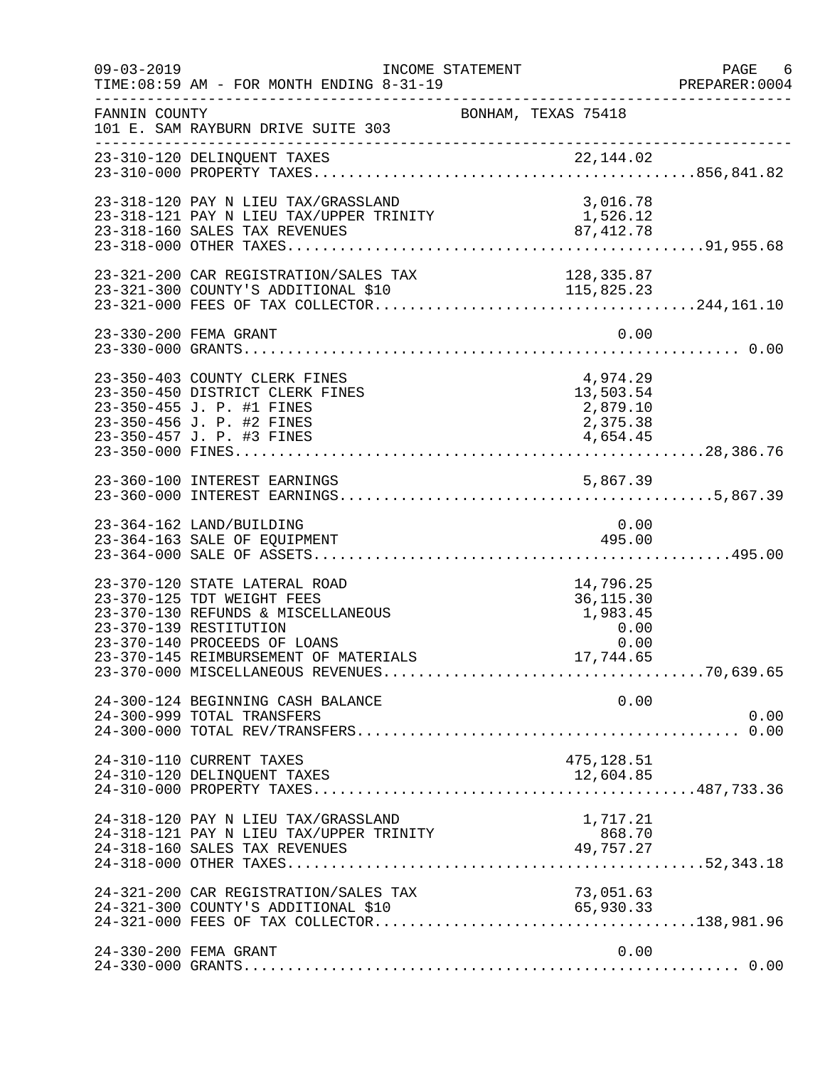INCOME STATEMENT

TIME:08:59 AM - FOR MONTH ENDING 8-31-19

FANNIN COUNTY — BONHAM, TEXAS 75418
101 E. SAM RAYBURN DRIVE SUITE 303

| Account | Description | Amount | Total |
|---|---|---|---|
| 23-310-120 | DELINQUENT TAXES | 22,144.02 | |
| 23-310-000 | PROPERTY TAXES | | 856,841.82 |
| 23-318-120 | PAY N LIEU TAX/GRASSLAND | 3,016.78 | |
| 23-318-121 | PAY N LIEU TAX/UPPER TRINITY | 1,526.12 | |
| 23-318-160 | SALES TAX REVENUES | 87,412.78 | |
| 23-318-000 | OTHER TAXES | | 91,955.68 |
| 23-321-200 | CAR REGISTRATION/SALES TAX | 128,335.87 | |
| 23-321-300 | COUNTY'S ADDITIONAL $10 | 115,825.23 | |
| 23-321-000 | FEES OF TAX COLLECTOR | | 244,161.10 |
| 23-330-200 | FEMA GRANT | 0.00 | |
| 23-330-000 | GRANTS | | 0.00 |
| 23-350-403 | COUNTY CLERK FINES | 4,974.29 | |
| 23-350-450 | DISTRICT CLERK FINES | 13,503.54 | |
| 23-350-455 | J. P. #1 FINES | 2,879.10 | |
| 23-350-456 | J. P. #2 FINES | 2,375.38 | |
| 23-350-457 | J. P. #3 FINES | 4,654.45 | |
| 23-350-000 | FINES | | 28,386.76 |
| 23-360-100 | INTEREST EARNINGS | 5,867.39 | |
| 23-360-000 | INTEREST EARNINGS | | 5,867.39 |
| 23-364-162 | LAND/BUILDING | 0.00 | |
| 23-364-163 | SALE OF EQUIPMENT | 495.00 | |
| 23-364-000 | SALE OF ASSETS | | 495.00 |
| 23-370-120 | STATE LATERAL ROAD | 14,796.25 | |
| 23-370-125 | TDT WEIGHT FEES | 36,115.30 | |
| 23-370-130 | REFUNDS & MISCELLANEOUS | 1,983.45 | |
| 23-370-139 | RESTITUTION | 0.00 | |
| 23-370-140 | PROCEEDS OF LOANS | 0.00 | |
| 23-370-145 | REIMBURSEMENT OF MATERIALS | 17,744.65 | |
| 23-370-000 | MISCELLANEOUS REVENUES | | 70,639.65 |
| 24-300-124 | BEGINNING CASH BALANCE | 0.00 | |
| 24-300-999 | TOTAL TRANSFERS | | 0.00 |
| 24-300-000 | TOTAL REV/TRANSFERS | | 0.00 |
| 24-310-110 | CURRENT TAXES | 475,128.51 | |
| 24-310-120 | DELINQUENT TAXES | 12,604.85 | |
| 24-310-000 | PROPERTY TAXES | | 487,733.36 |
| 24-318-120 | PAY N LIEU TAX/GRASSLAND | 1,717.21 | |
| 24-318-121 | PAY N LIEU TAX/UPPER TRINITY | 868.70 | |
| 24-318-160 | SALES TAX REVENUES | 49,757.27 | |
| 24-318-000 | OTHER TAXES | | 52,343.18 |
| 24-321-200 | CAR REGISTRATION/SALES TAX | 73,051.63 | |
| 24-321-300 | COUNTY'S ADDITIONAL $10 | 65,930.33 | |
| 24-321-000 | FEES OF TAX COLLECTOR | | 138,981.96 |
| 24-330-200 | FEMA GRANT | 0.00 | |
| 24-330-000 | GRANTS | | 0.00 |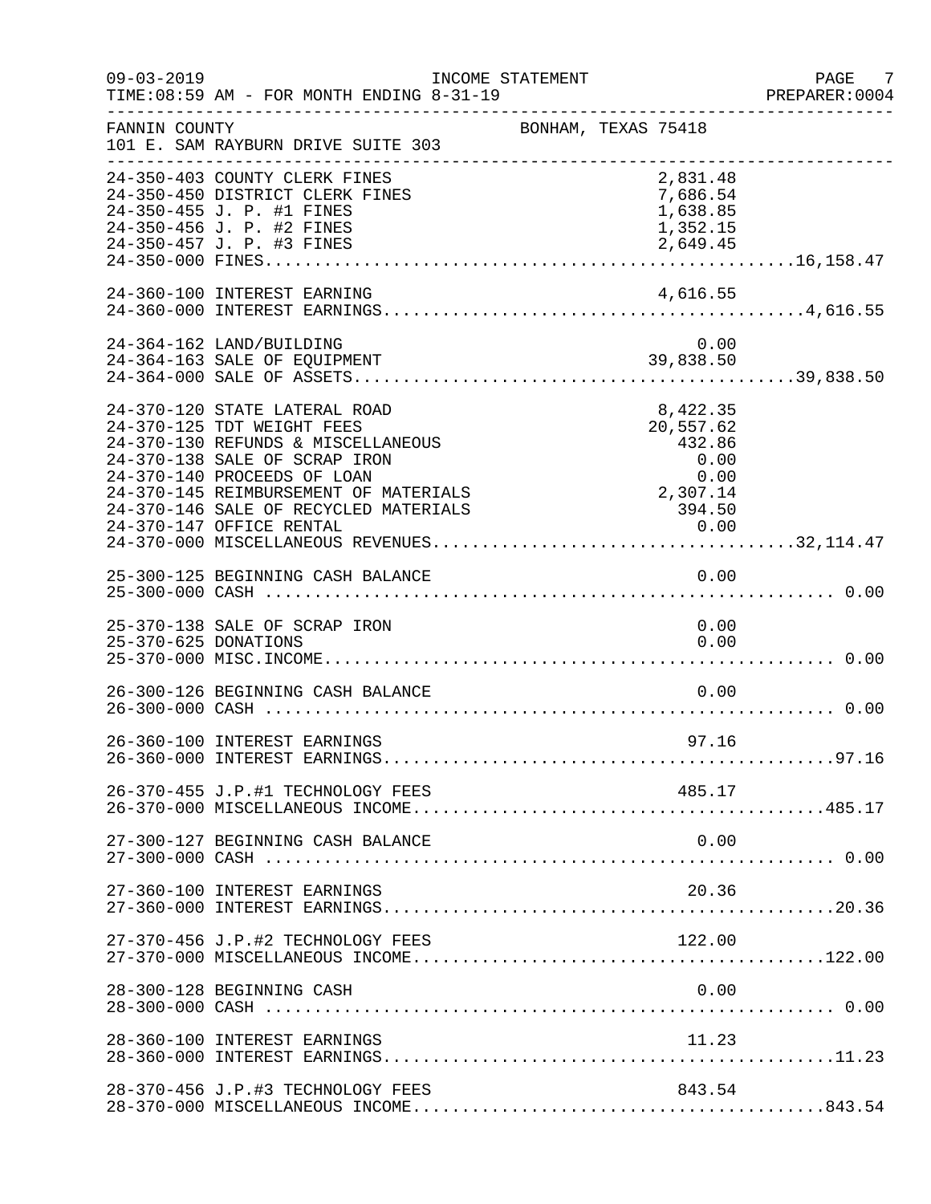FANNIN COUNTY BONHAM, TEXAS 75418
101 E. SAM RAYBURN DRIVE SUITE 303

| Account | Description | Amount | Total |
|---|---|---|---|
| 24-350-403 | COUNTY CLERK FINES | 2,831.48 | |
| 24-350-450 | DISTRICT CLERK FINES | 7,686.54 | |
| 24-350-455 | J. P. #1 FINES | 1,638.85 | |
| 24-350-456 | J. P. #2 FINES | 1,352.15 | |
| 24-350-457 | J. P. #3 FINES | 2,649.45 | |
| 24-350-000 | FINES | | 16,158.47 |
| 24-360-100 | INTEREST EARNING | 4,616.55 | |
| 24-360-000 | INTEREST EARNINGS | | 4,616.55 |
| 24-364-162 | LAND/BUILDING | 0.00 | |
| 24-364-163 | SALE OF EQUIPMENT | 39,838.50 | |
| 24-364-000 | SALE OF ASSETS | | 39,838.50 |
| 24-370-120 | STATE LATERAL ROAD | 8,422.35 | |
| 24-370-125 | TDT WEIGHT FEES | 20,557.62 | |
| 24-370-130 | REFUNDS & MISCELLANEOUS | 432.86 | |
| 24-370-138 | SALE OF SCRAP IRON | 0.00 | |
| 24-370-140 | PROCEEDS OF LOAN | 0.00 | |
| 24-370-145 | REIMBURSEMENT OF MATERIALS | 2,307.14 | |
| 24-370-146 | SALE OF RECYCLED MATERIALS | 394.50 | |
| 24-370-147 | OFFICE RENTAL | 0.00 | |
| 24-370-000 | MISCELLANEOUS REVENUES | | 32,114.47 |
| 25-300-125 | BEGINNING CASH BALANCE | 0.00 | |
| 25-300-000 | CASH | | 0.00 |
| 25-370-138 | SALE OF SCRAP IRON | 0.00 | |
| 25-370-625 | DONATIONS | 0.00 | |
| 25-370-000 | MISC.INCOME | | 0.00 |
| 26-300-126 | BEGINNING CASH BALANCE | 0.00 | |
| 26-300-000 | CASH | | 0.00 |
| 26-360-100 | INTEREST EARNINGS | 97.16 | |
| 26-360-000 | INTEREST EARNINGS | | 97.16 |
| 26-370-455 | J.P.#1 TECHNOLOGY FEES | 485.17 | |
| 26-370-000 | MISCELLANEOUS INCOME | | 485.17 |
| 27-300-127 | BEGINNING CASH BALANCE | 0.00 | |
| 27-300-000 | CASH | | 0.00 |
| 27-360-100 | INTEREST EARNINGS | 20.36 | |
| 27-360-000 | INTEREST EARNINGS | | 20.36 |
| 27-370-456 | J.P.#2 TECHNOLOGY FEES | 122.00 | |
| 27-370-000 | MISCELLANEOUS INCOME | | 122.00 |
| 28-300-128 | BEGINNING CASH | 0.00 | |
| 28-300-000 | CASH | | 0.00 |
| 28-360-100 | INTEREST EARNINGS | 11.23 | |
| 28-360-000 | INTEREST EARNINGS | | 11.23 |
| 28-370-456 | J.P.#3 TECHNOLOGY FEES | 843.54 | |
| 28-370-000 | MISCELLANEOUS INCOME | | 843.54 |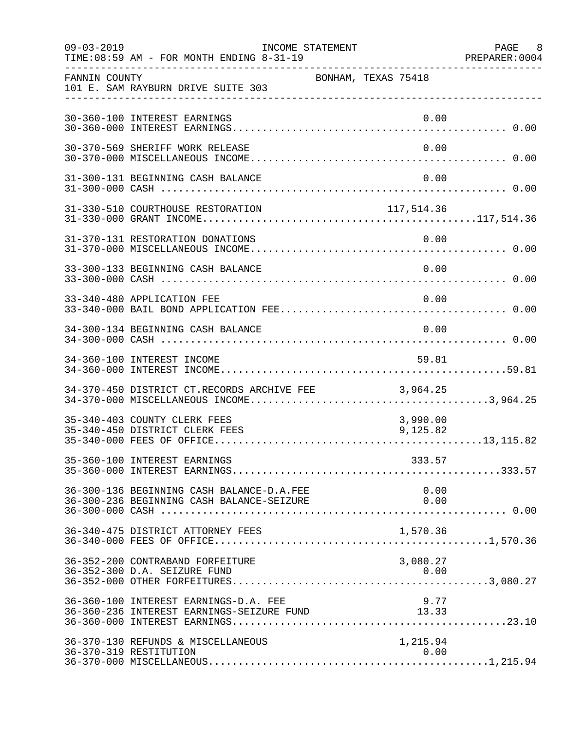FANNIN COUNTY    BONHAM, TEXAS 75418
101 E. SAM RAYBURN DRIVE SUITE 303

| Account | Description | Amount | Total |
|---|---|---|---|
| 30-360-100 | INTEREST EARNINGS | 0.00 | |
| 30-360-000 | INTEREST EARNINGS | | 0.00 |
| 30-370-569 | SHERIFF WORK RELEASE | 0.00 | |
| 30-370-000 | MISCELLANEOUS INCOME | | 0.00 |
| 31-300-131 | BEGINNING CASH BALANCE | 0.00 | |
| 31-300-000 | CASH | | 0.00 |
| 31-330-510 | COURTHOUSE RESTORATION | 117,514.36 | |
| 31-330-000 | GRANT INCOME | | 117,514.36 |
| 31-370-131 | RESTORATION DONATIONS | 0.00 | |
| 31-370-000 | MISCELLANEOUS INCOME | | 0.00 |
| 33-300-133 | BEGINNING CASH BALANCE | 0.00 | |
| 33-300-000 | CASH | | 0.00 |
| 33-340-480 | APPLICATION FEE | 0.00 | |
| 33-340-000 | BAIL BOND APPLICATION FEE | | 0.00 |
| 34-300-134 | BEGINNING CASH BALANCE | 0.00 | |
| 34-300-000 | CASH | | 0.00 |
| 34-360-100 | INTEREST INCOME | 59.81 | |
| 34-360-000 | INTEREST INCOME | | 59.81 |
| 34-370-450 | DISTRICT CT.RECORDS ARCHIVE FEE | 3,964.25 | |
| 34-370-000 | MISCELLANEOUS INCOME | | 3,964.25 |
| 35-340-403 | COUNTY CLERK FEES | 3,990.00 | |
| 35-340-450 | DISTRICT CLERK FEES | 9,125.82 | |
| 35-340-000 | FEES OF OFFICE | | 13,115.82 |
| 35-360-100 | INTEREST EARNINGS | 333.57 | |
| 35-360-000 | INTEREST EARNINGS | | 333.57 |
| 36-300-136 | BEGINNING CASH BALANCE-D.A.FEE | 0.00 | |
| 36-300-236 | BEGINNING CASH BALANCE-SEIZURE | 0.00 | |
| 36-300-000 | CASH | | 0.00 |
| 36-340-475 | DISTRICT ATTORNEY FEES | 1,570.36 | |
| 36-340-000 | FEES OF OFFICE | | 1,570.36 |
| 36-352-200 | CONTRABAND FORFEITURE | 3,080.27 | |
| 36-352-300 | D.A. SEIZURE FUND | 0.00 | |
| 36-352-000 | OTHER FORFEITURES | | 3,080.27 |
| 36-360-100 | INTEREST EARNINGS-D.A. FEE | 9.77 | |
| 36-360-236 | INTEREST EARNINGS-SEIZURE FUND | 13.33 | |
| 36-360-000 | INTEREST EARNINGS | | 23.10 |
| 36-370-130 | REFUNDS & MISCELLANEOUS | 1,215.94 | |
| 36-370-319 | RESTITUTION | 0.00 | |
| 36-370-000 | MISCELLANEOUS | | 1,215.94 |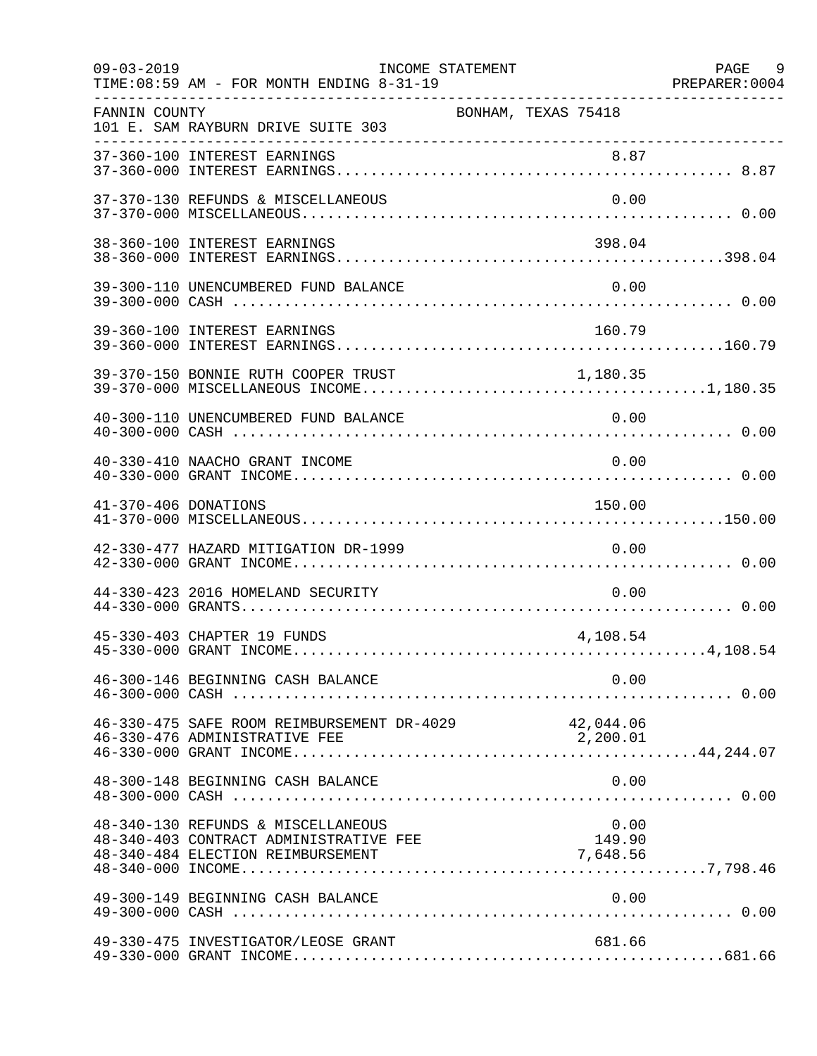FANNIN COUNTY — BONHAM, TEXAS 75418
101 E. SAM RAYBURN DRIVE SUITE 303

INCOME STATEMENT
TIME:08:59 AM - FOR MONTH ENDING 8-31-19

| Account | Description | Amount | Total |
|---|---|---|---|
| 37-360-100 | INTEREST EARNINGS | 8.87 | |
| 37-360-000 | INTEREST EARNINGS | | 8.87 |
| 37-370-130 | REFUNDS & MISCELLANEOUS | 0.00 | |
| 37-370-000 | MISCELLANEOUS | | 0.00 |
| 38-360-100 | INTEREST EARNINGS | 398.04 | |
| 38-360-000 | INTEREST EARNINGS | | 398.04 |
| 39-300-110 | UNENCUMBERED FUND BALANCE | 0.00 | |
| 39-300-000 | CASH | | 0.00 |
| 39-360-100 | INTEREST EARNINGS | 160.79 | |
| 39-360-000 | INTEREST EARNINGS | | 160.79 |
| 39-370-150 | BONNIE RUTH COOPER TRUST | 1,180.35 | |
| 39-370-000 | MISCELLANEOUS INCOME | | 1,180.35 |
| 40-300-110 | UNENCUMBERED FUND BALANCE | 0.00 | |
| 40-300-000 | CASH | | 0.00 |
| 40-330-410 | NAACHO GRANT INCOME | 0.00 | |
| 40-330-000 | GRANT INCOME | | 0.00 |
| 41-370-406 | DONATIONS | 150.00 | |
| 41-370-000 | MISCELLANEOUS | | 150.00 |
| 42-330-477 | HAZARD MITIGATION DR-1999 | 0.00 | |
| 42-330-000 | GRANT INCOME | | 0.00 |
| 44-330-423 | 2016 HOMELAND SECURITY | 0.00 | |
| 44-330-000 | GRANTS | | 0.00 |
| 45-330-403 | CHAPTER 19 FUNDS | 4,108.54 | |
| 45-330-000 | GRANT INCOME | | 4,108.54 |
| 46-300-146 | BEGINNING CASH BALANCE | 0.00 | |
| 46-300-000 | CASH | | 0.00 |
| 46-330-475 | SAFE ROOM REIMBURSEMENT DR-4029 | 42,044.06 | |
| 46-330-476 | ADMINISTRATIVE FEE | 2,200.01 | |
| 46-330-000 | GRANT INCOME | | 44,244.07 |
| 48-300-148 | BEGINNING CASH BALANCE | 0.00 | |
| 48-300-000 | CASH | | 0.00 |
| 48-340-130 | REFUNDS & MISCELLANEOUS | 0.00 | |
| 48-340-403 | CONTRACT ADMINISTRATIVE FEE | 149.90 | |
| 48-340-484 | ELECTION REIMBURSEMENT | 7,648.56 | |
| 48-340-000 | INCOME | | 7,798.46 |
| 49-300-149 | BEGINNING CASH BALANCE | 0.00 | |
| 49-300-000 | CASH | | 0.00 |
| 49-330-475 | INVESTIGATOR/LEOSE GRANT | 681.66 | |
| 49-330-000 | GRANT INCOME | | 681.66 |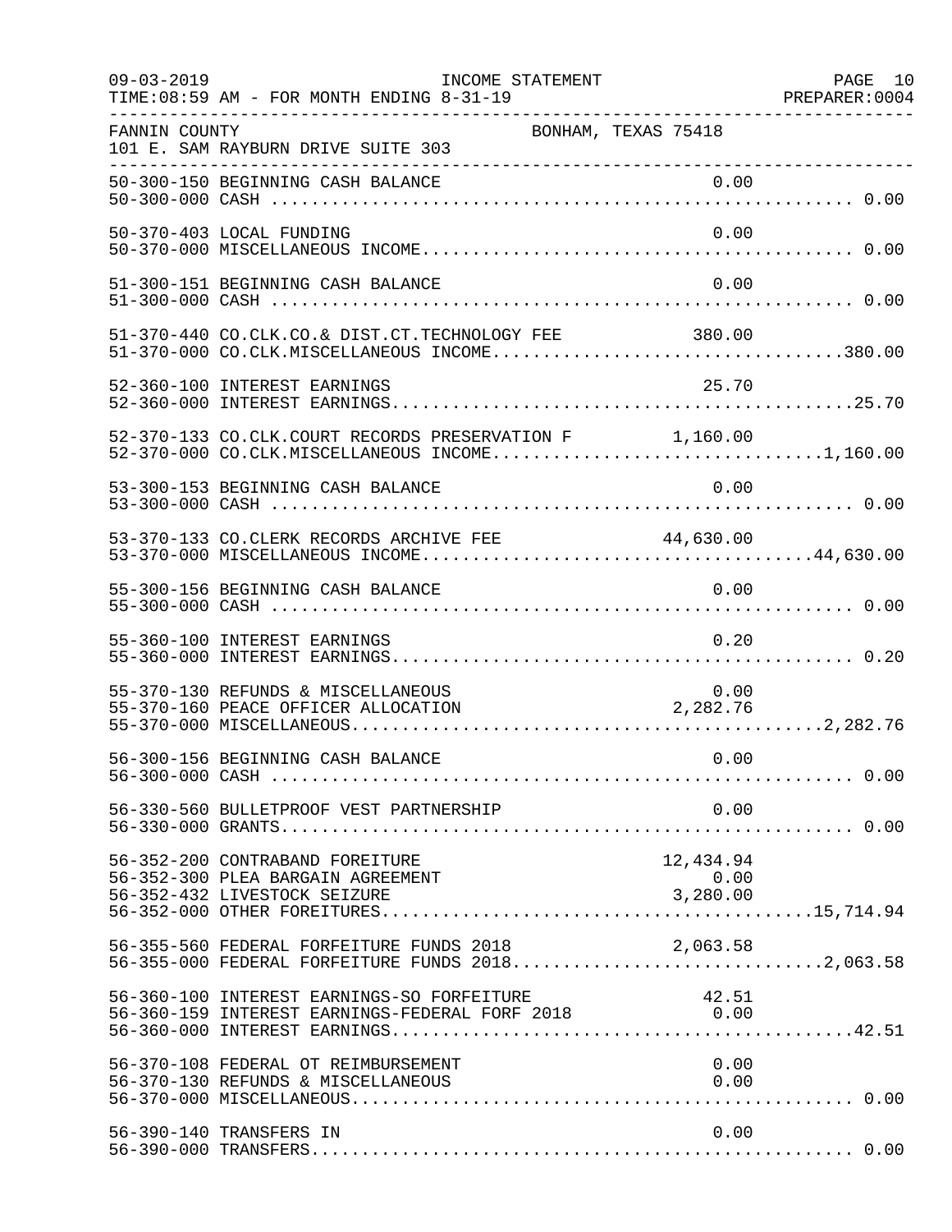FANNIN COUNTY BONHAM, TEXAS 75418
101 E. SAM RAYBURN DRIVE SUITE 303

INCOME STATEMENT — FOR MONTH ENDING 8-31-19

| Account | Description | Amount | Total |
|---|---|---|---|
| 50-300-150 | BEGINNING CASH BALANCE | 0.00 | |
| 50-300-000 | CASH | | 0.00 |
| 50-370-403 | LOCAL FUNDING | 0.00 | |
| 50-370-000 | MISCELLANEOUS INCOME | | 0.00 |
| 51-300-151 | BEGINNING CASH BALANCE | 0.00 | |
| 51-300-000 | CASH | | 0.00 |
| 51-370-440 | CO.CLK.CO.& DIST.CT.TECHNOLOGY FEE | 380.00 | |
| 51-370-000 | CO.CLK.MISCELLANEOUS INCOME | | 380.00 |
| 52-360-100 | INTEREST EARNINGS | 25.70 | |
| 52-360-000 | INTEREST EARNINGS | | 25.70 |
| 52-370-133 | CO.CLK.COURT RECORDS PRESERVATION F | 1,160.00 | |
| 52-370-000 | CO.CLK.MISCELLANEOUS INCOME | | 1,160.00 |
| 53-300-153 | BEGINNING CASH BALANCE | 0.00 | |
| 53-300-000 | CASH | | 0.00 |
| 53-370-133 | CO.CLERK RECORDS ARCHIVE FEE | 44,630.00 | |
| 53-370-000 | MISCELLANEOUS INCOME | | 44,630.00 |
| 55-300-156 | BEGINNING CASH BALANCE | 0.00 | |
| 55-300-000 | CASH | | 0.00 |
| 55-360-100 | INTEREST EARNINGS | 0.20 | |
| 55-360-000 | INTEREST EARNINGS | | 0.20 |
| 55-370-130 | REFUNDS & MISCELLANEOUS | 0.00 | |
| 55-370-160 | PEACE OFFICER ALLOCATION | 2,282.76 | |
| 55-370-000 | MISCELLANEOUS | | 2,282.76 |
| 56-300-156 | BEGINNING CASH BALANCE | 0.00 | |
| 56-300-000 | CASH | | 0.00 |
| 56-330-560 | BULLETPROOF VEST PARTNERSHIP | 0.00 | |
| 56-330-000 | GRANTS | | 0.00 |
| 56-352-200 | CONTRABAND FOREITURE | 12,434.94 | |
| 56-352-300 | PLEA BARGAIN AGREEMENT | 0.00 | |
| 56-352-432 | LIVESTOCK SEIZURE | 3,280.00 | |
| 56-352-000 | OTHER FOREITURES | | 15,714.94 |
| 56-355-560 | FEDERAL FORFEITURE FUNDS 2018 | 2,063.58 | |
| 56-355-000 | FEDERAL FORFEITURE FUNDS 2018 | | 2,063.58 |
| 56-360-100 | INTEREST EARNINGS-SO FORFEITURE | 42.51 | |
| 56-360-159 | INTEREST EARNINGS-FEDERAL FORF 2018 | 0.00 | |
| 56-360-000 | INTEREST EARNINGS | | 42.51 |
| 56-370-108 | FEDERAL OT REIMBURSEMENT | 0.00 | |
| 56-370-130 | REFUNDS & MISCELLANEOUS | 0.00 | |
| 56-370-000 | MISCELLANEOUS | | 0.00 |
| 56-390-140 | TRANSFERS IN | 0.00 | |
| 56-390-000 | TRANSFERS | | 0.00 |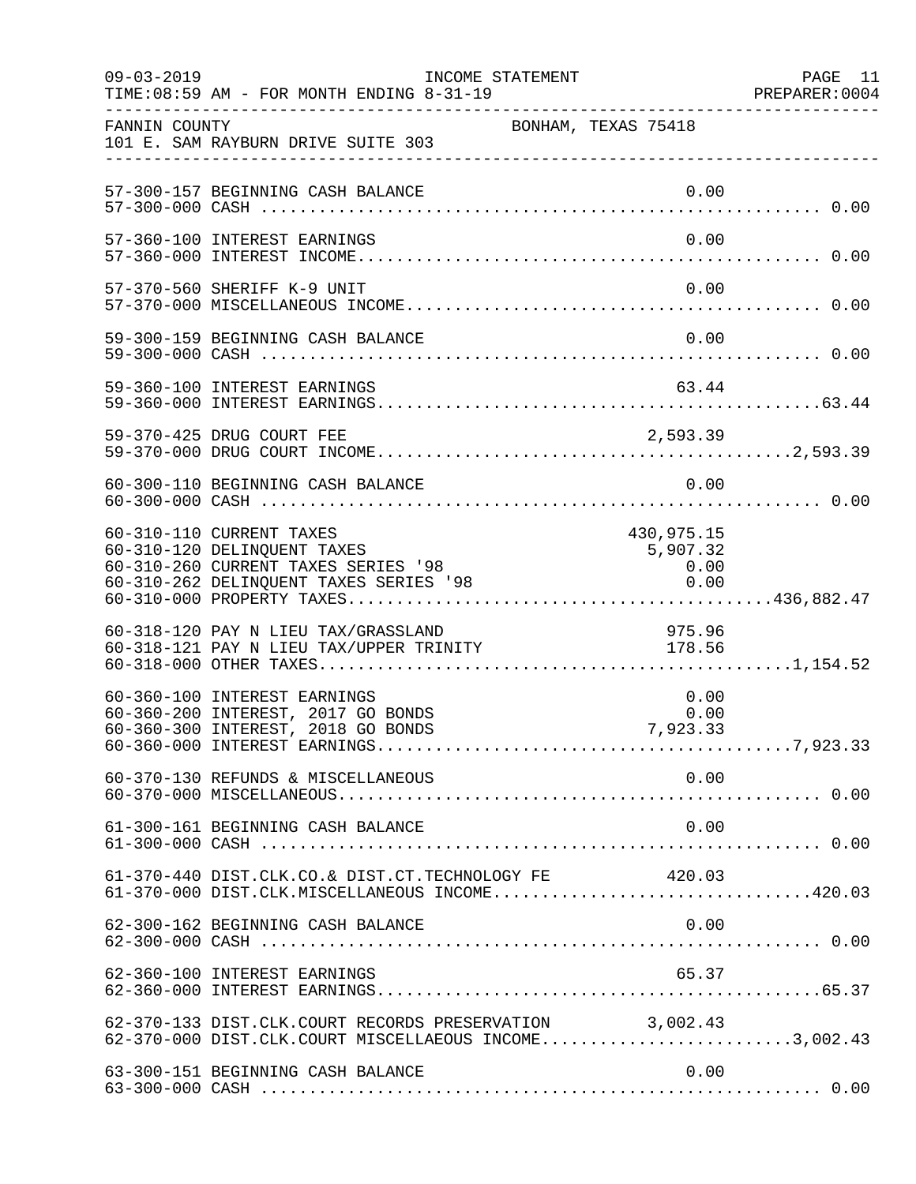FANNIN COUNTY BONHAM, TEXAS 75418
101 E. SAM RAYBURN DRIVE SUITE 303

| Account | Description | Amount | Total |
|---|---|---|---|
| 57-300-157 | BEGINNING CASH BALANCE | 0.00 | |
| 57-300-000 | CASH | | 0.00 |
| 57-360-100 | INTEREST EARNINGS | 0.00 | |
| 57-360-000 | INTEREST INCOME | | 0.00 |
| 57-370-560 | SHERIFF K-9 UNIT | 0.00 | |
| 57-370-000 | MISCELLANEOUS INCOME | | 0.00 |
| 59-300-159 | BEGINNING CASH BALANCE | 0.00 | |
| 59-300-000 | CASH | | 0.00 |
| 59-360-100 | INTEREST EARNINGS | 63.44 | |
| 59-360-000 | INTEREST EARNINGS | | 63.44 |
| 59-370-425 | DRUG COURT FEE | 2,593.39 | |
| 59-370-000 | DRUG COURT INCOME | | 2,593.39 |
| 60-300-110 | BEGINNING CASH BALANCE | 0.00 | |
| 60-300-000 | CASH | | 0.00 |
| 60-310-110 | CURRENT TAXES | 430,975.15 | |
| 60-310-120 | DELINQUENT TAXES | 5,907.32 | |
| 60-310-260 | CURRENT TAXES SERIES '98 | 0.00 | |
| 60-310-262 | DELINQUENT TAXES SERIES '98 | 0.00 | |
| 60-310-000 | PROPERTY TAXES | | 436,882.47 |
| 60-318-120 | PAY N LIEU TAX/GRASSLAND | 975.96 | |
| 60-318-121 | PAY N LIEU TAX/UPPER TRINITY | 178.56 | |
| 60-318-000 | OTHER TAXES | | 1,154.52 |
| 60-360-100 | INTEREST EARNINGS | 0.00 | |
| 60-360-200 | INTEREST, 2017 GO BONDS | 0.00 | |
| 60-360-300 | INTEREST, 2018 GO BONDS | 7,923.33 | |
| 60-360-000 | INTEREST EARNINGS | | 7,923.33 |
| 60-370-130 | REFUNDS & MISCELLANEOUS | 0.00 | |
| 60-370-000 | MISCELLANEOUS | | 0.00 |
| 61-300-161 | BEGINNING CASH BALANCE | 0.00 | |
| 61-300-000 | CASH | | 0.00 |
| 61-370-440 | DIST.CLK.CO.& DIST.CT.TECHNOLOGY FE | 420.03 | |
| 61-370-000 | DIST.CLK.MISCELLANEOUS INCOME | | 420.03 |
| 62-300-162 | BEGINNING CASH BALANCE | 0.00 | |
| 62-300-000 | CASH | | 0.00 |
| 62-360-100 | INTEREST EARNINGS | 65.37 | |
| 62-360-000 | INTEREST EARNINGS | | 65.37 |
| 62-370-133 | DIST.CLK.COURT RECORDS PRESERVATION | 3,002.43 | |
| 62-370-000 | DIST.CLK.COURT MISCELLAEOUS INCOME | | 3,002.43 |
| 63-300-151 | BEGINNING CASH BALANCE | 0.00 | |
| 63-300-000 | CASH | | 0.00 |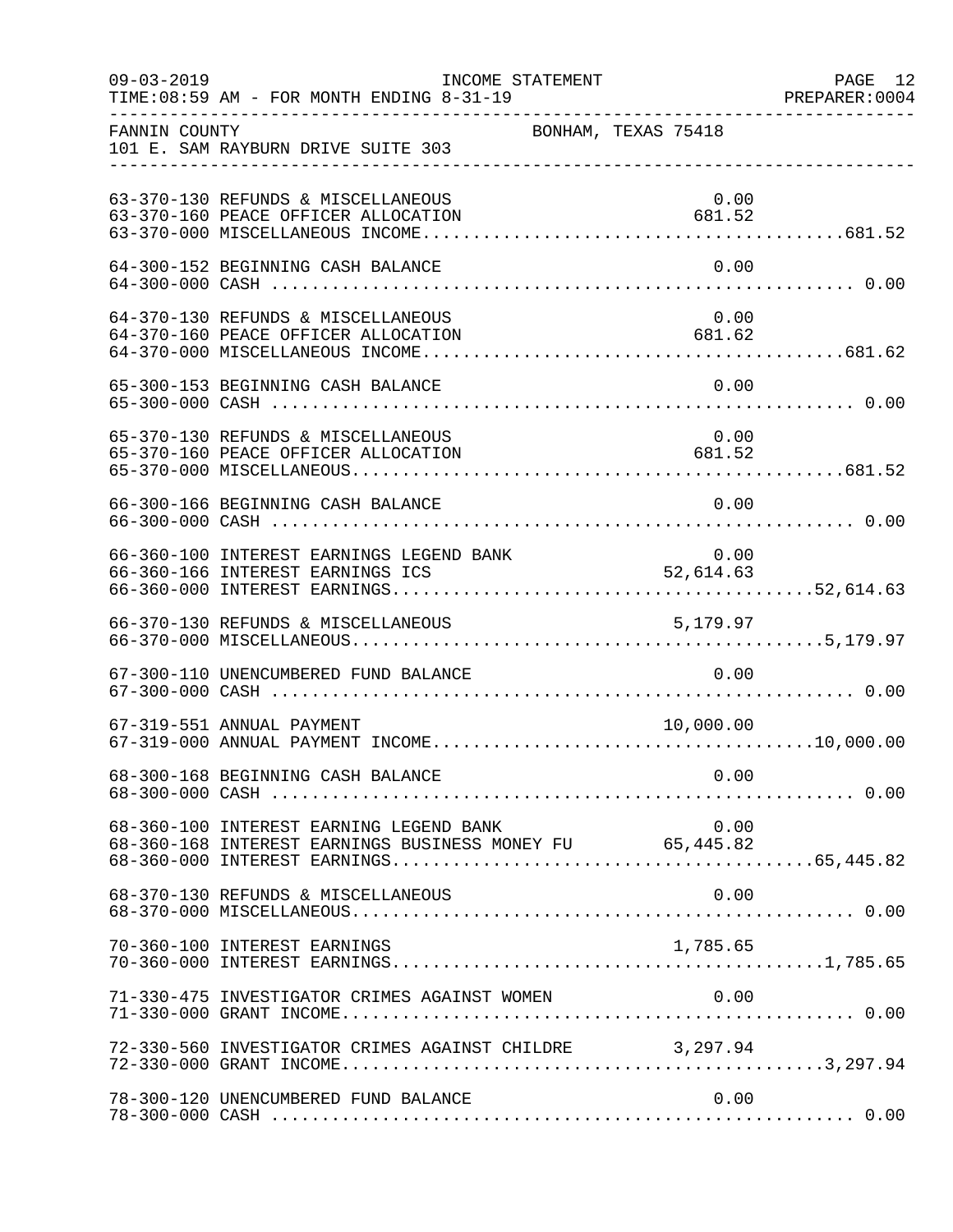FANNIN COUNTY BONHAM, TEXAS 75418
101 E. SAM RAYBURN DRIVE SUITE 303

| Account | Description | Amount | Total |
|---|---|---|---|
| 63-370-130 | REFUNDS & MISCELLANEOUS | 0.00 | |
| 63-370-160 | PEACE OFFICER ALLOCATION | 681.52 | |
| 63-370-000 | MISCELLANEOUS INCOME | | 681.52 |
| 64-300-152 | BEGINNING CASH BALANCE | 0.00 | |
| 64-300-000 | CASH | | 0.00 |
| 64-370-130 | REFUNDS & MISCELLANEOUS | 0.00 | |
| 64-370-160 | PEACE OFFICER ALLOCATION | 681.62 | |
| 64-370-000 | MISCELLANEOUS INCOME | | 681.62 |
| 65-300-153 | BEGINNING CASH BALANCE | 0.00 | |
| 65-300-000 | CASH | | 0.00 |
| 65-370-130 | REFUNDS & MISCELLANEOUS | 0.00 | |
| 65-370-160 | PEACE OFFICER ALLOCATION | 681.52 | |
| 65-370-000 | MISCELLANEOUS | | 681.52 |
| 66-300-166 | BEGINNING CASH BALANCE | 0.00 | |
| 66-300-000 | CASH | | 0.00 |
| 66-360-100 | INTEREST EARNINGS LEGEND BANK | 0.00 | |
| 66-360-166 | INTEREST EARNINGS ICS | 52,614.63 | |
| 66-360-000 | INTEREST EARNINGS | | 52,614.63 |
| 66-370-130 | REFUNDS & MISCELLANEOUS | 5,179.97 | |
| 66-370-000 | MISCELLANEOUS | | 5,179.97 |
| 67-300-110 | UNENCUMBERED FUND BALANCE | 0.00 | |
| 67-300-000 | CASH | | 0.00 |
| 67-319-551 | ANNUAL PAYMENT | 10,000.00 | |
| 67-319-000 | ANNUAL PAYMENT INCOME | | 10,000.00 |
| 68-300-168 | BEGINNING CASH BALANCE | 0.00 | |
| 68-300-000 | CASH | | 0.00 |
| 68-360-100 | INTEREST EARNING LEGEND BANK | 0.00 | |
| 68-360-168 | INTEREST EARNINGS BUSINESS MONEY FU | 65,445.82 | |
| 68-360-000 | INTEREST EARNINGS | | 65,445.82 |
| 68-370-130 | REFUNDS & MISCELLANEOUS | 0.00 | |
| 68-370-000 | MISCELLANEOUS | | 0.00 |
| 70-360-100 | INTEREST EARNINGS | 1,785.65 | |
| 70-360-000 | INTEREST EARNINGS | | 1,785.65 |
| 71-330-475 | INVESTIGATOR CRIMES AGAINST WOMEN | 0.00 | |
| 71-330-000 | GRANT INCOME | | 0.00 |
| 72-330-560 | INVESTIGATOR CRIMES AGAINST CHILDRE | 3,297.94 | |
| 72-330-000 | GRANT INCOME | | 3,297.94 |
| 78-300-120 | UNENCUMBERED FUND BALANCE | 0.00 | |
| 78-300-000 | CASH | | 0.00 |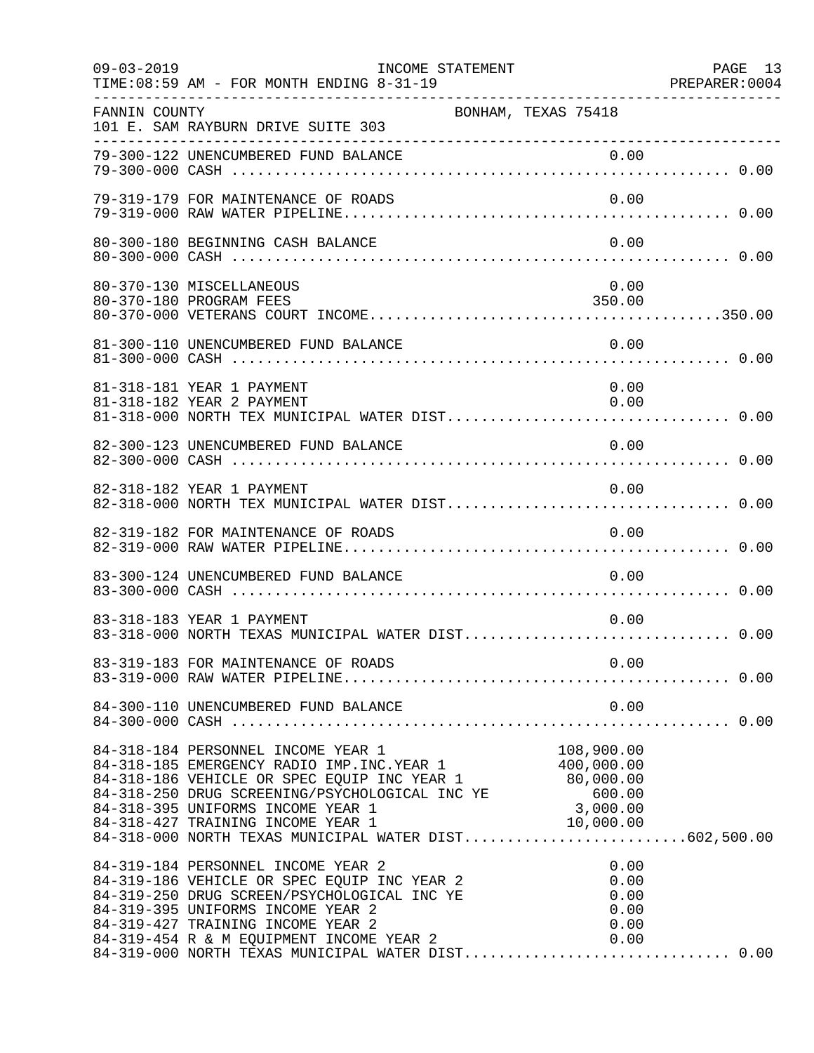FANNIN COUNTY BONHAM, TEXAS 75418
101 E. SAM RAYBURN DRIVE SUITE 303

INCOME STATEMENT
FOR MONTH ENDING 8-31-19

| Account | Description | Detail | Total |
|---|---|---|---|
| 79-300-122 | UNENCUMBERED FUND BALANCE | 0.00 | |
| 79-300-000 | CASH | | 0.00 |
| 79-319-179 | FOR MAINTENANCE OF ROADS | 0.00 | |
| 79-319-000 | RAW WATER PIPELINE | | 0.00 |
| 80-300-180 | BEGINNING CASH BALANCE | 0.00 | |
| 80-300-000 | CASH | | 0.00 |
| 80-370-130 | MISCELLANEOUS | 0.00 | |
| 80-370-180 | PROGRAM FEES | 350.00 | |
| 80-370-000 | VETERANS COURT INCOME | | 350.00 |
| 81-300-110 | UNENCUMBERED FUND BALANCE | 0.00 | |
| 81-300-000 | CASH | | 0.00 |
| 81-318-181 | YEAR 1 PAYMENT | 0.00 | |
| 81-318-182 | YEAR 2 PAYMENT | 0.00 | |
| 81-318-000 | NORTH TEX MUNICIPAL WATER DIST | | 0.00 |
| 82-300-123 | UNENCUMBERED FUND BALANCE | 0.00 | |
| 82-300-000 | CASH | | 0.00 |
| 82-318-182 | YEAR 1 PAYMENT | 0.00 | |
| 82-318-000 | NORTH TEX MUNICIPAL WATER DIST | | 0.00 |
| 82-319-182 | FOR MAINTENANCE OF ROADS | 0.00 | |
| 82-319-000 | RAW WATER PIPELINE | | 0.00 |
| 83-300-124 | UNENCUMBERED FUND BALANCE | 0.00 | |
| 83-300-000 | CASH | | 0.00 |
| 83-318-183 | YEAR 1 PAYMENT | 0.00 | |
| 83-318-000 | NORTH TEXAS MUNICIPAL WATER DIST | | 0.00 |
| 83-319-183 | FOR MAINTENANCE OF ROADS | 0.00 | |
| 83-319-000 | RAW WATER PIPELINE | | 0.00 |
| 84-300-110 | UNENCUMBERED FUND BALANCE | 0.00 | |
| 84-300-000 | CASH | | 0.00 |
| 84-318-184 | PERSONNEL INCOME YEAR 1 | 108,900.00 | |
| 84-318-185 | EMERGENCY RADIO IMP.INC.YEAR 1 | 400,000.00 | |
| 84-318-186 | VEHICLE OR SPEC EQUIP INC YEAR 1 | 80,000.00 | |
| 84-318-250 | DRUG SCREENING/PSYCHOLOGICAL INC YE | 600.00 | |
| 84-318-395 | UNIFORMS INCOME YEAR 1 | 3,000.00 | |
| 84-318-427 | TRAINING INCOME YEAR 1 | 10,000.00 | |
| 84-318-000 | NORTH TEXAS MUNICIPAL WATER DIST | | 602,500.00 |
| 84-319-184 | PERSONNEL INCOME YEAR 2 | 0.00 | |
| 84-319-186 | VEHICLE OR SPEC EQUIP INC YEAR 2 | 0.00 | |
| 84-319-250 | DRUG SCREEN/PSYCHOLOGICAL INC YE | 0.00 | |
| 84-319-395 | UNIFORMS INCOME YEAR 2 | 0.00 | |
| 84-319-427 | TRAINING INCOME YEAR 2 | 0.00 | |
| 84-319-454 | R & M EQUIPMENT INCOME YEAR 2 | 0.00 | |
| 84-319-000 | NORTH TEXAS MUNICIPAL WATER DIST | | 0.00 |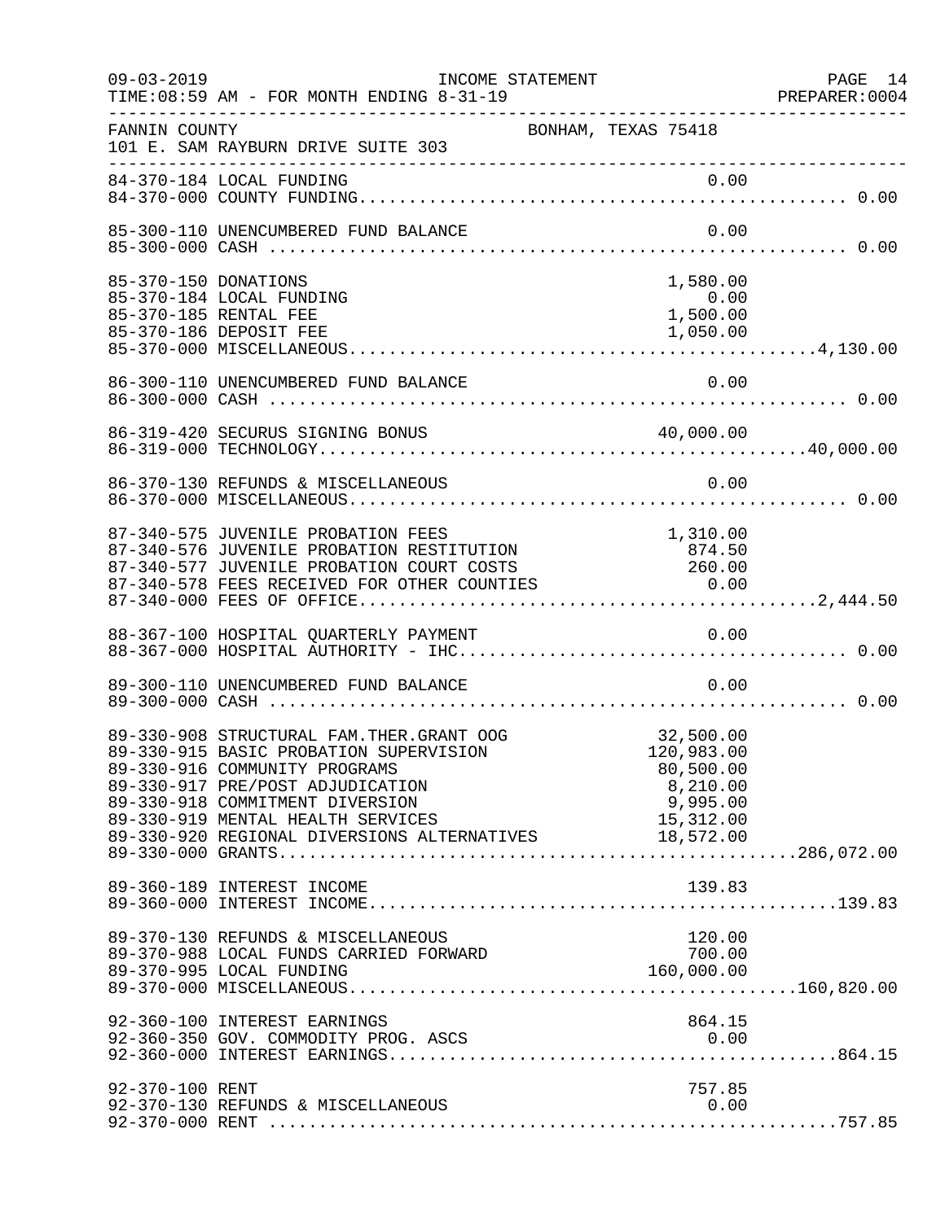FANNIN COUNTY BONHAM, TEXAS 75418
101 E. SAM RAYBURN DRIVE SUITE 303

| Account | Description | Amount | Total |
|---|---|---|---|
| 84-370-184 | LOCAL FUNDING | 0.00 | |
| 84-370-000 | COUNTY FUNDING | | 0.00 |
| 85-300-110 | UNENCUMBERED FUND BALANCE | 0.00 | |
| 85-300-000 | CASH | | 0.00 |
| 85-370-150 | DONATIONS | 1,580.00 | |
| 85-370-184 | LOCAL FUNDING | 0.00 | |
| 85-370-185 | RENTAL FEE | 1,500.00 | |
| 85-370-186 | DEPOSIT FEE | 1,050.00 | |
| 85-370-000 | MISCELLANEOUS | | 4,130.00 |
| 86-300-110 | UNENCUMBERED FUND BALANCE | 0.00 | |
| 86-300-000 | CASH | | 0.00 |
| 86-319-420 | SECURUS SIGNING BONUS | 40,000.00 | |
| 86-319-000 | TECHNOLOGY | | 40,000.00 |
| 86-370-130 | REFUNDS & MISCELLANEOUS | 0.00 | |
| 86-370-000 | MISCELLANEOUS | | 0.00 |
| 87-340-575 | JUVENILE PROBATION FEES | 1,310.00 | |
| 87-340-576 | JUVENILE PROBATION RESTITUTION | 874.50 | |
| 87-340-577 | JUVENILE PROBATION COURT COSTS | 260.00 | |
| 87-340-578 | FEES RECEIVED FOR OTHER COUNTIES | 0.00 | |
| 87-340-000 | FEES OF OFFICE | | 2,444.50 |
| 88-367-100 | HOSPITAL QUARTERLY PAYMENT | 0.00 | |
| 88-367-000 | HOSPITAL AUTHORITY - IHC | | 0.00 |
| 89-300-110 | UNENCUMBERED FUND BALANCE | 0.00 | |
| 89-300-000 | CASH | | 0.00 |
| 89-330-908 | STRUCTURAL FAM.THER.GRANT OOG | 32,500.00 | |
| 89-330-915 | BASIC PROBATION SUPERVISION | 120,983.00 | |
| 89-330-916 | COMMUNITY PROGRAMS | 80,500.00 | |
| 89-330-917 | PRE/POST ADJUDICATION | 8,210.00 | |
| 89-330-918 | COMMITMENT DIVERSION | 9,995.00 | |
| 89-330-919 | MENTAL HEALTH SERVICES | 15,312.00 | |
| 89-330-920 | REGIONAL DIVERSIONS ALTERNATIVES | 18,572.00 | |
| 89-330-000 | GRANTS | | 286,072.00 |
| 89-360-189 | INTEREST INCOME | 139.83 | |
| 89-360-000 | INTEREST INCOME | | 139.83 |
| 89-370-130 | REFUNDS & MISCELLANEOUS | 120.00 | |
| 89-370-988 | LOCAL FUNDS CARRIED FORWARD | 700.00 | |
| 89-370-995 | LOCAL FUNDING | 160,000.00 | |
| 89-370-000 | MISCELLANEOUS | | 160,820.00 |
| 92-360-100 | INTEREST EARNINGS | 864.15 | |
| 92-360-350 | GOV. COMMODITY PROG. ASCS | 0.00 | |
| 92-360-000 | INTEREST EARNINGS | | 864.15 |
| 92-370-100 | RENT | 757.85 | |
| 92-370-130 | REFUNDS & MISCELLANEOUS | 0.00 | |
| 92-370-000 | RENT | | 757.85 |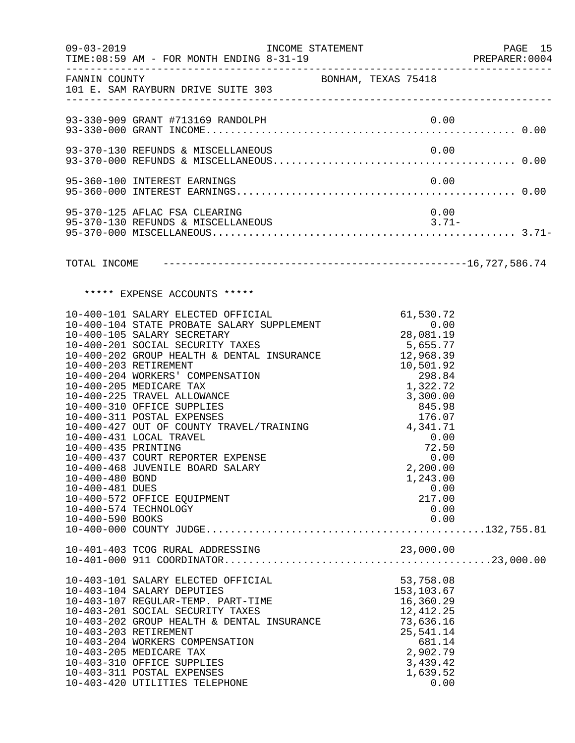FANNIN COUNTY BONHAM, TEXAS 75418
101 E. SAM RAYBURN DRIVE SUITE 303

| Account | Description | Amount | Total |
|---|---|---|---|
| 93-330-909 | GRANT #713169 RANDOLPH | 0.00 | |
| 93-330-000 | GRANT INCOME | | 0.00 |
| 93-370-130 | REFUNDS & MISCELLANEOUS | 0.00 | |
| 93-370-000 | REFUNDS & MISCELLANEOUS | | 0.00 |
| 95-360-100 | INTEREST EARNINGS | 0.00 | |
| 95-360-000 | INTEREST EARNINGS | | 0.00 |
| 95-370-125 | AFLAC FSA CLEARING | 0.00 | |
| 95-370-130 | REFUNDS & MISCELLANEOUS | 3.71- | |
| 95-370-000 | MISCELLANEOUS | | 3.71- |

TOTAL INCOME ---------------------------------------------------16,727,586.74

***** EXPENSE ACCOUNTS *****

| Account | Description | Amount | Total |
|---|---|---|---|
| 10-400-101 | SALARY ELECTED OFFICIAL | 61,530.72 | |
| 10-400-104 | STATE PROBATE SALARY SUPPLEMENT | 0.00 | |
| 10-400-105 | SALARY SECRETARY | 28,081.19 | |
| 10-400-201 | SOCIAL SECURITY TAXES | 5,655.77 | |
| 10-400-202 | GROUP HEALTH & DENTAL INSURANCE | 12,968.39 | |
| 10-400-203 | RETIREMENT | 10,501.92 | |
| 10-400-204 | WORKERS' COMPENSATION | 298.84 | |
| 10-400-205 | MEDICARE TAX | 1,322.72 | |
| 10-400-225 | TRAVEL ALLOWANCE | 3,300.00 | |
| 10-400-310 | OFFICE SUPPLIES | 845.98 | |
| 10-400-311 | POSTAL EXPENSES | 176.07 | |
| 10-400-427 | OUT OF COUNTY TRAVEL/TRAINING | 4,341.71 | |
| 10-400-431 | LOCAL TRAVEL | 0.00 | |
| 10-400-435 | PRINTING | 72.50 | |
| 10-400-437 | COURT REPORTER EXPENSE | 0.00 | |
| 10-400-468 | JUVENILE BOARD SALARY | 2,200.00 | |
| 10-400-480 | BOND | 1,243.00 | |
| 10-400-481 | DUES | 0.00 | |
| 10-400-572 | OFFICE EQUIPMENT | 217.00 | |
| 10-400-574 | TECHNOLOGY | 0.00 | |
| 10-400-590 | BOOKS | 0.00 | |
| 10-400-000 | COUNTY JUDGE | | 132,755.81 |
| 10-401-403 | TCOG RURAL ADDRESSING | 23,000.00 | |
| 10-401-000 | 911 COORDINATOR | | 23,000.00 |
| 10-403-101 | SALARY ELECTED OFFICIAL | 53,758.08 | |
| 10-403-104 | SALARY DEPUTIES | 153,103.67 | |
| 10-403-107 | REGULAR-TEMP. PART-TIME | 16,360.29 | |
| 10-403-201 | SOCIAL SECURITY TAXES | 12,412.25 | |
| 10-403-202 | GROUP HEALTH & DENTAL INSURANCE | 73,636.16 | |
| 10-403-203 | RETIREMENT | 25,541.14 | |
| 10-403-204 | WORKERS COMPENSATION | 681.14 | |
| 10-403-205 | MEDICARE TAX | 2,902.79 | |
| 10-403-310 | OFFICE SUPPLIES | 3,439.42 | |
| 10-403-311 | POSTAL EXPENSES | 1,639.52 | |
| 10-403-420 | UTILITIES TELEPHONE | 0.00 | |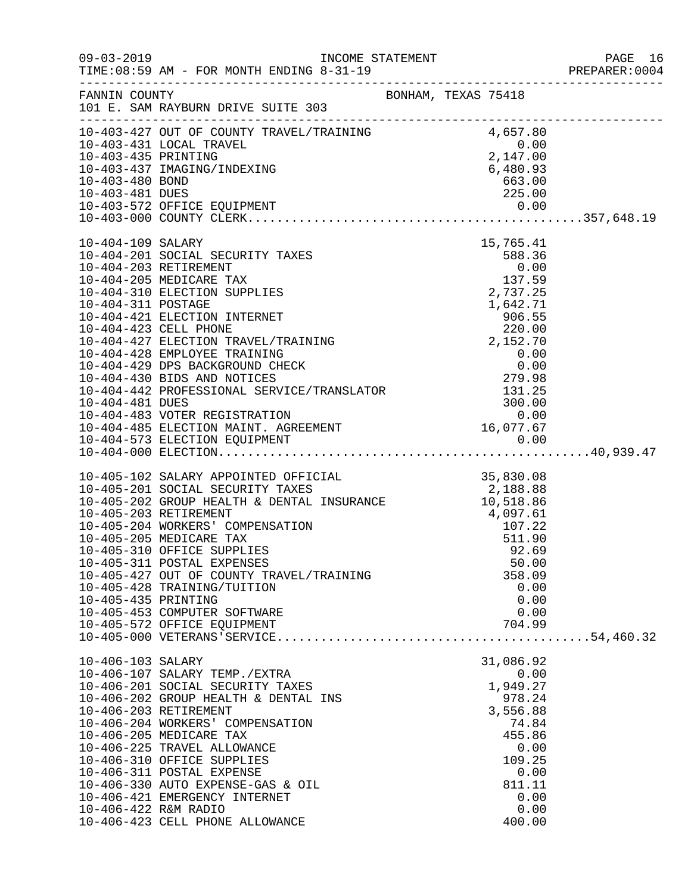09-03-2019 INCOME STATEMENT
TIME:08:59 AM - FOR MONTH ENDING 8-31-19 PREPARER:0004

FANNIN COUNTY BONHAM, TEXAS 75418
101 E. SAM RAYBURN DRIVE SUITE 303

| Account | Description | Amount | Total |
|---|---|---|---|
| 10-403-427 | OUT OF COUNTY TRAVEL/TRAINING | 4,657.80 | |
| 10-403-431 | LOCAL TRAVEL | 0.00 | |
| 10-403-435 | PRINTING | 2,147.00 | |
| 10-403-437 | IMAGING/INDEXING | 6,480.93 | |
| 10-403-480 | BOND | 663.00 | |
| 10-403-481 | DUES | 225.00 | |
| 10-403-572 | OFFICE EQUIPMENT | 0.00 | |
| 10-403-000 | COUNTY CLERK | | 357,648.19 |
| 10-404-109 | SALARY | 15,765.41 | |
| 10-404-201 | SOCIAL SECURITY TAXES | 588.36 | |
| 10-404-203 | RETIREMENT | 0.00 | |
| 10-404-205 | MEDICARE TAX | 137.59 | |
| 10-404-310 | ELECTION SUPPLIES | 2,737.25 | |
| 10-404-311 | POSTAGE | 1,642.71 | |
| 10-404-421 | ELECTION INTERNET | 906.55 | |
| 10-404-423 | CELL PHONE | 220.00 | |
| 10-404-427 | ELECTION TRAVEL/TRAINING | 2,152.70 | |
| 10-404-428 | EMPLOYEE TRAINING | 0.00 | |
| 10-404-429 | DPS BACKGROUND CHECK | 0.00 | |
| 10-404-430 | BIDS AND NOTICES | 279.98 | |
| 10-404-442 | PROFESSIONAL SERVICE/TRANSLATOR | 131.25 | |
| 10-404-481 | DUES | 300.00 | |
| 10-404-483 | VOTER REGISTRATION | 0.00 | |
| 10-404-485 | ELECTION MAINT. AGREEMENT | 16,077.67 | |
| 10-404-573 | ELECTION EQUIPMENT | 0.00 | |
| 10-404-000 | ELECTION | | 40,939.47 |
| 10-405-102 | SALARY APPOINTED OFFICIAL | 35,830.08 | |
| 10-405-201 | SOCIAL SECURITY TAXES | 2,188.88 | |
| 10-405-202 | GROUP HEALTH & DENTAL INSURANCE | 10,518.86 | |
| 10-405-203 | RETIREMENT | 4,097.61 | |
| 10-405-204 | WORKERS' COMPENSATION | 107.22 | |
| 10-405-205 | MEDICARE TAX | 511.90 | |
| 10-405-310 | OFFICE SUPPLIES | 92.69 | |
| 10-405-311 | POSTAL EXPENSES | 50.00 | |
| 10-405-427 | OUT OF COUNTY TRAVEL/TRAINING | 358.09 | |
| 10-405-428 | TRAINING/TUITION | 0.00 | |
| 10-405-435 | PRINTING | 0.00 | |
| 10-405-453 | COMPUTER SOFTWARE | 0.00 | |
| 10-405-572 | OFFICE EQUIPMENT | 704.99 | |
| 10-405-000 | VETERANS'SERVICE | | 54,460.32 |
| 10-406-103 | SALARY | 31,086.92 | |
| 10-406-107 | SALARY TEMP./EXTRA | 0.00 | |
| 10-406-201 | SOCIAL SECURITY TAXES | 1,949.27 | |
| 10-406-202 | GROUP HEALTH & DENTAL INS | 978.24 | |
| 10-406-203 | RETIREMENT | 3,556.88 | |
| 10-406-204 | WORKERS' COMPENSATION | 74.84 | |
| 10-406-205 | MEDICARE TAX | 455.86 | |
| 10-406-225 | TRAVEL ALLOWANCE | 0.00 | |
| 10-406-310 | OFFICE SUPPLIES | 109.25 | |
| 10-406-311 | POSTAL EXPENSE | 0.00 | |
| 10-406-330 | AUTO EXPENSE-GAS & OIL | 811.11 | |
| 10-406-421 | EMERGENCY INTERNET | 0.00 | |
| 10-406-422 | R&M RADIO | 0.00 | |
| 10-406-423 | CELL PHONE ALLOWANCE | 400.00 | |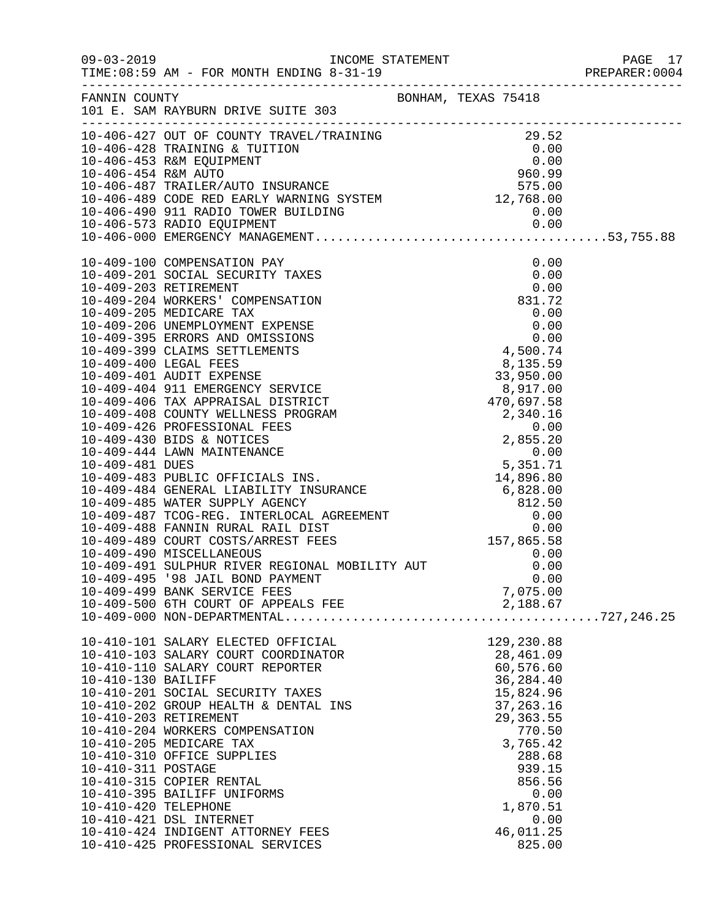FANNIN COUNTY BONHAM, TEXAS 75418
101 E. SAM RAYBURN DRIVE SUITE 303

INCOME STATEMENT — FOR MONTH ENDING 8-31-19

| Account | Description | Amount | Total |
|---|---|---|---|
| 10-406-427 | OUT OF COUNTY TRAVEL/TRAINING | 29.52 | |
| 10-406-428 | TRAINING & TUITION | 0.00 | |
| 10-406-453 | R&M EQUIPMENT | 0.00 | |
| 10-406-454 | R&M AUTO | 960.99 | |
| 10-406-487 | TRAILER/AUTO INSURANCE | 575.00 | |
| 10-406-489 | CODE RED EARLY WARNING SYSTEM | 12,768.00 | |
| 10-406-490 | 911 RADIO TOWER BUILDING | 0.00 | |
| 10-406-573 | RADIO EQUIPMENT | 0.00 | |
| 10-406-000 | EMERGENCY MANAGEMENT | | 53,755.88 |
| 10-409-100 | COMPENSATION PAY | 0.00 | |
| 10-409-201 | SOCIAL SECURITY TAXES | 0.00 | |
| 10-409-203 | RETIREMENT | 0.00 | |
| 10-409-204 | WORKERS' COMPENSATION | 831.72 | |
| 10-409-205 | MEDICARE TAX | 0.00 | |
| 10-409-206 | UNEMPLOYMENT EXPENSE | 0.00 | |
| 10-409-395 | ERRORS AND OMISSIONS | 0.00 | |
| 10-409-399 | CLAIMS SETTLEMENTS | 4,500.74 | |
| 10-409-400 | LEGAL FEES | 8,135.59 | |
| 10-409-401 | AUDIT EXPENSE | 33,950.00 | |
| 10-409-404 | 911 EMERGENCY SERVICE | 8,917.00 | |
| 10-409-406 | TAX APPRAISAL DISTRICT | 470,697.58 | |
| 10-409-408 | COUNTY WELLNESS PROGRAM | 2,340.16 | |
| 10-409-426 | PROFESSIONAL FEES | 0.00 | |
| 10-409-430 | BIDS & NOTICES | 2,855.20 | |
| 10-409-444 | LAWN MAINTENANCE | 0.00 | |
| 10-409-481 | DUES | 5,351.71 | |
| 10-409-483 | PUBLIC OFFICIALS INS. | 14,896.80 | |
| 10-409-484 | GENERAL LIABILITY INSURANCE | 6,828.00 | |
| 10-409-485 | WATER SUPPLY AGENCY | 812.50 | |
| 10-409-487 | TCOG-REG. INTERLOCAL AGREEMENT | 0.00 | |
| 10-409-488 | FANNIN RURAL RAIL DIST | 0.00 | |
| 10-409-489 | COURT COSTS/ARREST FEES | 157,865.58 | |
| 10-409-490 | MISCELLANEOUS | 0.00 | |
| 10-409-491 | SULPHUR RIVER REGIONAL MOBILITY AUT | 0.00 | |
| 10-409-495 | '98 JAIL BOND PAYMENT | 0.00 | |
| 10-409-499 | BANK SERVICE FEES | 7,075.00 | |
| 10-409-500 | 6TH COURT OF APPEALS FEE | 2,188.67 | |
| 10-409-000 | NON-DEPARTMENTAL | | 727,246.25 |
| 10-410-101 | SALARY ELECTED OFFICIAL | 129,230.88 | |
| 10-410-103 | SALARY COURT COORDINATOR | 28,461.09 | |
| 10-410-110 | SALARY COURT REPORTER | 60,576.60 | |
| 10-410-130 | BAILIFF | 36,284.40 | |
| 10-410-201 | SOCIAL SECURITY TAXES | 15,824.96 | |
| 10-410-202 | GROUP HEALTH & DENTAL INS | 37,263.16 | |
| 10-410-203 | RETIREMENT | 29,363.55 | |
| 10-410-204 | WORKERS COMPENSATION | 770.50 | |
| 10-410-205 | MEDICARE TAX | 3,765.42 | |
| 10-410-310 | OFFICE SUPPLIES | 288.68 | |
| 10-410-311 | POSTAGE | 939.15 | |
| 10-410-315 | COPIER RENTAL | 856.56 | |
| 10-410-395 | BAILIFF UNIFORMS | 0.00 | |
| 10-410-420 | TELEPHONE | 1,870.51 | |
| 10-410-421 | DSL INTERNET | 0.00 | |
| 10-410-424 | INDIGENT ATTORNEY FEES | 46,011.25 | |
| 10-410-425 | PROFESSIONAL SERVICES | 825.00 | |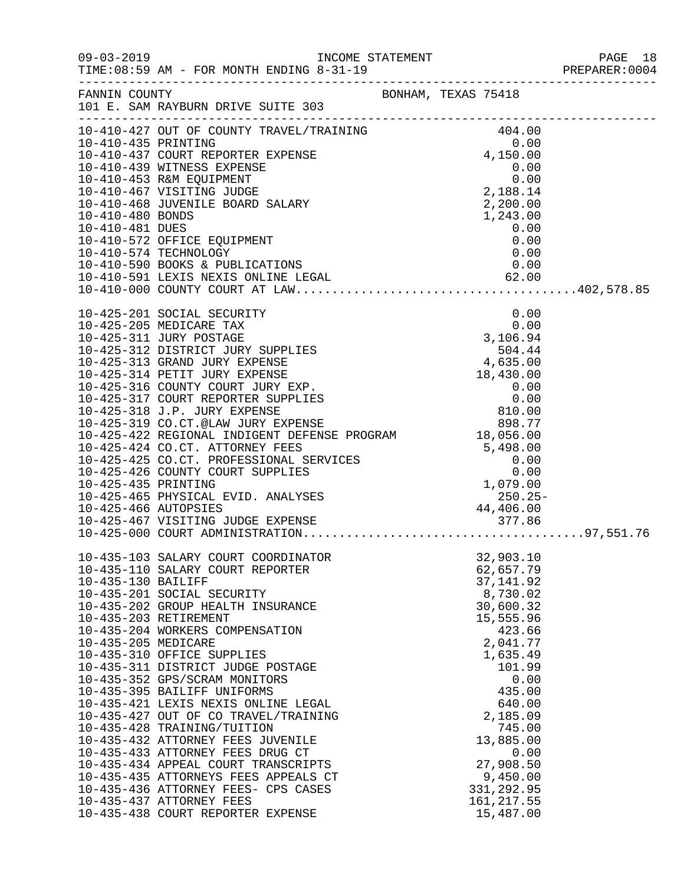FANNIN COUNTY — BONHAM, TEXAS 75418
101 E. SAM RAYBURN DRIVE SUITE 303

INCOME STATEMENT — TIME:08:59 AM - FOR MONTH ENDING 8-31-19

| Account | Description | Amount | Total |
|---|---|---|---|
| 10-410-427 | OUT OF COUNTY TRAVEL/TRAINING | 404.00 | |
| 10-410-435 | PRINTING | 0.00 | |
| 10-410-437 | COURT REPORTER EXPENSE | 4,150.00 | |
| 10-410-439 | WITNESS EXPENSE | 0.00 | |
| 10-410-453 | R&M EQUIPMENT | 0.00 | |
| 10-410-467 | VISITING JUDGE | 2,188.14 | |
| 10-410-468 | JUVENILE BOARD SALARY | 2,200.00 | |
| 10-410-480 | BONDS | 1,243.00 | |
| 10-410-481 | DUES | 0.00 | |
| 10-410-572 | OFFICE EQUIPMENT | 0.00 | |
| 10-410-574 | TECHNOLOGY | 0.00 | |
| 10-410-590 | BOOKS & PUBLICATIONS | 0.00 | |
| 10-410-591 | LEXIS NEXIS ONLINE LEGAL | 62.00 | |
| 10-410-000 | COUNTY COURT AT LAW | | 402,578.85 |
| 10-425-201 | SOCIAL SECURITY | 0.00 | |
| 10-425-205 | MEDICARE TAX | 0.00 | |
| 10-425-311 | JURY POSTAGE | 3,106.94 | |
| 10-425-312 | DISTRICT JURY SUPPLIES | 504.44 | |
| 10-425-313 | GRAND JURY EXPENSE | 4,635.00 | |
| 10-425-314 | PETIT JURY EXPENSE | 18,430.00 | |
| 10-425-316 | COUNTY COURT JURY EXP. | 0.00 | |
| 10-425-317 | COURT REPORTER SUPPLIES | 0.00 | |
| 10-425-318 | J.P. JURY EXPENSE | 810.00 | |
| 10-425-319 | CO.CT.@LAW JURY EXPENSE | 898.77 | |
| 10-425-422 | REGIONAL INDIGENT DEFENSE PROGRAM | 18,056.00 | |
| 10-425-424 | CO.CT. ATTORNEY FEES | 5,498.00 | |
| 10-425-425 | CO.CT. PROFESSIONAL SERVICES | 0.00 | |
| 10-425-426 | COUNTY COURT SUPPLIES | 0.00 | |
| 10-425-435 | PRINTING | 1,079.00 | |
| 10-425-465 | PHYSICAL EVID. ANALYSES | 250.25- | |
| 10-425-466 | AUTOPSIES | 44,406.00 | |
| 10-425-467 | VISITING JUDGE EXPENSE | 377.86 | |
| 10-425-000 | COURT ADMINISTRATION | | 97,551.76 |
| 10-435-103 | SALARY COURT COORDINATOR | 32,903.10 | |
| 10-435-110 | SALARY COURT REPORTER | 62,657.79 | |
| 10-435-130 | BAILIFF | 37,141.92 | |
| 10-435-201 | SOCIAL SECURITY | 8,730.02 | |
| 10-435-202 | GROUP HEALTH INSURANCE | 30,600.32 | |
| 10-435-203 | RETIREMENT | 15,555.96 | |
| 10-435-204 | WORKERS COMPENSATION | 423.66 | |
| 10-435-205 | MEDICARE | 2,041.77 | |
| 10-435-310 | OFFICE SUPPLIES | 1,635.49 | |
| 10-435-311 | DISTRICT JUDGE POSTAGE | 101.99 | |
| 10-435-352 | GPS/SCRAM MONITORS | 0.00 | |
| 10-435-395 | BAILIFF UNIFORMS | 435.00 | |
| 10-435-421 | LEXIS NEXIS ONLINE LEGAL | 640.00 | |
| 10-435-427 | OUT OF CO TRAVEL/TRAINING | 2,185.09 | |
| 10-435-428 | TRAINING/TUITION | 745.00 | |
| 10-435-432 | ATTORNEY FEES JUVENILE | 13,885.00 | |
| 10-435-433 | ATTORNEY FEES DRUG CT | 0.00 | |
| 10-435-434 | APPEAL COURT TRANSCRIPTS | 27,908.50 | |
| 10-435-435 | ATTORNEYS FEES APPEALS CT | 9,450.00 | |
| 10-435-436 | ATTORNEY FEES- CPS CASES | 331,292.95 | |
| 10-435-437 | ATTORNEY FEES | 161,217.55 | |
| 10-435-438 | COURT REPORTER EXPENSE | 15,487.00 | |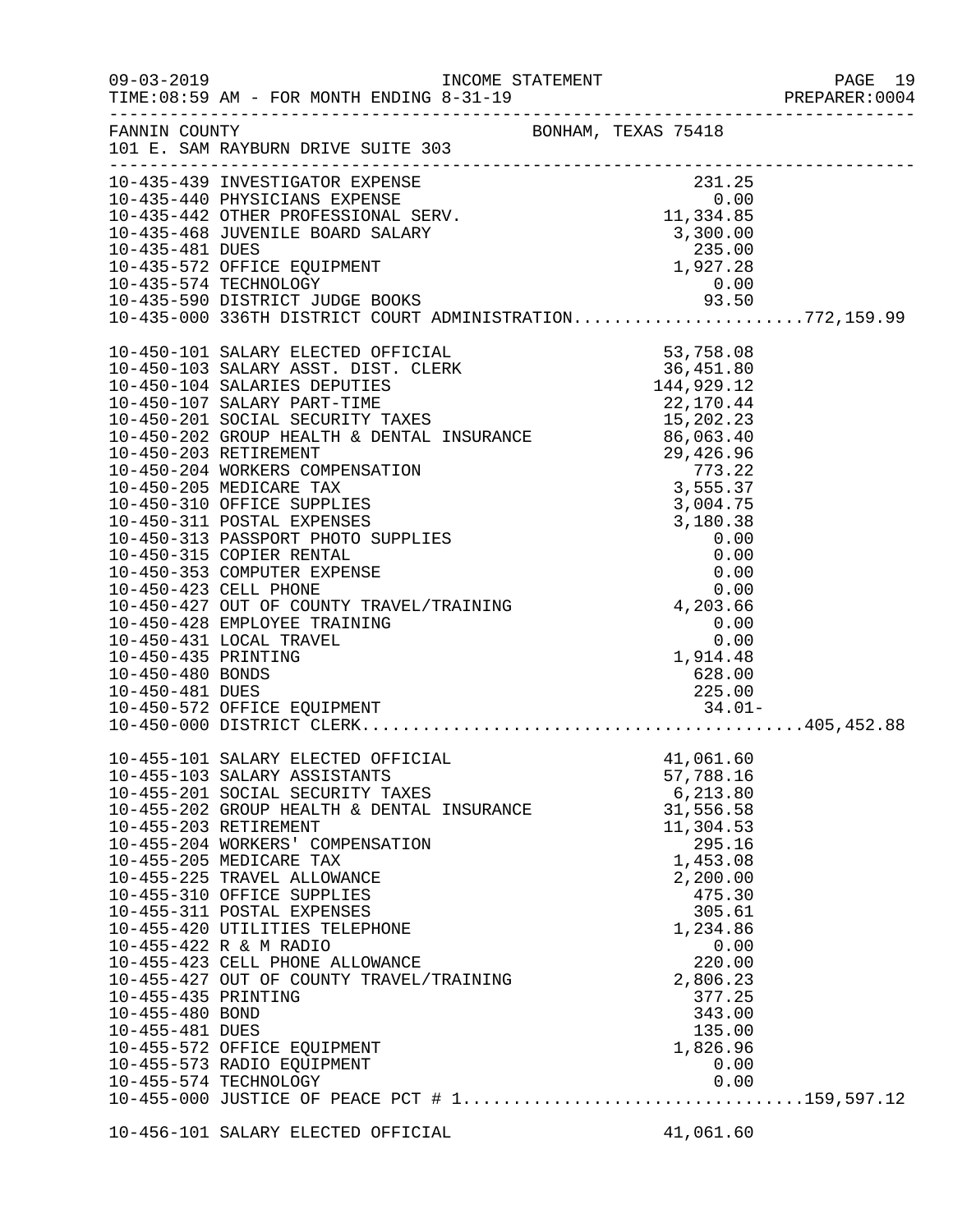FANNIN COUNTY BONHAM, TEXAS 75418
101 E. SAM RAYBURN DRIVE SUITE 303

INCOME STATEMENT
09-03-2019
TIME:08:59 AM - FOR MONTH ENDING 8-31-19

| Account | Description | Amount | Total |
|---|---|---|---|
| 10-435-439 | INVESTIGATOR EXPENSE | 231.25 | |
| 10-435-440 | PHYSICIANS EXPENSE | 0.00 | |
| 10-435-442 | OTHER PROFESSIONAL SERV. | 11,334.85 | |
| 10-435-468 | JUVENILE BOARD SALARY | 3,300.00 | |
| 10-435-481 | DUES | 235.00 | |
| 10-435-572 | OFFICE EQUIPMENT | 1,927.28 | |
| 10-435-574 | TECHNOLOGY | 0.00 | |
| 10-435-590 | DISTRICT JUDGE BOOKS | 93.50 | |
| 10-435-000 | 336TH DISTRICT COURT ADMINISTRATION | | 772,159.99 |
| 10-450-101 | SALARY ELECTED OFFICIAL | 53,758.08 | |
| 10-450-103 | SALARY ASST. DIST. CLERK | 36,451.80 | |
| 10-450-104 | SALARIES DEPUTIES | 144,929.12 | |
| 10-450-107 | SALARY PART-TIME | 22,170.44 | |
| 10-450-201 | SOCIAL SECURITY TAXES | 15,202.23 | |
| 10-450-202 | GROUP HEALTH & DENTAL INSURANCE | 86,063.40 | |
| 10-450-203 | RETIREMENT | 29,426.96 | |
| 10-450-204 | WORKERS COMPENSATION | 773.22 | |
| 10-450-205 | MEDICARE TAX | 3,555.37 | |
| 10-450-310 | OFFICE SUPPLIES | 3,004.75 | |
| 10-450-311 | POSTAL EXPENSES | 3,180.38 | |
| 10-450-313 | PASSPORT PHOTO SUPPLIES | 0.00 | |
| 10-450-315 | COPIER RENTAL | 0.00 | |
| 10-450-353 | COMPUTER EXPENSE | 0.00 | |
| 10-450-423 | CELL PHONE | 0.00 | |
| 10-450-427 | OUT OF COUNTY TRAVEL/TRAINING | 4,203.66 | |
| 10-450-428 | EMPLOYEE TRAINING | 0.00 | |
| 10-450-431 | LOCAL TRAVEL | 0.00 | |
| 10-450-435 | PRINTING | 1,914.48 | |
| 10-450-480 | BONDS | 628.00 | |
| 10-450-481 | DUES | 225.00 | |
| 10-450-572 | OFFICE EQUIPMENT | 34.01- | |
| 10-450-000 | DISTRICT CLERK | | 405,452.88 |
| 10-455-101 | SALARY ELECTED OFFICIAL | 41,061.60 | |
| 10-455-103 | SALARY ASSISTANTS | 57,788.16 | |
| 10-455-201 | SOCIAL SECURITY TAXES | 6,213.80 | |
| 10-455-202 | GROUP HEALTH & DENTAL INSURANCE | 31,556.58 | |
| 10-455-203 | RETIREMENT | 11,304.53 | |
| 10-455-204 | WORKERS' COMPENSATION | 295.16 | |
| 10-455-205 | MEDICARE TAX | 1,453.08 | |
| 10-455-225 | TRAVEL ALLOWANCE | 2,200.00 | |
| 10-455-310 | OFFICE SUPPLIES | 475.30 | |
| 10-455-311 | POSTAL EXPENSES | 305.61 | |
| 10-455-420 | UTILITIES TELEPHONE | 1,234.86 | |
| 10-455-422 | R & M RADIO | 0.00 | |
| 10-455-423 | CELL PHONE ALLOWANCE | 220.00 | |
| 10-455-427 | OUT OF COUNTY TRAVEL/TRAINING | 2,806.23 | |
| 10-455-435 | PRINTING | 377.25 | |
| 10-455-480 | BOND | 343.00 | |
| 10-455-481 | DUES | 135.00 | |
| 10-455-572 | OFFICE EQUIPMENT | 1,826.96 | |
| 10-455-573 | RADIO EQUIPMENT | 0.00 | |
| 10-455-574 | TECHNOLOGY | 0.00 | |
| 10-455-000 | JUSTICE OF PEACE PCT # 1 | | 159,597.12 |
| 10-456-101 | SALARY ELECTED OFFICIAL | 41,061.60 | |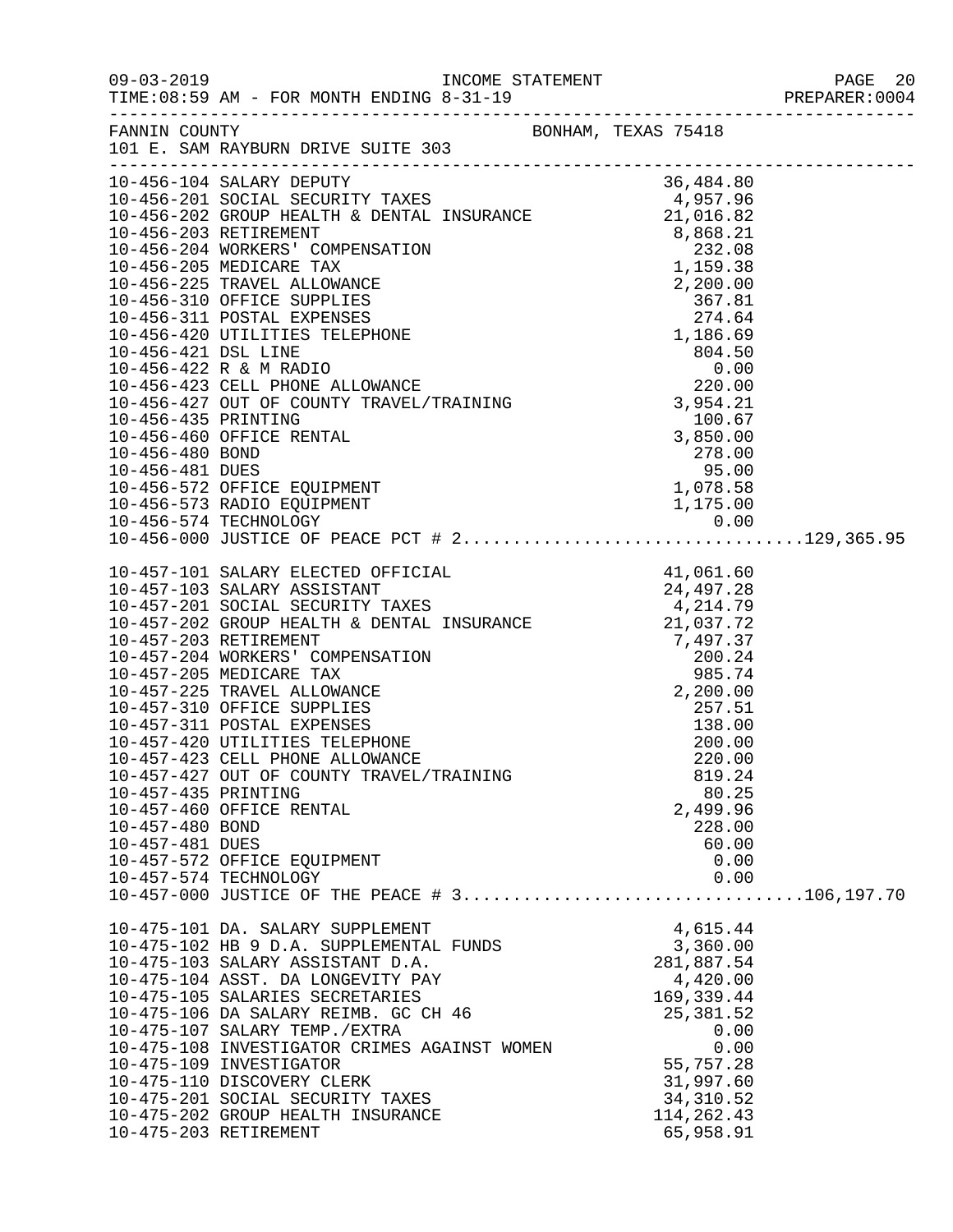09-03-2019 INCOME STATEMENT PAGE 20
TIME:08:59 AM - FOR MONTH ENDING 8-31-19 PREPARER:0004

FANNIN COUNTY BONHAM, TEXAS 75418
101 E. SAM RAYBURN DRIVE SUITE 303

| Account | Description | Amount | Total |
|---|---|---|---|
| 10-456-104 | SALARY DEPUTY | 36,484.80 | |
| 10-456-201 | SOCIAL SECURITY TAXES | 4,957.96 | |
| 10-456-202 | GROUP HEALTH & DENTAL INSURANCE | 21,016.82 | |
| 10-456-203 | RETIREMENT | 8,868.21 | |
| 10-456-204 | WORKERS' COMPENSATION | 232.08 | |
| 10-456-205 | MEDICARE TAX | 1,159.38 | |
| 10-456-225 | TRAVEL ALLOWANCE | 2,200.00 | |
| 10-456-310 | OFFICE SUPPLIES | 367.81 | |
| 10-456-311 | POSTAL EXPENSES | 274.64 | |
| 10-456-420 | UTILITIES TELEPHONE | 1,186.69 | |
| 10-456-421 | DSL LINE | 804.50 | |
| 10-456-422 | R & M RADIO | 0.00 | |
| 10-456-423 | CELL PHONE ALLOWANCE | 220.00 | |
| 10-456-427 | OUT OF COUNTY TRAVEL/TRAINING | 3,954.21 | |
| 10-456-435 | PRINTING | 100.67 | |
| 10-456-460 | OFFICE RENTAL | 3,850.00 | |
| 10-456-480 | BOND | 278.00 | |
| 10-456-481 | DUES | 95.00 | |
| 10-456-572 | OFFICE EQUIPMENT | 1,078.58 | |
| 10-456-573 | RADIO EQUIPMENT | 1,175.00 | |
| 10-456-574 | TECHNOLOGY | 0.00 | |
| 10-456-000 | JUSTICE OF PEACE PCT # 2 | | 129,365.95 |
| 10-457-101 | SALARY ELECTED OFFICIAL | 41,061.60 | |
| 10-457-103 | SALARY ASSISTANT | 24,497.28 | |
| 10-457-201 | SOCIAL SECURITY TAXES | 4,214.79 | |
| 10-457-202 | GROUP HEALTH & DENTAL INSURANCE | 21,037.72 | |
| 10-457-203 | RETIREMENT | 7,497.37 | |
| 10-457-204 | WORKERS' COMPENSATION | 200.24 | |
| 10-457-205 | MEDICARE TAX | 985.74 | |
| 10-457-225 | TRAVEL ALLOWANCE | 2,200.00 | |
| 10-457-310 | OFFICE SUPPLIES | 257.51 | |
| 10-457-311 | POSTAL EXPENSES | 138.00 | |
| 10-457-420 | UTILITIES TELEPHONE | 200.00 | |
| 10-457-423 | CELL PHONE ALLOWANCE | 220.00 | |
| 10-457-427 | OUT OF COUNTY TRAVEL/TRAINING | 819.24 | |
| 10-457-435 | PRINTING | 80.25 | |
| 10-457-460 | OFFICE RENTAL | 2,499.96 | |
| 10-457-480 | BOND | 228.00 | |
| 10-457-481 | DUES | 60.00 | |
| 10-457-572 | OFFICE EQUIPMENT | 0.00 | |
| 10-457-574 | TECHNOLOGY | 0.00 | |
| 10-457-000 | JUSTICE OF THE PEACE # 3 | | 106,197.70 |
| 10-475-101 | DA. SALARY SUPPLEMENT | 4,615.44 | |
| 10-475-102 | HB 9 D.A. SUPPLEMENTAL FUNDS | 3,360.00 | |
| 10-475-103 | SALARY ASSISTANT D.A. | 281,887.54 | |
| 10-475-104 | ASST. DA LONGEVITY PAY | 4,420.00 | |
| 10-475-105 | SALARIES SECRETARIES | 169,339.44 | |
| 10-475-106 | DA SALARY REIMB. GC CH 46 | 25,381.52 | |
| 10-475-107 | SALARY TEMP./EXTRA | 0.00 | |
| 10-475-108 | INVESTIGATOR CRIMES AGAINST WOMEN | 0.00 | |
| 10-475-109 | INVESTIGATOR | 55,757.28 | |
| 10-475-110 | DISCOVERY CLERK | 31,997.60 | |
| 10-475-201 | SOCIAL SECURITY TAXES | 34,310.52 | |
| 10-475-202 | GROUP HEALTH INSURANCE | 114,262.43 | |
| 10-475-203 | RETIREMENT | 65,958.91 | |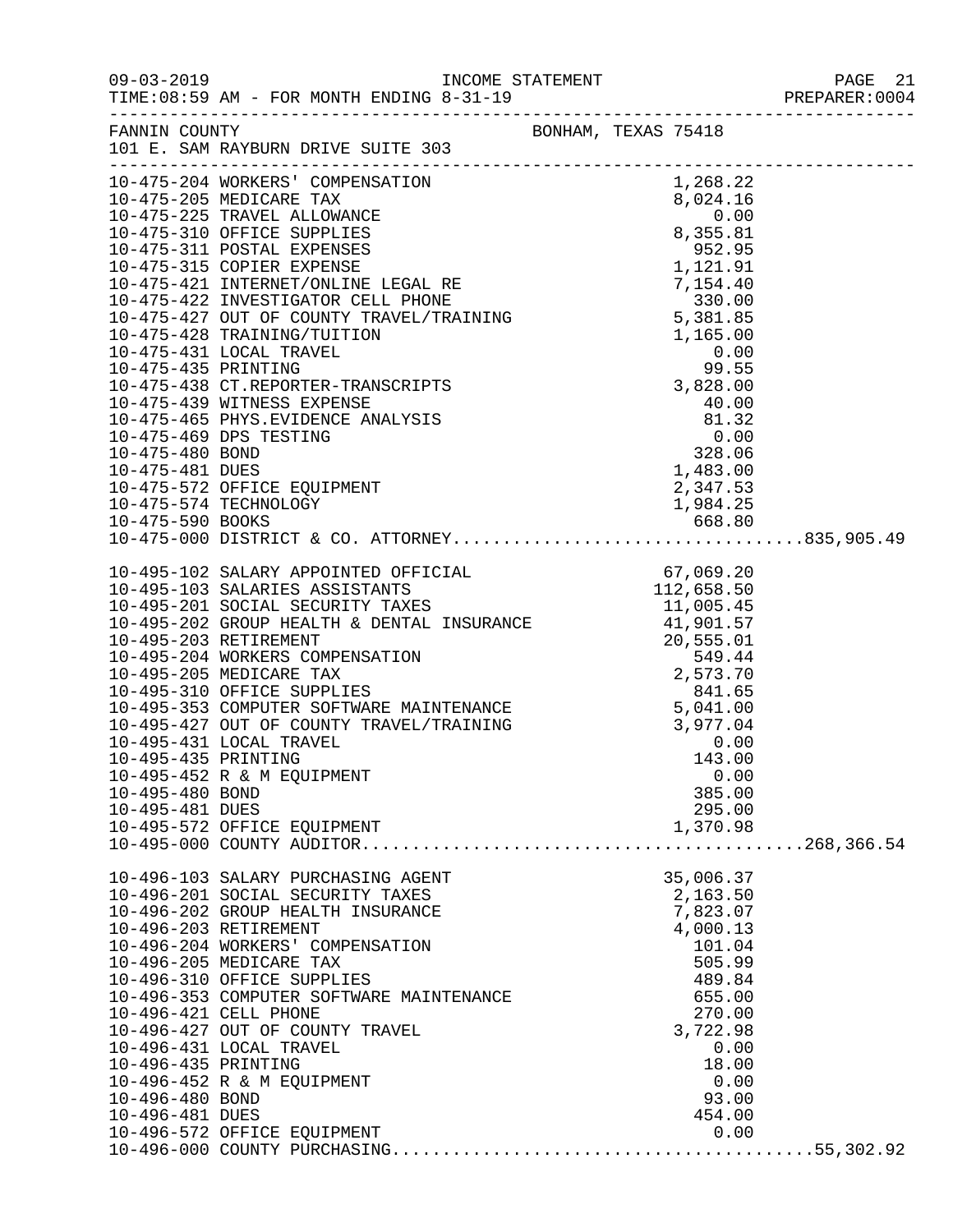INCOME STATEMENT
TIME:08:59 AM - FOR MONTH ENDING 8-31-19

FANNIN COUNTY — BONHAM, TEXAS 75418
101 E. SAM RAYBURN DRIVE SUITE 303

| Account | Description | Amount | Total |
|---|---|---|---|
| 10-475-204 | WORKERS' COMPENSATION | 1,268.22 | |
| 10-475-205 | MEDICARE TAX | 8,024.16 | |
| 10-475-225 | TRAVEL ALLOWANCE | 0.00 | |
| 10-475-310 | OFFICE SUPPLIES | 8,355.81 | |
| 10-475-311 | POSTAL EXPENSES | 952.95 | |
| 10-475-315 | COPIER EXPENSE | 1,121.91 | |
| 10-475-421 | INTERNET/ONLINE LEGAL RE | 7,154.40 | |
| 10-475-422 | INVESTIGATOR CELL PHONE | 330.00 | |
| 10-475-427 | OUT OF COUNTY TRAVEL/TRAINING | 5,381.85 | |
| 10-475-428 | TRAINING/TUITION | 1,165.00 | |
| 10-475-431 | LOCAL TRAVEL | 0.00 | |
| 10-475-435 | PRINTING | 99.55 | |
| 10-475-438 | CT.REPORTER-TRANSCRIPTS | 3,828.00 | |
| 10-475-439 | WITNESS EXPENSE | 40.00 | |
| 10-475-465 | PHYS.EVIDENCE ANALYSIS | 81.32 | |
| 10-475-469 | DPS TESTING | 0.00 | |
| 10-475-480 | BOND | 328.06 | |
| 10-475-481 | DUES | 1,483.00 | |
| 10-475-572 | OFFICE EQUIPMENT | 2,347.53 | |
| 10-475-574 | TECHNOLOGY | 1,984.25 | |
| 10-475-590 | BOOKS | 668.80 | |
| 10-475-000 | DISTRICT & CO. ATTORNEY | | 835,905.49 |
| 10-495-102 | SALARY APPOINTED OFFICIAL | 67,069.20 | |
| 10-495-103 | SALARIES ASSISTANTS | 112,658.50 | |
| 10-495-201 | SOCIAL SECURITY TAXES | 11,005.45 | |
| 10-495-202 | GROUP HEALTH & DENTAL INSURANCE | 41,901.57 | |
| 10-495-203 | RETIREMENT | 20,555.01 | |
| 10-495-204 | WORKERS COMPENSATION | 549.44 | |
| 10-495-205 | MEDICARE TAX | 2,573.70 | |
| 10-495-310 | OFFICE SUPPLIES | 841.65 | |
| 10-495-353 | COMPUTER SOFTWARE MAINTENANCE | 5,041.00 | |
| 10-495-427 | OUT OF COUNTY TRAVEL/TRAINING | 3,977.04 | |
| 10-495-431 | LOCAL TRAVEL | 0.00 | |
| 10-495-435 | PRINTING | 143.00 | |
| 10-495-452 | R & M EQUIPMENT | 0.00 | |
| 10-495-480 | BOND | 385.00 | |
| 10-495-481 | DUES | 295.00 | |
| 10-495-572 | OFFICE EQUIPMENT | 1,370.98 | |
| 10-495-000 | COUNTY AUDITOR | | 268,366.54 |
| 10-496-103 | SALARY PURCHASING AGENT | 35,006.37 | |
| 10-496-201 | SOCIAL SECURITY TAXES | 2,163.50 | |
| 10-496-202 | GROUP HEALTH INSURANCE | 7,823.07 | |
| 10-496-203 | RETIREMENT | 4,000.13 | |
| 10-496-204 | WORKERS' COMPENSATION | 101.04 | |
| 10-496-205 | MEDICARE TAX | 505.99 | |
| 10-496-310 | OFFICE SUPPLIES | 489.84 | |
| 10-496-353 | COMPUTER SOFTWARE MAINTENANCE | 655.00 | |
| 10-496-421 | CELL PHONE | 270.00 | |
| 10-496-427 | OUT OF COUNTY TRAVEL | 3,722.98 | |
| 10-496-431 | LOCAL TRAVEL | 0.00 | |
| 10-496-435 | PRINTING | 18.00 | |
| 10-496-452 | R & M EQUIPMENT | 0.00 | |
| 10-496-480 | BOND | 93.00 | |
| 10-496-481 | DUES | 454.00 | |
| 10-496-572 | OFFICE EQUIPMENT | 0.00 | |
| 10-496-000 | COUNTY PURCHASING | | 55,302.92 |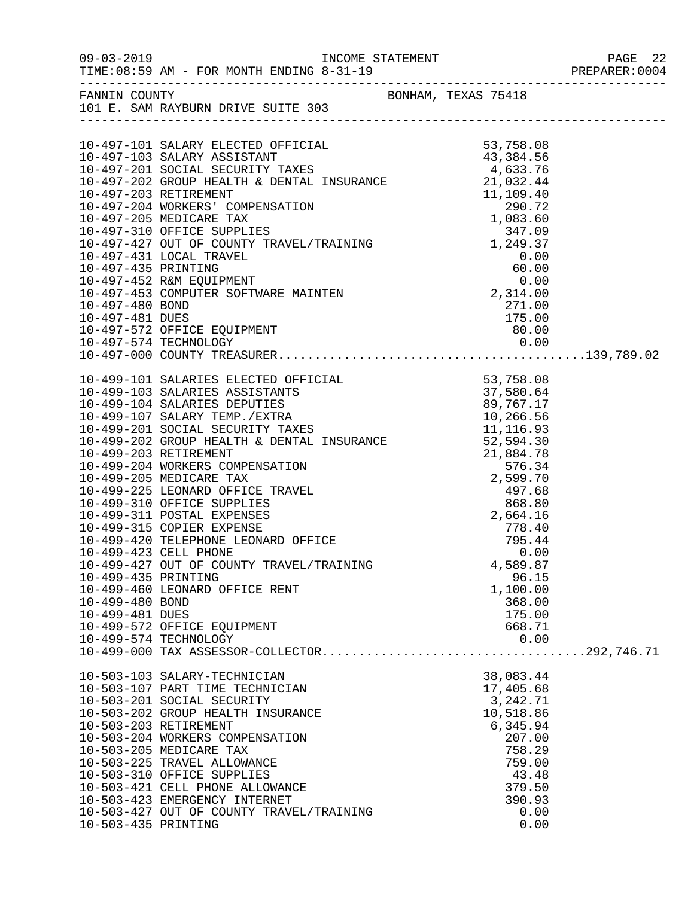FANNIN COUNTY BONHAM, TEXAS 75418
101 E. SAM RAYBURN DRIVE SUITE 303

| Account | Description | Amount | Total |
|---|---|---|---|
| 10-497-101 | SALARY ELECTED OFFICIAL | 53,758.08 | |
| 10-497-103 | SALARY ASSISTANT | 43,384.56 | |
| 10-497-201 | SOCIAL SECURITY TAXES | 4,633.76 | |
| 10-497-202 | GROUP HEALTH & DENTAL INSURANCE | 21,032.44 | |
| 10-497-203 | RETIREMENT | 11,109.40 | |
| 10-497-204 | WORKERS' COMPENSATION | 290.72 | |
| 10-497-205 | MEDICARE TAX | 1,083.60 | |
| 10-497-310 | OFFICE SUPPLIES | 347.09 | |
| 10-497-427 | OUT OF COUNTY TRAVEL/TRAINING | 1,249.37 | |
| 10-497-431 | LOCAL TRAVEL | 0.00 | |
| 10-497-435 | PRINTING | 60.00 | |
| 10-497-452 | R&M EQUIPMENT | 0.00 | |
| 10-497-453 | COMPUTER SOFTWARE MAINTEN | 2,314.00 | |
| 10-497-480 | BOND | 271.00 | |
| 10-497-481 | DUES | 175.00 | |
| 10-497-572 | OFFICE EQUIPMENT | 80.00 | |
| 10-497-574 | TECHNOLOGY | 0.00 | |
| 10-497-000 | COUNTY TREASURER | | 139,789.02 |
| 10-499-101 | SALARIES ELECTED OFFICIAL | 53,758.08 | |
| 10-499-103 | SALARIES ASSISTANTS | 37,580.64 | |
| 10-499-104 | SALARIES DEPUTIES | 89,767.17 | |
| 10-499-107 | SALARY TEMP./EXTRA | 10,266.56 | |
| 10-499-201 | SOCIAL SECURITY TAXES | 11,116.93 | |
| 10-499-202 | GROUP HEALTH & DENTAL INSURANCE | 52,594.30 | |
| 10-499-203 | RETIREMENT | 21,884.78 | |
| 10-499-204 | WORKERS COMPENSATION | 576.34 | |
| 10-499-205 | MEDICARE TAX | 2,599.70 | |
| 10-499-225 | LEONARD OFFICE TRAVEL | 497.68 | |
| 10-499-310 | OFFICE SUPPLIES | 868.80 | |
| 10-499-311 | POSTAL EXPENSES | 2,664.16 | |
| 10-499-315 | COPIER EXPENSE | 778.40 | |
| 10-499-420 | TELEPHONE LEONARD OFFICE | 795.44 | |
| 10-499-423 | CELL PHONE | 0.00 | |
| 10-499-427 | OUT OF COUNTY TRAVEL/TRAINING | 4,589.87 | |
| 10-499-435 | PRINTING | 96.15 | |
| 10-499-460 | LEONARD OFFICE RENT | 1,100.00 | |
| 10-499-480 | BOND | 368.00 | |
| 10-499-481 | DUES | 175.00 | |
| 10-499-572 | OFFICE EQUIPMENT | 668.71 | |
| 10-499-574 | TECHNOLOGY | 0.00 | |
| 10-499-000 | TAX ASSESSOR-COLLECTOR | | 292,746.71 |
| 10-503-103 | SALARY-TECHNICIAN | 38,083.44 | |
| 10-503-107 | PART TIME TECHNICIAN | 17,405.68 | |
| 10-503-201 | SOCIAL SECURITY | 3,242.71 | |
| 10-503-202 | GROUP HEALTH INSURANCE | 10,518.86 | |
| 10-503-203 | RETIREMENT | 6,345.94 | |
| 10-503-204 | WORKERS COMPENSATION | 207.00 | |
| 10-503-205 | MEDICARE TAX | 758.29 | |
| 10-503-225 | TRAVEL ALLOWANCE | 759.00 | |
| 10-503-310 | OFFICE SUPPLIES | 43.48 | |
| 10-503-421 | CELL PHONE ALLOWANCE | 379.50 | |
| 10-503-423 | EMERGENCY INTERNET | 390.93 | |
| 10-503-427 | OUT OF COUNTY TRAVEL/TRAINING | 0.00 | |
| 10-503-435 | PRINTING | 0.00 | |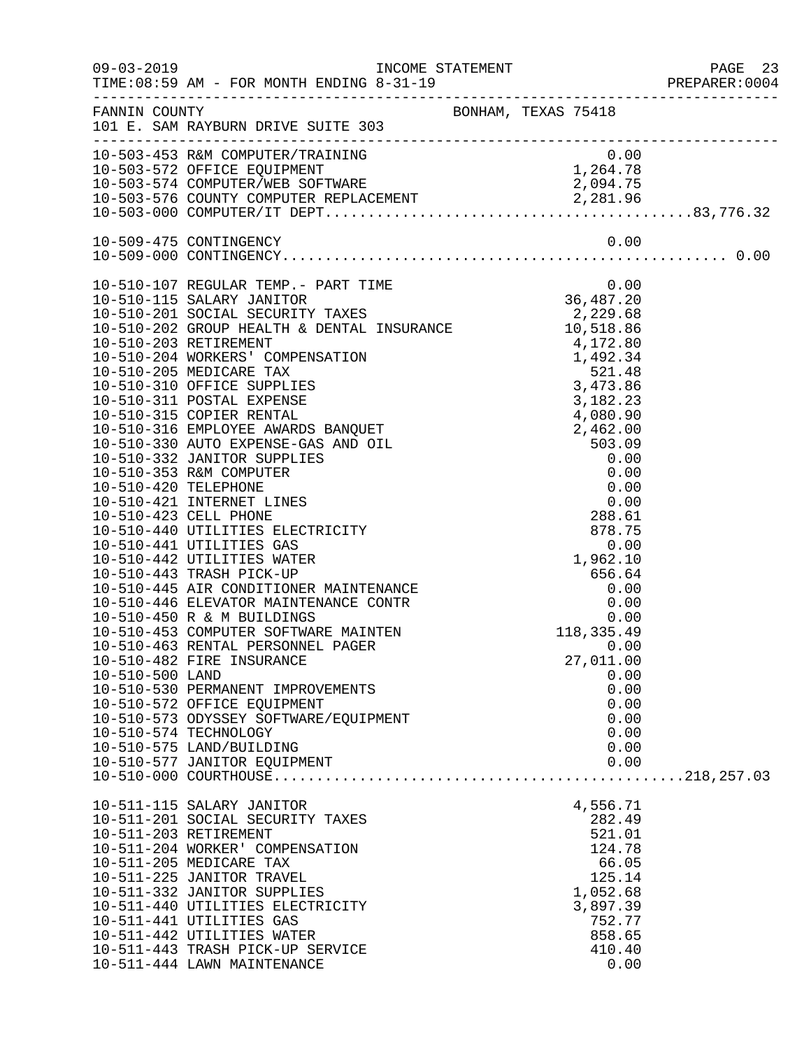FANNIN COUNTY BONHAM, TEXAS 75418
101 E. SAM RAYBURN DRIVE SUITE 303

INCOME STATEMENT — FOR MONTH ENDING 8-31-19

| Account | Description | Amount | Total |
|---|---|---|---|
| 10-503-453 | R&M COMPUTER/TRAINING | 0.00 | |
| 10-503-572 | OFFICE EQUIPMENT | 1,264.78 | |
| 10-503-574 | COMPUTER/WEB SOFTWARE | 2,094.75 | |
| 10-503-576 | COUNTY COMPUTER REPLACEMENT | 2,281.96 | |
| 10-503-000 | COMPUTER/IT DEPT | | 83,776.32 |
| 10-509-475 | CONTINGENCY | 0.00 | |
| 10-509-000 | CONTINGENCY | | 0.00 |
| 10-510-107 | REGULAR TEMP.- PART TIME | 0.00 | |
| 10-510-115 | SALARY JANITOR | 36,487.20 | |
| 10-510-201 | SOCIAL SECURITY TAXES | 2,229.68 | |
| 10-510-202 | GROUP HEALTH & DENTAL INSURANCE | 10,518.86 | |
| 10-510-203 | RETIREMENT | 4,172.80 | |
| 10-510-204 | WORKERS' COMPENSATION | 1,492.34 | |
| 10-510-205 | MEDICARE TAX | 521.48 | |
| 10-510-310 | OFFICE SUPPLIES | 3,473.86 | |
| 10-510-311 | POSTAL EXPENSE | 3,182.23 | |
| 10-510-315 | COPIER RENTAL | 4,080.90 | |
| 10-510-316 | EMPLOYEE AWARDS BANQUET | 2,462.00 | |
| 10-510-330 | AUTO EXPENSE-GAS AND OIL | 503.09 | |
| 10-510-332 | JANITOR SUPPLIES | 0.00 | |
| 10-510-353 | R&M COMPUTER | 0.00 | |
| 10-510-420 | TELEPHONE | 0.00 | |
| 10-510-421 | INTERNET LINES | 0.00 | |
| 10-510-423 | CELL PHONE | 288.61 | |
| 10-510-440 | UTILITIES ELECTRICITY | 878.75 | |
| 10-510-441 | UTILITIES GAS | 0.00 | |
| 10-510-442 | UTILITIES WATER | 1,962.10 | |
| 10-510-443 | TRASH PICK-UP | 656.64 | |
| 10-510-445 | AIR CONDITIONER MAINTENANCE | 0.00 | |
| 10-510-446 | ELEVATOR MAINTENANCE CONTR | 0.00 | |
| 10-510-450 | R & M BUILDINGS | 0.00 | |
| 10-510-453 | COMPUTER SOFTWARE MAINTEN | 118,335.49 | |
| 10-510-463 | RENTAL PERSONNEL PAGER | 0.00 | |
| 10-510-482 | FIRE INSURANCE | 27,011.00 | |
| 10-510-500 | LAND | 0.00 | |
| 10-510-530 | PERMANENT IMPROVEMENTS | 0.00 | |
| 10-510-572 | OFFICE EQUIPMENT | 0.00 | |
| 10-510-573 | ODYSSEY SOFTWARE/EQUIPMENT | 0.00 | |
| 10-510-574 | TECHNOLOGY | 0.00 | |
| 10-510-575 | LAND/BUILDING | 0.00 | |
| 10-510-577 | JANITOR EQUIPMENT | 0.00 | |
| 10-510-000 | COURTHOUSE | | 218,257.03 |
| 10-511-115 | SALARY JANITOR | 4,556.71 | |
| 10-511-201 | SOCIAL SECURITY TAXES | 282.49 | |
| 10-511-203 | RETIREMENT | 521.01 | |
| 10-511-204 | WORKER' COMPENSATION | 124.78 | |
| 10-511-205 | MEDICARE TAX | 66.05 | |
| 10-511-225 | JANITOR TRAVEL | 125.14 | |
| 10-511-332 | JANITOR SUPPLIES | 1,052.68 | |
| 10-511-440 | UTILITIES ELECTRICITY | 3,897.39 | |
| 10-511-441 | UTILITIES GAS | 752.77 | |
| 10-511-442 | UTILITIES WATER | 858.65 | |
| 10-511-443 | TRASH PICK-UP SERVICE | 410.40 | |
| 10-511-444 | LAWN MAINTENANCE | 0.00 | |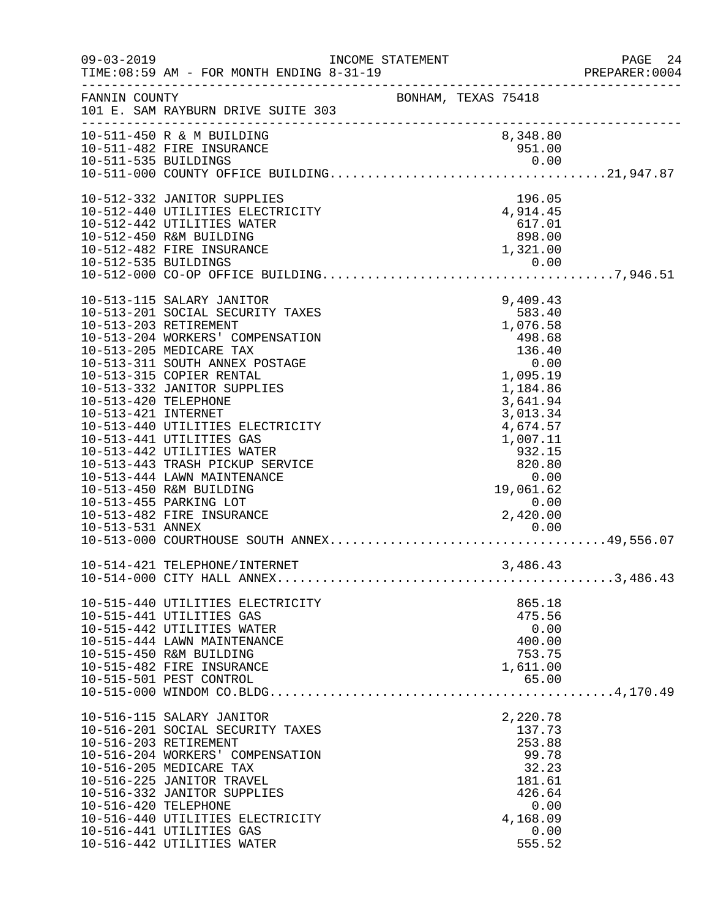INCOME STATEMENT

TIME:08:59 AM - FOR MONTH ENDING 8-31-19

FANNIN COUNTY — BONHAM, TEXAS 75418

101 E. SAM RAYBURN DRIVE SUITE 303

| Account | Description | Amount | Total |
|---|---|---|---|
| 10-511-450 | R & M BUILDING | 8,348.80 | |
| 10-511-482 | FIRE INSURANCE | 951.00 | |
| 10-511-535 | BUILDINGS | 0.00 | |
| 10-511-000 | COUNTY OFFICE BUILDING | | 21,947.87 |
| 10-512-332 | JANITOR SUPPLIES | 196.05 | |
| 10-512-440 | UTILITIES ELECTRICITY | 4,914.45 | |
| 10-512-442 | UTILITIES WATER | 617.01 | |
| 10-512-450 | R&M BUILDING | 898.00 | |
| 10-512-482 | FIRE INSURANCE | 1,321.00 | |
| 10-512-535 | BUILDINGS | 0.00 | |
| 10-512-000 | CO-OP OFFICE BUILDING | | 7,946.51 |
| 10-513-115 | SALARY JANITOR | 9,409.43 | |
| 10-513-201 | SOCIAL SECURITY TAXES | 583.40 | |
| 10-513-203 | RETIREMENT | 1,076.58 | |
| 10-513-204 | WORKERS' COMPENSATION | 498.68 | |
| 10-513-205 | MEDICARE TAX | 136.40 | |
| 10-513-311 | SOUTH ANNEX POSTAGE | 0.00 | |
| 10-513-315 | COPIER RENTAL | 1,095.19 | |
| 10-513-332 | JANITOR SUPPLIES | 1,184.86 | |
| 10-513-420 | TELEPHONE | 3,641.94 | |
| 10-513-421 | INTERNET | 3,013.34 | |
| 10-513-440 | UTILITIES ELECTRICITY | 4,674.57 | |
| 10-513-441 | UTILITIES GAS | 1,007.11 | |
| 10-513-442 | UTILITIES WATER | 932.15 | |
| 10-513-443 | TRASH PICKUP SERVICE | 820.80 | |
| 10-513-444 | LAWN MAINTENANCE | 0.00 | |
| 10-513-450 | R&M BUILDING | 19,061.62 | |
| 10-513-455 | PARKING LOT | 0.00 | |
| 10-513-482 | FIRE INSURANCE | 2,420.00 | |
| 10-513-531 | ANNEX | 0.00 | |
| 10-513-000 | COURTHOUSE SOUTH ANNEX | | 49,556.07 |
| 10-514-421 | TELEPHONE/INTERNET | 3,486.43 | |
| 10-514-000 | CITY HALL ANNEX | | 3,486.43 |
| 10-515-440 | UTILITIES ELECTRICITY | 865.18 | |
| 10-515-441 | UTILITIES GAS | 475.56 | |
| 10-515-442 | UTILITIES WATER | 0.00 | |
| 10-515-444 | LAWN MAINTENANCE | 400.00 | |
| 10-515-450 | R&M BUILDING | 753.75 | |
| 10-515-482 | FIRE INSURANCE | 1,611.00 | |
| 10-515-501 | PEST CONTROL | 65.00 | |
| 10-515-000 | WINDOM CO.BLDG | | 4,170.49 |
| 10-516-115 | SALARY JANITOR | 2,220.78 | |
| 10-516-201 | SOCIAL SECURITY TAXES | 137.73 | |
| 10-516-203 | RETIREMENT | 253.88 | |
| 10-516-204 | WORKERS' COMPENSATION | 99.78 | |
| 10-516-205 | MEDICARE TAX | 32.23 | |
| 10-516-225 | JANITOR TRAVEL | 181.61 | |
| 10-516-332 | JANITOR SUPPLIES | 426.64 | |
| 10-516-420 | TELEPHONE | 0.00 | |
| 10-516-440 | UTILITIES ELECTRICITY | 4,168.09 | |
| 10-516-441 | UTILITIES GAS | 0.00 | |
| 10-516-442 | UTILITIES WATER | 555.52 | |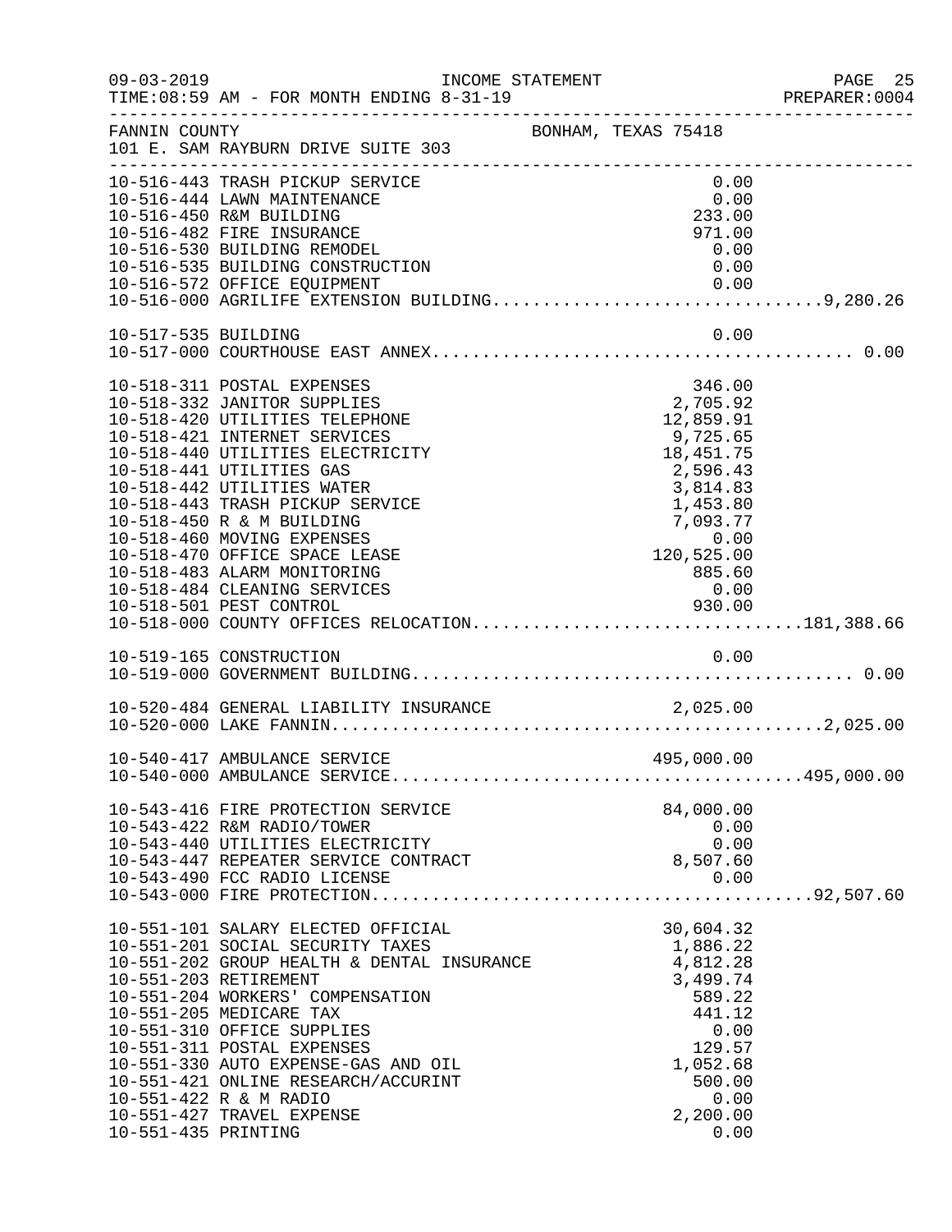FANNIN COUNTY BONHAM, TEXAS 75418
101 E. SAM RAYBURN DRIVE SUITE 303

| Account | Description | Amount | Total |
|---|---|---|---|
| 10-516-443 | TRASH PICKUP SERVICE | 0.00 | |
| 10-516-444 | LAWN MAINTENANCE | 0.00 | |
| 10-516-450 | R&M BUILDING | 233.00 | |
| 10-516-482 | FIRE INSURANCE | 971.00 | |
| 10-516-530 | BUILDING REMODEL | 0.00 | |
| 10-516-535 | BUILDING CONSTRUCTION | 0.00 | |
| 10-516-572 | OFFICE EQUIPMENT | 0.00 | |
| 10-516-000 | AGRILIFE EXTENSION BUILDING | | 9,280.26 |
| 10-517-535 | BUILDING | 0.00 | |
| 10-517-000 | COURTHOUSE EAST ANNEX | | 0.00 |
| 10-518-311 | POSTAL EXPENSES | 346.00 | |
| 10-518-332 | JANITOR SUPPLIES | 2,705.92 | |
| 10-518-420 | UTILITIES TELEPHONE | 12,859.91 | |
| 10-518-421 | INTERNET SERVICES | 9,725.65 | |
| 10-518-440 | UTILITIES ELECTRICITY | 18,451.75 | |
| 10-518-441 | UTILITIES GAS | 2,596.43 | |
| 10-518-442 | UTILITIES WATER | 3,814.83 | |
| 10-518-443 | TRASH PICKUP SERVICE | 1,453.80 | |
| 10-518-450 | R & M BUILDING | 7,093.77 | |
| 10-518-460 | MOVING EXPENSES | 0.00 | |
| 10-518-470 | OFFICE SPACE LEASE | 120,525.00 | |
| 10-518-483 | ALARM MONITORING | 885.60 | |
| 10-518-484 | CLEANING SERVICES | 0.00 | |
| 10-518-501 | PEST CONTROL | 930.00 | |
| 10-518-000 | COUNTY OFFICES RELOCATION | | 181,388.66 |
| 10-519-165 | CONSTRUCTION | 0.00 | |
| 10-519-000 | GOVERNMENT BUILDING | | 0.00 |
| 10-520-484 | GENERAL LIABILITY INSURANCE | 2,025.00 | |
| 10-520-000 | LAKE FANNIN | | 2,025.00 |
| 10-540-417 | AMBULANCE SERVICE | 495,000.00 | |
| 10-540-000 | AMBULANCE SERVICE | | 495,000.00 |
| 10-543-416 | FIRE PROTECTION SERVICE | 84,000.00 | |
| 10-543-422 | R&M RADIO/TOWER | 0.00 | |
| 10-543-440 | UTILITIES ELECTRICITY | 0.00 | |
| 10-543-447 | REPEATER SERVICE CONTRACT | 8,507.60 | |
| 10-543-490 | FCC RADIO LICENSE | 0.00 | |
| 10-543-000 | FIRE PROTECTION | | 92,507.60 |
| 10-551-101 | SALARY ELECTED OFFICIAL | 30,604.32 | |
| 10-551-201 | SOCIAL SECURITY TAXES | 1,886.22 | |
| 10-551-202 | GROUP HEALTH & DENTAL INSURANCE | 4,812.28 | |
| 10-551-203 | RETIREMENT | 3,499.74 | |
| 10-551-204 | WORKERS' COMPENSATION | 589.22 | |
| 10-551-205 | MEDICARE TAX | 441.12 | |
| 10-551-310 | OFFICE SUPPLIES | 0.00 | |
| 10-551-311 | POSTAL EXPENSES | 129.57 | |
| 10-551-330 | AUTO EXPENSE-GAS AND OIL | 1,052.68 | |
| 10-551-421 | ONLINE RESEARCH/ACCURINT | 500.00 | |
| 10-551-422 | R & M RADIO | 0.00 | |
| 10-551-427 | TRAVEL EXPENSE | 2,200.00 | |
| 10-551-435 | PRINTING | 0.00 | |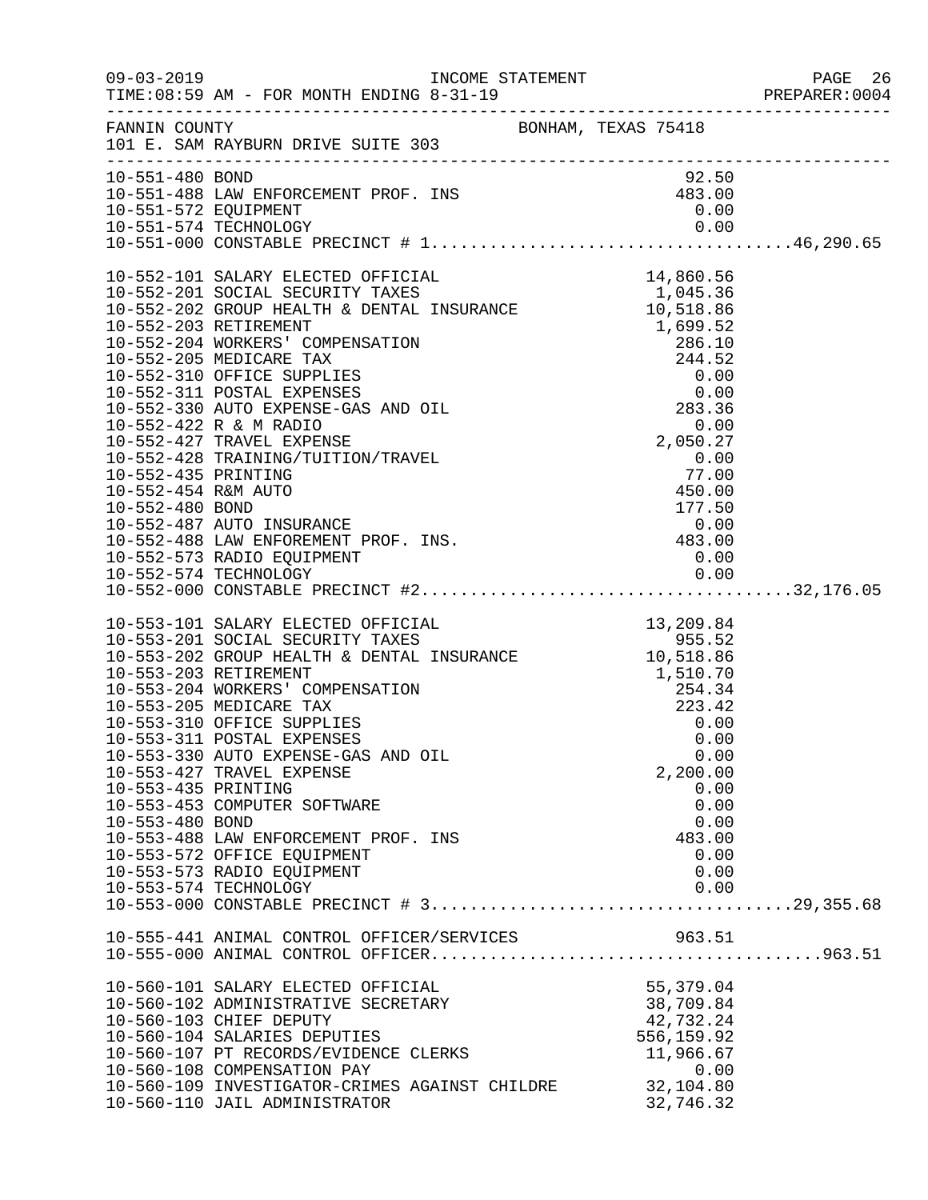FANNIN COUNTY BONHAM, TEXAS 75418
101 E. SAM RAYBURN DRIVE SUITE 303

INCOME STATEMENT — TIME:08:59 AM - FOR MONTH ENDING 8-31-19

| Account | Description | Amount | Total |
|---|---|---|---|
| 10-551-480 | BOND | 92.50 | |
| 10-551-488 | LAW ENFORCEMENT PROF. INS | 483.00 | |
| 10-551-572 | EQUIPMENT | 0.00 | |
| 10-551-574 | TECHNOLOGY | 0.00 | |
| 10-551-000 | CONSTABLE PRECINCT # 1 | | 46,290.65 |
| 10-552-101 | SALARY ELECTED OFFICIAL | 14,860.56 | |
| 10-552-201 | SOCIAL SECURITY TAXES | 1,045.36 | |
| 10-552-202 | GROUP HEALTH & DENTAL INSURANCE | 10,518.86 | |
| 10-552-203 | RETIREMENT | 1,699.52 | |
| 10-552-204 | WORKERS' COMPENSATION | 286.10 | |
| 10-552-205 | MEDICARE TAX | 244.52 | |
| 10-552-310 | OFFICE SUPPLIES | 0.00 | |
| 10-552-311 | POSTAL EXPENSES | 0.00 | |
| 10-552-330 | AUTO EXPENSE-GAS AND OIL | 283.36 | |
| 10-552-422 | R & M RADIO | 0.00 | |
| 10-552-427 | TRAVEL EXPENSE | 2,050.27 | |
| 10-552-428 | TRAINING/TUITION/TRAVEL | 0.00 | |
| 10-552-435 | PRINTING | 77.00 | |
| 10-552-454 | R&M AUTO | 450.00 | |
| 10-552-480 | BOND | 177.50 | |
| 10-552-487 | AUTO INSURANCE | 0.00 | |
| 10-552-488 | LAW ENFOREMENT PROF. INS. | 483.00 | |
| 10-552-573 | RADIO EQUIPMENT | 0.00 | |
| 10-552-574 | TECHNOLOGY | 0.00 | |
| 10-552-000 | CONSTABLE PRECINCT #2 | | 32,176.05 |
| 10-553-101 | SALARY ELECTED OFFICIAL | 13,209.84 | |
| 10-553-201 | SOCIAL SECURITY TAXES | 955.52 | |
| 10-553-202 | GROUP HEALTH & DENTAL INSURANCE | 10,518.86 | |
| 10-553-203 | RETIREMENT | 1,510.70 | |
| 10-553-204 | WORKERS' COMPENSATION | 254.34 | |
| 10-553-205 | MEDICARE TAX | 223.42 | |
| 10-553-310 | OFFICE SUPPLIES | 0.00 | |
| 10-553-311 | POSTAL EXPENSES | 0.00 | |
| 10-553-330 | AUTO EXPENSE-GAS AND OIL | 0.00 | |
| 10-553-427 | TRAVEL EXPENSE | 2,200.00 | |
| 10-553-435 | PRINTING | 0.00 | |
| 10-553-453 | COMPUTER SOFTWARE | 0.00 | |
| 10-553-480 | BOND | 0.00 | |
| 10-553-488 | LAW ENFORCEMENT PROF. INS | 483.00 | |
| 10-553-572 | OFFICE EQUIPMENT | 0.00 | |
| 10-553-573 | RADIO EQUIPMENT | 0.00 | |
| 10-553-574 | TECHNOLOGY | 0.00 | |
| 10-553-000 | CONSTABLE PRECINCT # 3 | | 29,355.68 |
| 10-555-441 | ANIMAL CONTROL OFFICER/SERVICES | 963.51 | |
| 10-555-000 | ANIMAL CONTROL OFFICER | | 963.51 |
| 10-560-101 | SALARY ELECTED OFFICIAL | 55,379.04 | |
| 10-560-102 | ADMINISTRATIVE SECRETARY | 38,709.84 | |
| 10-560-103 | CHIEF DEPUTY | 42,732.24 | |
| 10-560-104 | SALARIES DEPUTIES | 556,159.92 | |
| 10-560-107 | PT RECORDS/EVIDENCE CLERKS | 11,966.67 | |
| 10-560-108 | COMPENSATION PAY | 0.00 | |
| 10-560-109 | INVESTIGATOR-CRIMES AGAINST CHILDRE | 32,104.80 | |
| 10-560-110 | JAIL ADMINISTRATOR | 32,746.32 | |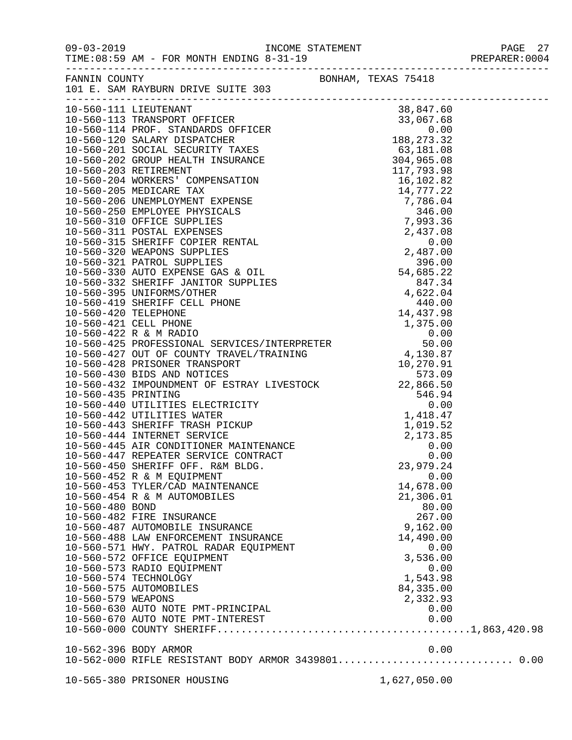FANNIN COUNTY  BONHAM, TEXAS 75418
101 E. SAM RAYBURN DRIVE SUITE 303

INCOME STATEMENT
TIME:08:59 AM - FOR MONTH ENDING 8-31-19

| Account | Description | Amount | Total |
|---|---|---|---|
| 10-560-111 | LIEUTENANT | 38,847.60 | |
| 10-560-113 | TRANSPORT OFFICER | 33,067.68 | |
| 10-560-114 | PROF. STANDARDS OFFICER | 0.00 | |
| 10-560-120 | SALARY DISPATCHER | 188,273.32 | |
| 10-560-201 | SOCIAL SECURITY TAXES | 63,181.08 | |
| 10-560-202 | GROUP HEALTH INSURANCE | 304,965.08 | |
| 10-560-203 | RETIREMENT | 117,793.98 | |
| 10-560-204 | WORKERS' COMPENSATION | 16,102.82 | |
| 10-560-205 | MEDICARE TAX | 14,777.22 | |
| 10-560-206 | UNEMPLOYMENT EXPENSE | 7,786.04 | |
| 10-560-250 | EMPLOYEE PHYSICALS | 346.00 | |
| 10-560-310 | OFFICE SUPPLIES | 7,993.36 | |
| 10-560-311 | POSTAL EXPENSES | 2,437.08 | |
| 10-560-315 | SHERIFF COPIER RENTAL | 0.00 | |
| 10-560-320 | WEAPONS SUPPLIES | 2,487.00 | |
| 10-560-321 | PATROL SUPPLIES | 396.00 | |
| 10-560-330 | AUTO EXPENSE GAS & OIL | 54,685.22 | |
| 10-560-332 | SHERIFF JANITOR SUPPLIES | 847.34 | |
| 10-560-395 | UNIFORMS/OTHER | 4,622.04 | |
| 10-560-419 | SHERIFF CELL PHONE | 440.00 | |
| 10-560-420 | TELEPHONE | 14,437.98 | |
| 10-560-421 | CELL PHONE | 1,375.00 | |
| 10-560-422 | R & M RADIO | 0.00 | |
| 10-560-425 | PROFESSIONAL SERVICES/INTERPRETER | 50.00 | |
| 10-560-427 | OUT OF COUNTY TRAVEL/TRAINING | 4,130.87 | |
| 10-560-428 | PRISONER TRANSPORT | 10,270.91 | |
| 10-560-430 | BIDS AND NOTICES | 573.09 | |
| 10-560-432 | IMPOUNDMENT OF ESTRAY LIVESTOCK | 22,866.50 | |
| 10-560-435 | PRINTING | 546.94 | |
| 10-560-440 | UTILITIES ELECTRICITY | 0.00 | |
| 10-560-442 | UTILITIES WATER | 1,418.47 | |
| 10-560-443 | SHERIFF TRASH PICKUP | 1,019.52 | |
| 10-560-444 | INTERNET SERVICE | 2,173.85 | |
| 10-560-445 | AIR CONDITIONER MAINTENANCE | 0.00 | |
| 10-560-447 | REPEATER SERVICE CONTRACT | 0.00 | |
| 10-560-450 | SHERIFF OFF. R&M BLDG. | 23,979.24 | |
| 10-560-452 | R & M EQUIPMENT | 0.00 | |
| 10-560-453 | TYLER/CAD MAINTENANCE | 14,678.00 | |
| 10-560-454 | R & M AUTOMOBILES | 21,306.01 | |
| 10-560-480 | BOND | 80.00 | |
| 10-560-482 | FIRE INSURANCE | 267.00 | |
| 10-560-487 | AUTOMOBILE INSURANCE | 9,162.00 | |
| 10-560-488 | LAW ENFORCEMENT INSURANCE | 14,490.00 | |
| 10-560-571 | HWY. PATROL RADAR EQUIPMENT | 0.00 | |
| 10-560-572 | OFFICE EQUIPMENT | 3,536.00 | |
| 10-560-573 | RADIO EQUIPMENT | 0.00 | |
| 10-560-574 | TECHNOLOGY | 1,543.98 | |
| 10-560-575 | AUTOMOBILES | 84,335.00 | |
| 10-560-579 | WEAPONS | 2,332.93 | |
| 10-560-630 | AUTO NOTE PMT-PRINCIPAL | 0.00 | |
| 10-560-670 | AUTO NOTE PMT-INTEREST | 0.00 | |
| 10-560-000 | COUNTY SHERIFF | | 1,863,420.98 |
| 10-562-396 | BODY ARMOR | 0.00 | |
| 10-562-000 | RIFLE RESISTANT BODY ARMOR 3439801 | | 0.00 |
| 10-565-380 | PRISONER HOUSING | 1,627,050.00 | |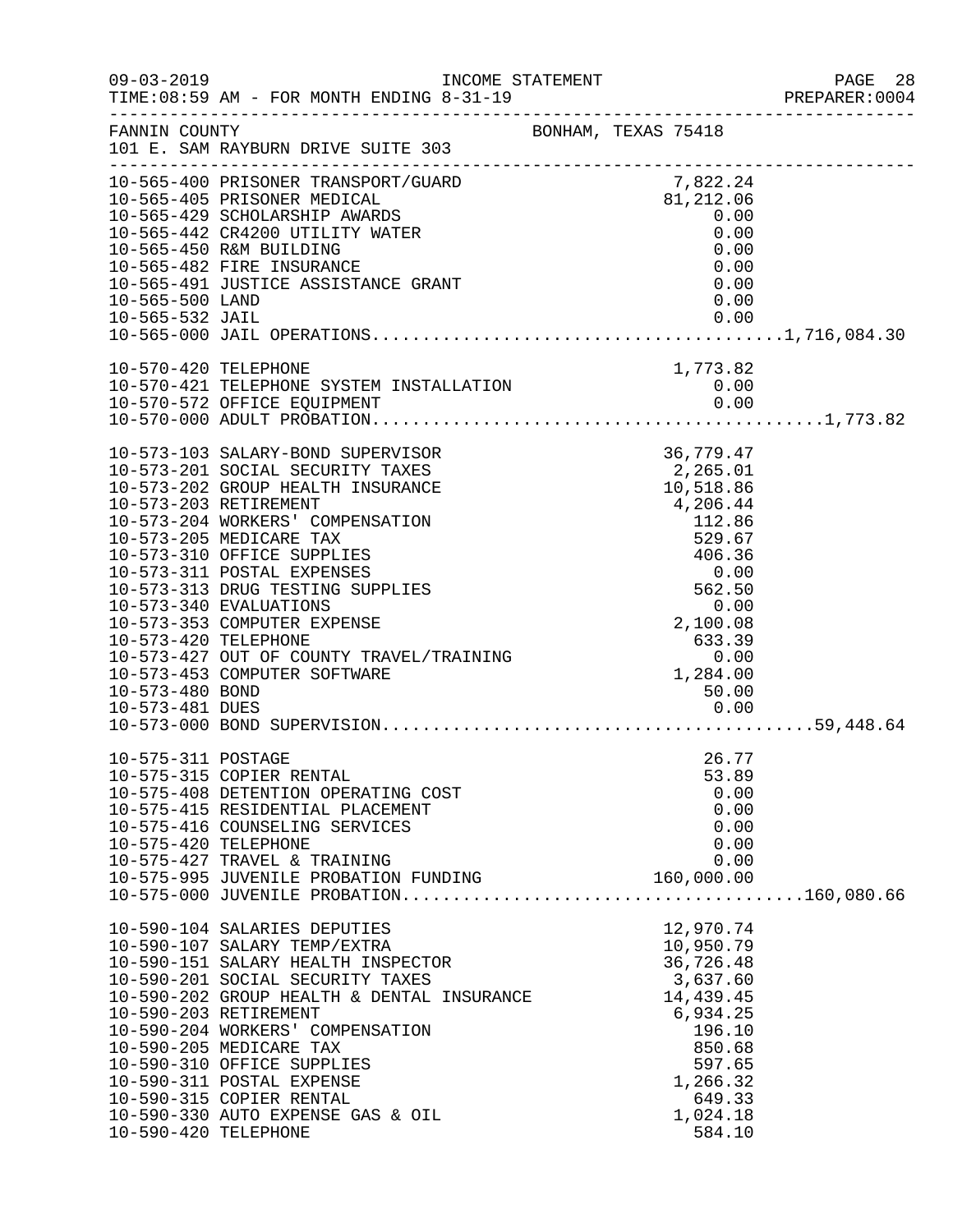FANNIN COUNTY BONHAM, TEXAS 75418
101 E. SAM RAYBURN DRIVE SUITE 303

| Account | Description | Amount | Total |
|---|---|---|---|
| 10-565-400 | PRISONER TRANSPORT/GUARD | 7,822.24 | |
| 10-565-405 | PRISONER MEDICAL | 81,212.06 | |
| 10-565-429 | SCHOLARSHIP AWARDS | 0.00 | |
| 10-565-442 | CR4200 UTILITY WATER | 0.00 | |
| 10-565-450 | R&M BUILDING | 0.00 | |
| 10-565-482 | FIRE INSURANCE | 0.00 | |
| 10-565-491 | JUSTICE ASSISTANCE GRANT | 0.00 | |
| 10-565-500 | LAND | 0.00 | |
| 10-565-532 | JAIL | 0.00 | |
| 10-565-000 | JAIL OPERATIONS | | 1,716,084.30 |
| 10-570-420 | TELEPHONE | 1,773.82 | |
| 10-570-421 | TELEPHONE SYSTEM INSTALLATION | 0.00 | |
| 10-570-572 | OFFICE EQUIPMENT | 0.00 | |
| 10-570-000 | ADULT PROBATION | | 1,773.82 |
| 10-573-103 | SALARY-BOND SUPERVISOR | 36,779.47 | |
| 10-573-201 | SOCIAL SECURITY TAXES | 2,265.01 | |
| 10-573-202 | GROUP HEALTH INSURANCE | 10,518.86 | |
| 10-573-203 | RETIREMENT | 4,206.44 | |
| 10-573-204 | WORKERS' COMPENSATION | 112.86 | |
| 10-573-205 | MEDICARE TAX | 529.67 | |
| 10-573-310 | OFFICE SUPPLIES | 406.36 | |
| 10-573-311 | POSTAL EXPENSES | 0.00 | |
| 10-573-313 | DRUG TESTING SUPPLIES | 562.50 | |
| 10-573-340 | EVALUATIONS | 0.00 | |
| 10-573-353 | COMPUTER EXPENSE | 2,100.08 | |
| 10-573-420 | TELEPHONE | 633.39 | |
| 10-573-427 | OUT OF COUNTY TRAVEL/TRAINING | 0.00 | |
| 10-573-453 | COMPUTER SOFTWARE | 1,284.00 | |
| 10-573-480 | BOND | 50.00 | |
| 10-573-481 | DUES | 0.00 | |
| 10-573-000 | BOND SUPERVISION | | 59,448.64 |
| 10-575-311 | POSTAGE | 26.77 | |
| 10-575-315 | COPIER RENTAL | 53.89 | |
| 10-575-408 | DETENTION OPERATING COST | 0.00 | |
| 10-575-415 | RESIDENTIAL PLACEMENT | 0.00 | |
| 10-575-416 | COUNSELING SERVICES | 0.00 | |
| 10-575-420 | TELEPHONE | 0.00 | |
| 10-575-427 | TRAVEL & TRAINING | 0.00 | |
| 10-575-995 | JUVENILE PROBATION FUNDING | 160,000.00 | |
| 10-575-000 | JUVENILE PROBATION | | 160,080.66 |
| 10-590-104 | SALARIES DEPUTIES | 12,970.74 | |
| 10-590-107 | SALARY TEMP/EXTRA | 10,950.79 | |
| 10-590-151 | SALARY HEALTH INSPECTOR | 36,726.48 | |
| 10-590-201 | SOCIAL SECURITY TAXES | 3,637.60 | |
| 10-590-202 | GROUP HEALTH & DENTAL INSURANCE | 14,439.45 | |
| 10-590-203 | RETIREMENT | 6,934.25 | |
| 10-590-204 | WORKERS' COMPENSATION | 196.10 | |
| 10-590-205 | MEDICARE TAX | 850.68 | |
| 10-590-310 | OFFICE SUPPLIES | 597.65 | |
| 10-590-311 | POSTAL EXPENSE | 1,266.32 | |
| 10-590-315 | COPIER RENTAL | 649.33 | |
| 10-590-330 | AUTO EXPENSE GAS & OIL | 1,024.18 | |
| 10-590-420 | TELEPHONE | 584.10 | |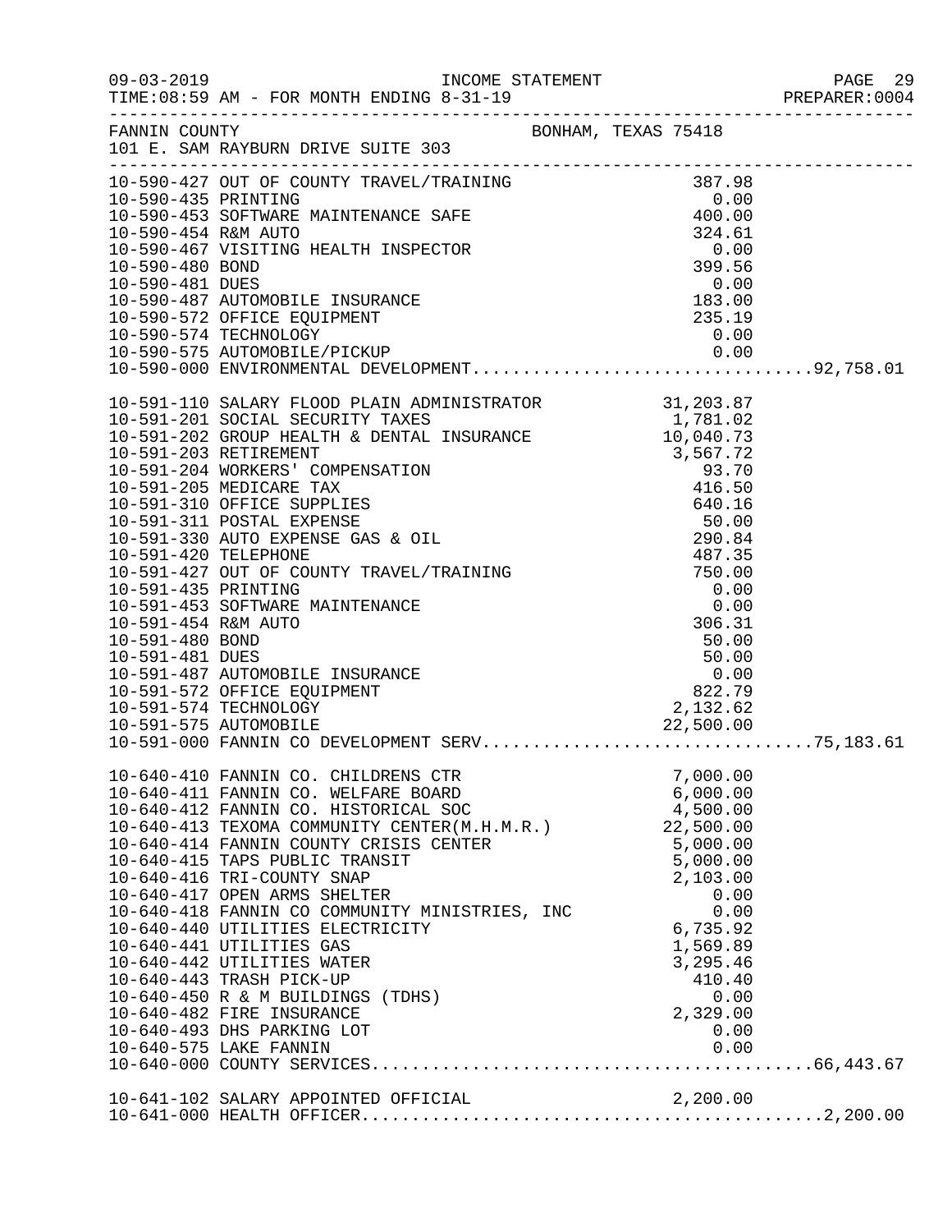FANNIN COUNTY — BONHAM, TEXAS 75418
101 E. SAM RAYBURN DRIVE SUITE 303

INCOME STATEMENT
TIME:08:59 AM - FOR MONTH ENDING 8-31-19

| Account | Description | Amount | Total |
|---|---|---|---|
| 10-590-427 | OUT OF COUNTY TRAVEL/TRAINING | 387.98 | |
| 10-590-435 | PRINTING | 0.00 | |
| 10-590-453 | SOFTWARE MAINTENANCE SAFE | 400.00 | |
| 10-590-454 | R&M AUTO | 324.61 | |
| 10-590-467 | VISITING HEALTH INSPECTOR | 0.00 | |
| 10-590-480 | BOND | 399.56 | |
| 10-590-481 | DUES | 0.00 | |
| 10-590-487 | AUTOMOBILE INSURANCE | 183.00 | |
| 10-590-572 | OFFICE EQUIPMENT | 235.19 | |
| 10-590-574 | TECHNOLOGY | 0.00 | |
| 10-590-575 | AUTOMOBILE/PICKUP | 0.00 | |
| 10-590-000 | ENVIRONMENTAL DEVELOPMENT | | 92,758.01 |
| 10-591-110 | SALARY FLOOD PLAIN ADMINISTRATOR | 31,203.87 | |
| 10-591-201 | SOCIAL SECURITY TAXES | 1,781.02 | |
| 10-591-202 | GROUP HEALTH & DENTAL INSURANCE | 10,040.73 | |
| 10-591-203 | RETIREMENT | 3,567.72 | |
| 10-591-204 | WORKERS' COMPENSATION | 93.70 | |
| 10-591-205 | MEDICARE TAX | 416.50 | |
| 10-591-310 | OFFICE SUPPLIES | 640.16 | |
| 10-591-311 | POSTAL EXPENSE | 50.00 | |
| 10-591-330 | AUTO EXPENSE GAS & OIL | 290.84 | |
| 10-591-420 | TELEPHONE | 487.35 | |
| 10-591-427 | OUT OF COUNTY TRAVEL/TRAINING | 750.00 | |
| 10-591-435 | PRINTING | 0.00 | |
| 10-591-453 | SOFTWARE MAINTENANCE | 0.00 | |
| 10-591-454 | R&M AUTO | 306.31 | |
| 10-591-480 | BOND | 50.00 | |
| 10-591-481 | DUES | 50.00 | |
| 10-591-487 | AUTOMOBILE INSURANCE | 0.00 | |
| 10-591-572 | OFFICE EQUIPMENT | 822.79 | |
| 10-591-574 | TECHNOLOGY | 2,132.62 | |
| 10-591-575 | AUTOMOBILE | 22,500.00 | |
| 10-591-000 | FANNIN CO DEVELOPMENT SERV | | 75,183.61 |
| 10-640-410 | FANNIN CO. CHILDRENS CTR | 7,000.00 | |
| 10-640-411 | FANNIN CO. WELFARE BOARD | 6,000.00 | |
| 10-640-412 | FANNIN CO. HISTORICAL SOC | 4,500.00 | |
| 10-640-413 | TEXOMA COMMUNITY CENTER(M.H.M.R.) | 22,500.00 | |
| 10-640-414 | FANNIN COUNTY CRISIS CENTER | 5,000.00 | |
| 10-640-415 | TAPS PUBLIC TRANSIT | 5,000.00 | |
| 10-640-416 | TRI-COUNTY SNAP | 2,103.00 | |
| 10-640-417 | OPEN ARMS SHELTER | 0.00 | |
| 10-640-418 | FANNIN CO COMMUNITY MINISTRIES, INC | 0.00 | |
| 10-640-440 | UTILITIES ELECTRICITY | 6,735.92 | |
| 10-640-441 | UTILITIES GAS | 1,569.89 | |
| 10-640-442 | UTILITIES WATER | 3,295.46 | |
| 10-640-443 | TRASH PICK-UP | 410.40 | |
| 10-640-450 | R & M BUILDINGS (TDHS) | 0.00 | |
| 10-640-482 | FIRE INSURANCE | 2,329.00 | |
| 10-640-493 | DHS PARKING LOT | 0.00 | |
| 10-640-575 | LAKE FANNIN | 0.00 | |
| 10-640-000 | COUNTY SERVICES | | 66,443.67 |
| 10-641-102 | SALARY APPOINTED OFFICIAL | 2,200.00 | |
| 10-641-000 | HEALTH OFFICER | | 2,200.00 |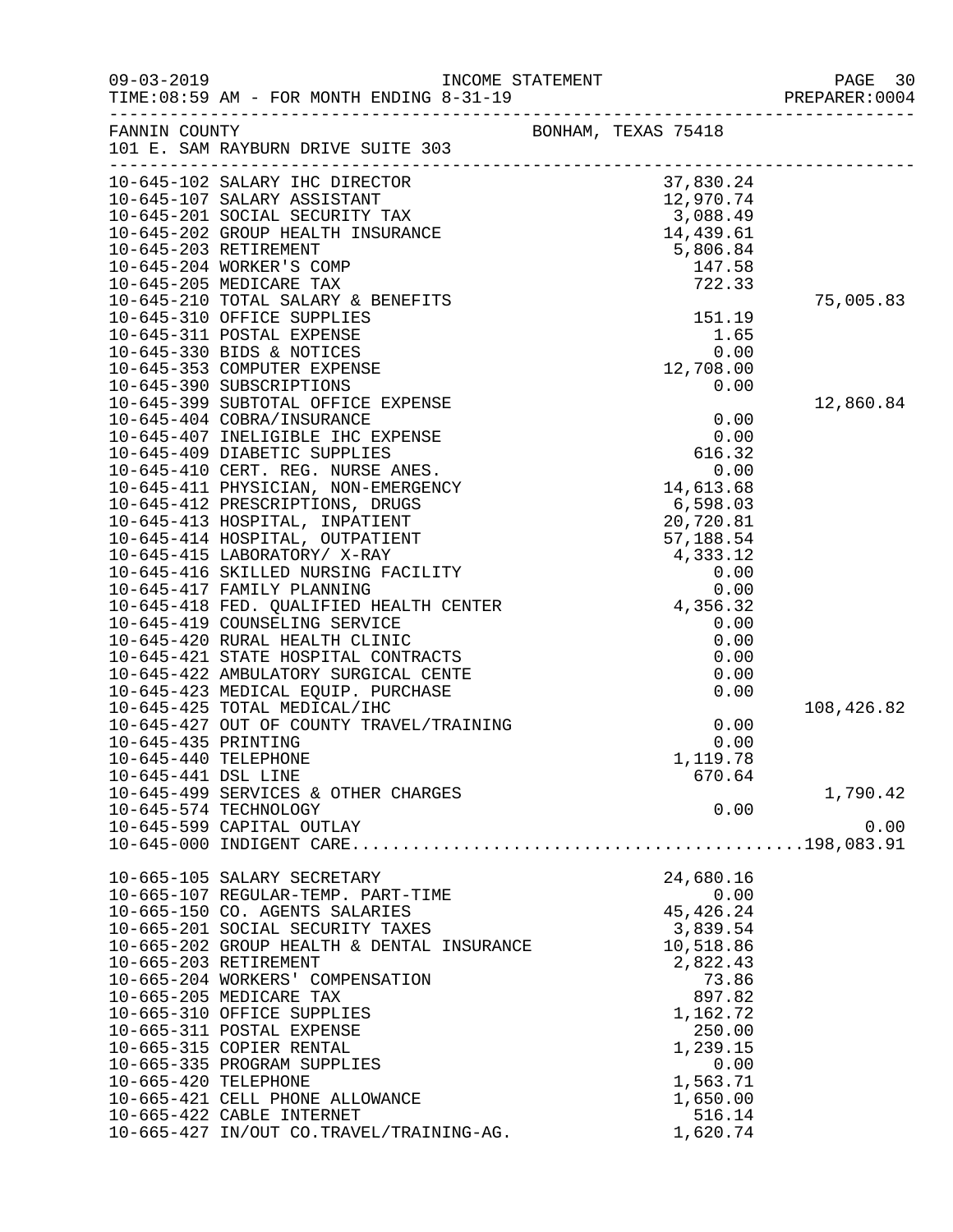FANNIN COUNTY — BONHAM, TEXAS 75418
101 E. SAM RAYBURN DRIVE SUITE 303

INCOME STATEMENT — TIME:08:59 AM - FOR MONTH ENDING 8-31-19

| Account | Description | Amount | Subtotal |
|---|---|---|---|
| 10-645-102 | SALARY IHC DIRECTOR | 37,830.24 | |
| 10-645-107 | SALARY ASSISTANT | 12,970.74 | |
| 10-645-201 | SOCIAL SECURITY TAX | 3,088.49 | |
| 10-645-202 | GROUP HEALTH INSURANCE | 14,439.61 | |
| 10-645-203 | RETIREMENT | 5,806.84 | |
| 10-645-204 | WORKER'S COMP | 147.58 | |
| 10-645-205 | MEDICARE TAX | 722.33 | |
| 10-645-210 | TOTAL SALARY & BENEFITS | | 75,005.83 |
| 10-645-310 | OFFICE SUPPLIES | 151.19 | |
| 10-645-311 | POSTAL EXPENSE | 1.65 | |
| 10-645-330 | BIDS & NOTICES | 0.00 | |
| 10-645-353 | COMPUTER EXPENSE | 12,708.00 | |
| 10-645-390 | SUBSCRIPTIONS | 0.00 | |
| 10-645-399 | SUBTOTAL OFFICE EXPENSE | | 12,860.84 |
| 10-645-404 | COBRA/INSURANCE | 0.00 | |
| 10-645-407 | INELIGIBLE IHC EXPENSE | 0.00 | |
| 10-645-409 | DIABETIC SUPPLIES | 616.32 | |
| 10-645-410 | CERT. REG. NURSE ANES. | 0.00 | |
| 10-645-411 | PHYSICIAN, NON-EMERGENCY | 14,613.68 | |
| 10-645-412 | PRESCRIPTIONS, DRUGS | 6,598.03 | |
| 10-645-413 | HOSPITAL, INPATIENT | 20,720.81 | |
| 10-645-414 | HOSPITAL, OUTPATIENT | 57,188.54 | |
| 10-645-415 | LABORATORY/ X-RAY | 4,333.12 | |
| 10-645-416 | SKILLED NURSING FACILITY | 0.00 | |
| 10-645-417 | FAMILY PLANNING | 0.00 | |
| 10-645-418 | FED. QUALIFIED HEALTH CENTER | 4,356.32 | |
| 10-645-419 | COUNSELING SERVICE | 0.00 | |
| 10-645-420 | RURAL HEALTH CLINIC | 0.00 | |
| 10-645-421 | STATE HOSPITAL CONTRACTS | 0.00 | |
| 10-645-422 | AMBULATORY SURGICAL CENTE | 0.00 | |
| 10-645-423 | MEDICAL EQUIP. PURCHASE | 0.00 | |
| 10-645-425 | TOTAL MEDICAL/IHC | | 108,426.82 |
| 10-645-427 | OUT OF COUNTY TRAVEL/TRAINING | 0.00 | |
| 10-645-435 | PRINTING | 0.00 | |
| 10-645-440 | TELEPHONE | 1,119.78 | |
| 10-645-441 | DSL LINE | 670.64 | |
| 10-645-499 | SERVICES & OTHER CHARGES | | 1,790.42 |
| 10-645-574 | TECHNOLOGY | 0.00 | |
| 10-645-599 | CAPITAL OUTLAY | | 0.00 |
| 10-645-000 | INDIGENT CARE | | 198,083.91 |
| 10-665-105 | SALARY SECRETARY | 24,680.16 | |
| 10-665-107 | REGULAR-TEMP. PART-TIME | 0.00 | |
| 10-665-150 | CO. AGENTS SALARIES | 45,426.24 | |
| 10-665-201 | SOCIAL SECURITY TAXES | 3,839.54 | |
| 10-665-202 | GROUP HEALTH & DENTAL INSURANCE | 10,518.86 | |
| 10-665-203 | RETIREMENT | 2,822.43 | |
| 10-665-204 | WORKERS' COMPENSATION | 73.86 | |
| 10-665-205 | MEDICARE TAX | 897.82 | |
| 10-665-310 | OFFICE SUPPLIES | 1,162.72 | |
| 10-665-311 | POSTAL EXPENSE | 250.00 | |
| 10-665-315 | COPIER RENTAL | 1,239.15 | |
| 10-665-335 | PROGRAM SUPPLIES | 0.00 | |
| 10-665-420 | TELEPHONE | 1,563.71 | |
| 10-665-421 | CELL PHONE ALLOWANCE | 1,650.00 | |
| 10-665-422 | CABLE INTERNET | 516.14 | |
| 10-665-427 | IN/OUT CO.TRAVEL/TRAINING-AG. | 1,620.74 | |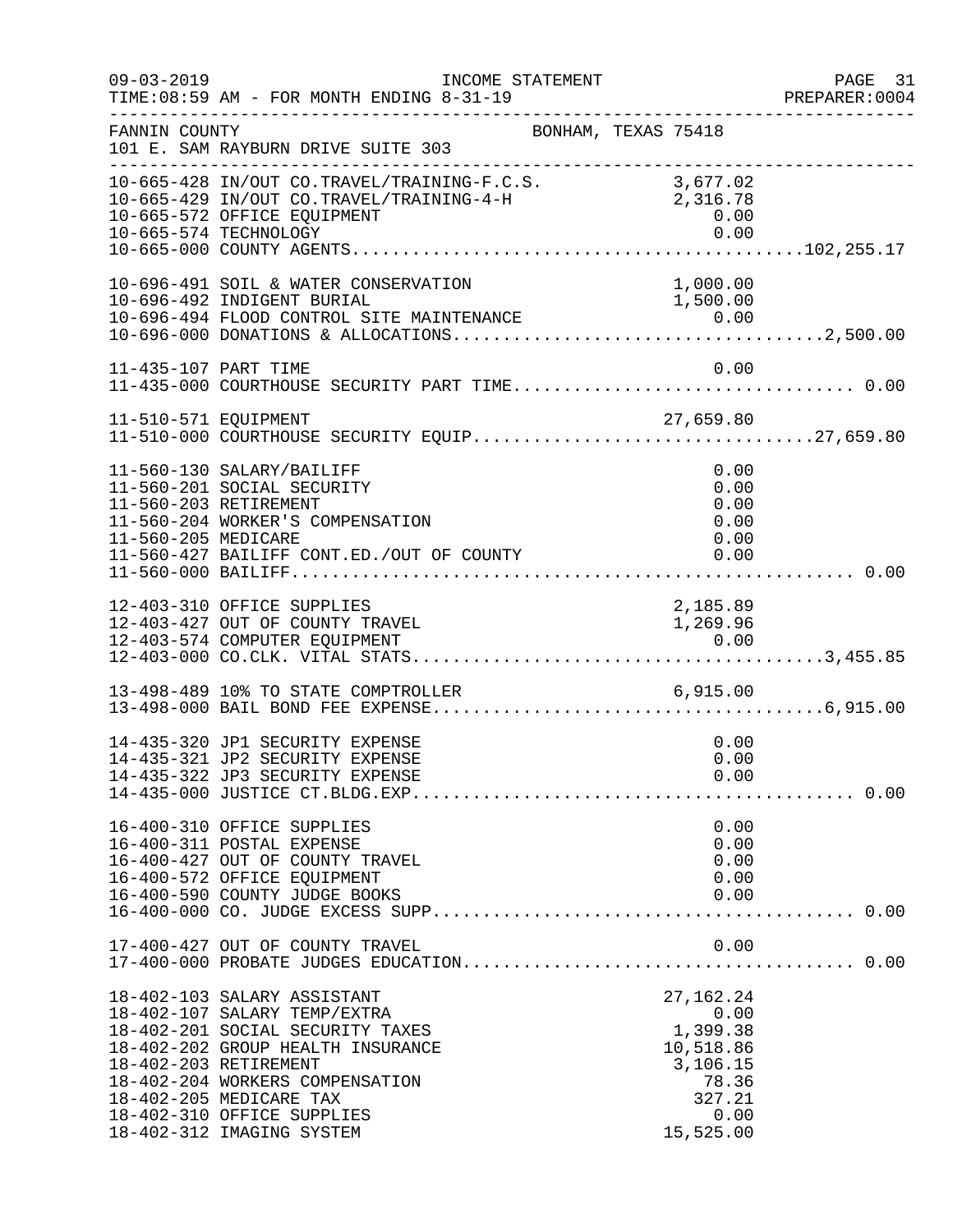FANNIN COUNTY — BONHAM, TEXAS 75418
101 E. SAM RAYBURN DRIVE SUITE 303

INCOME STATEMENT
TIME:08:59 AM - FOR MONTH ENDING 8-31-19

| Account | Description | Amount | Total |
|---|---|---|---|
| 10-665-428 | IN/OUT CO.TRAVEL/TRAINING-F.C.S. | 3,677.02 | |
| 10-665-429 | IN/OUT CO.TRAVEL/TRAINING-4-H | 2,316.78 | |
| 10-665-572 | OFFICE EQUIPMENT | 0.00 | |
| 10-665-574 | TECHNOLOGY | 0.00 | |
| 10-665-000 | COUNTY AGENTS | | 102,255.17 |
| 10-696-491 | SOIL & WATER CONSERVATION | 1,000.00 | |
| 10-696-492 | INDIGENT BURIAL | 1,500.00 | |
| 10-696-494 | FLOOD CONTROL SITE MAINTENANCE | 0.00 | |
| 10-696-000 | DONATIONS & ALLOCATIONS | | 2,500.00 |
| 11-435-107 | PART TIME | 0.00 | |
| 11-435-000 | COURTHOUSE SECURITY PART TIME | | 0.00 |
| 11-510-571 | EQUIPMENT | 27,659.80 | |
| 11-510-000 | COURTHOUSE SECURITY EQUIP | | 27,659.80 |
| 11-560-130 | SALARY/BAILIFF | 0.00 | |
| 11-560-201 | SOCIAL SECURITY | 0.00 | |
| 11-560-203 | RETIREMENT | 0.00 | |
| 11-560-204 | WORKER'S COMPENSATION | 0.00 | |
| 11-560-205 | MEDICARE | 0.00 | |
| 11-560-427 | BAILIFF CONT.ED./OUT OF COUNTY | 0.00 | |
| 11-560-000 | BAILIFF | | 0.00 |
| 12-403-310 | OFFICE SUPPLIES | 2,185.89 | |
| 12-403-427 | OUT OF COUNTY TRAVEL | 1,269.96 | |
| 12-403-574 | COMPUTER EQUIPMENT | 0.00 | |
| 12-403-000 | CO.CLK. VITAL STATS | | 3,455.85 |
| 13-498-489 | 10% TO STATE COMPTROLLER | 6,915.00 | |
| 13-498-000 | BAIL BOND FEE EXPENSE | | 6,915.00 |
| 14-435-320 | JP1 SECURITY EXPENSE | 0.00 | |
| 14-435-321 | JP2 SECURITY EXPENSE | 0.00 | |
| 14-435-322 | JP3 SECURITY EXPENSE | 0.00 | |
| 14-435-000 | JUSTICE CT.BLDG.EXP | | 0.00 |
| 16-400-310 | OFFICE SUPPLIES | 0.00 | |
| 16-400-311 | POSTAL EXPENSE | 0.00 | |
| 16-400-427 | OUT OF COUNTY TRAVEL | 0.00 | |
| 16-400-572 | OFFICE EQUIPMENT | 0.00 | |
| 16-400-590 | COUNTY JUDGE BOOKS | 0.00 | |
| 16-400-000 | CO. JUDGE EXCESS SUPP | | 0.00 |
| 17-400-427 | OUT OF COUNTY TRAVEL | 0.00 | |
| 17-400-000 | PROBATE JUDGES EDUCATION | | 0.00 |
| 18-402-103 | SALARY ASSISTANT | 27,162.24 | |
| 18-402-107 | SALARY TEMP/EXTRA | 0.00 | |
| 18-402-201 | SOCIAL SECURITY TAXES | 1,399.38 | |
| 18-402-202 | GROUP HEALTH INSURANCE | 10,518.86 | |
| 18-402-203 | RETIREMENT | 3,106.15 | |
| 18-402-204 | WORKERS COMPENSATION | 78.36 | |
| 18-402-205 | MEDICARE TAX | 327.21 | |
| 18-402-310 | OFFICE SUPPLIES | 0.00 | |
| 18-402-312 | IMAGING SYSTEM | 15,525.00 | |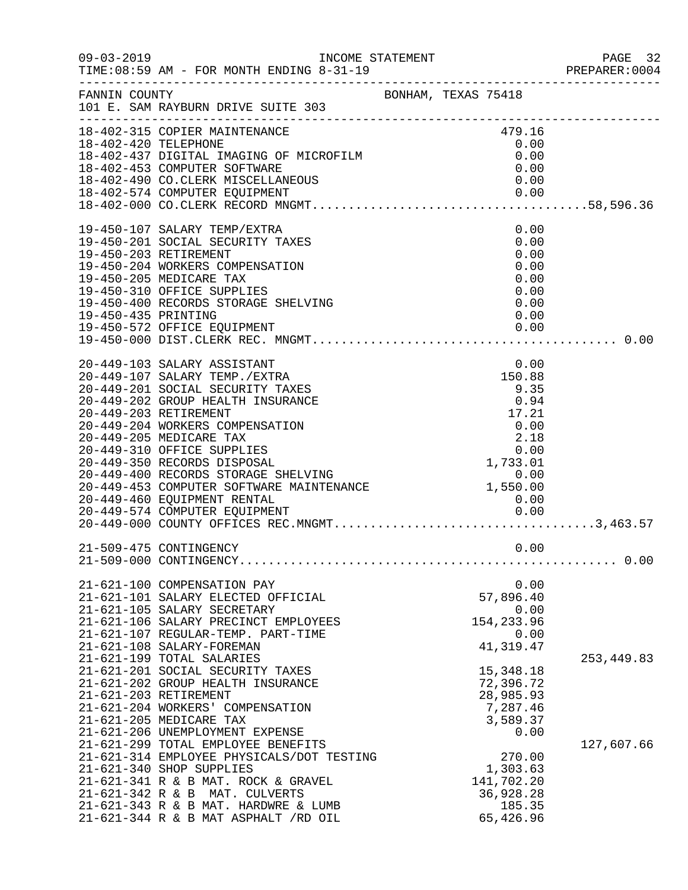FANNIN COUNTY　　BONHAM, TEXAS 75418
101 E. SAM RAYBURN DRIVE SUITE 303

| Account | Description | Amount | Total |
|---|---|---|---|
| 18-402-315 | COPIER MAINTENANCE | 479.16 | |
| 18-402-420 | TELEPHONE | 0.00 | |
| 18-402-437 | DIGITAL IMAGING OF MICROFILM | 0.00 | |
| 18-402-453 | COMPUTER SOFTWARE | 0.00 | |
| 18-402-490 | CO.CLERK MISCELLANEOUS | 0.00 | |
| 18-402-574 | COMPUTER EQUIPMENT | 0.00 | |
| 18-402-000 | CO.CLERK RECORD MNGMT. | | 58,596.36 |
| 19-450-107 | SALARY TEMP/EXTRA | 0.00 | |
| 19-450-201 | SOCIAL SECURITY TAXES | 0.00 | |
| 19-450-203 | RETIREMENT | 0.00 | |
| 19-450-204 | WORKERS COMPENSATION | 0.00 | |
| 19-450-205 | MEDICARE TAX | 0.00 | |
| 19-450-310 | OFFICE SUPPLIES | 0.00 | |
| 19-450-400 | RECORDS STORAGE SHELVING | 0.00 | |
| 19-450-435 | PRINTING | 0.00 | |
| 19-450-572 | OFFICE EQUIPMENT | 0.00 | |
| 19-450-000 | DIST.CLERK REC. MNGMT. | | 0.00 |
| 20-449-103 | SALARY ASSISTANT | 0.00 | |
| 20-449-107 | SALARY TEMP./EXTRA | 150.88 | |
| 20-449-201 | SOCIAL SECURITY TAXES | 9.35 | |
| 20-449-202 | GROUP HEALTH INSURANCE | 0.94 | |
| 20-449-203 | RETIREMENT | 17.21 | |
| 20-449-204 | WORKERS COMPENSATION | 0.00 | |
| 20-449-205 | MEDICARE TAX | 2.18 | |
| 20-449-310 | OFFICE SUPPLIES | 0.00 | |
| 20-449-350 | RECORDS DISPOSAL | 1,733.01 | |
| 20-449-400 | RECORDS STORAGE SHELVING | 0.00 | |
| 20-449-453 | COMPUTER SOFTWARE MAINTENANCE | 1,550.00 | |
| 20-449-460 | EQUIPMENT RENTAL | 0.00 | |
| 20-449-574 | COMPUTER EQUIPMENT | 0.00 | |
| 20-449-000 | COUNTY OFFICES REC.MNGMT. | | 3,463.57 |
| 21-509-475 | CONTINGENCY | 0.00 | |
| 21-509-000 | CONTINGENCY. | | 0.00 |
| 21-621-100 | COMPENSATION PAY | 0.00 | |
| 21-621-101 | SALARY ELECTED OFFICIAL | 57,896.40 | |
| 21-621-105 | SALARY SECRETARY | 0.00 | |
| 21-621-106 | SALARY PRECINCT EMPLOYEES | 154,233.96 | |
| 21-621-107 | REGULAR-TEMP. PART-TIME | 0.00 | |
| 21-621-108 | SALARY-FOREMAN | 41,319.47 | |
| 21-621-199 | TOTAL SALARIES | | 253,449.83 |
| 21-621-201 | SOCIAL SECURITY TAXES | 15,348.18 | |
| 21-621-202 | GROUP HEALTH INSURANCE | 72,396.72 | |
| 21-621-203 | RETIREMENT | 28,985.93 | |
| 21-621-204 | WORKERS' COMPENSATION | 7,287.46 | |
| 21-621-205 | MEDICARE TAX | 3,589.37 | |
| 21-621-206 | UNEMPLOYMENT EXPENSE | 0.00 | |
| 21-621-299 | TOTAL EMPLOYEE BENEFITS | | 127,607.66 |
| 21-621-314 | EMPLOYEE PHYSICALS/DOT TESTING | 270.00 | |
| 21-621-340 | SHOP SUPPLIES | 1,303.63 | |
| 21-621-341 | R & B MAT. ROCK & GRAVEL | 141,702.20 | |
| 21-621-342 | R & B MAT. CULVERTS | 36,928.28 | |
| 21-621-343 | R & B MAT. HARDWRE & LUMB | 185.35 | |
| 21-621-344 | R & B MAT ASPHALT /RD OIL | 65,426.96 | |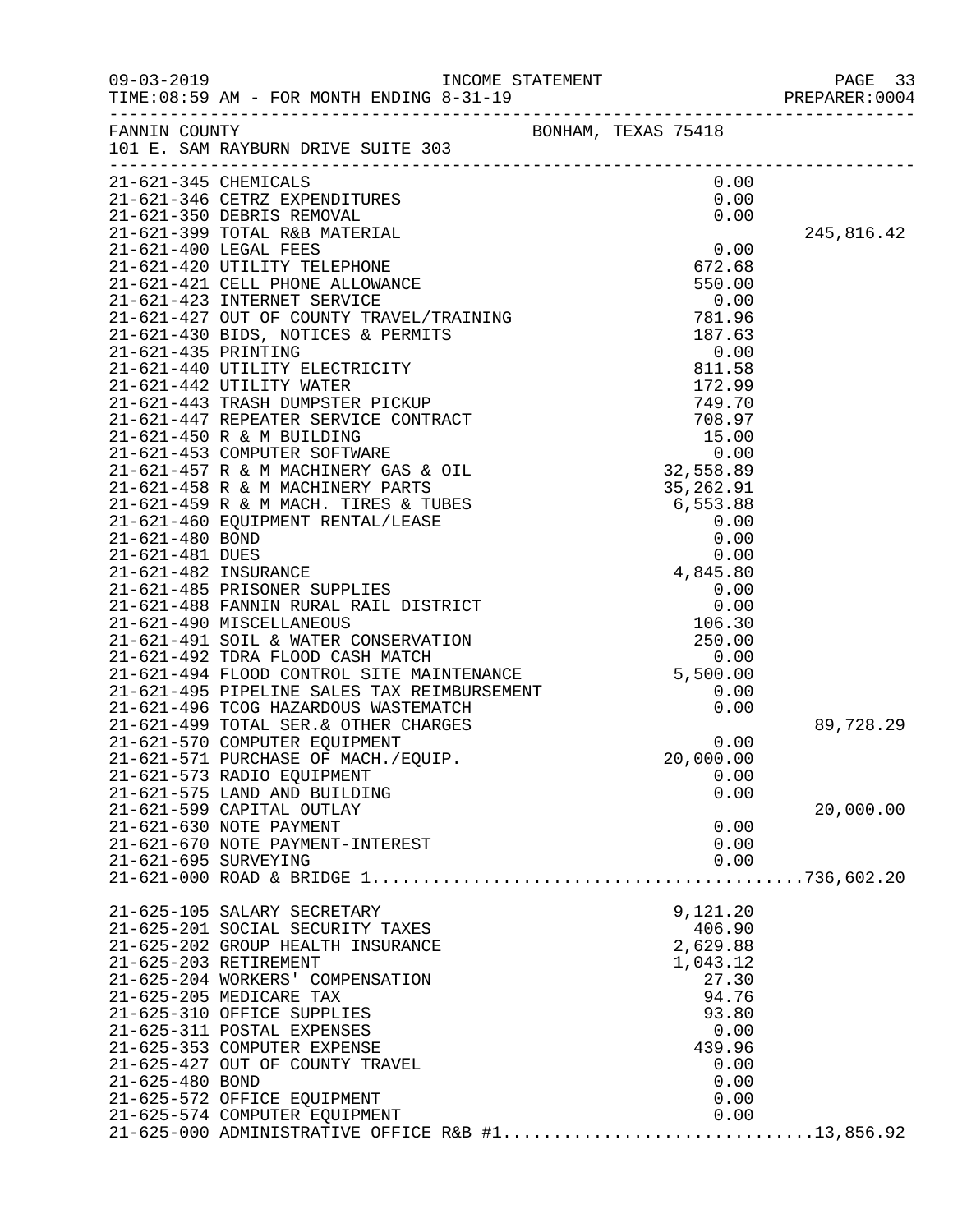FANNIN COUNTY BONHAM, TEXAS 75418
101 E. SAM RAYBURN DRIVE SUITE 303

| Account | Description | Amount | Total |
|---|---|---|---|
| 21-621-345 | CHEMICALS | 0.00 | |
| 21-621-346 | CETRZ EXPENDITURES | 0.00 | |
| 21-621-350 | DEBRIS REMOVAL | 0.00 | |
| 21-621-399 | TOTAL R&B MATERIAL | | 245,816.42 |
| 21-621-400 | LEGAL FEES | 0.00 | |
| 21-621-420 | UTILITY TELEPHONE | 672.68 | |
| 21-621-421 | CELL PHONE ALLOWANCE | 550.00 | |
| 21-621-423 | INTERNET SERVICE | 0.00 | |
| 21-621-427 | OUT OF COUNTY TRAVEL/TRAINING | 781.96 | |
| 21-621-430 | BIDS, NOTICES & PERMITS | 187.63 | |
| 21-621-435 | PRINTING | 0.00 | |
| 21-621-440 | UTILITY ELECTRICITY | 811.58 | |
| 21-621-442 | UTILITY WATER | 172.99 | |
| 21-621-443 | TRASH DUMPSTER PICKUP | 749.70 | |
| 21-621-447 | REPEATER SERVICE CONTRACT | 708.97 | |
| 21-621-450 | R & M BUILDING | 15.00 | |
| 21-621-453 | COMPUTER SOFTWARE | 0.00 | |
| 21-621-457 | R & M MACHINERY GAS & OIL | 32,558.89 | |
| 21-621-458 | R & M MACHINERY PARTS | 35,262.91 | |
| 21-621-459 | R & M MACH. TIRES & TUBES | 6,553.88 | |
| 21-621-460 | EQUIPMENT RENTAL/LEASE | 0.00 | |
| 21-621-480 | BOND | 0.00 | |
| 21-621-481 | DUES | 0.00 | |
| 21-621-482 | INSURANCE | 4,845.80 | |
| 21-621-485 | PRISONER SUPPLIES | 0.00 | |
| 21-621-488 | FANNIN RURAL RAIL DISTRICT | 0.00 | |
| 21-621-490 | MISCELLANEOUS | 106.30 | |
| 21-621-491 | SOIL & WATER CONSERVATION | 250.00 | |
| 21-621-492 | TDRA FLOOD CASH MATCH | 0.00 | |
| 21-621-494 | FLOOD CONTROL SITE MAINTENANCE | 5,500.00 | |
| 21-621-495 | PIPELINE SALES TAX REIMBURSEMENT | 0.00 | |
| 21-621-496 | TCOG HAZARDOUS WASTEMATCH | 0.00 | |
| 21-621-499 | TOTAL SER.& OTHER CHARGES | | 89,728.29 |
| 21-621-570 | COMPUTER EQUIPMENT | 0.00 | |
| 21-621-571 | PURCHASE OF MACH./EQUIP. | 20,000.00 | |
| 21-621-573 | RADIO EQUIPMENT | 0.00 | |
| 21-621-575 | LAND AND BUILDING | 0.00 | |
| 21-621-599 | CAPITAL OUTLAY | | 20,000.00 |
| 21-621-630 | NOTE PAYMENT | 0.00 | |
| 21-621-670 | NOTE PAYMENT-INTEREST | 0.00 | |
| 21-621-695 | SURVEYING | 0.00 | |
| 21-621-000 | ROAD & BRIDGE 1 | | 736,602.20 |
| 21-625-105 | SALARY SECRETARY | 9,121.20 | |
| 21-625-201 | SOCIAL SECURITY TAXES | 406.90 | |
| 21-625-202 | GROUP HEALTH INSURANCE | 2,629.88 | |
| 21-625-203 | RETIREMENT | 1,043.12 | |
| 21-625-204 | WORKERS' COMPENSATION | 27.30 | |
| 21-625-205 | MEDICARE TAX | 94.76 | |
| 21-625-310 | OFFICE SUPPLIES | 93.80 | |
| 21-625-311 | POSTAL EXPENSES | 0.00 | |
| 21-625-353 | COMPUTER EXPENSE | 439.96 | |
| 21-625-427 | OUT OF COUNTY TRAVEL | 0.00 | |
| 21-625-480 | BOND | 0.00 | |
| 21-625-572 | OFFICE EQUIPMENT | 0.00 | |
| 21-625-574 | COMPUTER EQUIPMENT | 0.00 | |
| 21-625-000 | ADMINISTRATIVE OFFICE R&B #1 | | 13,856.92 |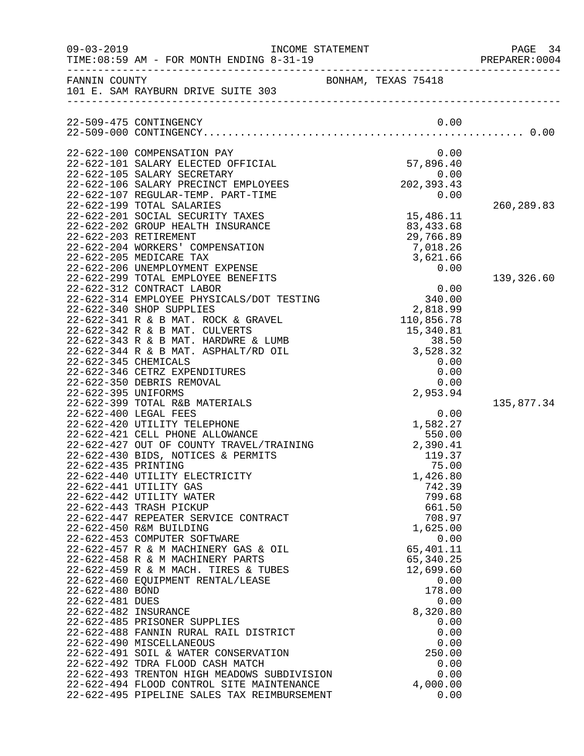09-03-2019 INCOME STATEMENT
TIME:08:59 AM - FOR MONTH ENDING 8-31-19

FANNIN COUNTY BONHAM, TEXAS 75418
101 E. SAM RAYBURN DRIVE SUITE 303

| Account | Description | Amount | Total |
|---|---|---|---|
| 22-509-475 | CONTINGENCY | 0.00 | |
| 22-509-000 | CONTINGENCY........................................... | | 0.00 |
| 22-622-100 | COMPENSATION PAY | 0.00 | |
| 22-622-101 | SALARY ELECTED OFFICIAL | 57,896.40 | |
| 22-622-105 | SALARY SECRETARY | 0.00 | |
| 22-622-106 | SALARY PRECINCT EMPLOYEES | 202,393.43 | |
| 22-622-107 | REGULAR-TEMP. PART-TIME | 0.00 | |
| 22-622-199 | TOTAL SALARIES | | 260,289.83 |
| 22-622-201 | SOCIAL SECURITY TAXES | 15,486.11 | |
| 22-622-202 | GROUP HEALTH INSURANCE | 83,433.68 | |
| 22-622-203 | RETIREMENT | 29,766.89 | |
| 22-622-204 | WORKERS' COMPENSATION | 7,018.26 | |
| 22-622-205 | MEDICARE TAX | 3,621.66 | |
| 22-622-206 | UNEMPLOYMENT EXPENSE | 0.00 | |
| 22-622-299 | TOTAL EMPLOYEE BENEFITS | | 139,326.60 |
| 22-622-312 | CONTRACT LABOR | 0.00 | |
| 22-622-314 | EMPLOYEE PHYSICALS/DOT TESTING | 340.00 | |
| 22-622-340 | SHOP SUPPLIES | 2,818.99 | |
| 22-622-341 | R & B MAT. ROCK & GRAVEL | 110,856.78 | |
| 22-622-342 | R & B MAT. CULVERTS | 15,340.81 | |
| 22-622-343 | R & B MAT. HARDWRE & LUMB | 38.50 | |
| 22-622-344 | R & B MAT. ASPHALT/RD OIL | 3,528.32 | |
| 22-622-345 | CHEMICALS | 0.00 | |
| 22-622-346 | CETRZ EXPENDITURES | 0.00 | |
| 22-622-350 | DEBRIS REMOVAL | 0.00 | |
| 22-622-395 | UNIFORMS | 2,953.94 | |
| 22-622-399 | TOTAL R&B MATERIALS | | 135,877.34 |
| 22-622-400 | LEGAL FEES | 0.00 | |
| 22-622-420 | UTILITY TELEPHONE | 1,582.27 | |
| 22-622-421 | CELL PHONE ALLOWANCE | 550.00 | |
| 22-622-427 | OUT OF COUNTY TRAVEL/TRAINING | 2,390.41 | |
| 22-622-430 | BIDS, NOTICES & PERMITS | 119.37 | |
| 22-622-435 | PRINTING | 75.00 | |
| 22-622-440 | UTILITY ELECTRICITY | 1,426.80 | |
| 22-622-441 | UTILITY GAS | 742.39 | |
| 22-622-442 | UTILITY WATER | 799.68 | |
| 22-622-443 | TRASH PICKUP | 661.50 | |
| 22-622-447 | REPEATER SERVICE CONTRACT | 708.97 | |
| 22-622-450 | R&M BUILDING | 1,625.00 | |
| 22-622-453 | COMPUTER SOFTWARE | 0.00 | |
| 22-622-457 | R & M MACHINERY GAS & OIL | 65,401.11 | |
| 22-622-458 | R & M MACHINERY PARTS | 65,340.25 | |
| 22-622-459 | R & M MACH. TIRES & TUBES | 12,699.60 | |
| 22-622-460 | EQUIPMENT RENTAL/LEASE | 0.00 | |
| 22-622-480 | BOND | 178.00 | |
| 22-622-481 | DUES | 0.00 | |
| 22-622-482 | INSURANCE | 8,320.80 | |
| 22-622-485 | PRISONER SUPPLIES | 0.00 | |
| 22-622-488 | FANNIN RURAL RAIL DISTRICT | 0.00 | |
| 22-622-490 | MISCELLANEOUS | 0.00 | |
| 22-622-491 | SOIL & WATER CONSERVATION | 250.00 | |
| 22-622-492 | TDRA FLOOD CASH MATCH | 0.00 | |
| 22-622-493 | TRENTON HIGH MEADOWS SUBDIVISION | 0.00 | |
| 22-622-494 | FLOOD CONTROL SITE MAINTENANCE | 4,000.00 | |
| 22-622-495 | PIPELINE SALES TAX REIMBURSEMENT | 0.00 | |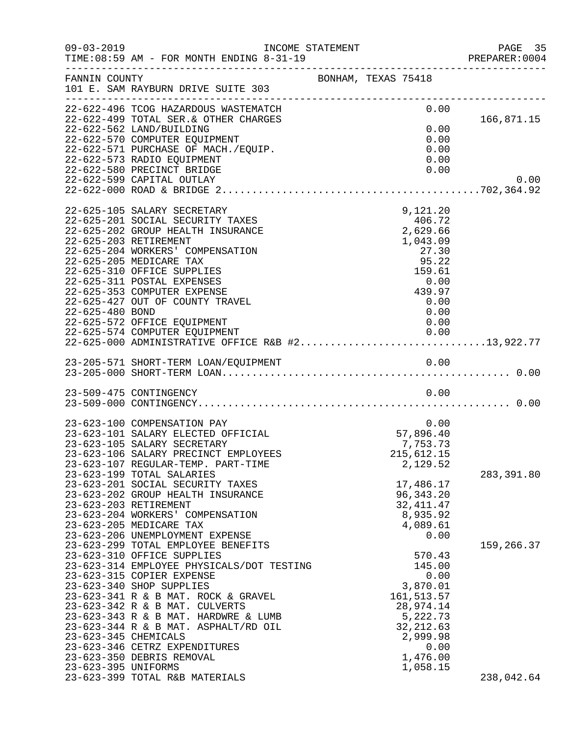FANNIN COUNTY — BONHAM, TEXAS 75418
101 E. SAM RAYBURN DRIVE SUITE 303

INCOME STATEMENT — FOR MONTH ENDING 8-31-19

| Account | Description | Amount | Subtotal |
|---|---|---|---|
| 22-622-496 | TCOG HAZARDOUS WASTEMATCH | 0.00 | |
| 22-622-499 | TOTAL SER.& OTHER CHARGES | | 166,871.15 |
| 22-622-562 | LAND/BUILDING | 0.00 | |
| 22-622-570 | COMPUTER EQUIPMENT | 0.00 | |
| 22-622-571 | PURCHASE OF MACH./EQUIP. | 0.00 | |
| 22-622-573 | RADIO EQUIPMENT | 0.00 | |
| 22-622-580 | PRECINCT BRIDGE | 0.00 | |
| 22-622-599 | CAPITAL OUTLAY | | 0.00 |
| 22-622-000 | ROAD & BRIDGE 2 | | 702,364.92 |
| 22-625-105 | SALARY SECRETARY | 9,121.20 | |
| 22-625-201 | SOCIAL SECURITY TAXES | 406.72 | |
| 22-625-202 | GROUP HEALTH INSURANCE | 2,629.66 | |
| 22-625-203 | RETIREMENT | 1,043.09 | |
| 22-625-204 | WORKERS' COMPENSATION | 27.30 | |
| 22-625-205 | MEDICARE TAX | 95.22 | |
| 22-625-310 | OFFICE SUPPLIES | 159.61 | |
| 22-625-311 | POSTAL EXPENSES | 0.00 | |
| 22-625-353 | COMPUTER EXPENSE | 439.97 | |
| 22-625-427 | OUT OF COUNTY TRAVEL | 0.00 | |
| 22-625-480 | BOND | 0.00 | |
| 22-625-572 | OFFICE EQUIPMENT | 0.00 | |
| 22-625-574 | COMPUTER EQUIPMENT | 0.00 | |
| 22-625-000 | ADMINISTRATIVE OFFICE R&B #2 | | 13,922.77 |
| 23-205-571 | SHORT-TERM LOAN/EQUIPMENT | 0.00 | |
| 23-205-000 | SHORT-TERM LOAN | | 0.00 |
| 23-509-475 | CONTINGENCY | 0.00 | |
| 23-509-000 | CONTINGENCY | | 0.00 |
| 23-623-100 | COMPENSATION PAY | 0.00 | |
| 23-623-101 | SALARY ELECTED OFFICIAL | 57,896.40 | |
| 23-623-105 | SALARY SECRETARY | 7,753.73 | |
| 23-623-106 | SALARY PRECINCT EMPLOYEES | 215,612.15 | |
| 23-623-107 | REGULAR-TEMP. PART-TIME | 2,129.52 | |
| 23-623-199 | TOTAL SALARIES | | 283,391.80 |
| 23-623-201 | SOCIAL SECURITY TAXES | 17,486.17 | |
| 23-623-202 | GROUP HEALTH INSURANCE | 96,343.20 | |
| 23-623-203 | RETIREMENT | 32,411.47 | |
| 23-623-204 | WORKERS' COMPENSATION | 8,935.92 | |
| 23-623-205 | MEDICARE TAX | 4,089.61 | |
| 23-623-206 | UNEMPLOYMENT EXPENSE | 0.00 | |
| 23-623-299 | TOTAL EMPLOYEE BENEFITS | | 159,266.37 |
| 23-623-310 | OFFICE SUPPLIES | 570.43 | |
| 23-623-314 | EMPLOYEE PHYSICALS/DOT TESTING | 145.00 | |
| 23-623-315 | COPIER EXPENSE | 0.00 | |
| 23-623-340 | SHOP SUPPLIES | 3,870.01 | |
| 23-623-341 | R & B MAT. ROCK & GRAVEL | 161,513.57 | |
| 23-623-342 | R & B MAT. CULVERTS | 28,974.14 | |
| 23-623-343 | R & B MAT. HARDWRE & LUMB | 5,222.73 | |
| 23-623-344 | R & B MAT. ASPHALT/RD OIL | 32,212.63 | |
| 23-623-345 | CHEMICALS | 2,999.98 | |
| 23-623-346 | CETRZ EXPENDITURES | 0.00 | |
| 23-623-350 | DEBRIS REMOVAL | 1,476.00 | |
| 23-623-395 | UNIFORMS | 1,058.15 | |
| 23-623-399 | TOTAL R&B MATERIALS | | 238,042.64 |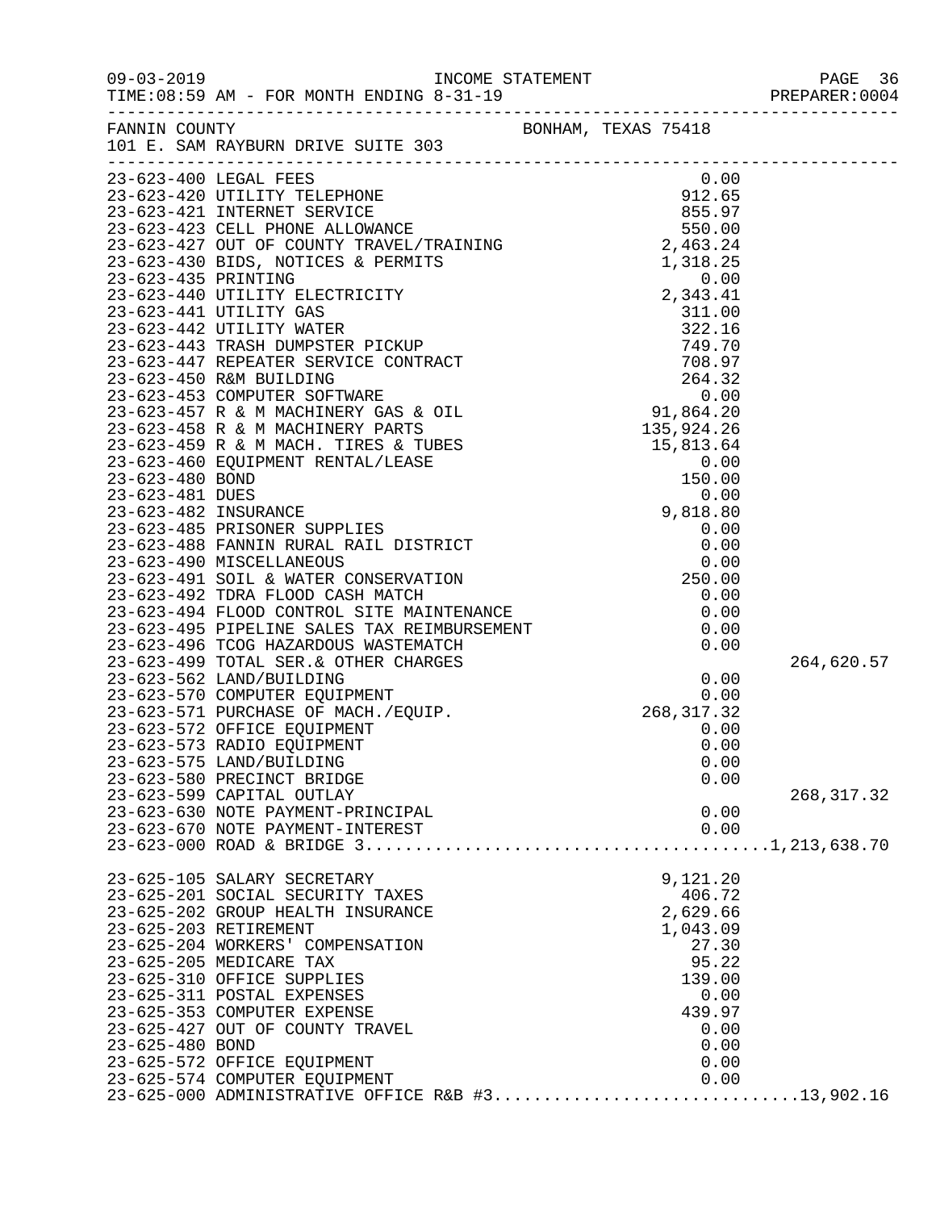INCOME STATEMENT

09-03-2019
TIME:08:59 AM - FOR MONTH ENDING 8-31-19

PREPARER:0004

FANNIN COUNTY — BONHAM, TEXAS 75418
101 E. SAM RAYBURN DRIVE SUITE 303

| Account | Description | Amount | Total |
|---|---|---|---|
| 23-623-400 | LEGAL FEES | 0.00 | |
| 23-623-420 | UTILITY TELEPHONE | 912.65 | |
| 23-623-421 | INTERNET SERVICE | 855.97 | |
| 23-623-423 | CELL PHONE ALLOWANCE | 550.00 | |
| 23-623-427 | OUT OF COUNTY TRAVEL/TRAINING | 2,463.24 | |
| 23-623-430 | BIDS, NOTICES & PERMITS | 1,318.25 | |
| 23-623-435 | PRINTING | 0.00 | |
| 23-623-440 | UTILITY ELECTRICITY | 2,343.41 | |
| 23-623-441 | UTILITY GAS | 311.00 | |
| 23-623-442 | UTILITY WATER | 322.16 | |
| 23-623-443 | TRASH DUMPSTER PICKUP | 749.70 | |
| 23-623-447 | REPEATER SERVICE CONTRACT | 708.97 | |
| 23-623-450 | R&M BUILDING | 264.32 | |
| 23-623-453 | COMPUTER SOFTWARE | 0.00 | |
| 23-623-457 | R & M MACHINERY GAS & OIL | 91,864.20 | |
| 23-623-458 | R & M MACHINERY PARTS | 135,924.26 | |
| 23-623-459 | R & M MACH. TIRES & TUBES | 15,813.64 | |
| 23-623-460 | EQUIPMENT RENTAL/LEASE | 0.00 | |
| 23-623-480 | BOND | 150.00 | |
| 23-623-481 | DUES | 0.00 | |
| 23-623-482 | INSURANCE | 9,818.80 | |
| 23-623-485 | PRISONER SUPPLIES | 0.00 | |
| 23-623-488 | FANNIN RURAL RAIL DISTRICT | 0.00 | |
| 23-623-490 | MISCELLANEOUS | 0.00 | |
| 23-623-491 | SOIL & WATER CONSERVATION | 250.00 | |
| 23-623-492 | TDRA FLOOD CASH MATCH | 0.00 | |
| 23-623-494 | FLOOD CONTROL SITE MAINTENANCE | 0.00 | |
| 23-623-495 | PIPELINE SALES TAX REIMBURSEMENT | 0.00 | |
| 23-623-496 | TCOG HAZARDOUS WASTEMATCH | 0.00 | |
| 23-623-499 | TOTAL SER.& OTHER CHARGES | | 264,620.57 |
| 23-623-562 | LAND/BUILDING | 0.00 | |
| 23-623-570 | COMPUTER EQUIPMENT | 0.00 | |
| 23-623-571 | PURCHASE OF MACH./EQUIP. | 268,317.32 | |
| 23-623-572 | OFFICE EQUIPMENT | 0.00 | |
| 23-623-573 | RADIO EQUIPMENT | 0.00 | |
| 23-623-575 | LAND/BUILDING | 0.00 | |
| 23-623-580 | PRECINCT BRIDGE | 0.00 | |
| 23-623-599 | CAPITAL OUTLAY | | 268,317.32 |
| 23-623-630 | NOTE PAYMENT-PRINCIPAL | 0.00 | |
| 23-623-670 | NOTE PAYMENT-INTEREST | 0.00 | |
| 23-623-000 | ROAD & BRIDGE 3 | | 1,213,638.70 |

| Account | Description | Amount | Total |
|---|---|---|---|
| 23-625-105 | SALARY SECRETARY | 9,121.20 | |
| 23-625-201 | SOCIAL SECURITY TAXES | 406.72 | |
| 23-625-202 | GROUP HEALTH INSURANCE | 2,629.66 | |
| 23-625-203 | RETIREMENT | 1,043.09 | |
| 23-625-204 | WORKERS' COMPENSATION | 27.30 | |
| 23-625-205 | MEDICARE TAX | 95.22 | |
| 23-625-310 | OFFICE SUPPLIES | 139.00 | |
| 23-625-311 | POSTAL EXPENSES | 0.00 | |
| 23-625-353 | COMPUTER EXPENSE | 439.97 | |
| 23-625-427 | OUT OF COUNTY TRAVEL | 0.00 | |
| 23-625-480 | BOND | 0.00 | |
| 23-625-572 | OFFICE EQUIPMENT | 0.00 | |
| 23-625-574 | COMPUTER EQUIPMENT | 0.00 | |
| 23-625-000 | ADMINISTRATIVE OFFICE R&B #3 | | 13,902.16 |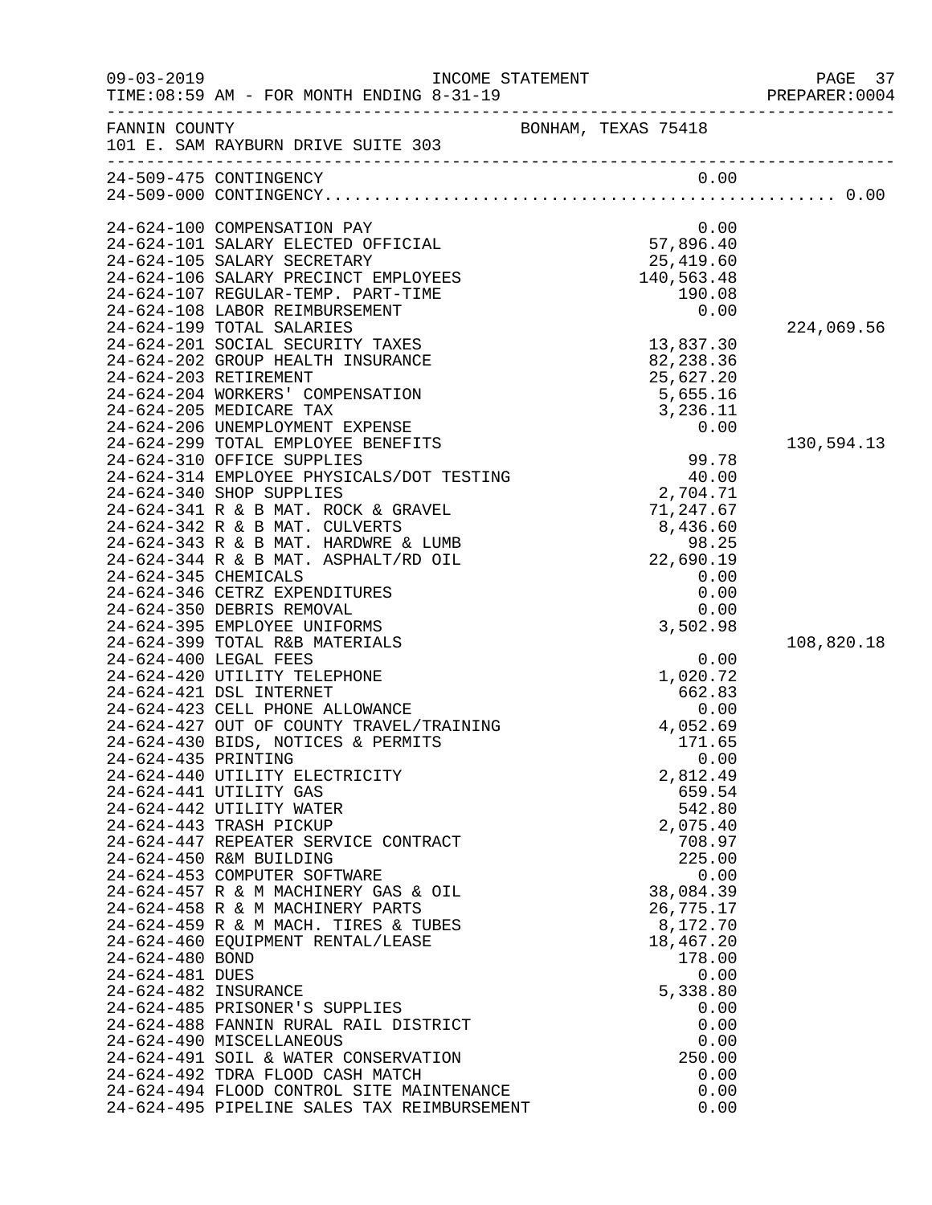FANNIN COUNTY BONHAM, TEXAS 75418
101 E. SAM RAYBURN DRIVE SUITE 303

| Account | Description | Amount | Total |
|---|---|---|---|
| 24-509-475 | CONTINGENCY | 0.00 | |
| 24-509-000 | CONTINGENCY | | 0.00 |
| 24-624-100 | COMPENSATION PAY | 0.00 | |
| 24-624-101 | SALARY ELECTED OFFICIAL | 57,896.40 | |
| 24-624-105 | SALARY SECRETARY | 25,419.60 | |
| 24-624-106 | SALARY PRECINCT EMPLOYEES | 140,563.48 | |
| 24-624-107 | REGULAR-TEMP. PART-TIME | 190.08 | |
| 24-624-108 | LABOR REIMBURSEMENT | 0.00 | |
| 24-624-199 | TOTAL SALARIES | | 224,069.56 |
| 24-624-201 | SOCIAL SECURITY TAXES | 13,837.30 | |
| 24-624-202 | GROUP HEALTH INSURANCE | 82,238.36 | |
| 24-624-203 | RETIREMENT | 25,627.20 | |
| 24-624-204 | WORKERS' COMPENSATION | 5,655.16 | |
| 24-624-205 | MEDICARE TAX | 3,236.11 | |
| 24-624-206 | UNEMPLOYMENT EXPENSE | 0.00 | |
| 24-624-299 | TOTAL EMPLOYEE BENEFITS | | 130,594.13 |
| 24-624-310 | OFFICE SUPPLIES | 99.78 | |
| 24-624-314 | EMPLOYEE PHYSICALS/DOT TESTING | 40.00 | |
| 24-624-340 | SHOP SUPPLIES | 2,704.71 | |
| 24-624-341 | R & B MAT. ROCK & GRAVEL | 71,247.67 | |
| 24-624-342 | R & B MAT. CULVERTS | 8,436.60 | |
| 24-624-343 | R & B MAT. HARDWRE & LUMB | 98.25 | |
| 24-624-344 | R & B MAT. ASPHALT/RD OIL | 22,690.19 | |
| 24-624-345 | CHEMICALS | 0.00 | |
| 24-624-346 | CETRZ EXPENDITURES | 0.00 | |
| 24-624-350 | DEBRIS REMOVAL | 0.00 | |
| 24-624-395 | EMPLOYEE UNIFORMS | 3,502.98 | |
| 24-624-399 | TOTAL R&B MATERIALS | | 108,820.18 |
| 24-624-400 | LEGAL FEES | 0.00 | |
| 24-624-420 | UTILITY TELEPHONE | 1,020.72 | |
| 24-624-421 | DSL INTERNET | 662.83 | |
| 24-624-423 | CELL PHONE ALLOWANCE | 0.00 | |
| 24-624-427 | OUT OF COUNTY TRAVEL/TRAINING | 4,052.69 | |
| 24-624-430 | BIDS, NOTICES & PERMITS | 171.65 | |
| 24-624-435 | PRINTING | 0.00 | |
| 24-624-440 | UTILITY ELECTRICITY | 2,812.49 | |
| 24-624-441 | UTILITY GAS | 659.54 | |
| 24-624-442 | UTILITY WATER | 542.80 | |
| 24-624-443 | TRASH PICKUP | 2,075.40 | |
| 24-624-447 | REPEATER SERVICE CONTRACT | 708.97 | |
| 24-624-450 | R&M BUILDING | 225.00 | |
| 24-624-453 | COMPUTER SOFTWARE | 0.00 | |
| 24-624-457 | R & M MACHINERY GAS & OIL | 38,084.39 | |
| 24-624-458 | R & M MACHINERY PARTS | 26,775.17 | |
| 24-624-459 | R & M MACH. TIRES & TUBES | 8,172.70 | |
| 24-624-460 | EQUIPMENT RENTAL/LEASE | 18,467.20 | |
| 24-624-480 | BOND | 178.00 | |
| 24-624-481 | DUES | 0.00 | |
| 24-624-482 | INSURANCE | 5,338.80 | |
| 24-624-485 | PRISONER'S SUPPLIES | 0.00 | |
| 24-624-488 | FANNIN RURAL RAIL DISTRICT | 0.00 | |
| 24-624-490 | MISCELLANEOUS | 0.00 | |
| 24-624-491 | SOIL & WATER CONSERVATION | 250.00 | |
| 24-624-492 | TDRA FLOOD CASH MATCH | 0.00 | |
| 24-624-494 | FLOOD CONTROL SITE MAINTENANCE | 0.00 | |
| 24-624-495 | PIPELINE SALES TAX REIMBURSEMENT | 0.00 | |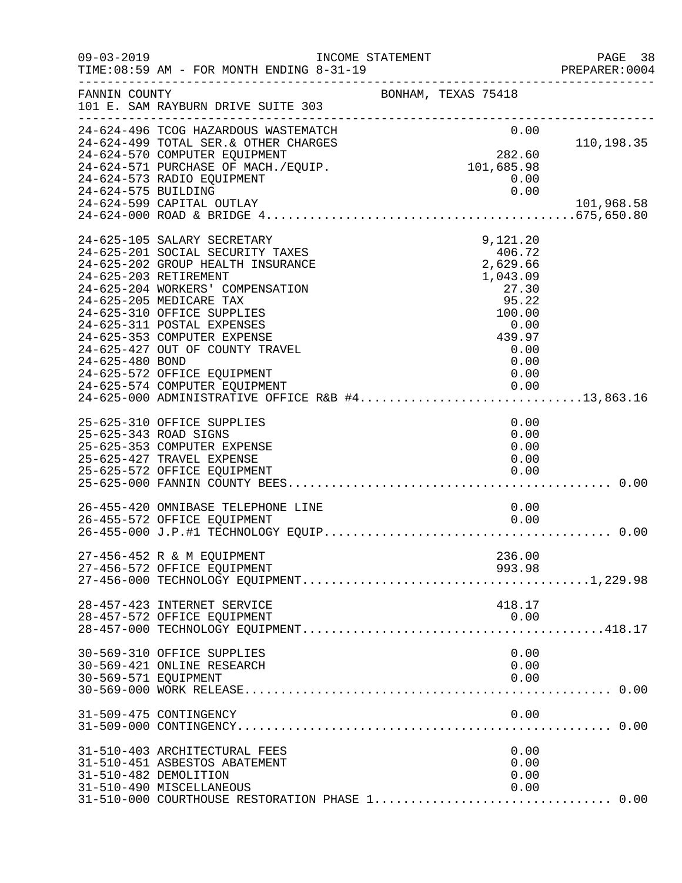FANNIN COUNTY — BONHAM, TEXAS 75418
101 E. SAM RAYBURN DRIVE SUITE 303

INCOME STATEMENT — TIME:08:59 AM - FOR MONTH ENDING 8-31-19

| Account | Description | Amount | Total |
|---|---|---|---|
| 24-624-496 | TCOG HAZARDOUS WASTEMATCH | 0.00 | |
| 24-624-499 | TOTAL SER.& OTHER CHARGES | | 110,198.35 |
| 24-624-570 | COMPUTER EQUIPMENT | 282.60 | |
| 24-624-571 | PURCHASE OF MACH./EQUIP. | 101,685.98 | |
| 24-624-573 | RADIO EQUIPMENT | 0.00 | |
| 24-624-575 | BUILDING | 0.00 | |
| 24-624-599 | CAPITAL OUTLAY | | 101,968.58 |
| 24-624-000 | ROAD & BRIDGE 4 | | 675,650.80 |
| 24-625-105 | SALARY SECRETARY | 9,121.20 | |
| 24-625-201 | SOCIAL SECURITY TAXES | 406.72 | |
| 24-625-202 | GROUP HEALTH INSURANCE | 2,629.66 | |
| 24-625-203 | RETIREMENT | 1,043.09 | |
| 24-625-204 | WORKERS' COMPENSATION | 27.30 | |
| 24-625-205 | MEDICARE TAX | 95.22 | |
| 24-625-310 | OFFICE SUPPLIES | 100.00 | |
| 24-625-311 | POSTAL EXPENSES | 0.00 | |
| 24-625-353 | COMPUTER EXPENSE | 439.97 | |
| 24-625-427 | OUT OF COUNTY TRAVEL | 0.00 | |
| 24-625-480 | BOND | 0.00 | |
| 24-625-572 | OFFICE EQUIPMENT | 0.00 | |
| 24-625-574 | COMPUTER EQUIPMENT | 0.00 | |
| 24-625-000 | ADMINISTRATIVE OFFICE R&B #4 | | 13,863.16 |
| 25-625-310 | OFFICE SUPPLIES | 0.00 | |
| 25-625-343 | ROAD SIGNS | 0.00 | |
| 25-625-353 | COMPUTER EXPENSE | 0.00 | |
| 25-625-427 | TRAVEL EXPENSE | 0.00 | |
| 25-625-572 | OFFICE EQUIPMENT | 0.00 | |
| 25-625-000 | FANNIN COUNTY BEES | | 0.00 |
| 26-455-420 | OMNIBASE TELEPHONE LINE | 0.00 | |
| 26-455-572 | OFFICE EQUIPMENT | 0.00 | |
| 26-455-000 | J.P.#1 TECHNOLOGY EQUIP | | 0.00 |
| 27-456-452 | R & M EQUIPMENT | 236.00 | |
| 27-456-572 | OFFICE EQUIPMENT | 993.98 | |
| 27-456-000 | TECHNOLOGY EQUIPMENT | | 1,229.98 |
| 28-457-423 | INTERNET SERVICE | 418.17 | |
| 28-457-572 | OFFICE EQUIPMENT | 0.00 | |
| 28-457-000 | TECHNOLOGY EQUIPMENT | | 418.17 |
| 30-569-310 | OFFICE SUPPLIES | 0.00 | |
| 30-569-421 | ONLINE RESEARCH | 0.00 | |
| 30-569-571 | EQUIPMENT | 0.00 | |
| 30-569-000 | WORK RELEASE | | 0.00 |
| 31-509-475 | CONTINGENCY | 0.00 | |
| 31-509-000 | CONTINGENCY | | 0.00 |
| 31-510-403 | ARCHITECTURAL FEES | 0.00 | |
| 31-510-451 | ASBESTOS ABATEMENT | 0.00 | |
| 31-510-482 | DEMOLITION | 0.00 | |
| 31-510-490 | MISCELLANEOUS | 0.00 | |
| 31-510-000 | COURTHOUSE RESTORATION PHASE 1 | | 0.00 |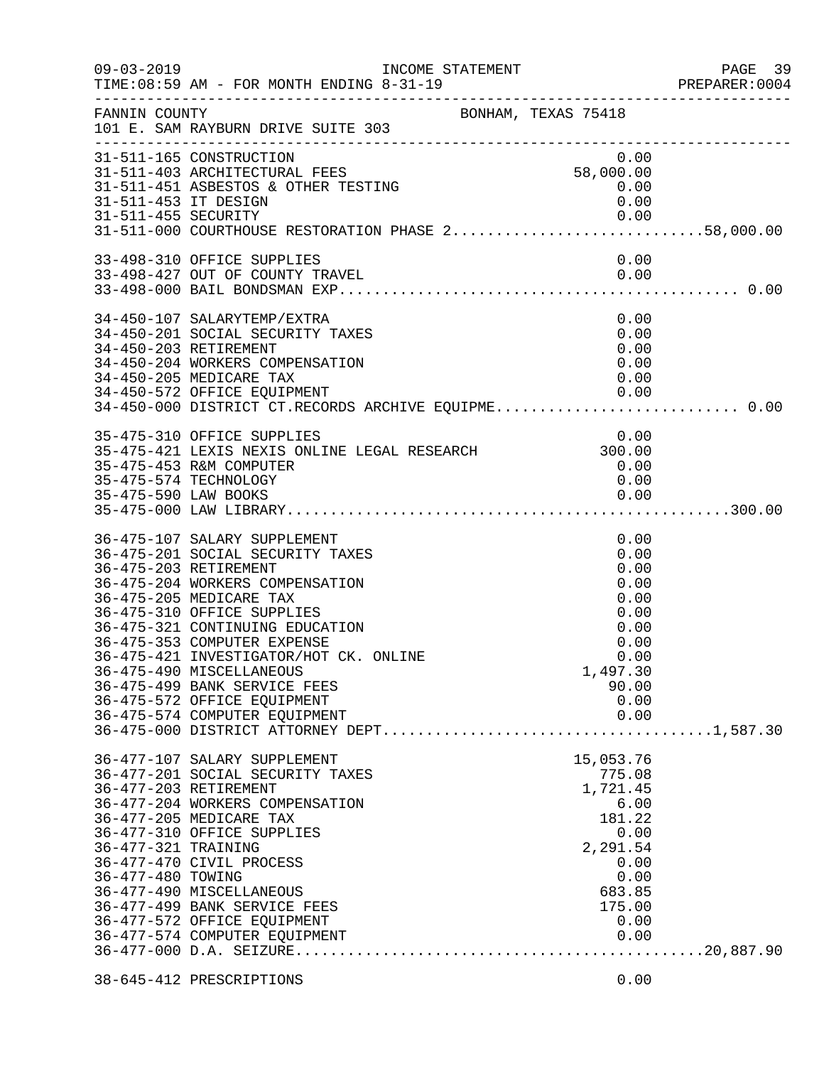FANNIN COUNTY — BONHAM, TEXAS 75418
101 E. SAM RAYBURN DRIVE SUITE 303

INCOME STATEMENT
TIME:08:59 AM - FOR MONTH ENDING 8-31-19

| Account | Description | Amount | Total |
|---|---|---|---|
| 31-511-165 | CONSTRUCTION | 0.00 | |
| 31-511-403 | ARCHITECTURAL FEES | 58,000.00 | |
| 31-511-451 | ASBESTOS & OTHER TESTING | 0.00 | |
| 31-511-453 | IT DESIGN | 0.00 | |
| 31-511-455 | SECURITY | 0.00 | |
| 31-511-000 | COURTHOUSE RESTORATION PHASE 2 | | 58,000.00 |
| 33-498-310 | OFFICE SUPPLIES | 0.00 | |
| 33-498-427 | OUT OF COUNTY TRAVEL | 0.00 | |
| 33-498-000 | BAIL BONDSMAN EXP | | 0.00 |
| 34-450-107 | SALARYTEMP/EXTRA | 0.00 | |
| 34-450-201 | SOCIAL SECURITY TAXES | 0.00 | |
| 34-450-203 | RETIREMENT | 0.00 | |
| 34-450-204 | WORKERS COMPENSATION | 0.00 | |
| 34-450-205 | MEDICARE TAX | 0.00 | |
| 34-450-572 | OFFICE EQUIPMENT | 0.00 | |
| 34-450-000 | DISTRICT CT.RECORDS ARCHIVE EQUIPME | | 0.00 |
| 35-475-310 | OFFICE SUPPLIES | 0.00 | |
| 35-475-421 | LEXIS NEXIS ONLINE LEGAL RESEARCH | 300.00 | |
| 35-475-453 | R&M COMPUTER | 0.00 | |
| 35-475-574 | TECHNOLOGY | 0.00 | |
| 35-475-590 | LAW BOOKS | 0.00 | |
| 35-475-000 | LAW LIBRARY | | 300.00 |
| 36-475-107 | SALARY SUPPLEMENT | 0.00 | |
| 36-475-201 | SOCIAL SECURITY TAXES | 0.00 | |
| 36-475-203 | RETIREMENT | 0.00 | |
| 36-475-204 | WORKERS COMPENSATION | 0.00 | |
| 36-475-205 | MEDICARE TAX | 0.00 | |
| 36-475-310 | OFFICE SUPPLIES | 0.00 | |
| 36-475-321 | CONTINUING EDUCATION | 0.00 | |
| 36-475-353 | COMPUTER EXPENSE | 0.00 | |
| 36-475-421 | INVESTIGATOR/HOT CK. ONLINE | 0.00 | |
| 36-475-490 | MISCELLANEOUS | 1,497.30 | |
| 36-475-499 | BANK SERVICE FEES | 90.00 | |
| 36-475-572 | OFFICE EQUIPMENT | 0.00 | |
| 36-475-574 | COMPUTER EQUIPMENT | 0.00 | |
| 36-475-000 | DISTRICT ATTORNEY DEPT | | 1,587.30 |
| 36-477-107 | SALARY SUPPLEMENT | 15,053.76 | |
| 36-477-201 | SOCIAL SECURITY TAXES | 775.08 | |
| 36-477-203 | RETIREMENT | 1,721.45 | |
| 36-477-204 | WORKERS COMPENSATION | 6.00 | |
| 36-477-205 | MEDICARE TAX | 181.22 | |
| 36-477-310 | OFFICE SUPPLIES | 0.00 | |
| 36-477-321 | TRAINING | 2,291.54 | |
| 36-477-470 | CIVIL PROCESS | 0.00 | |
| 36-477-480 | TOWING | 0.00 | |
| 36-477-490 | MISCELLANEOUS | 683.85 | |
| 36-477-499 | BANK SERVICE FEES | 175.00 | |
| 36-477-572 | OFFICE EQUIPMENT | 0.00 | |
| 36-477-574 | COMPUTER EQUIPMENT | 0.00 | |
| 36-477-000 | D.A. SEIZURE | | 20,887.90 |
| 38-645-412 | PRESCRIPTIONS | 0.00 | |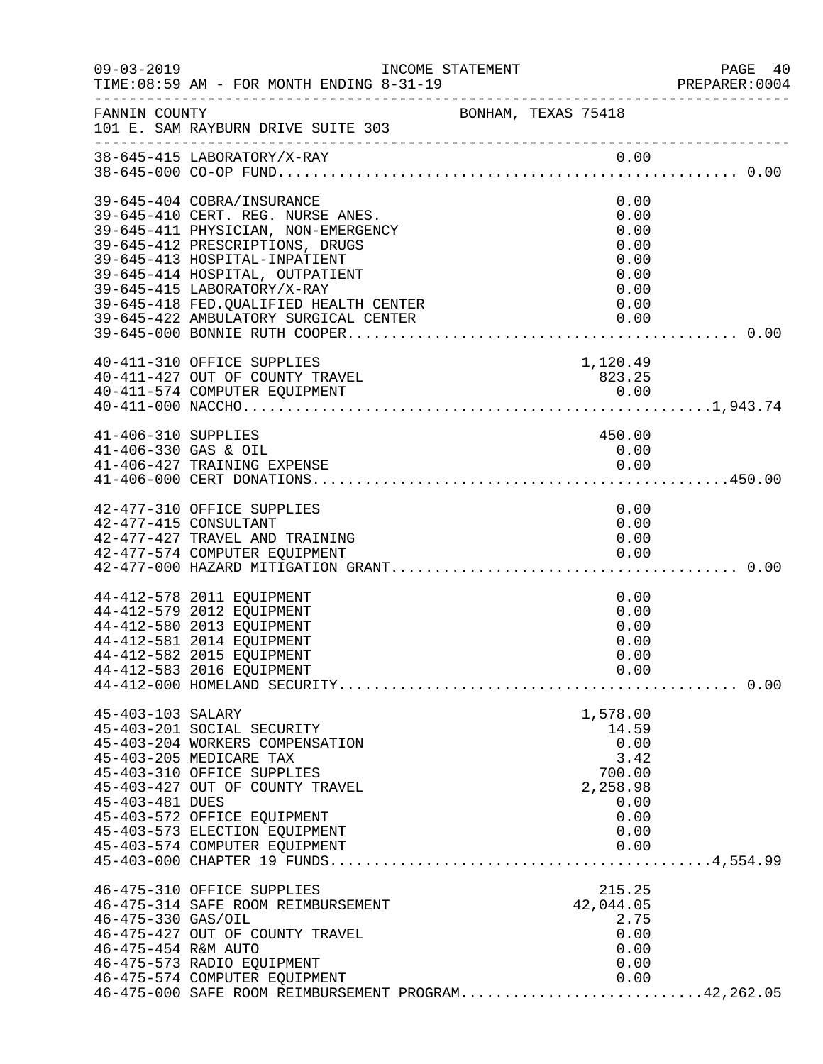FANNIN COUNTY — BONHAM, TEXAS 75418
101 E. SAM RAYBURN DRIVE SUITE 303

INCOME STATEMENT — TIME:08:59 AM - FOR MONTH ENDING 8-31-19

| Account | Description | Amount | Total |
|---|---|---|---|
| 38-645-415 | LABORATORY/X-RAY | 0.00 | |
| 38-645-000 | CO-OP FUND | | 0.00 |
| 39-645-404 | COBRA/INSURANCE | 0.00 | |
| 39-645-410 | CERT. REG. NURSE ANES. | 0.00 | |
| 39-645-411 | PHYSICIAN, NON-EMERGENCY | 0.00 | |
| 39-645-412 | PRESCRIPTIONS, DRUGS | 0.00 | |
| 39-645-413 | HOSPITAL-INPATIENT | 0.00 | |
| 39-645-414 | HOSPITAL, OUTPATIENT | 0.00 | |
| 39-645-415 | LABORATORY/X-RAY | 0.00 | |
| 39-645-418 | FED.QUALIFIED HEALTH CENTER | 0.00 | |
| 39-645-422 | AMBULATORY SURGICAL CENTER | 0.00 | |
| 39-645-000 | BONNIE RUTH COOPER | | 0.00 |
| 40-411-310 | OFFICE SUPPLIES | 1,120.49 | |
| 40-411-427 | OUT OF COUNTY TRAVEL | 823.25 | |
| 40-411-574 | COMPUTER EQUIPMENT | 0.00 | |
| 40-411-000 | NACCHO | | 1,943.74 |
| 41-406-310 | SUPPLIES | 450.00 | |
| 41-406-330 | GAS & OIL | 0.00 | |
| 41-406-427 | TRAINING EXPENSE | 0.00 | |
| 41-406-000 | CERT DONATIONS | | 450.00 |
| 42-477-310 | OFFICE SUPPLIES | 0.00 | |
| 42-477-415 | CONSULTANT | 0.00 | |
| 42-477-427 | TRAVEL AND TRAINING | 0.00 | |
| 42-477-574 | COMPUTER EQUIPMENT | 0.00 | |
| 42-477-000 | HAZARD MITIGATION GRANT | | 0.00 |
| 44-412-578 | 2011 EQUIPMENT | 0.00 | |
| 44-412-579 | 2012 EQUIPMENT | 0.00 | |
| 44-412-580 | 2013 EQUIPMENT | 0.00 | |
| 44-412-581 | 2014 EQUIPMENT | 0.00 | |
| 44-412-582 | 2015 EQUIPMENT | 0.00 | |
| 44-412-583 | 2016 EQUIPMENT | 0.00 | |
| 44-412-000 | HOMELAND SECURITY | | 0.00 |
| 45-403-103 | SALARY | 1,578.00 | |
| 45-403-201 | SOCIAL SECURITY | 14.59 | |
| 45-403-204 | WORKERS COMPENSATION | 0.00 | |
| 45-403-205 | MEDICARE TAX | 3.42 | |
| 45-403-310 | OFFICE SUPPLIES | 700.00 | |
| 45-403-427 | OUT OF COUNTY TRAVEL | 2,258.98 | |
| 45-403-481 | DUES | 0.00 | |
| 45-403-572 | OFFICE EQUIPMENT | 0.00 | |
| 45-403-573 | ELECTION EQUIPMENT | 0.00 | |
| 45-403-574 | COMPUTER EQUIPMENT | 0.00 | |
| 45-403-000 | CHAPTER 19 FUNDS | | 4,554.99 |
| 46-475-310 | OFFICE SUPPLIES | 215.25 | |
| 46-475-314 | SAFE ROOM REIMBURSEMENT | 42,044.05 | |
| 46-475-330 | GAS/OIL | 2.75 | |
| 46-475-427 | OUT OF COUNTY TRAVEL | 0.00 | |
| 46-475-454 | R&M AUTO | 0.00 | |
| 46-475-573 | RADIO EQUIPMENT | 0.00 | |
| 46-475-574 | COMPUTER EQUIPMENT | 0.00 | |
| 46-475-000 | SAFE ROOM REIMBURSEMENT PROGRAM | | 42,262.05 |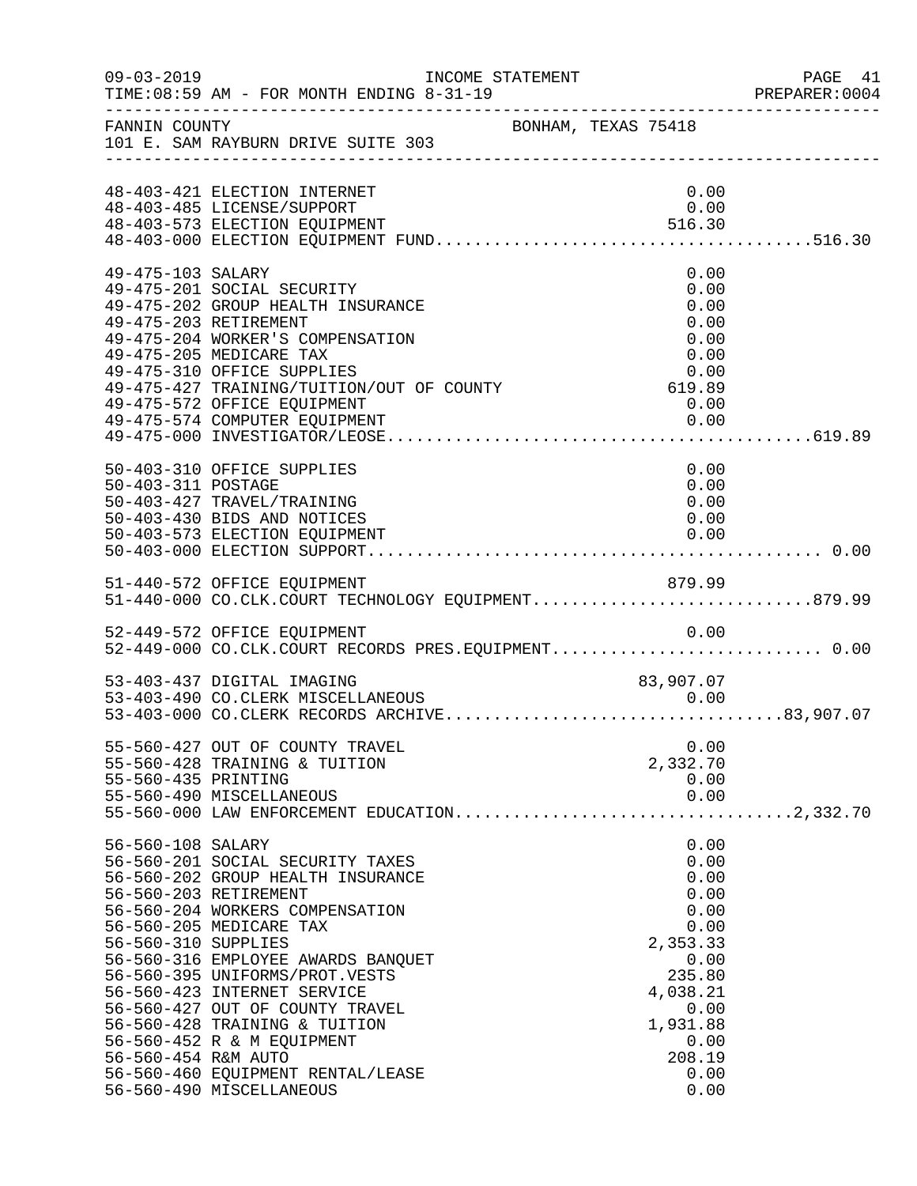FANNIN COUNTY BONHAM, TEXAS 75418
101 E. SAM RAYBURN DRIVE SUITE 303

| Account | Description | Amount | Total |
|---|---|---|---|
| 48-403-421 | ELECTION INTERNET | 0.00 | |
| 48-403-485 | LICENSE/SUPPORT | 0.00 | |
| 48-403-573 | ELECTION EQUIPMENT | 516.30 | |
| 48-403-000 | ELECTION EQUIPMENT FUND | | 516.30 |
| 49-475-103 | SALARY | 0.00 | |
| 49-475-201 | SOCIAL SECURITY | 0.00 | |
| 49-475-202 | GROUP HEALTH INSURANCE | 0.00 | |
| 49-475-203 | RETIREMENT | 0.00 | |
| 49-475-204 | WORKER'S COMPENSATION | 0.00 | |
| 49-475-205 | MEDICARE TAX | 0.00 | |
| 49-475-310 | OFFICE SUPPLIES | 0.00 | |
| 49-475-427 | TRAINING/TUITION/OUT OF COUNTY | 619.89 | |
| 49-475-572 | OFFICE EQUIPMENT | 0.00 | |
| 49-475-574 | COMPUTER EQUIPMENT | 0.00 | |
| 49-475-000 | INVESTIGATOR/LEOSE | | 619.89 |
| 50-403-310 | OFFICE SUPPLIES | 0.00 | |
| 50-403-311 | POSTAGE | 0.00 | |
| 50-403-427 | TRAVEL/TRAINING | 0.00 | |
| 50-403-430 | BIDS AND NOTICES | 0.00 | |
| 50-403-573 | ELECTION EQUIPMENT | 0.00 | |
| 50-403-000 | ELECTION SUPPORT | | 0.00 |
| 51-440-572 | OFFICE EQUIPMENT | 879.99 | |
| 51-440-000 | CO.CLK.COURT TECHNOLOGY EQUIPMENT | | 879.99 |
| 52-449-572 | OFFICE EQUIPMENT | 0.00 | |
| 52-449-000 | CO.CLK.COURT RECORDS PRES.EQUIPMENT | | 0.00 |
| 53-403-437 | DIGITAL IMAGING | 83,907.07 | |
| 53-403-490 | CO.CLERK MISCELLANEOUS | 0.00 | |
| 53-403-000 | CO.CLERK RECORDS ARCHIVE | | 83,907.07 |
| 55-560-427 | OUT OF COUNTY TRAVEL | 0.00 | |
| 55-560-428 | TRAINING & TUITION | 2,332.70 | |
| 55-560-435 | PRINTING | 0.00 | |
| 55-560-490 | MISCELLANEOUS | 0.00 | |
| 55-560-000 | LAW ENFORCEMENT EDUCATION | | 2,332.70 |
| 56-560-108 | SALARY | 0.00 | |
| 56-560-201 | SOCIAL SECURITY TAXES | 0.00 | |
| 56-560-202 | GROUP HEALTH INSURANCE | 0.00 | |
| 56-560-203 | RETIREMENT | 0.00 | |
| 56-560-204 | WORKERS COMPENSATION | 0.00 | |
| 56-560-205 | MEDICARE TAX | 0.00 | |
| 56-560-310 | SUPPLIES | 2,353.33 | |
| 56-560-316 | EMPLOYEE AWARDS BANQUET | 0.00 | |
| 56-560-395 | UNIFORMS/PROT.VESTS | 235.80 | |
| 56-560-423 | INTERNET SERVICE | 4,038.21 | |
| 56-560-427 | OUT OF COUNTY TRAVEL | 0.00 | |
| 56-560-428 | TRAINING & TUITION | 1,931.88 | |
| 56-560-452 | R & M EQUIPMENT | 0.00 | |
| 56-560-454 | R&M AUTO | 208.19 | |
| 56-560-460 | EQUIPMENT RENTAL/LEASE | 0.00 | |
| 56-560-490 | MISCELLANEOUS | 0.00 | |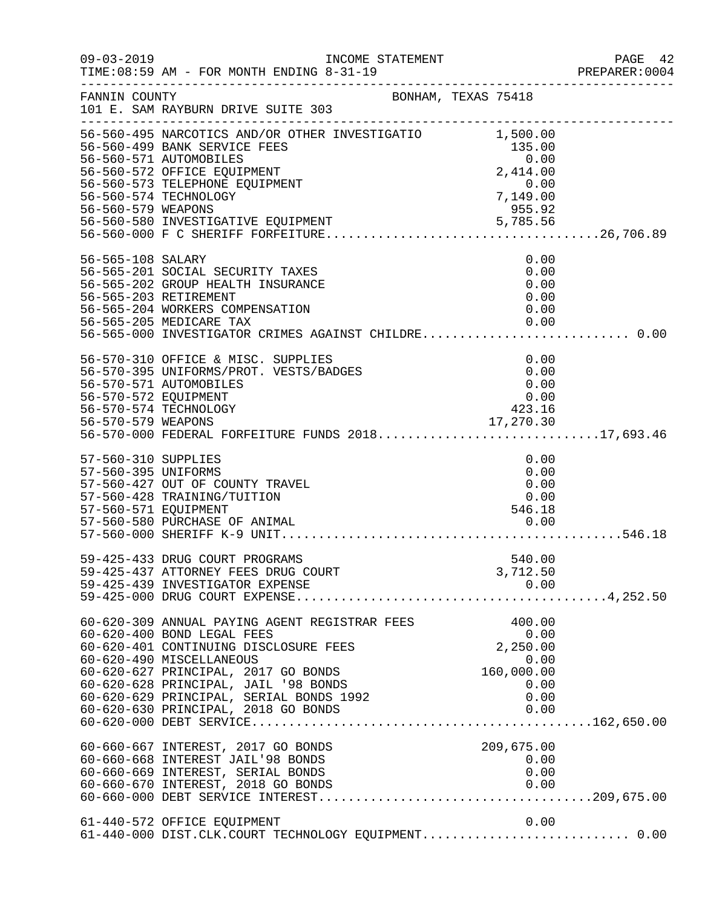FANNIN COUNTY — BONHAM, TEXAS 75418
101 E. SAM RAYBURN DRIVE SUITE 303

INCOME STATEMENT — TIME:08:59 AM - FOR MONTH ENDING 8-31-19

| Account | Description | Amount | Total |
|---|---|---|---|
| 56-560-495 | NARCOTICS AND/OR OTHER INVESTIGATIO | 1,500.00 | |
| 56-560-499 | BANK SERVICE FEES | 135.00 | |
| 56-560-571 | AUTOMOBILES | 0.00 | |
| 56-560-572 | OFFICE EQUIPMENT | 2,414.00 | |
| 56-560-573 | TELEPHONE EQUIPMENT | 0.00 | |
| 56-560-574 | TECHNOLOGY | 7,149.00 | |
| 56-560-579 | WEAPONS | 955.92 | |
| 56-560-580 | INVESTIGATIVE EQUIPMENT | 5,785.56 | |
| 56-560-000 | F C SHERIFF FORFEITURE | | 26,706.89 |
| 56-565-108 | SALARY | 0.00 | |
| 56-565-201 | SOCIAL SECURITY TAXES | 0.00 | |
| 56-565-202 | GROUP HEALTH INSURANCE | 0.00 | |
| 56-565-203 | RETIREMENT | 0.00 | |
| 56-565-204 | WORKERS COMPENSATION | 0.00 | |
| 56-565-205 | MEDICARE TAX | 0.00 | |
| 56-565-000 | INVESTIGATOR CRIMES AGAINST CHILDRE | | 0.00 |
| 56-570-310 | OFFICE & MISC. SUPPLIES | 0.00 | |
| 56-570-395 | UNIFORMS/PROT. VESTS/BADGES | 0.00 | |
| 56-570-571 | AUTOMOBILES | 0.00 | |
| 56-570-572 | EQUIPMENT | 0.00 | |
| 56-570-574 | TECHNOLOGY | 423.16 | |
| 56-570-579 | WEAPONS | 17,270.30 | |
| 56-570-000 | FEDERAL FORFEITURE FUNDS 2018 | | 17,693.46 |
| 57-560-310 | SUPPLIES | 0.00 | |
| 57-560-395 | UNIFORMS | 0.00 | |
| 57-560-427 | OUT OF COUNTY TRAVEL | 0.00 | |
| 57-560-428 | TRAINING/TUITION | 0.00 | |
| 57-560-571 | EQUIPMENT | 546.18 | |
| 57-560-580 | PURCHASE OF ANIMAL | 0.00 | |
| 57-560-000 | SHERIFF K-9 UNIT | | 546.18 |
| 59-425-433 | DRUG COURT PROGRAMS | 540.00 | |
| 59-425-437 | ATTORNEY FEES DRUG COURT | 3,712.50 | |
| 59-425-439 | INVESTIGATOR EXPENSE | 0.00 | |
| 59-425-000 | DRUG COURT EXPENSE | | 4,252.50 |
| 60-620-309 | ANNUAL PAYING AGENT REGISTRAR FEES | 400.00 | |
| 60-620-400 | BOND LEGAL FEES | 0.00 | |
| 60-620-401 | CONTINUING DISCLOSURE FEES | 2,250.00 | |
| 60-620-490 | MISCELLANEOUS | 0.00 | |
| 60-620-627 | PRINCIPAL, 2017 GO BONDS | 160,000.00 | |
| 60-620-628 | PRINCIPAL, JAIL '98 BONDS | 0.00 | |
| 60-620-629 | PRINCIPAL, SERIAL BONDS 1992 | 0.00 | |
| 60-620-630 | PRINCIPAL, 2018 GO BONDS | 0.00 | |
| 60-620-000 | DEBT SERVICE | | 162,650.00 |
| 60-660-667 | INTEREST, 2017 GO BONDS | 209,675.00 | |
| 60-660-668 | INTEREST JAIL'98 BONDS | 0.00 | |
| 60-660-669 | INTEREST, SERIAL BONDS | 0.00 | |
| 60-660-670 | INTEREST, 2018 GO BONDS | 0.00 | |
| 60-660-000 | DEBT SERVICE INTEREST | | 209,675.00 |
| 61-440-572 | OFFICE EQUIPMENT | 0.00 | |
| 61-440-000 | DIST.CLK.COURT TECHNOLOGY EQUIPMENT | | 0.00 |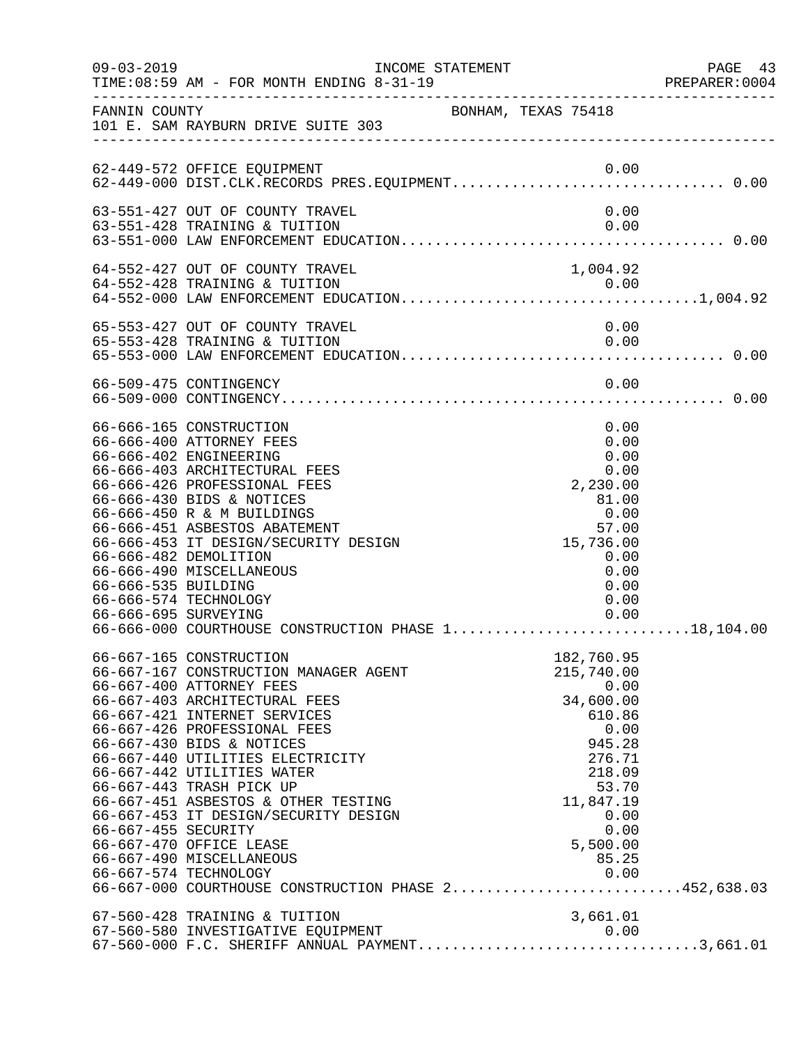FANNIN COUNTY — BONHAM, TEXAS 75418
101 E. SAM RAYBURN DRIVE SUITE 303

INCOME STATEMENT
TIME:08:59 AM - FOR MONTH ENDING 8-31-19

| Account | Description | Amount | Total |
|---|---|---|---|
| 62-449-572 | OFFICE EQUIPMENT | 0.00 | |
| 62-449-000 | DIST.CLK.RECORDS PRES.EQUIPMENT | | 0.00 |
| 63-551-427 | OUT OF COUNTY TRAVEL | 0.00 | |
| 63-551-428 | TRAINING & TUITION | 0.00 | |
| 63-551-000 | LAW ENFORCEMENT EDUCATION | | 0.00 |
| 64-552-427 | OUT OF COUNTY TRAVEL | 1,004.92 | |
| 64-552-428 | TRAINING & TUITION | 0.00 | |
| 64-552-000 | LAW ENFORCEMENT EDUCATION | | 1,004.92 |
| 65-553-427 | OUT OF COUNTY TRAVEL | 0.00 | |
| 65-553-428 | TRAINING & TUITION | 0.00 | |
| 65-553-000 | LAW ENFORCEMENT EDUCATION | | 0.00 |
| 66-509-475 | CONTINGENCY | 0.00 | |
| 66-509-000 | CONTINGENCY | | 0.00 |
| 66-666-165 | CONSTRUCTION | 0.00 | |
| 66-666-400 | ATTORNEY FEES | 0.00 | |
| 66-666-402 | ENGINEERING | 0.00 | |
| 66-666-403 | ARCHITECTURAL FEES | 0.00 | |
| 66-666-426 | PROFESSIONAL FEES | 2,230.00 | |
| 66-666-430 | BIDS & NOTICES | 81.00 | |
| 66-666-450 | R & M BUILDINGS | 0.00 | |
| 66-666-451 | ASBESTOS ABATEMENT | 57.00 | |
| 66-666-453 | IT DESIGN/SECURITY DESIGN | 15,736.00 | |
| 66-666-482 | DEMOLITION | 0.00 | |
| 66-666-490 | MISCELLANEOUS | 0.00 | |
| 66-666-535 | BUILDING | 0.00 | |
| 66-666-574 | TECHNOLOGY | 0.00 | |
| 66-666-695 | SURVEYING | 0.00 | |
| 66-666-000 | COURTHOUSE CONSTRUCTION PHASE 1 | | 18,104.00 |
| 66-667-165 | CONSTRUCTION | 182,760.95 | |
| 66-667-167 | CONSTRUCTION MANAGER AGENT | 215,740.00 | |
| 66-667-400 | ATTORNEY FEES | 0.00 | |
| 66-667-403 | ARCHITECTURAL FEES | 34,600.00 | |
| 66-667-421 | INTERNET SERVICES | 610.86 | |
| 66-667-426 | PROFESSIONAL FEES | 0.00 | |
| 66-667-430 | BIDS & NOTICES | 945.28 | |
| 66-667-440 | UTILITIES ELECTRICITY | 276.71 | |
| 66-667-442 | UTILITIES WATER | 218.09 | |
| 66-667-443 | TRASH PICK UP | 53.70 | |
| 66-667-451 | ASBESTOS & OTHER TESTING | 11,847.19 | |
| 66-667-453 | IT DESIGN/SECURITY DESIGN | 0.00 | |
| 66-667-455 | SECURITY | 0.00 | |
| 66-667-470 | OFFICE LEASE | 5,500.00 | |
| 66-667-490 | MISCELLANEOUS | 85.25 | |
| 66-667-574 | TECHNOLOGY | 0.00 | |
| 66-667-000 | COURTHOUSE CONSTRUCTION PHASE 2 | | 452,638.03 |
| 67-560-428 | TRAINING & TUITION | 3,661.01 | |
| 67-560-580 | INVESTIGATIVE EQUIPMENT | 0.00 | |
| 67-560-000 | F.C. SHERIFF ANNUAL PAYMENT | | 3,661.01 |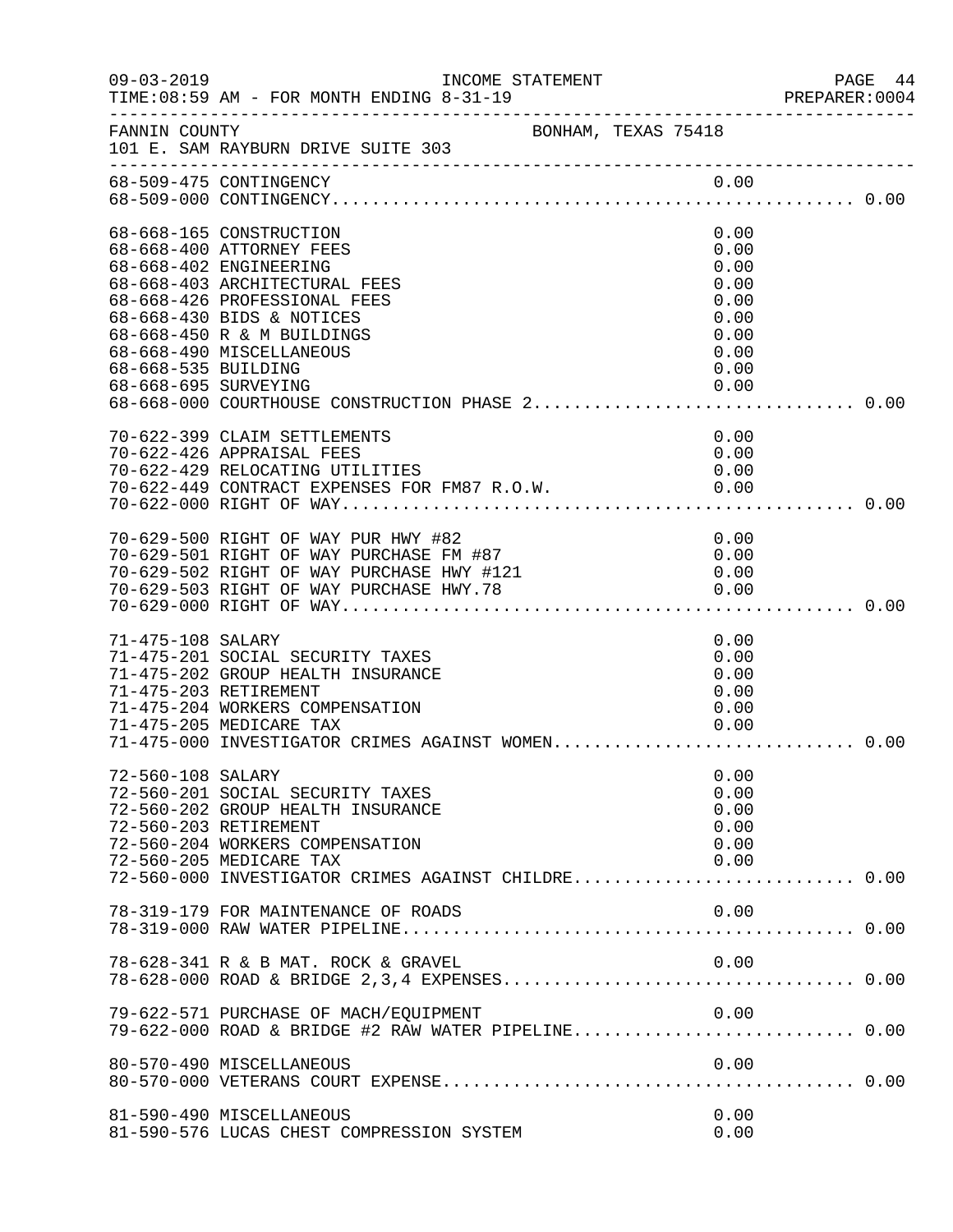FANNIN COUNTY BONHAM, TEXAS 75418
101 E. SAM RAYBURN DRIVE SUITE 303

INCOME STATEMENT
TIME:08:59 AM - FOR MONTH ENDING 8-31-19

| Account | Description | Amount | Total |
|---|---|---|---|
| 68-509-475 | CONTINGENCY | 0.00 | |
| 68-509-000 | CONTINGENCY | | 0.00 |
| 68-668-165 | CONSTRUCTION | 0.00 | |
| 68-668-400 | ATTORNEY FEES | 0.00 | |
| 68-668-402 | ENGINEERING | 0.00 | |
| 68-668-403 | ARCHITECTURAL FEES | 0.00 | |
| 68-668-426 | PROFESSIONAL FEES | 0.00 | |
| 68-668-430 | BIDS & NOTICES | 0.00 | |
| 68-668-450 | R & M BUILDINGS | 0.00 | |
| 68-668-490 | MISCELLANEOUS | 0.00 | |
| 68-668-535 | BUILDING | 0.00 | |
| 68-668-695 | SURVEYING | 0.00 | |
| 68-668-000 | COURTHOUSE CONSTRUCTION PHASE 2 | | 0.00 |
| 70-622-399 | CLAIM SETTLEMENTS | 0.00 | |
| 70-622-426 | APPRAISAL FEES | 0.00 | |
| 70-622-429 | RELOCATING UTILITIES | 0.00 | |
| 70-622-449 | CONTRACT EXPENSES FOR FM87 R.O.W. | 0.00 | |
| 70-622-000 | RIGHT OF WAY | | 0.00 |
| 70-629-500 | RIGHT OF WAY PUR HWY #82 | 0.00 | |
| 70-629-501 | RIGHT OF WAY PURCHASE FM #87 | 0.00 | |
| 70-629-502 | RIGHT OF WAY PURCHASE HWY #121 | 0.00 | |
| 70-629-503 | RIGHT OF WAY PURCHASE HWY.78 | 0.00 | |
| 70-629-000 | RIGHT OF WAY | | 0.00 |
| 71-475-108 | SALARY | 0.00 | |
| 71-475-201 | SOCIAL SECURITY TAXES | 0.00 | |
| 71-475-202 | GROUP HEALTH INSURANCE | 0.00 | |
| 71-475-203 | RETIREMENT | 0.00 | |
| 71-475-204 | WORKERS COMPENSATION | 0.00 | |
| 71-475-205 | MEDICARE TAX | 0.00 | |
| 71-475-000 | INVESTIGATOR CRIMES AGAINST WOMEN | | 0.00 |
| 72-560-108 | SALARY | 0.00 | |
| 72-560-201 | SOCIAL SECURITY TAXES | 0.00 | |
| 72-560-202 | GROUP HEALTH INSURANCE | 0.00 | |
| 72-560-203 | RETIREMENT | 0.00 | |
| 72-560-204 | WORKERS COMPENSATION | 0.00 | |
| 72-560-205 | MEDICARE TAX | 0.00 | |
| 72-560-000 | INVESTIGATOR CRIMES AGAINST CHILDRE | | 0.00 |
| 78-319-179 | FOR MAINTENANCE OF ROADS | 0.00 | |
| 78-319-000 | RAW WATER PIPELINE | | 0.00 |
| 78-628-341 | R & B MAT. ROCK & GRAVEL | 0.00 | |
| 78-628-000 | ROAD & BRIDGE 2,3,4 EXPENSES | | 0.00 |
| 79-622-571 | PURCHASE OF MACH/EQUIPMENT | 0.00 | |
| 79-622-000 | ROAD & BRIDGE #2 RAW WATER PIPELINE | | 0.00 |
| 80-570-490 | MISCELLANEOUS | 0.00 | |
| 80-570-000 | VETERANS COURT EXPENSE | | 0.00 |
| 81-590-490 | MISCELLANEOUS | 0.00 | |
| 81-590-576 | LUCAS CHEST COMPRESSION SYSTEM | 0.00 | |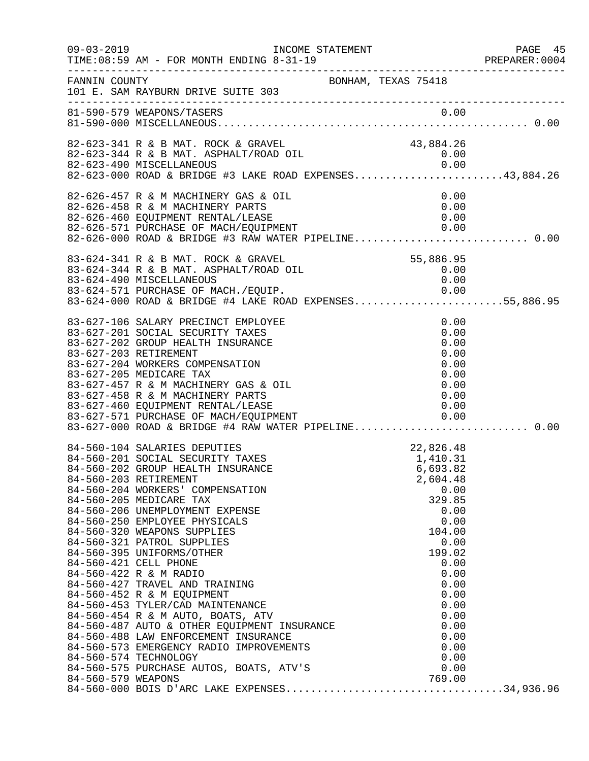FANNIN COUNTY — BONHAM, TEXAS 75418
101 E. SAM RAYBURN DRIVE SUITE 303

INCOME STATEMENT — TIME:08:59 AM - FOR MONTH ENDING 8-31-19

| Account | Description | Amount | Total |
|---|---|---|---|
| 81-590-579 | WEAPONS/TASERS | 0.00 | |
| 81-590-000 | MISCELLANEOUS | | 0.00 |
| 82-623-341 | R & B MAT. ROCK & GRAVEL | 43,884.26 | |
| 82-623-344 | R & B MAT. ASPHALT/ROAD OIL | 0.00 | |
| 82-623-490 | MISCELLANEOUS | 0.00 | |
| 82-623-000 | ROAD & BRIDGE #3 LAKE ROAD EXPENSES | | 43,884.26 |
| 82-626-457 | R & M MACHINERY GAS & OIL | 0.00 | |
| 82-626-458 | R & M MACHINERY PARTS | 0.00 | |
| 82-626-460 | EQUIPMENT RENTAL/LEASE | 0.00 | |
| 82-626-571 | PURCHASE OF MACH/EQUIPMENT | 0.00 | |
| 82-626-000 | ROAD & BRIDGE #3 RAW WATER PIPELINE | | 0.00 |
| 83-624-341 | R & B MAT. ROCK & GRAVEL | 55,886.95 | |
| 83-624-344 | R & B MAT. ASPHALT/ROAD OIL | 0.00 | |
| 83-624-490 | MISCELLANEOUS | 0.00 | |
| 83-624-571 | PURCHASE OF MACH./EQUIP. | 0.00 | |
| 83-624-000 | ROAD & BRIDGE #4 LAKE ROAD EXPENSES | | 55,886.95 |
| 83-627-106 | SALARY PRECINCT EMPLOYEE | 0.00 | |
| 83-627-201 | SOCIAL SECURITY TAXES | 0.00 | |
| 83-627-202 | GROUP HEALTH INSURANCE | 0.00 | |
| 83-627-203 | RETIREMENT | 0.00 | |
| 83-627-204 | WORKERS COMPENSATION | 0.00 | |
| 83-627-205 | MEDICARE TAX | 0.00 | |
| 83-627-457 | R & M MACHINERY GAS & OIL | 0.00 | |
| 83-627-458 | R & M MACHINERY PARTS | 0.00 | |
| 83-627-460 | EQUIPMENT RENTAL/LEASE | 0.00 | |
| 83-627-571 | PURCHASE OF MACH/EQUIPMENT | 0.00 | |
| 83-627-000 | ROAD & BRIDGE #4 RAW WATER PIPELINE | | 0.00 |
| 84-560-104 | SALARIES DEPUTIES | 22,826.48 | |
| 84-560-201 | SOCIAL SECURITY TAXES | 1,410.31 | |
| 84-560-202 | GROUP HEALTH INSURANCE | 6,693.82 | |
| 84-560-203 | RETIREMENT | 2,604.48 | |
| 84-560-204 | WORKERS' COMPENSATION | 0.00 | |
| 84-560-205 | MEDICARE TAX | 329.85 | |
| 84-560-206 | UNEMPLOYMENT EXPENSE | 0.00 | |
| 84-560-250 | EMPLOYEE PHYSICALS | 0.00 | |
| 84-560-320 | WEAPONS SUPPLIES | 104.00 | |
| 84-560-321 | PATROL SUPPLIES | 0.00 | |
| 84-560-395 | UNIFORMS/OTHER | 199.02 | |
| 84-560-421 | CELL PHONE | 0.00 | |
| 84-560-422 | R & M RADIO | 0.00 | |
| 84-560-427 | TRAVEL AND TRAINING | 0.00 | |
| 84-560-452 | R & M EQUIPMENT | 0.00 | |
| 84-560-453 | TYLER/CAD MAINTENANCE | 0.00 | |
| 84-560-454 | R & M AUTO, BOATS, ATV | 0.00 | |
| 84-560-487 | AUTO & OTHER EQUIPMENT INSURANCE | 0.00 | |
| 84-560-488 | LAW ENFORCEMENT INSURANCE | 0.00 | |
| 84-560-573 | EMERGENCY RADIO IMPROVEMENTS | 0.00 | |
| 84-560-574 | TECHNOLOGY | 0.00 | |
| 84-560-575 | PURCHASE AUTOS, BOATS, ATV'S | 0.00 | |
| 84-560-579 | WEAPONS | 769.00 | |
| 84-560-000 | BOIS D'ARC LAKE EXPENSES | | 34,936.96 |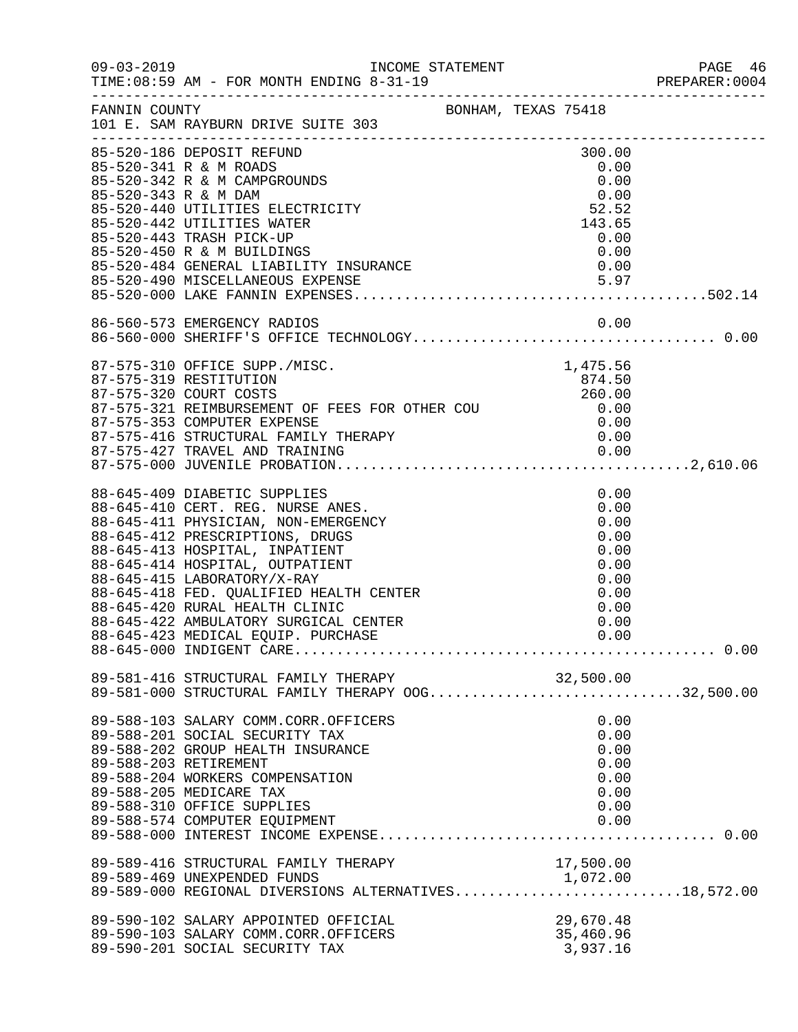FANNIN COUNTY BONHAM, TEXAS 75418
101 E. SAM RAYBURN DRIVE SUITE 303

| Account | Description | Amount | Total |
|---|---|---|---|
| 85-520-186 | DEPOSIT REFUND | 300.00 | |
| 85-520-341 | R & M ROADS | 0.00 | |
| 85-520-342 | R & M CAMPGROUNDS | 0.00 | |
| 85-520-343 | R & M DAM | 0.00 | |
| 85-520-440 | UTILITIES ELECTRICITY | 52.52 | |
| 85-520-442 | UTILITIES WATER | 143.65 | |
| 85-520-443 | TRASH PICK-UP | 0.00 | |
| 85-520-450 | R & M BUILDINGS | 0.00 | |
| 85-520-484 | GENERAL LIABILITY INSURANCE | 0.00 | |
| 85-520-490 | MISCELLANEOUS EXPENSE | 5.97 | |
| 85-520-000 | LAKE FANNIN EXPENSES | | 502.14 |
| 86-560-573 | EMERGENCY RADIOS | 0.00 | |
| 86-560-000 | SHERIFF'S OFFICE TECHNOLOGY | | 0.00 |
| 87-575-310 | OFFICE SUPP./MISC. | 1,475.56 | |
| 87-575-319 | RESTITUTION | 874.50 | |
| 87-575-320 | COURT COSTS | 260.00 | |
| 87-575-321 | REIMBURSEMENT OF FEES FOR OTHER COU | 0.00 | |
| 87-575-353 | COMPUTER EXPENSE | 0.00 | |
| 87-575-416 | STRUCTURAL FAMILY THERAPY | 0.00 | |
| 87-575-427 | TRAVEL AND TRAINING | 0.00 | |
| 87-575-000 | JUVENILE PROBATION | | 2,610.06 |
| 88-645-409 | DIABETIC SUPPLIES | 0.00 | |
| 88-645-410 | CERT. REG. NURSE ANES. | 0.00 | |
| 88-645-411 | PHYSICIAN, NON-EMERGENCY | 0.00 | |
| 88-645-412 | PRESCRIPTIONS, DRUGS | 0.00 | |
| 88-645-413 | HOSPITAL, INPATIENT | 0.00 | |
| 88-645-414 | HOSPITAL, OUTPATIENT | 0.00 | |
| 88-645-415 | LABORATORY/X-RAY | 0.00 | |
| 88-645-418 | FED. QUALIFIED HEALTH CENTER | 0.00 | |
| 88-645-420 | RURAL HEALTH CLINIC | 0.00 | |
| 88-645-422 | AMBULATORY SURGICAL CENTER | 0.00 | |
| 88-645-423 | MEDICAL EQUIP. PURCHASE | 0.00 | |
| 88-645-000 | INDIGENT CARE | | 0.00 |
| 89-581-416 | STRUCTURAL FAMILY THERAPY | 32,500.00 | |
| 89-581-000 | STRUCTURAL FAMILY THERAPY OOG | | 32,500.00 |
| 89-588-103 | SALARY COMM.CORR.OFFICERS | 0.00 | |
| 89-588-201 | SOCIAL SECURITY TAX | 0.00 | |
| 89-588-202 | GROUP HEALTH INSURANCE | 0.00 | |
| 89-588-203 | RETIREMENT | 0.00 | |
| 89-588-204 | WORKERS COMPENSATION | 0.00 | |
| 89-588-205 | MEDICARE TAX | 0.00 | |
| 89-588-310 | OFFICE SUPPLIES | 0.00 | |
| 89-588-574 | COMPUTER EQUIPMENT | 0.00 | |
| 89-588-000 | INTEREST INCOME EXPENSE | | 0.00 |
| 89-589-416 | STRUCTURAL FAMILY THERAPY | 17,500.00 | |
| 89-589-469 | UNEXPENDED FUNDS | 1,072.00 | |
| 89-589-000 | REGIONAL DIVERSIONS ALTERNATIVES | | 18,572.00 |
| 89-590-102 | SALARY APPOINTED OFFICIAL | 29,670.48 | |
| 89-590-103 | SALARY COMM.CORR.OFFICERS | 35,460.96 | |
| 89-590-201 | SOCIAL SECURITY TAX | 3,937.16 | |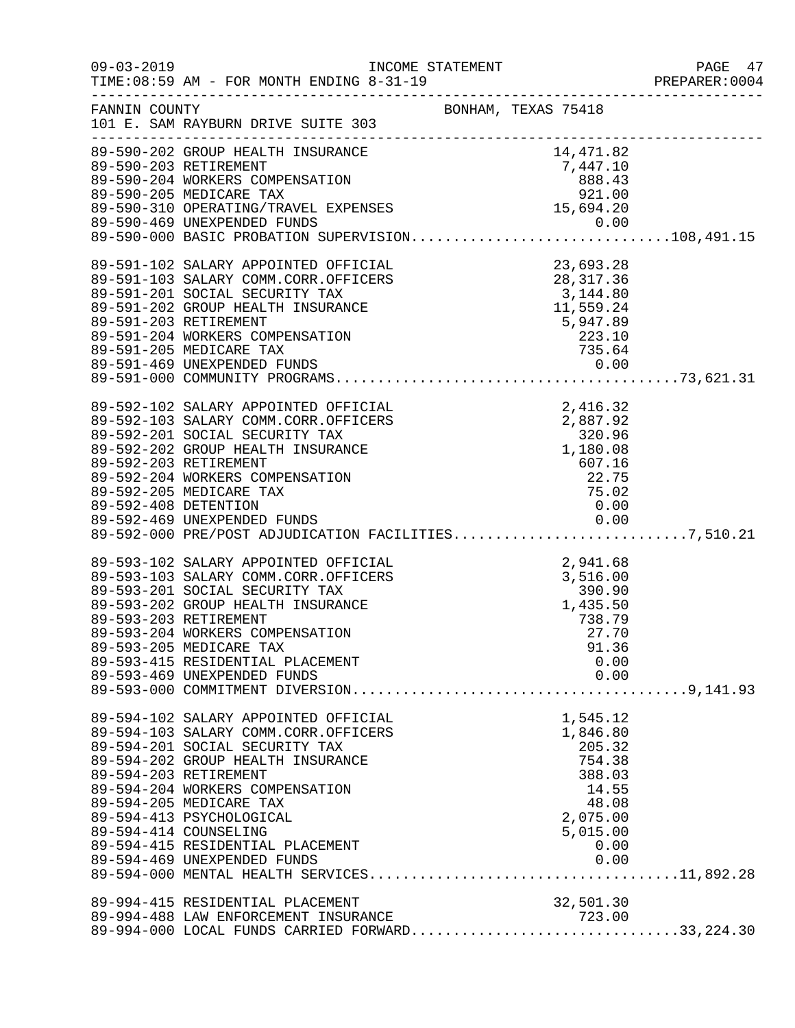FANNIN COUNTY BONHAM, TEXAS 75418
101 E. SAM RAYBURN DRIVE SUITE 303

| Account | Description | Amount | Total |
|---|---|---|---|
| 89-590-202 | GROUP HEALTH INSURANCE | 14,471.82 | |
| 89-590-203 | RETIREMENT | 7,447.10 | |
| 89-590-204 | WORKERS COMPENSATION | 888.43 | |
| 89-590-205 | MEDICARE TAX | 921.00 | |
| 89-590-310 | OPERATING/TRAVEL EXPENSES | 15,694.20 | |
| 89-590-469 | UNEXPENDED FUNDS | 0.00 | |
| 89-590-000 | BASIC PROBATION SUPERVISION | | 108,491.15 |
| 89-591-102 | SALARY APPOINTED OFFICIAL | 23,693.28 | |
| 89-591-103 | SALARY COMM.CORR.OFFICERS | 28,317.36 | |
| 89-591-201 | SOCIAL SECURITY TAX | 3,144.80 | |
| 89-591-202 | GROUP HEALTH INSURANCE | 11,559.24 | |
| 89-591-203 | RETIREMENT | 5,947.89 | |
| 89-591-204 | WORKERS COMPENSATION | 223.10 | |
| 89-591-205 | MEDICARE TAX | 735.64 | |
| 89-591-469 | UNEXPENDED FUNDS | 0.00 | |
| 89-591-000 | COMMUNITY PROGRAMS | | 73,621.31 |
| 89-592-102 | SALARY APPOINTED OFFICIAL | 2,416.32 | |
| 89-592-103 | SALARY COMM.CORR.OFFICERS | 2,887.92 | |
| 89-592-201 | SOCIAL SECURITY TAX | 320.96 | |
| 89-592-202 | GROUP HEALTH INSURANCE | 1,180.08 | |
| 89-592-203 | RETIREMENT | 607.16 | |
| 89-592-204 | WORKERS COMPENSATION | 22.75 | |
| 89-592-205 | MEDICARE TAX | 75.02 | |
| 89-592-408 | DETENTION | 0.00 | |
| 89-592-469 | UNEXPENDED FUNDS | 0.00 | |
| 89-592-000 | PRE/POST ADJUDICATION FACILITIES | | 7,510.21 |
| 89-593-102 | SALARY APPOINTED OFFICIAL | 2,941.68 | |
| 89-593-103 | SALARY COMM.CORR.OFFICERS | 3,516.00 | |
| 89-593-201 | SOCIAL SECURITY TAX | 390.90 | |
| 89-593-202 | GROUP HEALTH INSURANCE | 1,435.50 | |
| 89-593-203 | RETIREMENT | 738.79 | |
| 89-593-204 | WORKERS COMPENSATION | 27.70 | |
| 89-593-205 | MEDICARE TAX | 91.36 | |
| 89-593-415 | RESIDENTIAL PLACEMENT | 0.00 | |
| 89-593-469 | UNEXPENDED FUNDS | 0.00 | |
| 89-593-000 | COMMITMENT DIVERSION | | 9,141.93 |
| 89-594-102 | SALARY APPOINTED OFFICIAL | 1,545.12 | |
| 89-594-103 | SALARY COMM.CORR.OFFICERS | 1,846.80 | |
| 89-594-201 | SOCIAL SECURITY TAX | 205.32 | |
| 89-594-202 | GROUP HEALTH INSURANCE | 754.38 | |
| 89-594-203 | RETIREMENT | 388.03 | |
| 89-594-204 | WORKERS COMPENSATION | 14.55 | |
| 89-594-205 | MEDICARE TAX | 48.08 | |
| 89-594-413 | PSYCHOLOGICAL | 2,075.00 | |
| 89-594-414 | COUNSELING | 5,015.00 | |
| 89-594-415 | RESIDENTIAL PLACEMENT | 0.00 | |
| 89-594-469 | UNEXPENDED FUNDS | 0.00 | |
| 89-594-000 | MENTAL HEALTH SERVICES | | 11,892.28 |
| 89-994-415 | RESIDENTIAL PLACEMENT | 32,501.30 | |
| 89-994-488 | LAW ENFORCEMENT INSURANCE | 723.00 | |
| 89-994-000 | LOCAL FUNDS CARRIED FORWARD | | 33,224.30 |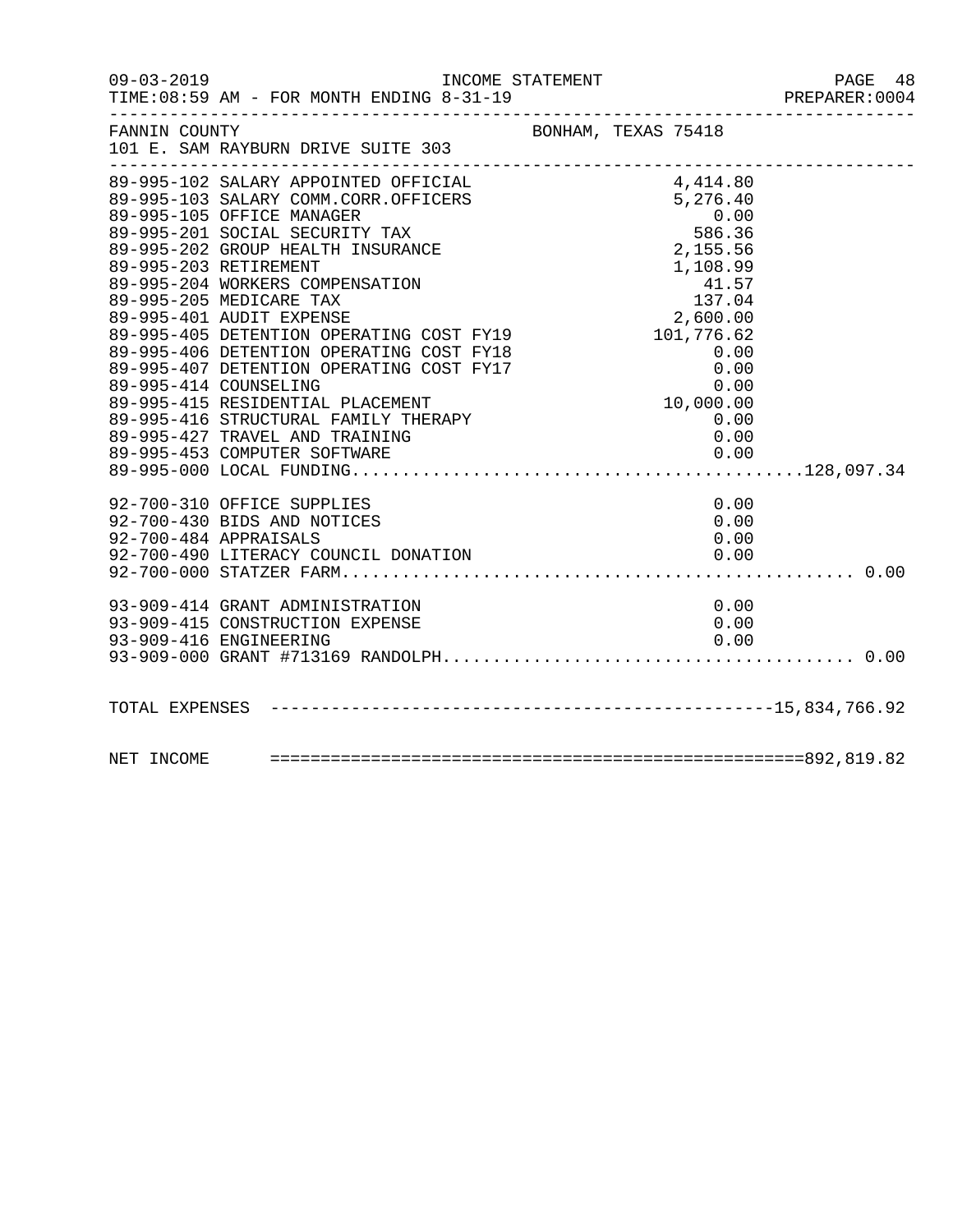FANNIN COUNTY — BONHAM, TEXAS 75418
101 E. SAM RAYBURN DRIVE SUITE 303

INCOME STATEMENT — FOR MONTH ENDING 8-31-19

| Account | Description | Amount | Total |
|---|---|---|---|
| 89-995-102 | SALARY APPOINTED OFFICIAL | 4,414.80 | |
| 89-995-103 | SALARY COMM.CORR.OFFICERS | 5,276.40 | |
| 89-995-105 | OFFICE MANAGER | 0.00 | |
| 89-995-201 | SOCIAL SECURITY TAX | 586.36 | |
| 89-995-202 | GROUP HEALTH INSURANCE | 2,155.56 | |
| 89-995-203 | RETIREMENT | 1,108.99 | |
| 89-995-204 | WORKERS COMPENSATION | 41.57 | |
| 89-995-205 | MEDICARE TAX | 137.04 | |
| 89-995-401 | AUDIT EXPENSE | 2,600.00 | |
| 89-995-405 | DETENTION OPERATING COST FY19 | 101,776.62 | |
| 89-995-406 | DETENTION OPERATING COST FY18 | 0.00 | |
| 89-995-407 | DETENTION OPERATING COST FY17 | 0.00 | |
| 89-995-414 | COUNSELING | 0.00 | |
| 89-995-415 | RESIDENTIAL PLACEMENT | 10,000.00 | |
| 89-995-416 | STRUCTURAL FAMILY THERAPY | 0.00 | |
| 89-995-427 | TRAVEL AND TRAINING | 0.00 | |
| 89-995-453 | COMPUTER SOFTWARE | 0.00 | |
| 89-995-000 | LOCAL FUNDING | | 128,097.34 |
| 92-700-310 | OFFICE SUPPLIES | 0.00 | |
| 92-700-430 | BIDS AND NOTICES | 0.00 | |
| 92-700-484 | APPRAISALS | 0.00 | |
| 92-700-490 | LITERACY COUNCIL DONATION | 0.00 | |
| 92-700-000 | STATZER FARM | | 0.00 |
| 93-909-414 | GRANT ADMINISTRATION | 0.00 | |
| 93-909-415 | CONSTRUCTION EXPENSE | 0.00 | |
| 93-909-416 | ENGINEERING | 0.00 | |
| 93-909-000 | GRANT #713169 RANDOLPH | | 0.00 |

| | |
|---|---|
| TOTAL EXPENSES | 15,834,766.92 |
| NET INCOME | 892,819.82 |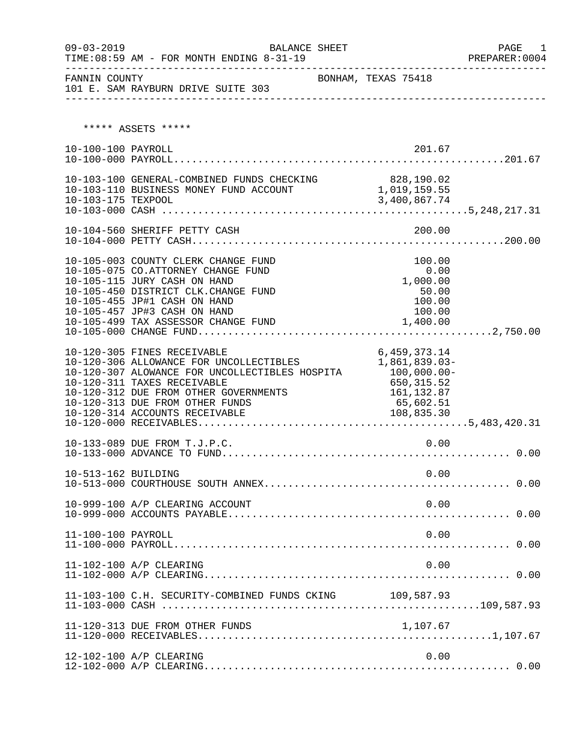FANNIN COUNTY  
BONHAM, TEXAS 75418  
101 E. SAM RAYBURN DRIVE SUITE 303

BALANCE SHEET  
FOR MONTH ENDING 8-31-19

## ***** ASSETS *****

| Account | Description | Detail | Total |
|---|---|---|---|
| 10-100-100 | PAYROLL | 201.67 | |
| 10-100-000 | PAYROLL | | 201.67 |
| 10-103-100 | GENERAL-COMBINED FUNDS CHECKING | 828,190.02 | |
| 10-103-110 | BUSINESS MONEY FUND ACCOUNT | 1,019,159.55 | |
| 10-103-175 | TEXPOOL | 3,400,867.74 | |
| 10-103-000 | CASH | | 5,248,217.31 |
| 10-104-560 | SHERIFF PETTY CASH | 200.00 | |
| 10-104-000 | PETTY CASH | | 200.00 |
| 10-105-003 | COUNTY CLERK CHANGE FUND | 100.00 | |
| 10-105-075 | CO.ATTORNEY CHANGE FUND | 0.00 | |
| 10-105-115 | JURY CASH ON HAND | 1,000.00 | |
| 10-105-450 | DISTRICT CLK.CHANGE FUND | 50.00 | |
| 10-105-455 | JP#1 CASH ON HAND | 100.00 | |
| 10-105-457 | JP#3 CASH ON HAND | 100.00 | |
| 10-105-499 | TAX ASSESSOR CHANGE FUND | 1,400.00 | |
| 10-105-000 | CHANGE FUND | | 2,750.00 |
| 10-120-305 | FINES RECEIVABLE | 6,459,373.14 | |
| 10-120-306 | ALLOWANCE FOR UNCOLLECTIBLES | 1,861,839.03- | |
| 10-120-307 | ALOWANCE FOR UNCOLLECTIBLES HOSPITA | 100,000.00- | |
| 10-120-311 | TAXES RECEIVABLE | 650,315.52 | |
| 10-120-312 | DUE FROM OTHER GOVERNMENTS | 161,132.87 | |
| 10-120-313 | DUE FROM OTHER FUNDS | 65,602.51 | |
| 10-120-314 | ACCOUNTS RECEIVABLE | 108,835.30 | |
| 10-120-000 | RECEIVABLES | | 5,483,420.31 |
| 10-133-089 | DUE FROM T.J.P.C. | 0.00 | |
| 10-133-000 | ADVANCE TO FUND | | 0.00 |
| 10-513-162 | BUILDING | 0.00 | |
| 10-513-000 | COURTHOUSE SOUTH ANNEX | | 0.00 |
| 10-999-100 | A/P CLEARING ACCOUNT | 0.00 | |
| 10-999-000 | ACCOUNTS PAYABLE | | 0.00 |
| 11-100-100 | PAYROLL | 0.00 | |
| 11-100-000 | PAYROLL | | 0.00 |
| 11-102-100 | A/P CLEARING | 0.00 | |
| 11-102-000 | A/P CLEARING | | 0.00 |
| 11-103-100 | C.H. SECURITY-COMBINED FUNDS CKING | 109,587.93 | |
| 11-103-000 | CASH | | 109,587.93 |
| 11-120-313 | DUE FROM OTHER FUNDS | 1,107.67 | |
| 11-120-000 | RECEIVABLES | | 1,107.67 |
| 12-102-100 | A/P CLEARING | 0.00 | |
| 12-102-000 | A/P CLEARING | | 0.00 |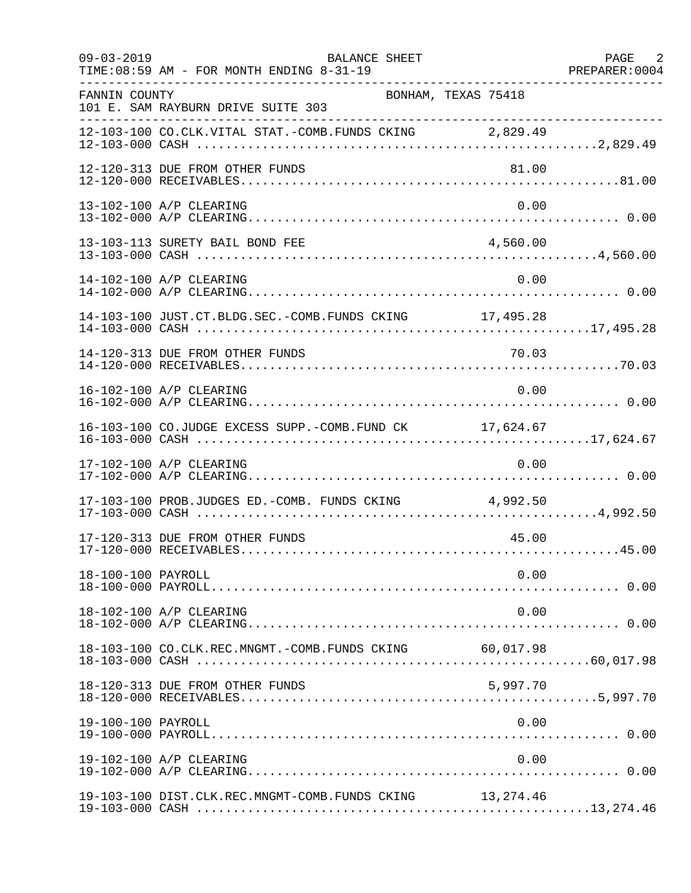FANNIN COUNTY BONHAM, TEXAS 75418
101 E. SAM RAYBURN DRIVE SUITE 303

BALANCE SHEET
FOR MONTH ENDING 8-31-19

| Account | Description | Detail | Total |
|---|---|---|---|
| 12-103-100 | CO.CLK.VITAL STAT.-COMB.FUNDS CKING | 2,829.49 | |
| 12-103-000 | CASH | | 2,829.49 |
| 12-120-313 | DUE FROM OTHER FUNDS | 81.00 | |
| 12-120-000 | RECEIVABLES | | 81.00 |
| 13-102-100 | A/P CLEARING | 0.00 | |
| 13-102-000 | A/P CLEARING | | 0.00 |
| 13-103-113 | SURETY BAIL BOND FEE | 4,560.00 | |
| 13-103-000 | CASH | | 4,560.00 |
| 14-102-100 | A/P CLEARING | 0.00 | |
| 14-102-000 | A/P CLEARING | | 0.00 |
| 14-103-100 | JUST.CT.BLDG.SEC.-COMB.FUNDS CKING | 17,495.28 | |
| 14-103-000 | CASH | | 17,495.28 |
| 14-120-313 | DUE FROM OTHER FUNDS | 70.03 | |
| 14-120-000 | RECEIVABLES | | 70.03 |
| 16-102-100 | A/P CLEARING | 0.00 | |
| 16-102-000 | A/P CLEARING | | 0.00 |
| 16-103-100 | CO.JUDGE EXCESS SUPP.-COMB.FUND CK | 17,624.67 | |
| 16-103-000 | CASH | | 17,624.67 |
| 17-102-100 | A/P CLEARING | 0.00 | |
| 17-102-000 | A/P CLEARING | | 0.00 |
| 17-103-100 | PROB.JUDGES ED.-COMB. FUNDS CKING | 4,992.50 | |
| 17-103-000 | CASH | | 4,992.50 |
| 17-120-313 | DUE FROM OTHER FUNDS | 45.00 | |
| 17-120-000 | RECEIVABLES | | 45.00 |
| 18-100-100 | PAYROLL | 0.00 | |
| 18-100-000 | PAYROLL | | 0.00 |
| 18-102-100 | A/P CLEARING | 0.00 | |
| 18-102-000 | A/P CLEARING | | 0.00 |
| 18-103-100 | CO.CLK.REC.MNGMT.-COMB.FUNDS CKING | 60,017.98 | |
| 18-103-000 | CASH | | 60,017.98 |
| 18-120-313 | DUE FROM OTHER FUNDS | 5,997.70 | |
| 18-120-000 | RECEIVABLES | | 5,997.70 |
| 19-100-100 | PAYROLL | 0.00 | |
| 19-100-000 | PAYROLL | | 0.00 |
| 19-102-100 | A/P CLEARING | 0.00 | |
| 19-102-000 | A/P CLEARING | | 0.00 |
| 19-103-100 | DIST.CLK.REC.MNGMT-COMB.FUNDS CKING | 13,274.46 | |
| 19-103-000 | CASH | | 13,274.46 |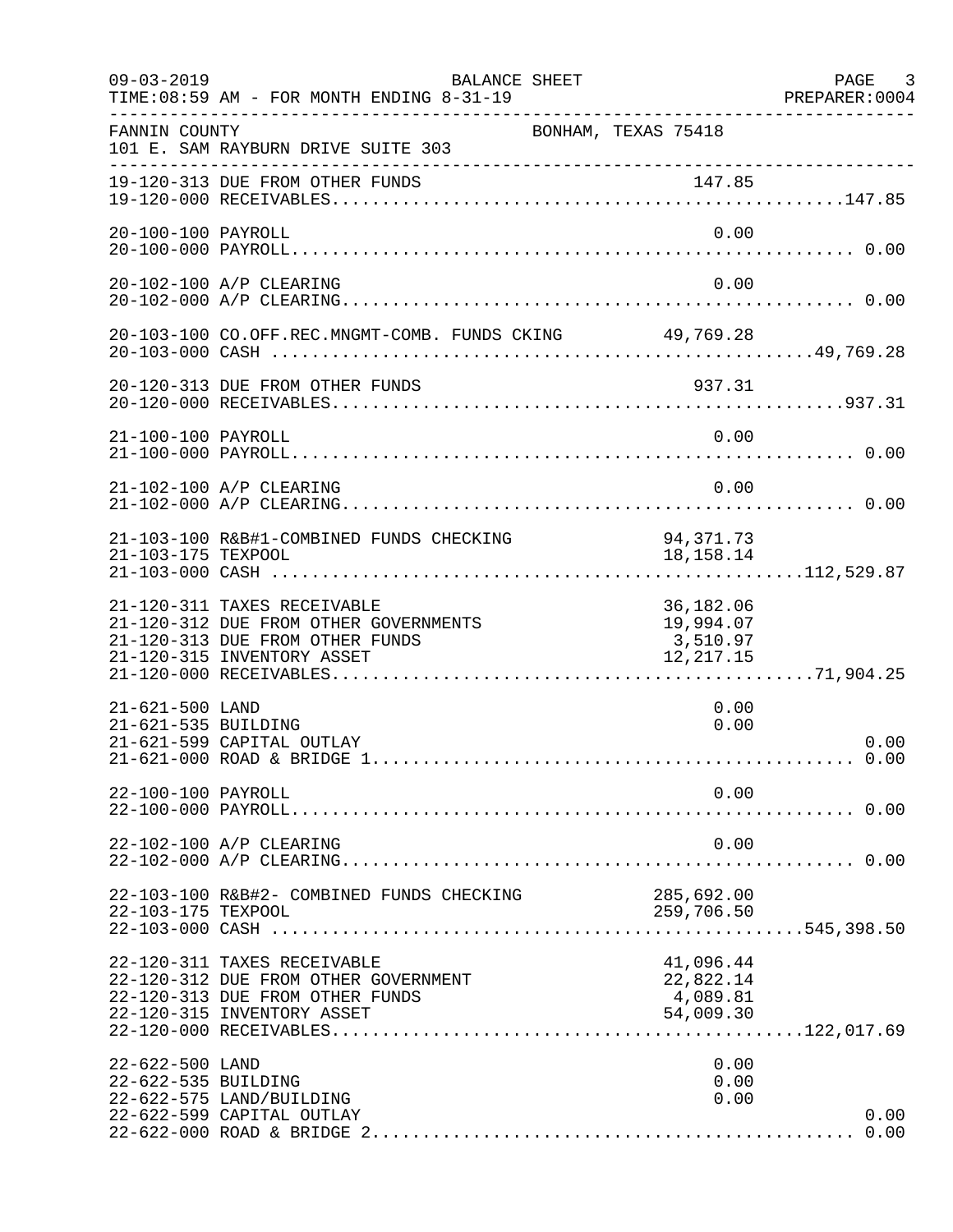09-03-2019 BALANCE SHEET PAGE 3
TIME:08:59 AM - FOR MONTH ENDING 8-31-19 PREPARER:0004

FANNIN COUNTY BONHAM, TEXAS 75418
101 E. SAM RAYBURN DRIVE SUITE 303

| Account | Description | Amount | Total |
|---|---|---|---|
| 19-120-313 | DUE FROM OTHER FUNDS | 147.85 | |
| 19-120-000 | RECEIVABLES | | 147.85 |
| 20-100-100 | PAYROLL | 0.00 | |
| 20-100-000 | PAYROLL | | 0.00 |
| 20-102-100 | A/P CLEARING | 0.00 | |
| 20-102-000 | A/P CLEARING | | 0.00 |
| 20-103-100 | CO.OFF.REC.MNGMT-COMB. FUNDS CKING | 49,769.28 | |
| 20-103-000 | CASH | | 49,769.28 |
| 20-120-313 | DUE FROM OTHER FUNDS | 937.31 | |
| 20-120-000 | RECEIVABLES | | 937.31 |
| 21-100-100 | PAYROLL | 0.00 | |
| 21-100-000 | PAYROLL | | 0.00 |
| 21-102-100 | A/P CLEARING | 0.00 | |
| 21-102-000 | A/P CLEARING | | 0.00 |
| 21-103-100 | R&B#1-COMBINED FUNDS CHECKING | 94,371.73 | |
| 21-103-175 | TEXPOOL | 18,158.14 | |
| 21-103-000 | CASH | | 112,529.87 |
| 21-120-311 | TAXES RECEIVABLE | 36,182.06 | |
| 21-120-312 | DUE FROM OTHER GOVERNMENTS | 19,994.07 | |
| 21-120-313 | DUE FROM OTHER FUNDS | 3,510.97 | |
| 21-120-315 | INVENTORY ASSET | 12,217.15 | |
| 21-120-000 | RECEIVABLES | | 71,904.25 |
| 21-621-500 | LAND | 0.00 | |
| 21-621-535 | BUILDING | 0.00 | |
| 21-621-599 | CAPITAL OUTLAY | | 0.00 |
| 21-621-000 | ROAD & BRIDGE 1 | | 0.00 |
| 22-100-100 | PAYROLL | 0.00 | |
| 22-100-000 | PAYROLL | | 0.00 |
| 22-102-100 | A/P CLEARING | 0.00 | |
| 22-102-000 | A/P CLEARING | | 0.00 |
| 22-103-100 | R&B#2- COMBINED FUNDS CHECKING | 285,692.00 | |
| 22-103-175 | TEXPOOL | 259,706.50 | |
| 22-103-000 | CASH | | 545,398.50 |
| 22-120-311 | TAXES RECEIVABLE | 41,096.44 | |
| 22-120-312 | DUE FROM OTHER GOVERNMENT | 22,822.14 | |
| 22-120-313 | DUE FROM OTHER FUNDS | 4,089.81 | |
| 22-120-315 | INVENTORY ASSET | 54,009.30 | |
| 22-120-000 | RECEIVABLES | | 122,017.69 |
| 22-622-500 | LAND | 0.00 | |
| 22-622-535 | BUILDING | 0.00 | |
| 22-622-575 | LAND/BUILDING | 0.00 | |
| 22-622-599 | CAPITAL OUTLAY | | 0.00 |
| 22-622-000 | ROAD & BRIDGE 2 | | 0.00 |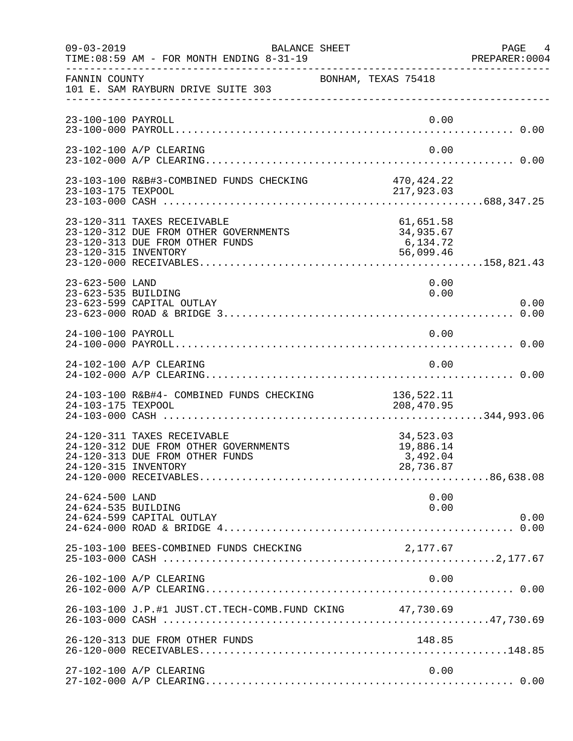FANNIN COUNTY BONHAM, TEXAS 75418
101 E. SAM RAYBURN DRIVE SUITE 303

BALANCE SHEET — FOR MONTH ENDING 8-31-19

| Account | Description | Amount | Total |
|---|---|---|---|
| 23-100-100 | PAYROLL | 0.00 | |
| 23-100-000 | PAYROLL | | 0.00 |
| 23-102-100 | A/P CLEARING | 0.00 | |
| 23-102-000 | A/P CLEARING | | 0.00 |
| 23-103-100 | R&B#3-COMBINED FUNDS CHECKING | 470,424.22 | |
| 23-103-175 | TEXPOOL | 217,923.03 | |
| 23-103-000 | CASH | | 688,347.25 |
| 23-120-311 | TAXES RECEIVABLE | 61,651.58 | |
| 23-120-312 | DUE FROM OTHER GOVERNMENTS | 34,935.67 | |
| 23-120-313 | DUE FROM OTHER FUNDS | 6,134.72 | |
| 23-120-315 | INVENTORY | 56,099.46 | |
| 23-120-000 | RECEIVABLES | | 158,821.43 |
| 23-623-500 | LAND | 0.00 | |
| 23-623-535 | BUILDING | 0.00 | |
| 23-623-599 | CAPITAL OUTLAY | | 0.00 |
| 23-623-000 | ROAD & BRIDGE 3 | | 0.00 |
| 24-100-100 | PAYROLL | 0.00 | |
| 24-100-000 | PAYROLL | | 0.00 |
| 24-102-100 | A/P CLEARING | 0.00 | |
| 24-102-000 | A/P CLEARING | | 0.00 |
| 24-103-100 | R&B#4- COMBINED FUNDS CHECKING | 136,522.11 | |
| 24-103-175 | TEXPOOL | 208,470.95 | |
| 24-103-000 | CASH | | 344,993.06 |
| 24-120-311 | TAXES RECEIVABLE | 34,523.03 | |
| 24-120-312 | DUE FROM OTHER GOVERNMENTS | 19,886.14 | |
| 24-120-313 | DUE FROM OTHER FUNDS | 3,492.04 | |
| 24-120-315 | INVENTORY | 28,736.87 | |
| 24-120-000 | RECEIVABLES | | 86,638.08 |
| 24-624-500 | LAND | 0.00 | |
| 24-624-535 | BUILDING | 0.00 | |
| 24-624-599 | CAPITAL OUTLAY | | 0.00 |
| 24-624-000 | ROAD & BRIDGE 4 | | 0.00 |
| 25-103-100 | BEES-COMBINED FUNDS CHECKING | 2,177.67 | |
| 25-103-000 | CASH | | 2,177.67 |
| 26-102-100 | A/P CLEARING | 0.00 | |
| 26-102-000 | A/P CLEARING | | 0.00 |
| 26-103-100 | J.P.#1 JUST.CT.TECH-COMB.FUND CKING | 47,730.69 | |
| 26-103-000 | CASH | | 47,730.69 |
| 26-120-313 | DUE FROM OTHER FUNDS | 148.85 | |
| 26-120-000 | RECEIVABLES | | 148.85 |
| 27-102-100 | A/P CLEARING | 0.00 | |
| 27-102-000 | A/P CLEARING | | 0.00 |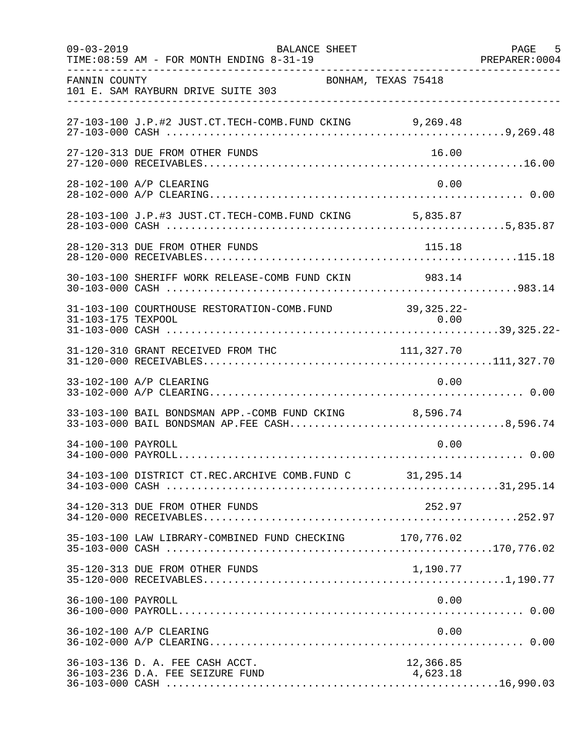FANNIN COUNTY                                    BONHAM, TEXAS 75418
101 E. SAM RAYBURN DRIVE SUITE 303

| Account | Description | Detail | Total |
|---|---|---|---|
| 27-103-100 | J.P.#2 JUST.CT.TECH-COMB.FUND CKING | 9,269.48 | |
| 27-103-000 | CASH | | 9,269.48 |
| 27-120-313 | DUE FROM OTHER FUNDS | 16.00 | |
| 27-120-000 | RECEIVABLES | | 16.00 |
| 28-102-100 | A/P CLEARING | 0.00 | |
| 28-102-000 | A/P CLEARING | | 0.00 |
| 28-103-100 | J.P.#3 JUST.CT.TECH-COMB.FUND CKING | 5,835.87 | |
| 28-103-000 | CASH | | 5,835.87 |
| 28-120-313 | DUE FROM OTHER FUNDS | 115.18 | |
| 28-120-000 | RECEIVABLES | | 115.18 |
| 30-103-100 | SHERIFF WORK RELEASE-COMB FUND CKIN | 983.14 | |
| 30-103-000 | CASH | | 983.14 |
| 31-103-100 | COURTHOUSE RESTORATION-COMB.FUND | 39,325.22- | |
| 31-103-175 | TEXPOOL | 0.00 | |
| 31-103-000 | CASH | | 39,325.22- |
| 31-120-310 | GRANT RECEIVED FROM THC | 111,327.70 | |
| 31-120-000 | RECEIVABLES | | 111,327.70 |
| 33-102-100 | A/P CLEARING | 0.00 | |
| 33-102-000 | A/P CLEARING | | 0.00 |
| 33-103-100 | BAIL BONDSMAN APP.-COMB FUND CKING | 8,596.74 | |
| 33-103-000 | BAIL BONDSMAN AP.FEE CASH | | 8,596.74 |
| 34-100-100 | PAYROLL | 0.00 | |
| 34-100-000 | PAYROLL | | 0.00 |
| 34-103-100 | DISTRICT CT.REC.ARCHIVE COMB.FUND C | 31,295.14 | |
| 34-103-000 | CASH | | 31,295.14 |
| 34-120-313 | DUE FROM OTHER FUNDS | 252.97 | |
| 34-120-000 | RECEIVABLES | | 252.97 |
| 35-103-100 | LAW LIBRARY-COMBINED FUND CHECKING | 170,776.02 | |
| 35-103-000 | CASH | | 170,776.02 |
| 35-120-313 | DUE FROM OTHER FUNDS | 1,190.77 | |
| 35-120-000 | RECEIVABLES | | 1,190.77 |
| 36-100-100 | PAYROLL | 0.00 | |
| 36-100-000 | PAYROLL | | 0.00 |
| 36-102-100 | A/P CLEARING | 0.00 | |
| 36-102-000 | A/P CLEARING | | 0.00 |
| 36-103-136 | D. A. FEE CASH ACCT. | 12,366.85 | |
| 36-103-236 | D.A. FEE SEIZURE FUND | 4,623.18 | |
| 36-103-000 | CASH | | 16,990.03 |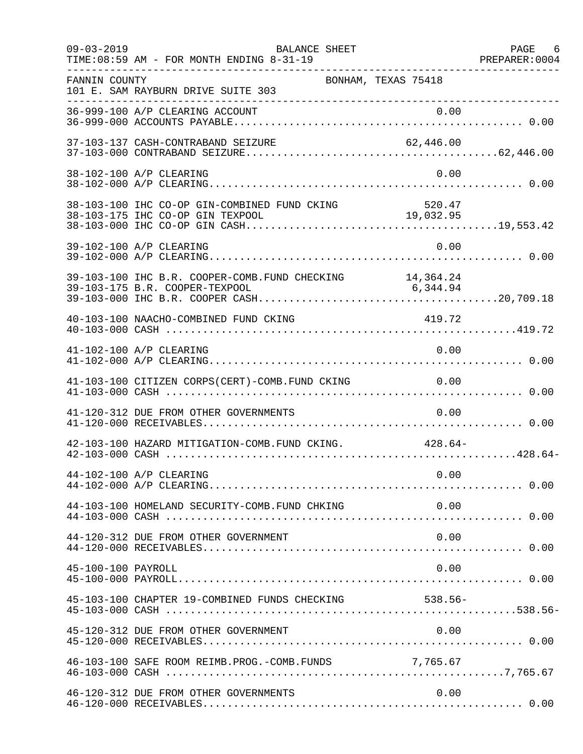FANNIN COUNTY — BONHAM, TEXAS 75418
101 E. SAM RAYBURN DRIVE SUITE 303

BALANCE SHEET
TIME:08:59 AM - FOR MONTH ENDING 8-31-19

| Account | Description | Detail | Total |
|---|---|---|---|
| 36-999-100 | A/P CLEARING ACCOUNT | 0.00 | |
| 36-999-000 | ACCOUNTS PAYABLE | | 0.00 |
| 37-103-137 | CASH-CONTRABAND SEIZURE | 62,446.00 | |
| 37-103-000 | CONTRABAND SEIZURE | | 62,446.00 |
| 38-102-100 | A/P CLEARING | 0.00 | |
| 38-102-000 | A/P CLEARING | | 0.00 |
| 38-103-100 | IHC CO-OP GIN-COMBINED FUND CKING | 520.47 | |
| 38-103-175 | IHC CO-OP GIN TEXPOOL | 19,032.95 | |
| 38-103-000 | IHC CO-OP GIN CASH | | 19,553.42 |
| 39-102-100 | A/P CLEARING | 0.00 | |
| 39-102-000 | A/P CLEARING | | 0.00 |
| 39-103-100 | IHC B.R. COOPER-COMB.FUND CHECKING | 14,364.24 | |
| 39-103-175 | B.R. COOPER-TEXPOOL | 6,344.94 | |
| 39-103-000 | IHC B.R. COOPER CASH | | 20,709.18 |
| 40-103-100 | NAACHO-COMBINED FUND CKING | 419.72 | |
| 40-103-000 | CASH | | 419.72 |
| 41-102-100 | A/P CLEARING | 0.00 | |
| 41-102-000 | A/P CLEARING | | 0.00 |
| 41-103-100 | CITIZEN CORPS(CERT)-COMB.FUND CKING | 0.00 | |
| 41-103-000 | CASH | | 0.00 |
| 41-120-312 | DUE FROM OTHER GOVERNMENTS | 0.00 | |
| 41-120-000 | RECEIVABLES | | 0.00 |
| 42-103-100 | HAZARD MITIGATION-COMB.FUND CKING. | 428.64- | |
| 42-103-000 | CASH | | 428.64- |
| 44-102-100 | A/P CLEARING | 0.00 | |
| 44-102-000 | A/P CLEARING | | 0.00 |
| 44-103-100 | HOMELAND SECURITY-COMB.FUND CHKING | 0.00 | |
| 44-103-000 | CASH | | 0.00 |
| 44-120-312 | DUE FROM OTHER GOVERNMENT | 0.00 | |
| 44-120-000 | RECEIVABLES | | 0.00 |
| 45-100-100 | PAYROLL | 0.00 | |
| 45-100-000 | PAYROLL | | 0.00 |
| 45-103-100 | CHAPTER 19-COMBINED FUNDS CHECKING | 538.56- | |
| 45-103-000 | CASH | | 538.56- |
| 45-120-312 | DUE FROM OTHER GOVERNMENT | 0.00 | |
| 45-120-000 | RECEIVABLES | | 0.00 |
| 46-103-100 | SAFE ROOM REIMB.PROG.-COMB.FUNDS | 7,765.67 | |
| 46-103-000 | CASH | | 7,765.67 |
| 46-120-312 | DUE FROM OTHER GOVERNMENTS | 0.00 | |
| 46-120-000 | RECEIVABLES | | 0.00 |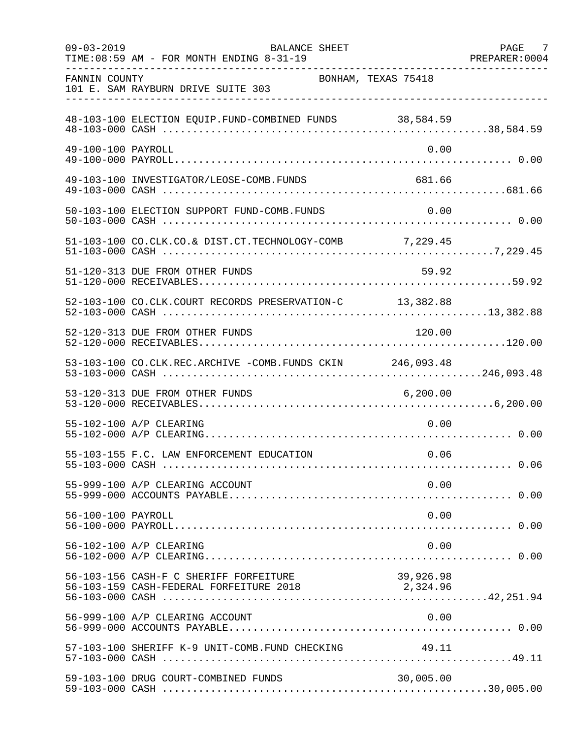FANNIN COUNTY — BONHAM, TEXAS 75418
101 E. SAM RAYBURN DRIVE SUITE 303

| Account | Description | Amount | Total |
|---|---|---|---|
| 48-103-100 | ELECTION EQUIP.FUND-COMBINED FUNDS | 38,584.59 | |
| 48-103-000 | CASH | | 38,584.59 |
| 49-100-100 | PAYROLL | 0.00 | |
| 49-100-000 | PAYROLL | | 0.00 |
| 49-103-100 | INVESTIGATOR/LEOSE-COMB.FUNDS | 681.66 | |
| 49-103-000 | CASH | | 681.66 |
| 50-103-100 | ELECTION SUPPORT FUND-COMB.FUNDS | 0.00 | |
| 50-103-000 | CASH | | 0.00 |
| 51-103-100 | CO.CLK.CO.& DIST.CT.TECHNOLOGY-COMB | 7,229.45 | |
| 51-103-000 | CASH | | 7,229.45 |
| 51-120-313 | DUE FROM OTHER FUNDS | 59.92 | |
| 51-120-000 | RECEIVABLES | | 59.92 |
| 52-103-100 | CO.CLK.COURT RECORDS PRESERVATION-C | 13,382.88 | |
| 52-103-000 | CASH | | 13,382.88 |
| 52-120-313 | DUE FROM OTHER FUNDS | 120.00 | |
| 52-120-000 | RECEIVABLES | | 120.00 |
| 53-103-100 | CO.CLK.REC.ARCHIVE -COMB.FUNDS CKIN | 246,093.48 | |
| 53-103-000 | CASH | | 246,093.48 |
| 53-120-313 | DUE FROM OTHER FUNDS | 6,200.00 | |
| 53-120-000 | RECEIVABLES | | 6,200.00 |
| 55-102-100 | A/P CLEARING | 0.00 | |
| 55-102-000 | A/P CLEARING | | 0.00 |
| 55-103-155 | F.C. LAW ENFORCEMENT EDUCATION | 0.06 | |
| 55-103-000 | CASH | | 0.06 |
| 55-999-100 | A/P CLEARING ACCOUNT | 0.00 | |
| 55-999-000 | ACCOUNTS PAYABLE | | 0.00 |
| 56-100-100 | PAYROLL | 0.00 | |
| 56-100-000 | PAYROLL | | 0.00 |
| 56-102-100 | A/P CLEARING | 0.00 | |
| 56-102-000 | A/P CLEARING | | 0.00 |
| 56-103-156 | CASH-F C SHERIFF FORFEITURE | 39,926.98 | |
| 56-103-159 | CASH-FEDERAL FORFEITURE 2018 | 2,324.96 | |
| 56-103-000 | CASH | | 42,251.94 |
| 56-999-100 | A/P CLEARING ACCOUNT | 0.00 | |
| 56-999-000 | ACCOUNTS PAYABLE | | 0.00 |
| 57-103-100 | SHERIFF K-9 UNIT-COMB.FUND CHECKING | 49.11 | |
| 57-103-000 | CASH | | 49.11 |
| 59-103-100 | DRUG COURT-COMBINED FUNDS | 30,005.00 | |
| 59-103-000 | CASH | | 30,005.00 |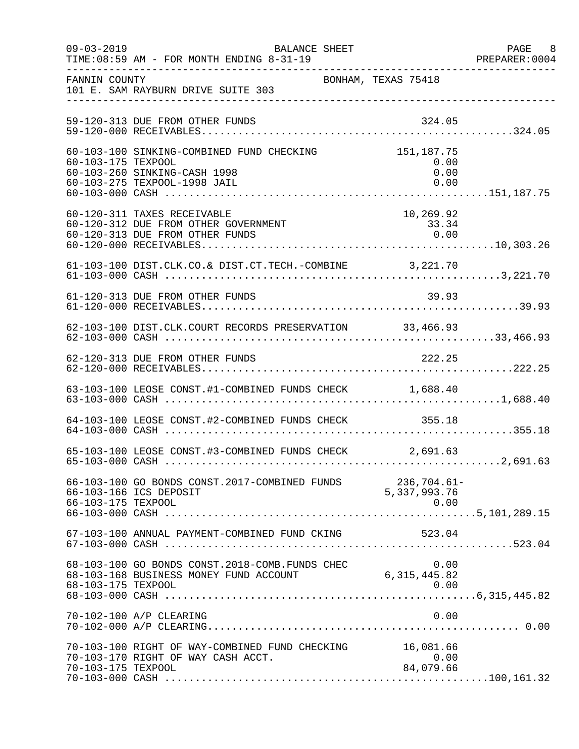09-03-2019 BALANCE SHEET PAGE 8
TIME:08:59 AM - FOR MONTH ENDING 8-31-19 PREPARER:0004

FANNIN COUNTY BONHAM, TEXAS 75418
101 E. SAM RAYBURN DRIVE SUITE 303

| Account | Description | Amount | Total |
|---|---|---|---|
| 59-120-313 | DUE FROM OTHER FUNDS | 324.05 | |
| 59-120-000 | RECEIVABLES | | 324.05 |
| 60-103-100 | SINKING-COMBINED FUND CHECKING | 151,187.75 | |
| 60-103-175 | TEXPOOL | 0.00 | |
| 60-103-260 | SINKING-CASH 1998 | 0.00 | |
| 60-103-275 | TEXPOOL-1998 JAIL | 0.00 | |
| 60-103-000 | CASH | | 151,187.75 |
| 60-120-311 | TAXES RECEIVABLE | 10,269.92 | |
| 60-120-312 | DUE FROM OTHER GOVERNMENT | 33.34 | |
| 60-120-313 | DUE FROM OTHER FUNDS | 0.00 | |
| 60-120-000 | RECEIVABLES | | 10,303.26 |
| 61-103-100 | DIST.CLK.CO.& DIST.CT.TECH.-COMBINE | 3,221.70 | |
| 61-103-000 | CASH | | 3,221.70 |
| 61-120-313 | DUE FROM OTHER FUNDS | 39.93 | |
| 61-120-000 | RECEIVABLES | | 39.93 |
| 62-103-100 | DIST.CLK.COURT RECORDS PRESERVATION | 33,466.93 | |
| 62-103-000 | CASH | | 33,466.93 |
| 62-120-313 | DUE FROM OTHER FUNDS | 222.25 | |
| 62-120-000 | RECEIVABLES | | 222.25 |
| 63-103-100 | LEOSE CONST.#1-COMBINED FUNDS CHECK | 1,688.40 | |
| 63-103-000 | CASH | | 1,688.40 |
| 64-103-100 | LEOSE CONST.#2-COMBINED FUNDS CHECK | 355.18 | |
| 64-103-000 | CASH | | 355.18 |
| 65-103-100 | LEOSE CONST.#3-COMBINED FUNDS CHECK | 2,691.63 | |
| 65-103-000 | CASH | | 2,691.63 |
| 66-103-100 | GO BONDS CONST.2017-COMBINED FUNDS | 236,704.61- | |
| 66-103-166 | ICS DEPOSIT | 5,337,993.76 | |
| 66-103-175 | TEXPOOL | 0.00 | |
| 66-103-000 | CASH | | 5,101,289.15 |
| 67-103-100 | ANNUAL PAYMENT-COMBINED FUND CKING | 523.04 | |
| 67-103-000 | CASH | | 523.04 |
| 68-103-100 | GO BONDS CONST.2018-COMB.FUNDS CHEC | 0.00 | |
| 68-103-168 | BUSINESS MONEY FUND ACCOUNT | 6,315,445.82 | |
| 68-103-175 | TEXPOOL | 0.00 | |
| 68-103-000 | CASH | | 6,315,445.82 |
| 70-102-100 | A/P CLEARING | 0.00 | |
| 70-102-000 | A/P CLEARING | | 0.00 |
| 70-103-100 | RIGHT OF WAY-COMBINED FUND CHECKING | 16,081.66 | |
| 70-103-170 | RIGHT OF WAY CASH ACCT. | 0.00 | |
| 70-103-175 | TEXPOOL | 84,079.66 | |
| 70-103-000 | CASH | | 100,161.32 |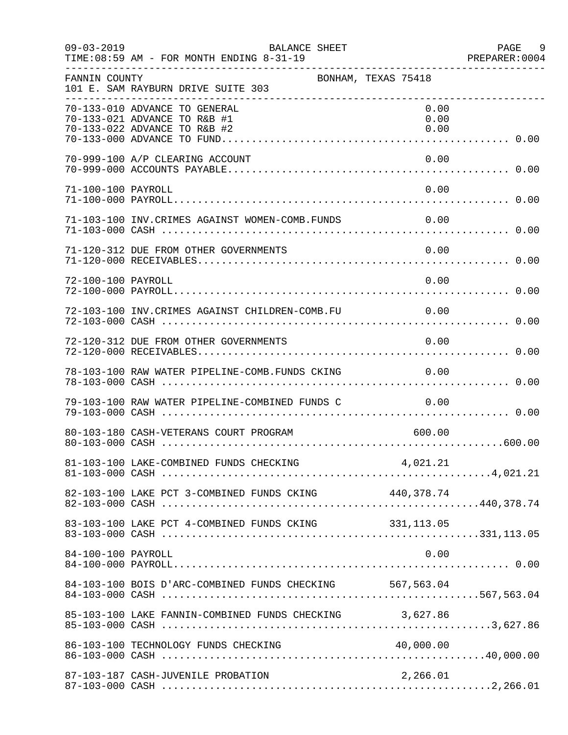FANNIN COUNTY — BONHAM, TEXAS 75418
101 E. SAM RAYBURN DRIVE SUITE 303

BALANCE SHEET — FOR MONTH ENDING 8-31-19

| Account | Description | Detail | Total |
|---|---|---|---|
| 70-133-010 | ADVANCE TO GENERAL | 0.00 | |
| 70-133-021 | ADVANCE TO R&B #1 | 0.00 | |
| 70-133-022 | ADVANCE TO R&B #2 | 0.00 | |
| 70-133-000 | ADVANCE TO FUND | | 0.00 |
| 70-999-100 | A/P CLEARING ACCOUNT | 0.00 | |
| 70-999-000 | ACCOUNTS PAYABLE | | 0.00 |
| 71-100-100 | PAYROLL | 0.00 | |
| 71-100-000 | PAYROLL | | 0.00 |
| 71-103-100 | INV.CRIMES AGAINST WOMEN-COMB.FUNDS | 0.00 | |
| 71-103-000 | CASH | | 0.00 |
| 71-120-312 | DUE FROM OTHER GOVERNMENTS | 0.00 | |
| 71-120-000 | RECEIVABLES | | 0.00 |
| 72-100-100 | PAYROLL | 0.00 | |
| 72-100-000 | PAYROLL | | 0.00 |
| 72-103-100 | INV.CRIMES AGAINST CHILDREN-COMB.FU | 0.00 | |
| 72-103-000 | CASH | | 0.00 |
| 72-120-312 | DUE FROM OTHER GOVERNMENTS | 0.00 | |
| 72-120-000 | RECEIVABLES | | 0.00 |
| 78-103-100 | RAW WATER PIPELINE-COMB.FUNDS CKING | 0.00 | |
| 78-103-000 | CASH | | 0.00 |
| 79-103-100 | RAW WATER PIPELINE-COMBINED FUNDS C | 0.00 | |
| 79-103-000 | CASH | | 0.00 |
| 80-103-180 | CASH-VETERANS COURT PROGRAM | 600.00 | |
| 80-103-000 | CASH | | 600.00 |
| 81-103-100 | LAKE-COMBINED FUNDS CHECKING | 4,021.21 | |
| 81-103-000 | CASH | | 4,021.21 |
| 82-103-100 | LAKE PCT 3-COMBINED FUNDS CKING | 440,378.74 | |
| 82-103-000 | CASH | | 440,378.74 |
| 83-103-100 | LAKE PCT 4-COMBINED FUNDS CKING | 331,113.05 | |
| 83-103-000 | CASH | | 331,113.05 |
| 84-100-100 | PAYROLL | 0.00 | |
| 84-100-000 | PAYROLL | | 0.00 |
| 84-103-100 | BOIS D'ARC-COMBINED FUNDS CHECKING | 567,563.04 | |
| 84-103-000 | CASH | | 567,563.04 |
| 85-103-100 | LAKE FANNIN-COMBINED FUNDS CHECKING | 3,627.86 | |
| 85-103-000 | CASH | | 3,627.86 |
| 86-103-100 | TECHNOLOGY FUNDS CHECKING | 40,000.00 | |
| 86-103-000 | CASH | | 40,000.00 |
| 87-103-187 | CASH-JUVENILE PROBATION | 2,266.01 | |
| 87-103-000 | CASH | | 2,266.01 |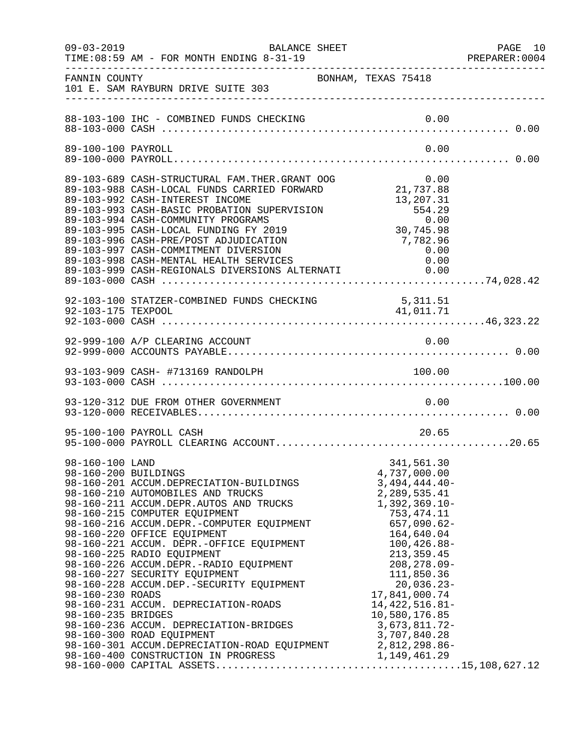FANNIN COUNTY  
101 E. SAM RAYBURN DRIVE SUITE 303  
BONHAM, TEXAS 75418

BALANCE SHEET  
TIME:08:59 AM - FOR MONTH ENDING 8-31-19

| Account | Description | Amount | Total |
|---|---|---|---|
| 88-103-100 | IHC - COMBINED FUNDS CHECKING | 0.00 | |
| 88-103-000 | CASH | | 0.00 |
| 89-100-100 | PAYROLL | 0.00 | |
| 89-100-000 | PAYROLL | | 0.00 |
| 89-103-689 | CASH-STRUCTURAL FAM.THER.GRANT OOG | 0.00 | |
| 89-103-988 | CASH-LOCAL FUNDS CARRIED FORWARD | 21,737.88 | |
| 89-103-992 | CASH-INTEREST INCOME | 13,207.31 | |
| 89-103-993 | CASH-BASIC PROBATION SUPERVISION | 554.29 | |
| 89-103-994 | CASH-COMMUNITY PROGRAMS | 0.00 | |
| 89-103-995 | CASH-LOCAL FUNDING FY 2019 | 30,745.98 | |
| 89-103-996 | CASH-PRE/POST ADJUDICATION | 7,782.96 | |
| 89-103-997 | CASH-COMMITMENT DIVERSION | 0.00 | |
| 89-103-998 | CASH-MENTAL HEALTH SERVICES | 0.00 | |
| 89-103-999 | CASH-REGIONALS DIVERSIONS ALTERNATI | 0.00 | |
| 89-103-000 | CASH | | 74,028.42 |
| 92-103-100 | STATZER-COMBINED FUNDS CHECKING | 5,311.51 | |
| 92-103-175 | TEXPOOL | 41,011.71 | |
| 92-103-000 | CASH | | 46,323.22 |
| 92-999-100 | A/P CLEARING ACCOUNT | 0.00 | |
| 92-999-000 | ACCOUNTS PAYABLE | | 0.00 |
| 93-103-909 | CASH- #713169 RANDOLPH | 100.00 | |
| 93-103-000 | CASH | | 100.00 |
| 93-120-312 | DUE FROM OTHER GOVERNMENT | 0.00 | |
| 93-120-000 | RECEIVABLES | | 0.00 |
| 95-100-100 | PAYROLL CASH | 20.65 | |
| 95-100-000 | PAYROLL CLEARING ACCOUNT | | 20.65 |
| 98-160-100 | LAND | 341,561.30 | |
| 98-160-200 | BUILDINGS | 4,737,000.00 | |
| 98-160-201 | ACCUM.DEPRECIATION-BUILDINGS | 3,494,444.40- | |
| 98-160-210 | AUTOMOBILES AND TRUCKS | 2,289,535.41 | |
| 98-160-211 | ACCUM.DEPR.AUTOS AND TRUCKS | 1,392,369.10- | |
| 98-160-215 | COMPUTER EQUIPMENT | 753,474.11 | |
| 98-160-216 | ACCUM.DEPR.-COMPUTER EQUIPMENT | 657,090.62- | |
| 98-160-220 | OFFICE EQUIPMENT | 164,640.04 | |
| 98-160-221 | ACCUM. DEPR.-OFFICE EQUIPMENT | 100,426.88- | |
| 98-160-225 | RADIO EQUIPMENT | 213,359.45 | |
| 98-160-226 | ACCUM.DEPR.-RADIO EQUIPMENT | 208,278.09- | |
| 98-160-227 | SECURITY EQUIPMENT | 111,850.36 | |
| 98-160-228 | ACCUM.DEP.-SECURITY EQUIPMENT | 20,036.23- | |
| 98-160-230 | ROADS | 17,841,000.74 | |
| 98-160-231 | ACCUM. DEPRECIATION-ROADS | 14,422,516.81- | |
| 98-160-235 | BRIDGES | 10,580,176.85 | |
| 98-160-236 | ACCUM. DEPRECIATION-BRIDGES | 3,673,811.72- | |
| 98-160-300 | ROAD EQUIPMENT | 3,707,840.28 | |
| 98-160-301 | ACCUM.DEPRECIATION-ROAD EQUIPMENT | 2,812,298.86- | |
| 98-160-400 | CONSTRUCTION IN PROGRESS | 1,149,461.29 | |
| 98-160-000 | CAPITAL ASSETS | | 15,108,627.12 |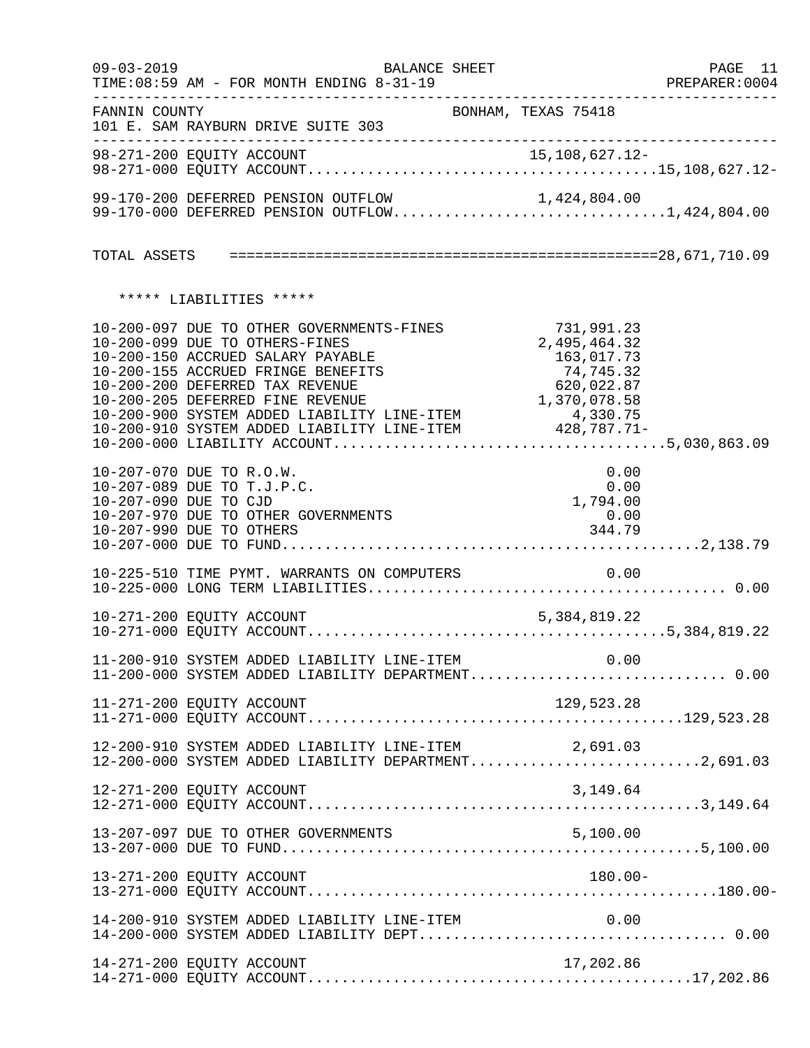09-03-2019 BALANCE SHEET PAGE 11
TIME:08:59 AM - FOR MONTH ENDING 8-31-19 PREPARER:0004

FANNIN COUNTY BONHAM, TEXAS 75418
101 E. SAM RAYBURN DRIVE SUITE 303

| Account | Description | Detail | Total |
|---|---|---|---|
| 98-271-200 | EQUITY ACCOUNT | 15,108,627.12- | |
| 98-271-000 | EQUITY ACCOUNT | | 15,108,627.12- |
| 99-170-200 | DEFERRED PENSION OUTFLOW | 1,424,804.00 | |
| 99-170-000 | DEFERRED PENSION OUTFLOW | | 1,424,804.00 |
| | TOTAL ASSETS | | 28,671,710.09 |

***** LIABILITIES *****

| Account | Description | Detail | Total |
|---|---|---|---|
| 10-200-097 | DUE TO OTHER GOVERNMENTS-FINES | 731,991.23 | |
| 10-200-099 | DUE TO OTHERS-FINES | 2,495,464.32 | |
| 10-200-150 | ACCRUED SALARY PAYABLE | 163,017.73 | |
| 10-200-155 | ACCRUED FRINGE BENEFITS | 74,745.32 | |
| 10-200-200 | DEFERRED TAX REVENUE | 620,022.87 | |
| 10-200-205 | DEFERRED FINE REVENUE | 1,370,078.58 | |
| 10-200-900 | SYSTEM ADDED LIABILITY LINE-ITEM | 4,330.75 | |
| 10-200-910 | SYSTEM ADDED LIABILITY LINE-ITEM | 428,787.71- | |
| 10-200-000 | LIABILITY ACCOUNT | | 5,030,863.09 |
| 10-207-070 | DUE TO R.O.W. | 0.00 | |
| 10-207-089 | DUE TO T.J.P.C. | 0.00 | |
| 10-207-090 | DUE TO CJD | 1,794.00 | |
| 10-207-970 | DUE TO OTHER GOVERNMENTS | 0.00 | |
| 10-207-990 | DUE TO OTHERS | 344.79 | |
| 10-207-000 | DUE TO FUND | | 2,138.79 |
| 10-225-510 | TIME PYMT. WARRANTS ON COMPUTERS | 0.00 | |
| 10-225-000 | LONG TERM LIABILITIES | | 0.00 |
| 10-271-200 | EQUITY ACCOUNT | 5,384,819.22 | |
| 10-271-000 | EQUITY ACCOUNT | | 5,384,819.22 |
| 11-200-910 | SYSTEM ADDED LIABILITY LINE-ITEM | 0.00 | |
| 11-200-000 | SYSTEM ADDED LIABILITY DEPARTMENT | | 0.00 |
| 11-271-200 | EQUITY ACCOUNT | 129,523.28 | |
| 11-271-000 | EQUITY ACCOUNT | | 129,523.28 |
| 12-200-910 | SYSTEM ADDED LIABILITY LINE-ITEM | 2,691.03 | |
| 12-200-000 | SYSTEM ADDED LIABILITY DEPARTMENT | | 2,691.03 |
| 12-271-200 | EQUITY ACCOUNT | 3,149.64 | |
| 12-271-000 | EQUITY ACCOUNT | | 3,149.64 |
| 13-207-097 | DUE TO OTHER GOVERNMENTS | 5,100.00 | |
| 13-207-000 | DUE TO FUND | | 5,100.00 |
| 13-271-200 | EQUITY ACCOUNT | 180.00- | |
| 13-271-000 | EQUITY ACCOUNT | | 180.00- |
| 14-200-910 | SYSTEM ADDED LIABILITY LINE-ITEM | 0.00 | |
| 14-200-000 | SYSTEM ADDED LIABILITY DEPT | | 0.00 |
| 14-271-200 | EQUITY ACCOUNT | 17,202.86 | |
| 14-271-000 | EQUITY ACCOUNT | | 17,202.86 |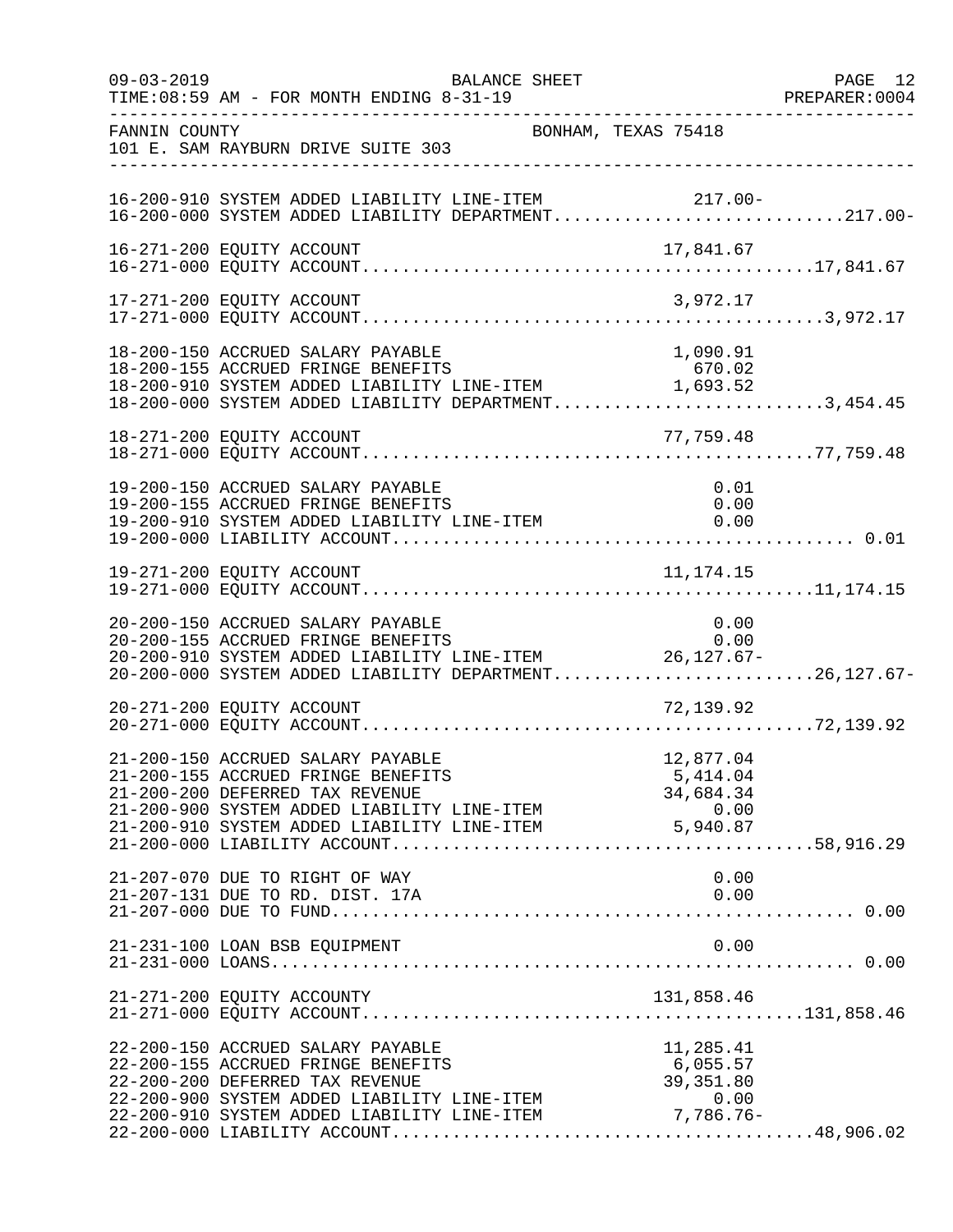FANNIN COUNTY BONHAM, TEXAS 75418
101 E. SAM RAYBURN DRIVE SUITE 303

BALANCE SHEET
FOR MONTH ENDING 8-31-19

| Account | Description | Amount | Total |
|---|---|---|---|
| 16-200-910 | SYSTEM ADDED LIABILITY LINE-ITEM | 217.00- | |
| 16-200-000 | SYSTEM ADDED LIABILITY DEPARTMENT | | 217.00- |
| 16-271-200 | EQUITY ACCOUNT | 17,841.67 | |
| 16-271-000 | EQUITY ACCOUNT | | 17,841.67 |
| 17-271-200 | EQUITY ACCOUNT | 3,972.17 | |
| 17-271-000 | EQUITY ACCOUNT | | 3,972.17 |
| 18-200-150 | ACCRUED SALARY PAYABLE | 1,090.91 | |
| 18-200-155 | ACCRUED FRINGE BENEFITS | 670.02 | |
| 18-200-910 | SYSTEM ADDED LIABILITY LINE-ITEM | 1,693.52 | |
| 18-200-000 | SYSTEM ADDED LIABILITY DEPARTMENT | | 3,454.45 |
| 18-271-200 | EQUITY ACCOUNT | 77,759.48 | |
| 18-271-000 | EQUITY ACCOUNT | | 77,759.48 |
| 19-200-150 | ACCRUED SALARY PAYABLE | 0.01 | |
| 19-200-155 | ACCRUED FRINGE BENEFITS | 0.00 | |
| 19-200-910 | SYSTEM ADDED LIABILITY LINE-ITEM | 0.00 | |
| 19-200-000 | LIABILITY ACCOUNT | | 0.01 |
| 19-271-200 | EQUITY ACCOUNT | 11,174.15 | |
| 19-271-000 | EQUITY ACCOUNT | | 11,174.15 |
| 20-200-150 | ACCRUED SALARY PAYABLE | 0.00 | |
| 20-200-155 | ACCRUED FRINGE BENEFITS | 0.00 | |
| 20-200-910 | SYSTEM ADDED LIABILITY LINE-ITEM | 26,127.67- | |
| 20-200-000 | SYSTEM ADDED LIABILITY DEPARTMENT | | 26,127.67- |
| 20-271-200 | EQUITY ACCOUNT | 72,139.92 | |
| 20-271-000 | EQUITY ACCOUNT | | 72,139.92 |
| 21-200-150 | ACCRUED SALARY PAYABLE | 12,877.04 | |
| 21-200-155 | ACCRUED FRINGE BENEFITS | 5,414.04 | |
| 21-200-200 | DEFERRED TAX REVENUE | 34,684.34 | |
| 21-200-900 | SYSTEM ADDED LIABILITY LINE-ITEM | 0.00 | |
| 21-200-910 | SYSTEM ADDED LIABILITY LINE-ITEM | 5,940.87 | |
| 21-200-000 | LIABILITY ACCOUNT | | 58,916.29 |
| 21-207-070 | DUE TO RIGHT OF WAY | 0.00 | |
| 21-207-131 | DUE TO RD. DIST. 17A | 0.00 | |
| 21-207-000 | DUE TO FUND | | 0.00 |
| 21-231-100 | LOAN BSB EQUIPMENT | 0.00 | |
| 21-231-000 | LOANS | | 0.00 |
| 21-271-200 | EQUITY ACCOUNTY | 131,858.46 | |
| 21-271-000 | EQUITY ACCOUNT | | 131,858.46 |
| 22-200-150 | ACCRUED SALARY PAYABLE | 11,285.41 | |
| 22-200-155 | ACCRUED FRINGE BENEFITS | 6,055.57 | |
| 22-200-200 | DEFERRED TAX REVENUE | 39,351.80 | |
| 22-200-900 | SYSTEM ADDED LIABILITY LINE-ITEM | 0.00 | |
| 22-200-910 | SYSTEM ADDED LIABILITY LINE-ITEM | 7,786.76- | |
| 22-200-000 | LIABILITY ACCOUNT | | 48,906.02 |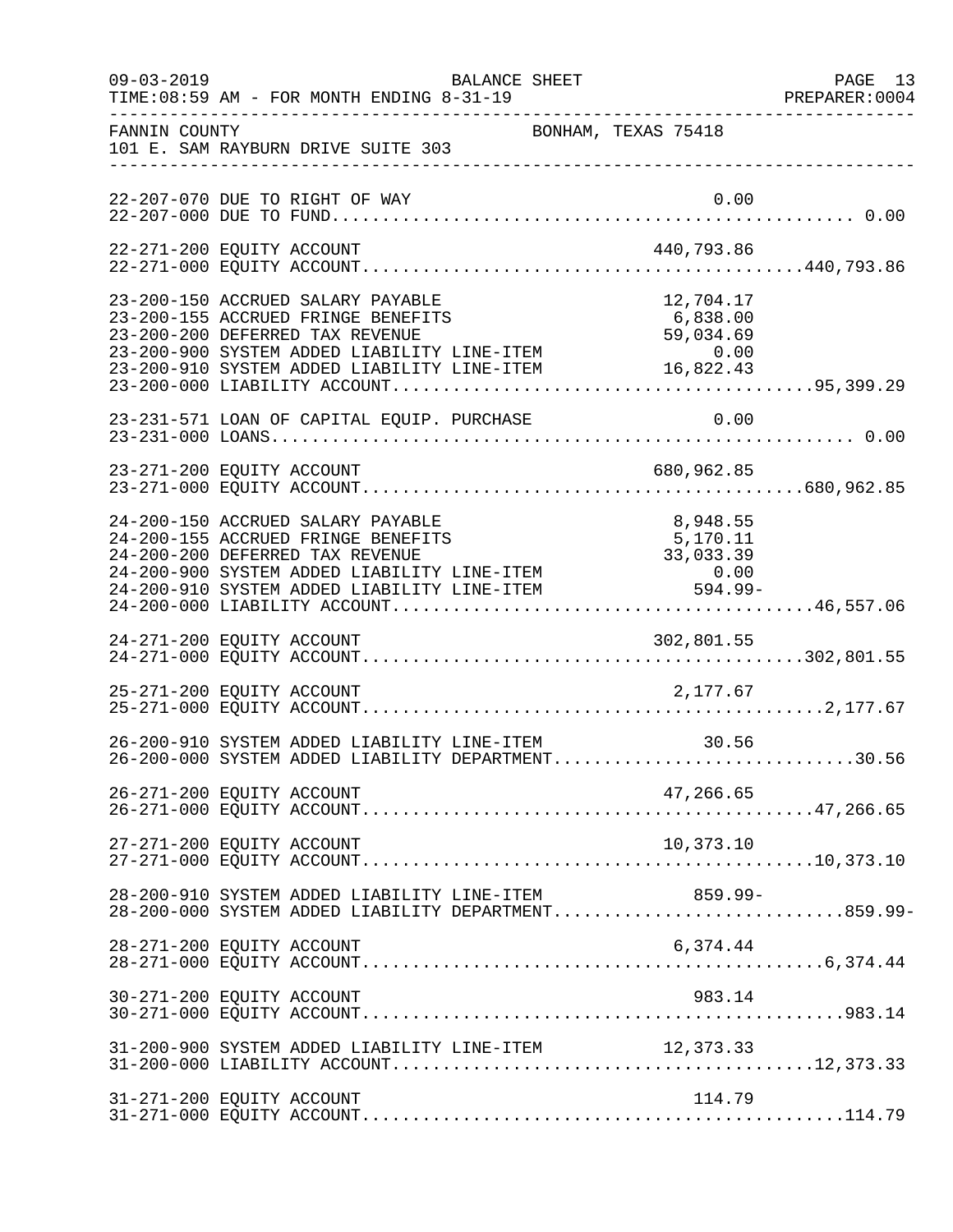FANNIN COUNTY BONHAM, TEXAS 75418
101 E. SAM RAYBURN DRIVE SUITE 303

BALANCE SHEET — FOR MONTH ENDING 8-31-19

| Account | Description | Amount | Total |
|---|---|---|---|
| 22-207-070 | DUE TO RIGHT OF WAY | 0.00 | |
| 22-207-000 | DUE TO FUND | | 0.00 |
| 22-271-200 | EQUITY ACCOUNT | 440,793.86 | |
| 22-271-000 | EQUITY ACCOUNT | | 440,793.86 |
| 23-200-150 | ACCRUED SALARY PAYABLE | 12,704.17 | |
| 23-200-155 | ACCRUED FRINGE BENEFITS | 6,838.00 | |
| 23-200-200 | DEFERRED TAX REVENUE | 59,034.69 | |
| 23-200-900 | SYSTEM ADDED LIABILITY LINE-ITEM | 0.00 | |
| 23-200-910 | SYSTEM ADDED LIABILITY LINE-ITEM | 16,822.43 | |
| 23-200-000 | LIABILITY ACCOUNT | | 95,399.29 |
| 23-231-571 | LOAN OF CAPITAL EQUIP. PURCHASE | 0.00 | |
| 23-231-000 | LOANS | | 0.00 |
| 23-271-200 | EQUITY ACCOUNT | 680,962.85 | |
| 23-271-000 | EQUITY ACCOUNT | | 680,962.85 |
| 24-200-150 | ACCRUED SALARY PAYABLE | 8,948.55 | |
| 24-200-155 | ACCRUED FRINGE BENEFITS | 5,170.11 | |
| 24-200-200 | DEFERRED TAX REVENUE | 33,033.39 | |
| 24-200-900 | SYSTEM ADDED LIABILITY LINE-ITEM | 0.00 | |
| 24-200-910 | SYSTEM ADDED LIABILITY LINE-ITEM | 594.99- | |
| 24-200-000 | LIABILITY ACCOUNT | | 46,557.06 |
| 24-271-200 | EQUITY ACCOUNT | 302,801.55 | |
| 24-271-000 | EQUITY ACCOUNT | | 302,801.55 |
| 25-271-200 | EQUITY ACCOUNT | 2,177.67 | |
| 25-271-000 | EQUITY ACCOUNT | | 2,177.67 |
| 26-200-910 | SYSTEM ADDED LIABILITY LINE-ITEM | 30.56 | |
| 26-200-000 | SYSTEM ADDED LIABILITY DEPARTMENT | | 30.56 |
| 26-271-200 | EQUITY ACCOUNT | 47,266.65 | |
| 26-271-000 | EQUITY ACCOUNT | | 47,266.65 |
| 27-271-200 | EQUITY ACCOUNT | 10,373.10 | |
| 27-271-000 | EQUITY ACCOUNT | | 10,373.10 |
| 28-200-910 | SYSTEM ADDED LIABILITY LINE-ITEM | 859.99- | |
| 28-200-000 | SYSTEM ADDED LIABILITY DEPARTMENT | | 859.99- |
| 28-271-200 | EQUITY ACCOUNT | 6,374.44 | |
| 28-271-000 | EQUITY ACCOUNT | | 6,374.44 |
| 30-271-200 | EQUITY ACCOUNT | 983.14 | |
| 30-271-000 | EQUITY ACCOUNT | | 983.14 |
| 31-200-900 | SYSTEM ADDED LIABILITY LINE-ITEM | 12,373.33 | |
| 31-200-000 | LIABILITY ACCOUNT | | 12,373.33 |
| 31-271-200 | EQUITY ACCOUNT | 114.79 | |
| 31-271-000 | EQUITY ACCOUNT | | 114.79 |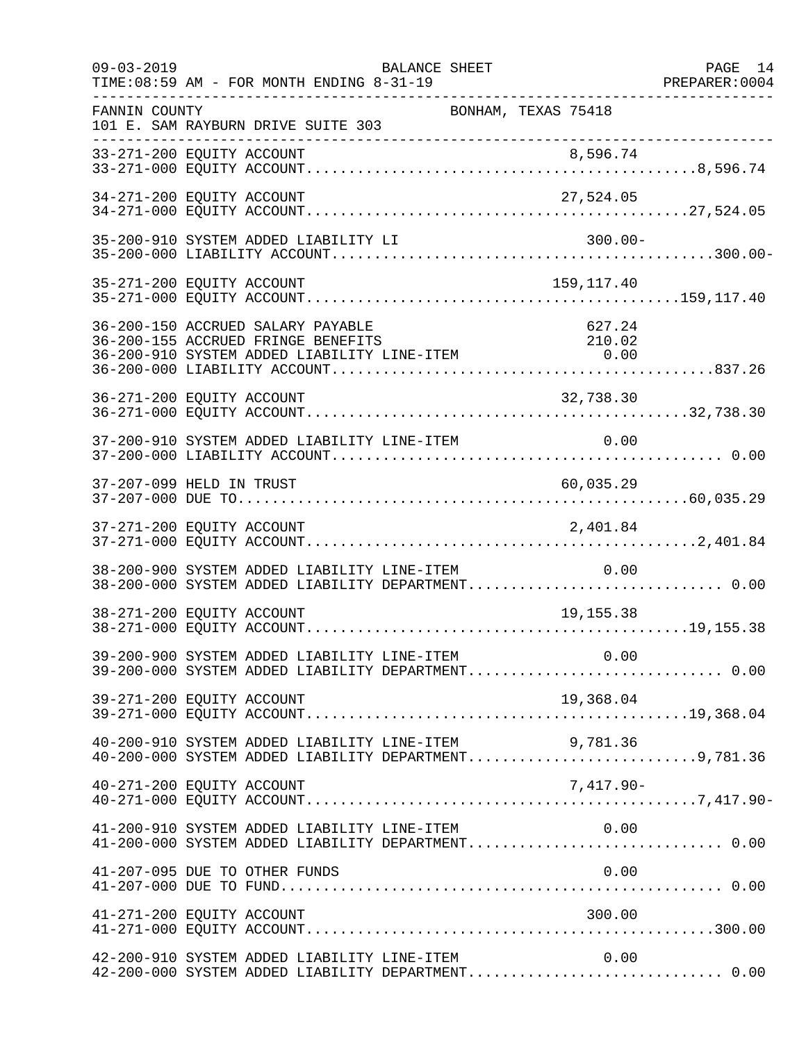FANNIN COUNTY BONHAM, TEXAS 75418
101 E. SAM RAYBURN DRIVE SUITE 303

| Account | Detail | Total |
|---|---|---|
| 33-271-200 EQUITY ACCOUNT | 8,596.74 | |
| 33-271-000 EQUITY ACCOUNT | | 8,596.74 |
| 34-271-200 EQUITY ACCOUNT | 27,524.05 | |
| 34-271-000 EQUITY ACCOUNT | | 27,524.05 |
| 35-200-910 SYSTEM ADDED LIABILITY LI | 300.00- | |
| 35-200-000 LIABILITY ACCOUNT | | 300.00- |
| 35-271-200 EQUITY ACCOUNT | 159,117.40 | |
| 35-271-000 EQUITY ACCOUNT | | 159,117.40 |
| 36-200-150 ACCRUED SALARY PAYABLE | 627.24 | |
| 36-200-155 ACCRUED FRINGE BENEFITS | 210.02 | |
| 36-200-910 SYSTEM ADDED LIABILITY LINE-ITEM | 0.00 | |
| 36-200-000 LIABILITY ACCOUNT | | 837.26 |
| 36-271-200 EQUITY ACCOUNT | 32,738.30 | |
| 36-271-000 EQUITY ACCOUNT | | 32,738.30 |
| 37-200-910 SYSTEM ADDED LIABILITY LINE-ITEM | 0.00 | |
| 37-200-000 LIABILITY ACCOUNT | | 0.00 |
| 37-207-099 HELD IN TRUST | 60,035.29 | |
| 37-207-000 DUE TO | | 60,035.29 |
| 37-271-200 EQUITY ACCOUNT | 2,401.84 | |
| 37-271-000 EQUITY ACCOUNT | | 2,401.84 |
| 38-200-900 SYSTEM ADDED LIABILITY LINE-ITEM | 0.00 | |
| 38-200-000 SYSTEM ADDED LIABILITY DEPARTMENT | | 0.00 |
| 38-271-200 EQUITY ACCOUNT | 19,155.38 | |
| 38-271-000 EQUITY ACCOUNT | | 19,155.38 |
| 39-200-900 SYSTEM ADDED LIABILITY LINE-ITEM | 0.00 | |
| 39-200-000 SYSTEM ADDED LIABILITY DEPARTMENT | | 0.00 |
| 39-271-200 EQUITY ACCOUNT | 19,368.04 | |
| 39-271-000 EQUITY ACCOUNT | | 19,368.04 |
| 40-200-910 SYSTEM ADDED LIABILITY LINE-ITEM | 9,781.36 | |
| 40-200-000 SYSTEM ADDED LIABILITY DEPARTMENT | | 9,781.36 |
| 40-271-200 EQUITY ACCOUNT | 7,417.90- | |
| 40-271-000 EQUITY ACCOUNT | | 7,417.90- |
| 41-200-910 SYSTEM ADDED LIABILITY LINE-ITEM | 0.00 | |
| 41-200-000 SYSTEM ADDED LIABILITY DEPARTMENT | | 0.00 |
| 41-207-095 DUE TO OTHER FUNDS | 0.00 | |
| 41-207-000 DUE TO FUND | | 0.00 |
| 41-271-200 EQUITY ACCOUNT | 300.00 | |
| 41-271-000 EQUITY ACCOUNT | | 300.00 |
| 42-200-910 SYSTEM ADDED LIABILITY LINE-ITEM | 0.00 | |
| 42-200-000 SYSTEM ADDED LIABILITY DEPARTMENT | | 0.00 |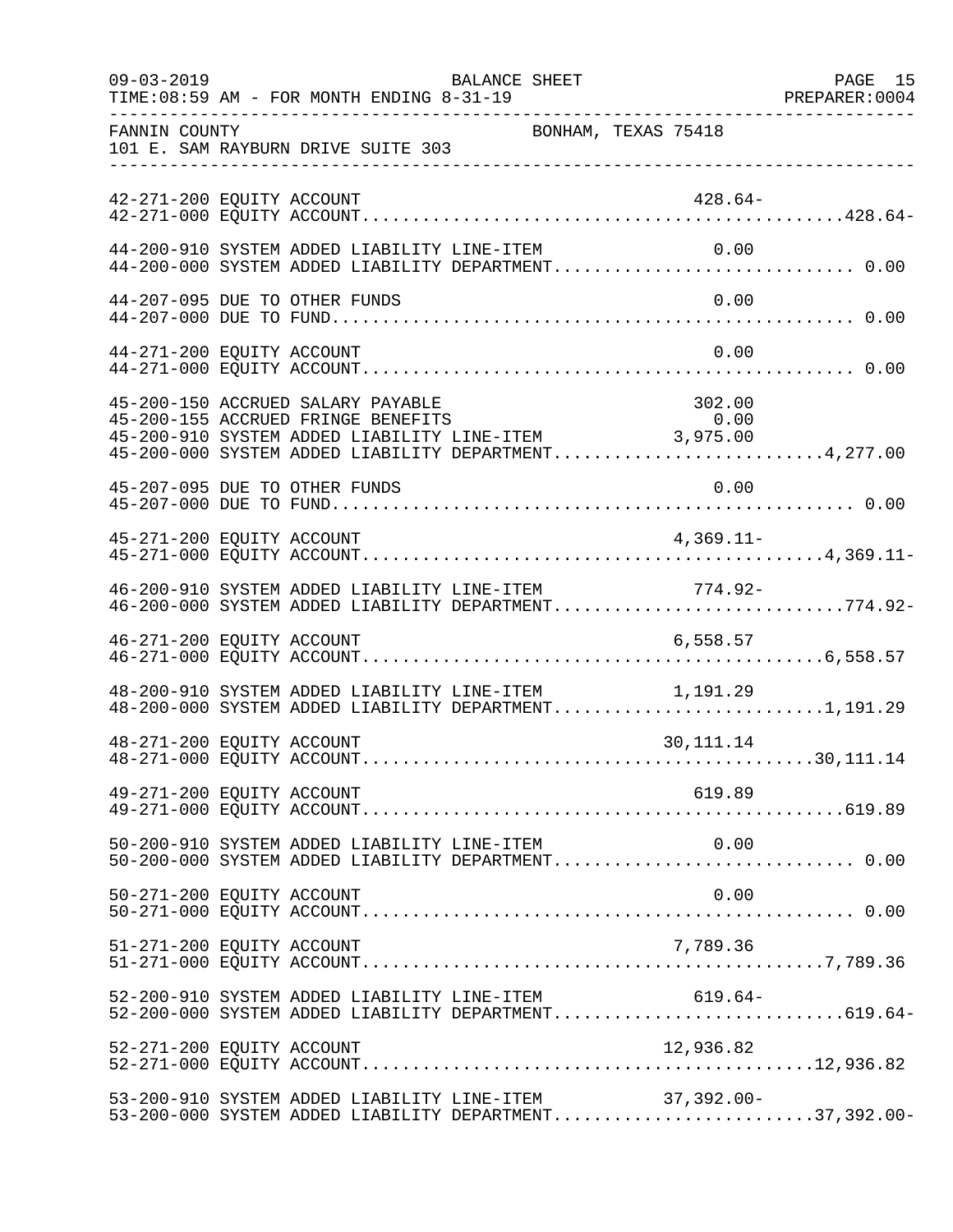FANNIN COUNTY — BONHAM, TEXAS 75418
101 E. SAM RAYBURN DRIVE SUITE 303

BALANCE SHEET — FOR MONTH ENDING 8-31-19

| Account | Description | Line Amount | Department Total |
|---|---|---|---|
| 42-271-200 | EQUITY ACCOUNT | 428.64- | |
| 42-271-000 | EQUITY ACCOUNT | | 428.64- |
| 44-200-910 | SYSTEM ADDED LIABILITY LINE-ITEM | 0.00 | |
| 44-200-000 | SYSTEM ADDED LIABILITY DEPARTMENT | | 0.00 |
| 44-207-095 | DUE TO OTHER FUNDS | 0.00 | |
| 44-207-000 | DUE TO FUND | | 0.00 |
| 44-271-200 | EQUITY ACCOUNT | 0.00 | |
| 44-271-000 | EQUITY ACCOUNT | | 0.00 |
| 45-200-150 | ACCRUED SALARY PAYABLE | 302.00 | |
| 45-200-155 | ACCRUED FRINGE BENEFITS | 0.00 | |
| 45-200-910 | SYSTEM ADDED LIABILITY LINE-ITEM | 3,975.00 | |
| 45-200-000 | SYSTEM ADDED LIABILITY DEPARTMENT | | 4,277.00 |
| 45-207-095 | DUE TO OTHER FUNDS | 0.00 | |
| 45-207-000 | DUE TO FUND | | 0.00 |
| 45-271-200 | EQUITY ACCOUNT | 4,369.11- | |
| 45-271-000 | EQUITY ACCOUNT | | 4,369.11- |
| 46-200-910 | SYSTEM ADDED LIABILITY LINE-ITEM | 774.92- | |
| 46-200-000 | SYSTEM ADDED LIABILITY DEPARTMENT | | 774.92- |
| 46-271-200 | EQUITY ACCOUNT | 6,558.57 | |
| 46-271-000 | EQUITY ACCOUNT | | 6,558.57 |
| 48-200-910 | SYSTEM ADDED LIABILITY LINE-ITEM | 1,191.29 | |
| 48-200-000 | SYSTEM ADDED LIABILITY DEPARTMENT | | 1,191.29 |
| 48-271-200 | EQUITY ACCOUNT | 30,111.14 | |
| 48-271-000 | EQUITY ACCOUNT | | 30,111.14 |
| 49-271-200 | EQUITY ACCOUNT | 619.89 | |
| 49-271-000 | EQUITY ACCOUNT | | 619.89 |
| 50-200-910 | SYSTEM ADDED LIABILITY LINE-ITEM | 0.00 | |
| 50-200-000 | SYSTEM ADDED LIABILITY DEPARTMENT | | 0.00 |
| 50-271-200 | EQUITY ACCOUNT | 0.00 | |
| 50-271-000 | EQUITY ACCOUNT | | 0.00 |
| 51-271-200 | EQUITY ACCOUNT | 7,789.36 | |
| 51-271-000 | EQUITY ACCOUNT | | 7,789.36 |
| 52-200-910 | SYSTEM ADDED LIABILITY LINE-ITEM | 619.64- | |
| 52-200-000 | SYSTEM ADDED LIABILITY DEPARTMENT | | 619.64- |
| 52-271-200 | EQUITY ACCOUNT | 12,936.82 | |
| 52-271-000 | EQUITY ACCOUNT | | 12,936.82 |
| 53-200-910 | SYSTEM ADDED LIABILITY LINE-ITEM | 37,392.00- | |
| 53-200-000 | SYSTEM ADDED LIABILITY DEPARTMENT | | 37,392.00- |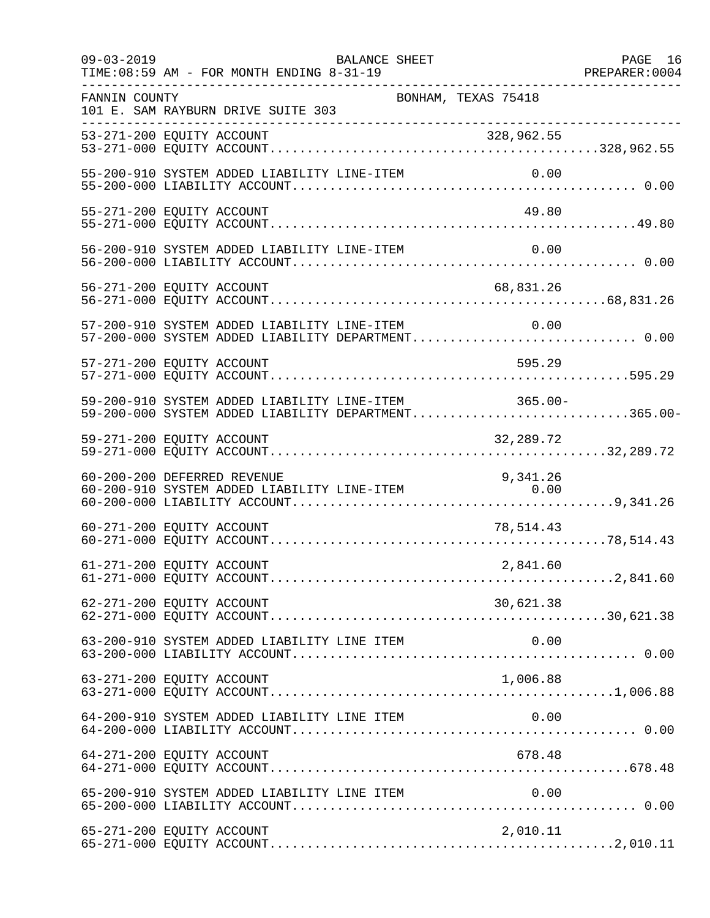FANNIN COUNTY — BONHAM, TEXAS 75418
101 E. SAM RAYBURN DRIVE SUITE 303

BALANCE SHEET
TIME:08:59 AM - FOR MONTH ENDING 8-31-19

| Account | Description | Line Item | Total |
|---|---|---|---|
| 53-271-200 | EQUITY ACCOUNT | 328,962.55 | |
| 53-271-000 | EQUITY ACCOUNT | | 328,962.55 |
| 55-200-910 | SYSTEM ADDED LIABILITY LINE-ITEM | 0.00 | |
| 55-200-000 | LIABILITY ACCOUNT | | 0.00 |
| 55-271-200 | EQUITY ACCOUNT | 49.80 | |
| 55-271-000 | EQUITY ACCOUNT | | 49.80 |
| 56-200-910 | SYSTEM ADDED LIABILITY LINE-ITEM | 0.00 | |
| 56-200-000 | LIABILITY ACCOUNT | | 0.00 |
| 56-271-200 | EQUITY ACCOUNT | 68,831.26 | |
| 56-271-000 | EQUITY ACCOUNT | | 68,831.26 |
| 57-200-910 | SYSTEM ADDED LIABILITY LINE-ITEM | 0.00 | |
| 57-200-000 | SYSTEM ADDED LIABILITY DEPARTMENT | | 0.00 |
| 57-271-200 | EQUITY ACCOUNT | 595.29 | |
| 57-271-000 | EQUITY ACCOUNT | | 595.29 |
| 59-200-910 | SYSTEM ADDED LIABILITY LINE-ITEM | 365.00- | |
| 59-200-000 | SYSTEM ADDED LIABILITY DEPARTMENT | | 365.00- |
| 59-271-200 | EQUITY ACCOUNT | 32,289.72 | |
| 59-271-000 | EQUITY ACCOUNT | | 32,289.72 |
| 60-200-200 | DEFERRED REVENUE | 9,341.26 | |
| 60-200-910 | SYSTEM ADDED LIABILITY LINE-ITEM | 0.00 | |
| 60-200-000 | LIABILITY ACCOUNT | | 9,341.26 |
| 60-271-200 | EQUITY ACCOUNT | 78,514.43 | |
| 60-271-000 | EQUITY ACCOUNT | | 78,514.43 |
| 61-271-200 | EQUITY ACCOUNT | 2,841.60 | |
| 61-271-000 | EQUITY ACCOUNT | | 2,841.60 |
| 62-271-200 | EQUITY ACCOUNT | 30,621.38 | |
| 62-271-000 | EQUITY ACCOUNT | | 30,621.38 |
| 63-200-910 | SYSTEM ADDED LIABILITY LINE ITEM | 0.00 | |
| 63-200-000 | LIABILITY ACCOUNT | | 0.00 |
| 63-271-200 | EQUITY ACCOUNT | 1,006.88 | |
| 63-271-000 | EQUITY ACCOUNT | | 1,006.88 |
| 64-200-910 | SYSTEM ADDED LIABILITY LINE ITEM | 0.00 | |
| 64-200-000 | LIABILITY ACCOUNT | | 0.00 |
| 64-271-200 | EQUITY ACCOUNT | 678.48 | |
| 64-271-000 | EQUITY ACCOUNT | | 678.48 |
| 65-200-910 | SYSTEM ADDED LIABILITY LINE ITEM | 0.00 | |
| 65-200-000 | LIABILITY ACCOUNT | | 0.00 |
| 65-271-200 | EQUITY ACCOUNT | 2,010.11 | |
| 65-271-000 | EQUITY ACCOUNT | | 2,010.11 |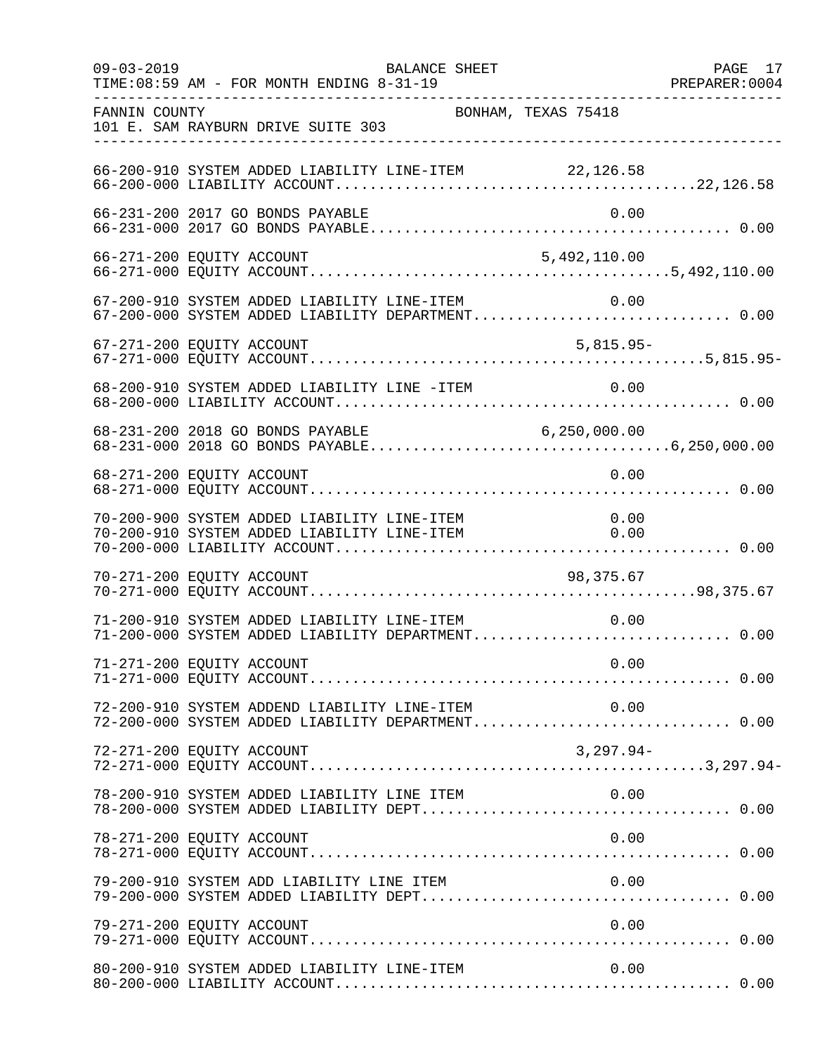FANNIN COUNTY BONHAM, TEXAS 75418
101 E. SAM RAYBURN DRIVE SUITE 303

BALANCE SHEET
TIME:08:59 AM - FOR MONTH ENDING 8-31-19

| Account | Description | Line-Item Amount | Total |
|---|---|---|---|
| 66-200-910 | SYSTEM ADDED LIABILITY LINE-ITEM | 22,126.58 | |
| 66-200-000 | LIABILITY ACCOUNT | | 22,126.58 |
| 66-231-200 | 2017 GO BONDS PAYABLE | 0.00 | |
| 66-231-000 | 2017 GO BONDS PAYABLE | | 0.00 |
| 66-271-200 | EQUITY ACCOUNT | 5,492,110.00 | |
| 66-271-000 | EQUITY ACCOUNT | | 5,492,110.00 |
| 67-200-910 | SYSTEM ADDED LIABILITY LINE-ITEM | 0.00 | |
| 67-200-000 | SYSTEM ADDED LIABILITY DEPARTMENT | | 0.00 |
| 67-271-200 | EQUITY ACCOUNT | 5,815.95- | |
| 67-271-000 | EQUITY ACCOUNT | | 5,815.95- |
| 68-200-910 | SYSTEM ADDED LIABILITY LINE -ITEM | 0.00 | |
| 68-200-000 | LIABILITY ACCOUNT | | 0.00 |
| 68-231-200 | 2018 GO BONDS PAYABLE | 6,250,000.00 | |
| 68-231-000 | 2018 GO BONDS PAYABLE | | 6,250,000.00 |
| 68-271-200 | EQUITY ACCOUNT | 0.00 | |
| 68-271-000 | EQUITY ACCOUNT | | 0.00 |
| 70-200-900 | SYSTEM ADDED LIABILITY LINE-ITEM | 0.00 | |
| 70-200-910 | SYSTEM ADDED LIABILITY LINE-ITEM | 0.00 | |
| 70-200-000 | LIABILITY ACCOUNT | | 0.00 |
| 70-271-200 | EQUITY ACCOUNT | 98,375.67 | |
| 70-271-000 | EQUITY ACCOUNT | | 98,375.67 |
| 71-200-910 | SYSTEM ADDED LIABILITY LINE-ITEM | 0.00 | |
| 71-200-000 | SYSTEM ADDED LIABILITY DEPARTMENT | | 0.00 |
| 71-271-200 | EQUITY ACCOUNT | 0.00 | |
| 71-271-000 | EQUITY ACCOUNT | | 0.00 |
| 72-200-910 | SYSTEM ADDEND LIABILITY LINE-ITEM | 0.00 | |
| 72-200-000 | SYSTEM ADDED LIABILITY DEPARTMENT | | 0.00 |
| 72-271-200 | EQUITY ACCOUNT | 3,297.94- | |
| 72-271-000 | EQUITY ACCOUNT | | 3,297.94- |
| 78-200-910 | SYSTEM ADDED LIABILITY LINE ITEM | 0.00 | |
| 78-200-000 | SYSTEM ADDED LIABILITY DEPT | | 0.00 |
| 78-271-200 | EQUITY ACCOUNT | 0.00 | |
| 78-271-000 | EQUITY ACCOUNT | | 0.00 |
| 79-200-910 | SYSTEM ADD LIABILITY LINE ITEM | 0.00 | |
| 79-200-000 | SYSTEM ADDED LIABILITY DEPT | | 0.00 |
| 79-271-200 | EQUITY ACCOUNT | 0.00 | |
| 79-271-000 | EQUITY ACCOUNT | | 0.00 |
| 80-200-910 | SYSTEM ADDED LIABILITY LINE-ITEM | 0.00 | |
| 80-200-000 | LIABILITY ACCOUNT | | 0.00 |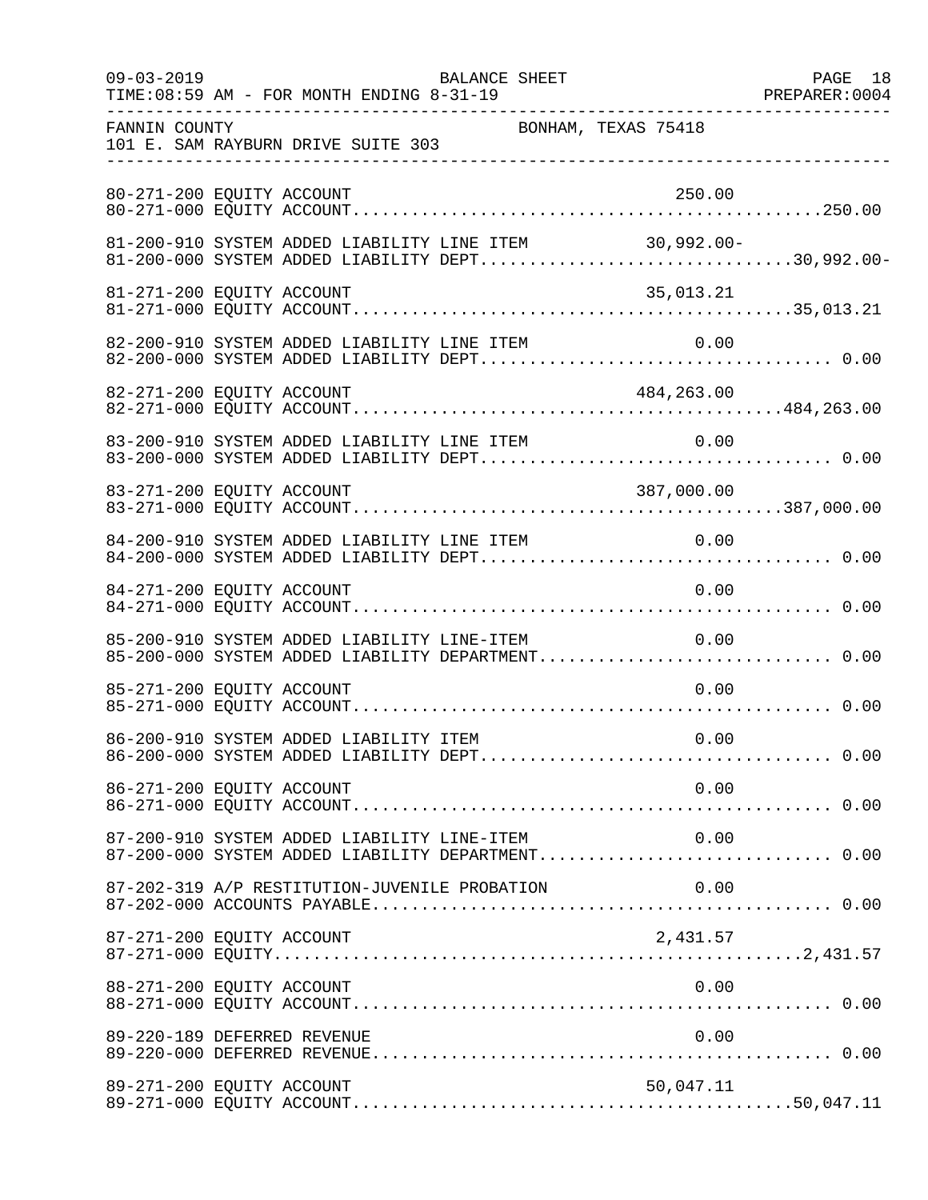FANNIN COUNTY BONHAM, TEXAS 75418
101 E. SAM RAYBURN DRIVE SUITE 303

```
80-271-200 EQUITY ACCOUNT                                      250.00
80-271-000 EQUITY ACCOUNT.............................................250.00

81-200-910 SYSTEM ADDED LIABILITY LINE ITEM                 30,992.00-
81-200-000 SYSTEM ADDED LIABILITY DEPT.............................30,992.00-

81-271-200 EQUITY ACCOUNT                                    35,013.21
81-271-000 EQUITY ACCOUNT..........................................35,013.21

82-200-910 SYSTEM ADDED LIABILITY LINE ITEM                      0.00
82-200-000 SYSTEM ADDED LIABILITY DEPT................................. 0.00

82-271-200 EQUITY ACCOUNT                                   484,263.00
82-271-000 EQUITY ACCOUNT.........................................484,263.00

83-200-910 SYSTEM ADDED LIABILITY LINE ITEM                      0.00
83-200-000 SYSTEM ADDED LIABILITY DEPT................................. 0.00

83-271-200 EQUITY ACCOUNT                                   387,000.00
83-271-000 EQUITY ACCOUNT.........................................387,000.00

84-200-910 SYSTEM ADDED LIABILITY LINE ITEM                      0.00
84-200-000 SYSTEM ADDED LIABILITY DEPT................................. 0.00

84-271-200 EQUITY ACCOUNT                                         0.00
84-271-000 EQUITY ACCOUNT.............................................. 0.00

85-200-910 SYSTEM ADDED LIABILITY LINE-ITEM                      0.00
85-200-000 SYSTEM ADDED LIABILITY DEPARTMENT........................... 0.00

85-271-200 EQUITY ACCOUNT                                         0.00
85-271-000 EQUITY ACCOUNT.............................................. 0.00

86-200-910 SYSTEM ADDED LIABILITY ITEM                           0.00
86-200-000 SYSTEM ADDED LIABILITY DEPT................................. 0.00

86-271-200 EQUITY ACCOUNT                                         0.00
86-271-000 EQUITY ACCOUNT.............................................. 0.00

87-200-910 SYSTEM ADDED LIABILITY LINE-ITEM                      0.00
87-200-000 SYSTEM ADDED LIABILITY DEPARTMENT........................... 0.00

87-202-319 A/P RESTITUTION-JUVENILE PROBATION                    0.00
87-202-000 ACCOUNTS PAYABLE............................................ 0.00

87-271-200 EQUITY ACCOUNT                                     2,431.57
87-271-000 EQUITY..................................................2,431.57

88-271-200 EQUITY ACCOUNT                                         0.00
88-271-000 EQUITY ACCOUNT.............................................. 0.00

89-220-189 DEFERRED REVENUE                                       0.00
89-220-000 DEFERRED REVENUE............................................ 0.00

89-271-200 EQUITY ACCOUNT                                    50,047.11
89-271-000 EQUITY ACCOUNT..........................................50,047.11
```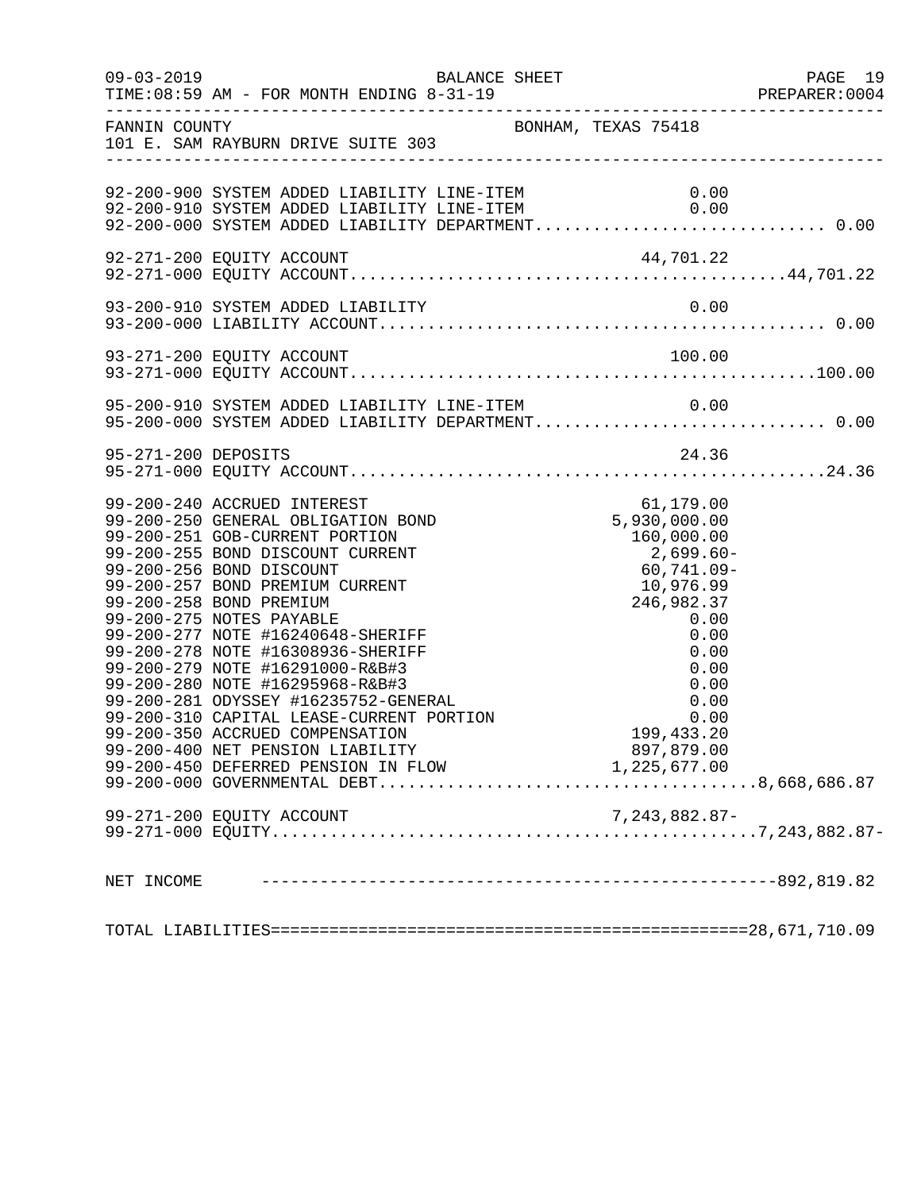09-03-2019 BALANCE SHEET PAGE 19
TIME:08:59 AM - FOR MONTH ENDING 8-31-19 PREPARER:0004

FANNIN COUNTY BONHAM, TEXAS 75418
101 E. SAM RAYBURN DRIVE SUITE 303

| | | | |
|---|---|---|---|
| 92-200-900 | SYSTEM ADDED LIABILITY LINE-ITEM | 0.00 | |
| 92-200-910 | SYSTEM ADDED LIABILITY LINE-ITEM | 0.00 | |
| 92-200-000 | SYSTEM ADDED LIABILITY DEPARTMENT | | 0.00 |
| 92-271-200 | EQUITY ACCOUNT | 44,701.22 | |
| 92-271-000 | EQUITY ACCOUNT | | 44,701.22 |
| 93-200-910 | SYSTEM ADDED LIABILITY | 0.00 | |
| 93-200-000 | LIABILITY ACCOUNT | | 0.00 |
| 93-271-200 | EQUITY ACCOUNT | 100.00 | |
| 93-271-000 | EQUITY ACCOUNT | | 100.00 |
| 95-200-910 | SYSTEM ADDED LIABILITY LINE-ITEM | 0.00 | |
| 95-200-000 | SYSTEM ADDED LIABILITY DEPARTMENT | | 0.00 |
| 95-271-200 | DEPOSITS | 24.36 | |
| 95-271-000 | EQUITY ACCOUNT | | 24.36 |
| 99-200-240 | ACCRUED INTEREST | 61,179.00 | |
| 99-200-250 | GENERAL OBLIGATION BOND | 5,930,000.00 | |
| 99-200-251 | GOB-CURRENT PORTION | 160,000.00 | |
| 99-200-255 | BOND DISCOUNT CURRENT | 2,699.60- | |
| 99-200-256 | BOND DISCOUNT | 60,741.09- | |
| 99-200-257 | BOND PREMIUM CURRENT | 10,976.99 | |
| 99-200-258 | BOND PREMIUM | 246,982.37 | |
| 99-200-275 | NOTES PAYABLE | 0.00 | |
| 99-200-277 | NOTE #16240648-SHERIFF | 0.00 | |
| 99-200-278 | NOTE #16308936-SHERIFF | 0.00 | |
| 99-200-279 | NOTE #16291000-R&B#3 | 0.00 | |
| 99-200-280 | NOTE #16295968-R&B#3 | 0.00 | |
| 99-200-281 | ODYSSEY #16235752-GENERAL | 0.00 | |
| 99-200-310 | CAPITAL LEASE-CURRENT PORTION | 0.00 | |
| 99-200-350 | ACCRUED COMPENSATION | 199,433.20 | |
| 99-200-400 | NET PENSION LIABILITY | 897,879.00 | |
| 99-200-450 | DEFERRED PENSION IN FLOW | 1,225,677.00 | |
| 99-200-000 | GOVERNMENTAL DEBT | | 8,668,686.87 |
| 99-271-200 | EQUITY ACCOUNT | 7,243,882.87- | |
| 99-271-000 | EQUITY | | 7,243,882.87- |

NET INCOME ---------------------------------------------------892,819.82

TOTAL LIABILITIES==================================================28,671,710.09